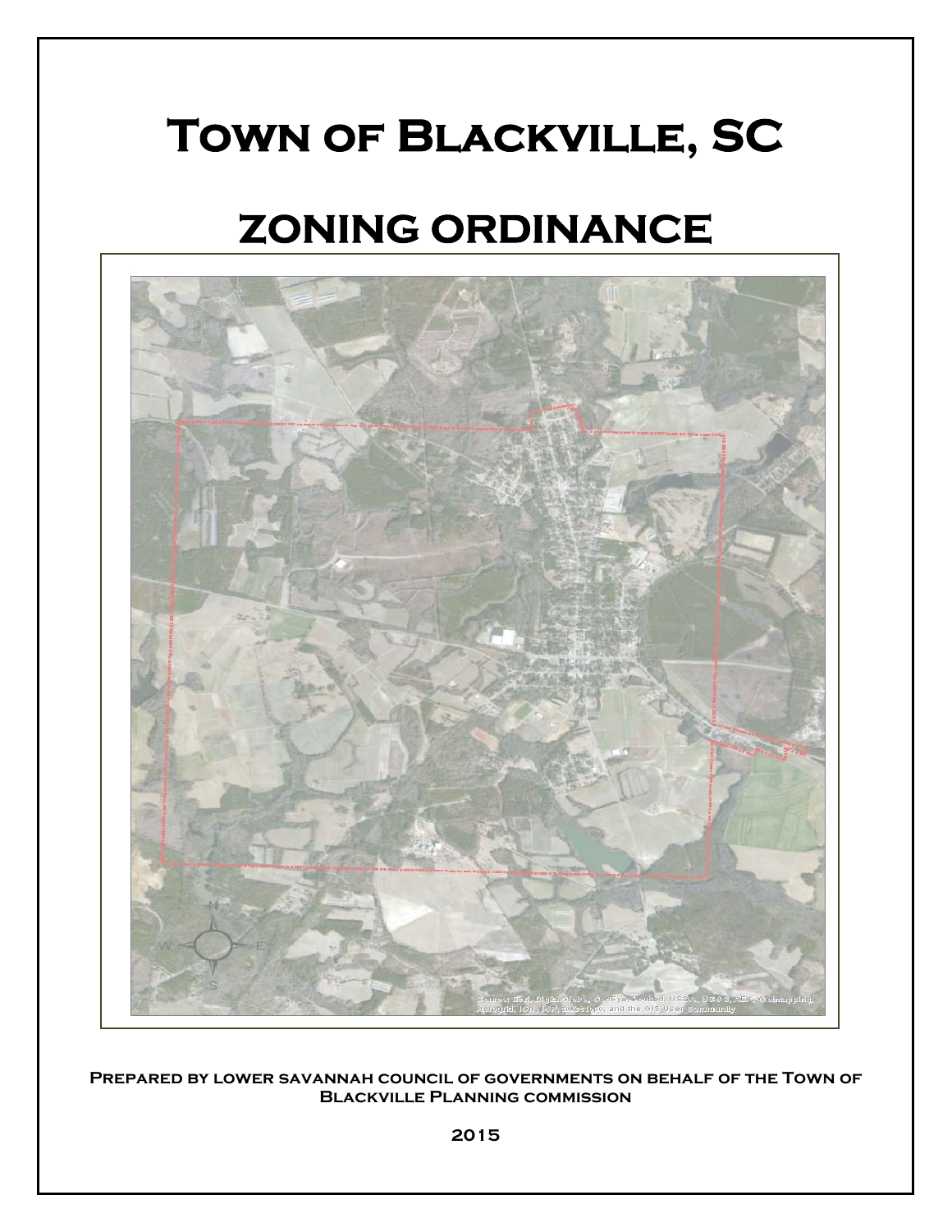# Town of Blackville, SC

# ZONING ORDINANCE

**Prepared by lower savannah council of governments on behalf of the Town of Blackville Planning commission**

**2015**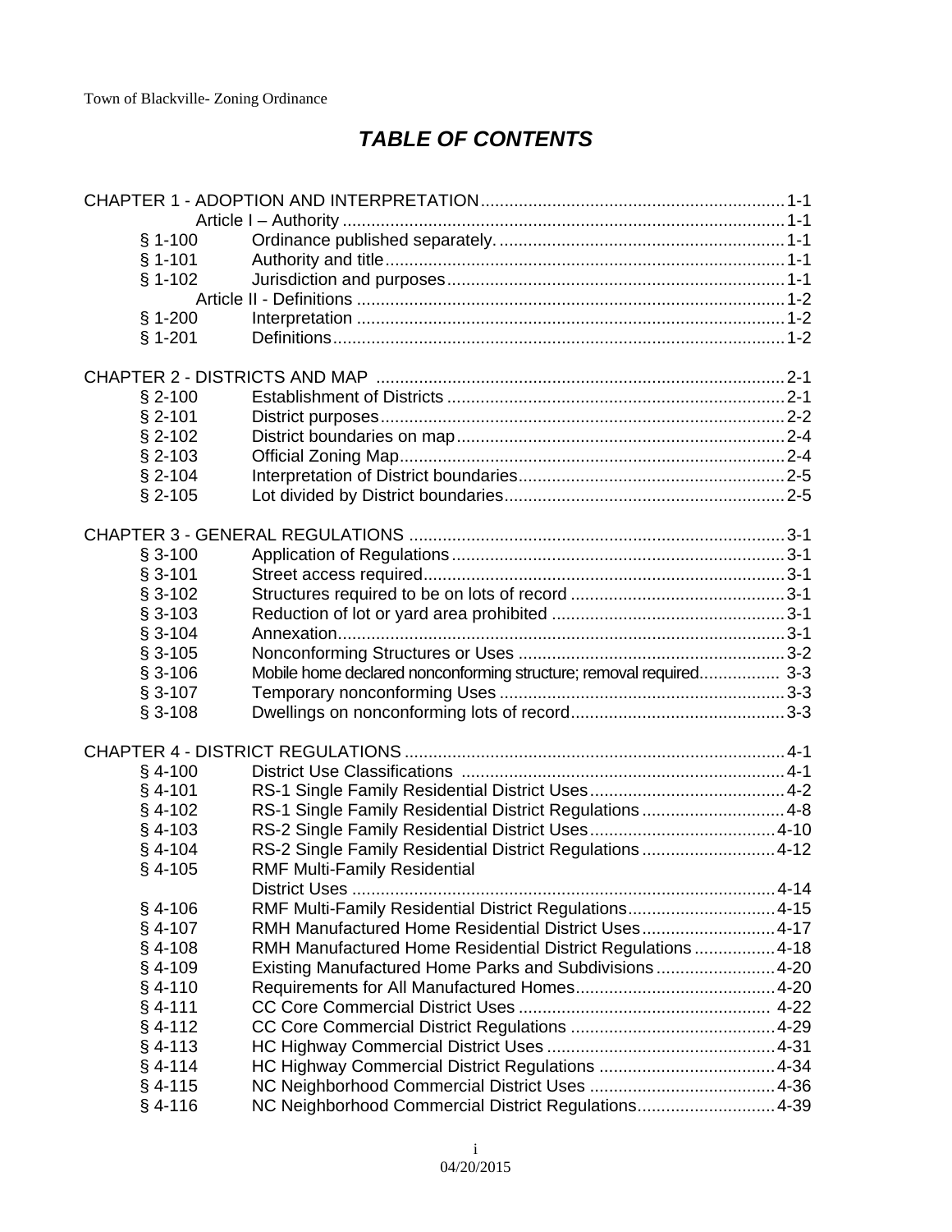# TABLE OF CONTENTS

| | | |
|---|---|---|
| CHAPTER 1 - ADOPTION AND INTERPRETATION | | 1-1 |
| Article I – Authority | | 1-1 |
| § 1-100 | Ordinance published separately. | 1-1 |
| § 1-101 | Authority and title | 1-1 |
| § 1-102 | Jurisdiction and purposes | 1-1 |
| Article II - Definitions | | 1-2 |
| § 1-200 | Interpretation | 1-2 |
| § 1-201 | Definitions | 1-2 |
| CHAPTER 2 - DISTRICTS AND MAP | | 2-1 |
| § 2-100 | Establishment of Districts | 2-1 |
| § 2-101 | District purposes | 2-2 |
| § 2-102 | District boundaries on map | 2-4 |
| § 2-103 | Official Zoning Map | 2-4 |
| § 2-104 | Interpretation of District boundaries | 2-5 |
| § 2-105 | Lot divided by District boundaries | 2-5 |
| CHAPTER 3 - GENERAL REGULATIONS | | 3-1 |
| § 3-100 | Application of Regulations | 3-1 |
| § 3-101 | Street access required | 3-1 |
| § 3-102 | Structures required to be on lots of record | 3-1 |
| § 3-103 | Reduction of lot or yard area prohibited | 3-1 |
| § 3-104 | Annexation | 3-1 |
| § 3-105 | Nonconforming Structures or Uses | 3-2 |
| § 3-106 | Mobile home declared nonconforming structure; removal required | 3-3 |
| § 3-107 | Temporary nonconforming Uses | 3-3 |
| § 3-108 | Dwellings on nonconforming lots of record | 3-3 |
| CHAPTER 4 - DISTRICT REGULATIONS | | 4-1 |
| § 4-100 | District Use Classifications | 4-1 |
| § 4-101 | RS-1 Single Family Residential District Uses | 4-2 |
| § 4-102 | RS-1 Single Family Residential District Regulations | 4-8 |
| § 4-103 | RS-2 Single Family Residential District Uses | 4-10 |
| § 4-104 | RS-2 Single Family Residential District Regulations | 4-12 |
| § 4-105 | RMF Multi-Family Residential District Uses | 4-14 |
| § 4-106 | RMF Multi-Family Residential District Regulations | 4-15 |
| § 4-107 | RMH Manufactured Home Residential District Uses | 4-17 |
| § 4-108 | RMH Manufactured Home Residential District Regulations | 4-18 |
| § 4-109 | Existing Manufactured Home Parks and Subdivisions | 4-20 |
| § 4-110 | Requirements for All Manufactured Homes | 4-20 |
| § 4-111 | CC Core Commercial District Uses | 4-22 |
| § 4-112 | CC Core Commercial District Regulations | 4-29 |
| § 4-113 | HC Highway Commercial District Uses | 4-31 |
| § 4-114 | HC Highway Commercial District Regulations | 4-34 |
| § 4-115 | NC Neighborhood Commercial District Uses | 4-36 |
| § 4-116 | NC Neighborhood Commercial District Regulations | 4-39 |

04/20/2015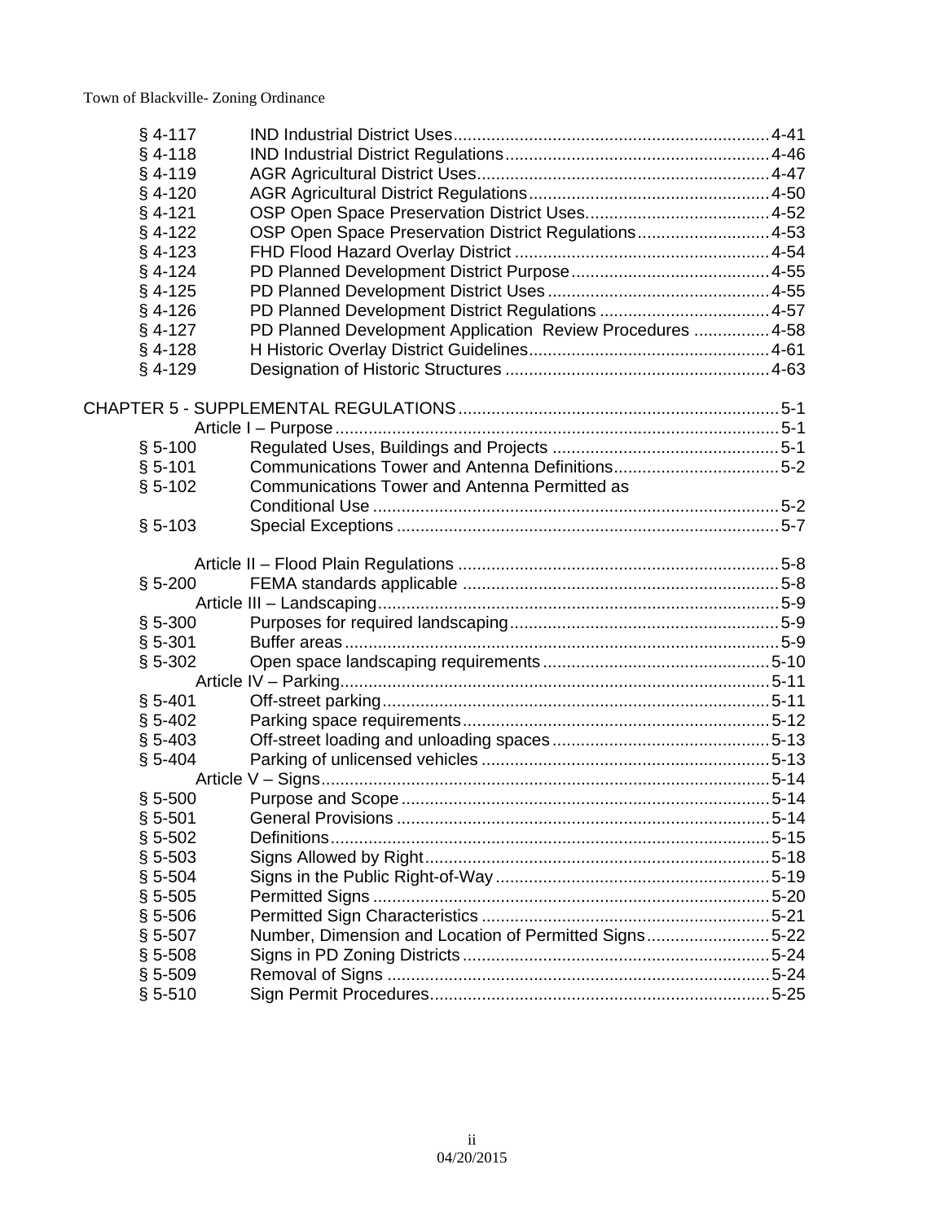| | | |
|---|---|---|
| § 4-117 | IND Industrial District Uses | 4-41 |
| § 4-118 | IND Industrial District Regulations | 4-46 |
| § 4-119 | AGR Agricultural District Uses | 4-47 |
| § 4-120 | AGR Agricultural District Regulations | 4-50 |
| § 4-121 | OSP Open Space Preservation District Uses. | 4-52 |
| § 4-122 | OSP Open Space Preservation District Regulations | 4-53 |
| § 4-123 | FHD Flood Hazard Overlay District | 4-54 |
| § 4-124 | PD Planned Development District Purpose | 4-55 |
| § 4-125 | PD Planned Development District Uses | 4-55 |
| § 4-126 | PD Planned Development District Regulations | 4-57 |
| § 4-127 | PD Planned Development Application Review Procedures | 4-58 |
| § 4-128 | H Historic Overlay District Guidelines | 4-61 |
| § 4-129 | Designation of Historic Structures | 4-63 |

| | | |
|---|---|---|
| CHAPTER 5 - SUPPLEMENTAL REGULATIONS | | 5-1 |
| | Article I – Purpose | 5-1 |
| § 5-100 | Regulated Uses, Buildings and Projects | 5-1 |
| § 5-101 | Communications Tower and Antenna Definitions | 5-2 |
| § 5-102 | Communications Tower and Antenna Permitted as Conditional Use | 5-2 |
| § 5-103 | Special Exceptions | 5-7 |
| | Article II – Flood Plain Regulations | 5-8 |
| § 5-200 | FEMA standards applicable | 5-8 |
| | Article III – Landscaping | 5-9 |
| § 5-300 | Purposes for required landscaping | 5-9 |
| § 5-301 | Buffer areas | 5-9 |
| § 5-302 | Open space landscaping requirements | 5-10 |
| | Article IV – Parking | 5-11 |
| § 5-401 | Off-street parking | 5-11 |
| § 5-402 | Parking space requirements | 5-12 |
| § 5-403 | Off-street loading and unloading spaces | 5-13 |
| § 5-404 | Parking of unlicensed vehicles | 5-13 |
| | Article V – Signs | 5-14 |
| § 5-500 | Purpose and Scope | 5-14 |
| § 5-501 | General Provisions | 5-14 |
| § 5-502 | Definitions | 5-15 |
| § 5-503 | Signs Allowed by Right | 5-18 |
| § 5-504 | Signs in the Public Right-of-Way | 5-19 |
| § 5-505 | Permitted Signs | 5-20 |
| § 5-506 | Permitted Sign Characteristics | 5-21 |
| § 5-507 | Number, Dimension and Location of Permitted Signs | 5-22 |
| § 5-508 | Signs in PD Zoning Districts | 5-24 |
| § 5-509 | Removal of Signs | 5-24 |
| § 5-510 | Sign Permit Procedures | 5-25 |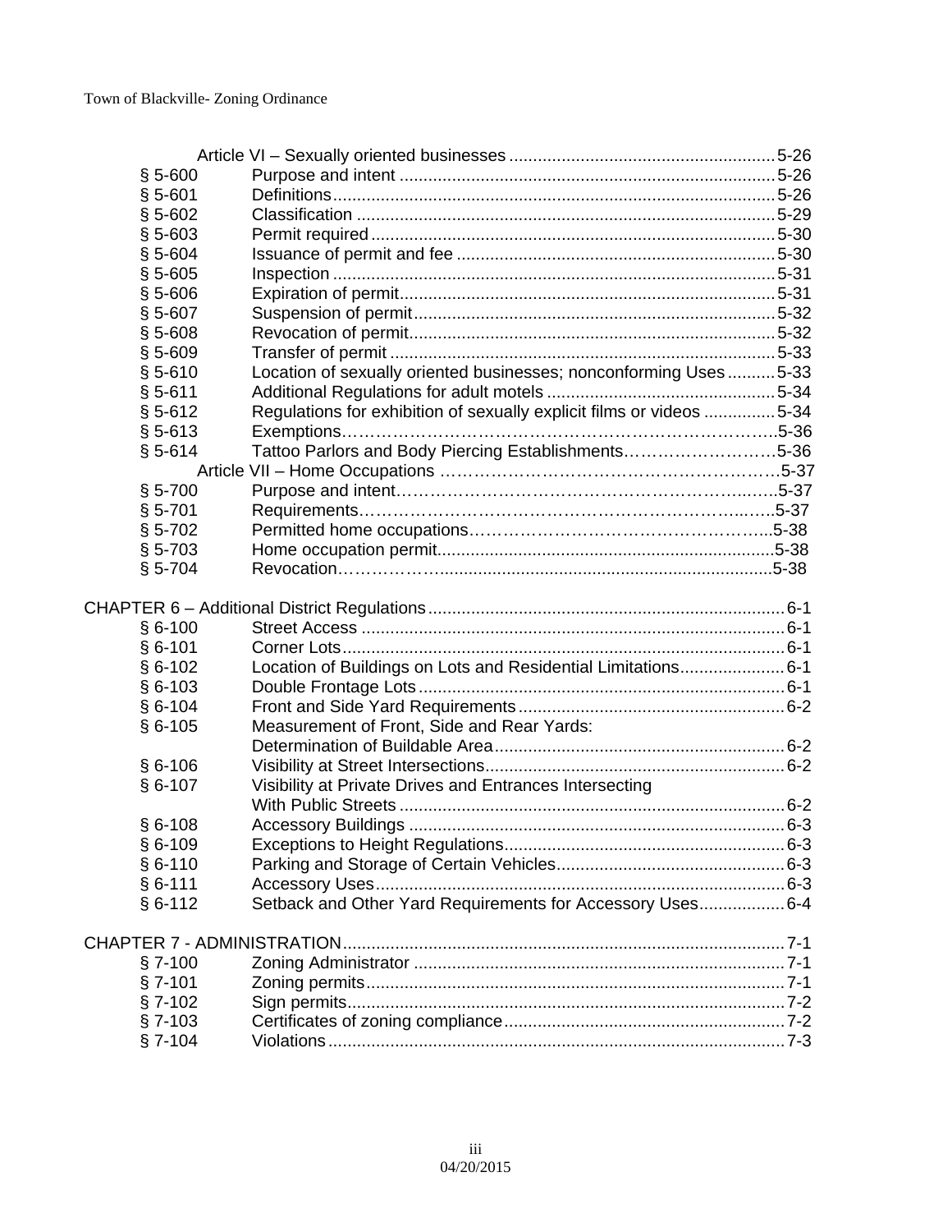Article VI – Sexually oriented businesses ........................................................ 5-26

| | | |
|---|---|---|
| § 5-600 | Purpose and intent | 5-26 |
| § 5-601 | Definitions | 5-26 |
| § 5-602 | Classification | 5-29 |
| § 5-603 | Permit required | 5-30 |
| § 5-604 | Issuance of permit and fee | 5-30 |
| § 5-605 | Inspection | 5-31 |
| § 5-606 | Expiration of permit | 5-31 |
| § 5-607 | Suspension of permit | 5-32 |
| § 5-608 | Revocation of permit | 5-32 |
| § 5-609 | Transfer of permit | 5-33 |
| § 5-610 | Location of sexually oriented businesses; nonconforming Uses | 5-33 |
| § 5-611 | Additional Regulations for adult motels | 5-34 |
| § 5-612 | Regulations for exhibition of sexually explicit films or videos | 5-34 |
| § 5-613 | Exemptions | 5-36 |
| § 5-614 | Tattoo Parlors and Body Piercing Establishments | 5-36 |

Article VII – Home Occupations ........................................................ 5-37

| | | |
|---|---|---|
| § 5-700 | Purpose and intent | 5-37 |
| § 5-701 | Requirements | 5-37 |
| § 5-702 | Permitted home occupations | 5-38 |
| § 5-703 | Home occupation permit | 5-38 |
| § 5-704 | Revocation | 5-38 |

CHAPTER 6 – Additional District Regulations ........................................................ 6-1

| | | |
|---|---|---|
| § 6-100 | Street Access | 6-1 |
| § 6-101 | Corner Lots | 6-1 |
| § 6-102 | Location of Buildings on Lots and Residential Limitations | 6-1 |
| § 6-103 | Double Frontage Lots | 6-1 |
| § 6-104 | Front and Side Yard Requirements | 6-2 |
| § 6-105 | Measurement of Front, Side and Rear Yards: Determination of Buildable Area | 6-2 |
| § 6-106 | Visibility at Street Intersections | 6-2 |
| § 6-107 | Visibility at Private Drives and Entrances Intersecting With Public Streets | 6-2 |
| § 6-108 | Accessory Buildings | 6-3 |
| § 6-109 | Exceptions to Height Regulations | 6-3 |
| § 6-110 | Parking and Storage of Certain Vehicles | 6-3 |
| § 6-111 | Accessory Uses | 6-3 |
| § 6-112 | Setback and Other Yard Requirements for Accessory Uses | 6-4 |

CHAPTER 7 - ADMINISTRATION ........................................................ 7-1

| | | |
|---|---|---|
| § 7-100 | Zoning Administrator | 7-1 |
| § 7-101 | Zoning permits | 7-1 |
| § 7-102 | Sign permits | 7-2 |
| § 7-103 | Certificates of zoning compliance | 7-2 |
| § 7-104 | Violations | 7-3 |

04/20/2015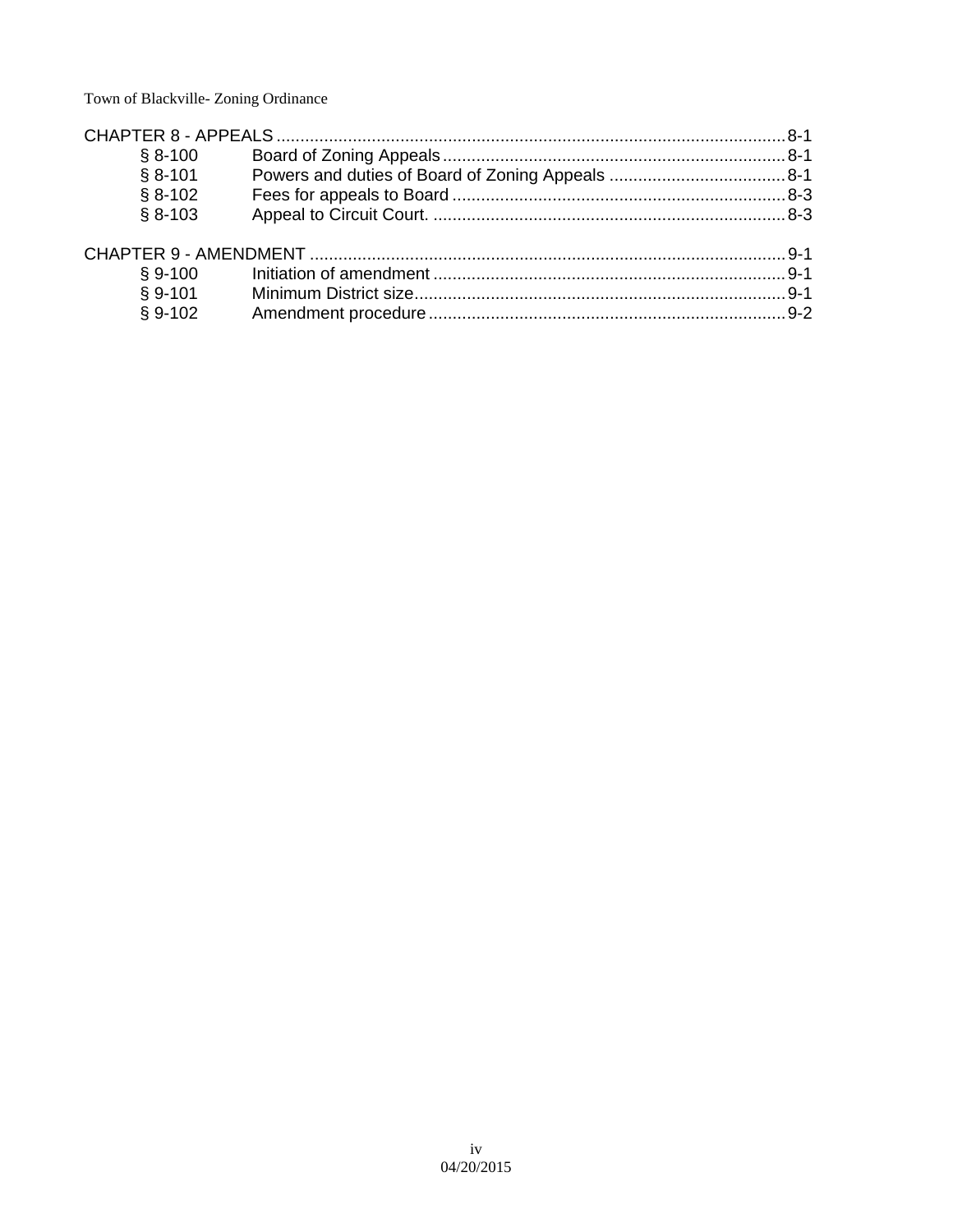CHAPTER 8 - APPEALS ........................................................................................................ 8-1
§ 8-100 Board of Zoning Appeals ...................................................................... 8-1
§ 8-101 Powers and duties of Board of Zoning Appeals .................................... 8-1
§ 8-102 Fees for appeals to Board .................................................................... 8-3
§ 8-103 Appeal to Circuit Court. ........................................................................ 8-3

CHAPTER 9 - AMENDMENT ................................................................................................ 9-1
§ 9-100 Initiation of amendment ........................................................................ 9-1
§ 9-101 Minimum District size............................................................................ 9-1
§ 9-102 Amendment procedure .......................................................................... 9-2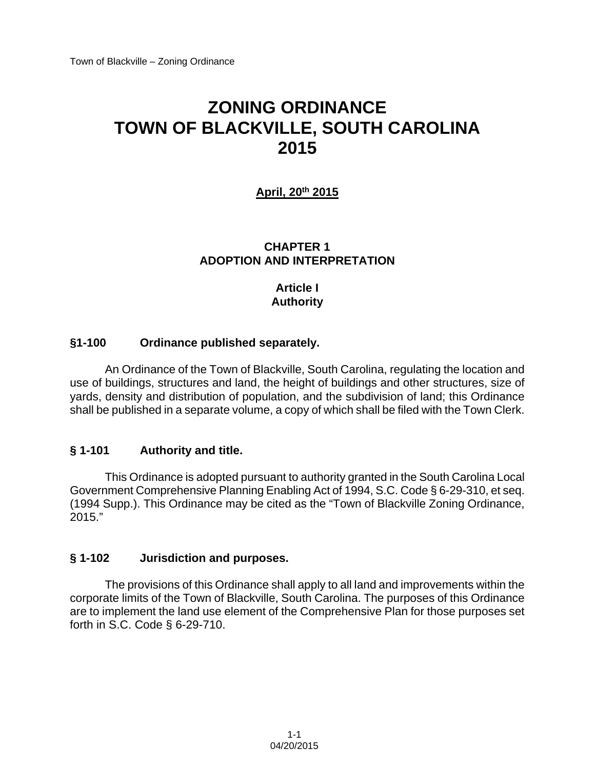# ZONING ORDINANCE
# TOWN OF BLACKVILLE, SOUTH CAROLINA
# 2015

**April, 20th 2015**

## CHAPTER 1
## ADOPTION AND INTERPRETATION

### Article I
### Authority

#### §1-100 Ordinance published separately.

An Ordinance of the Town of Blackville, South Carolina, regulating the location and use of buildings, structures and land, the height of buildings and other structures, size of yards, density and distribution of population, and the subdivision of land; this Ordinance shall be published in a separate volume, a copy of which shall be filed with the Town Clerk.

#### § 1-101 Authority and title.

This Ordinance is adopted pursuant to authority granted in the South Carolina Local Government Comprehensive Planning Enabling Act of 1994, S.C. Code § 6-29-310, et seq. (1994 Supp.). This Ordinance may be cited as the "Town of Blackville Zoning Ordinance, 2015."

#### § 1-102 Jurisdiction and purposes.

The provisions of this Ordinance shall apply to all land and improvements within the corporate limits of the Town of Blackville, South Carolina. The purposes of this Ordinance are to implement the land use element of the Comprehensive Plan for those purposes set forth in S.C. Code § 6-29-710.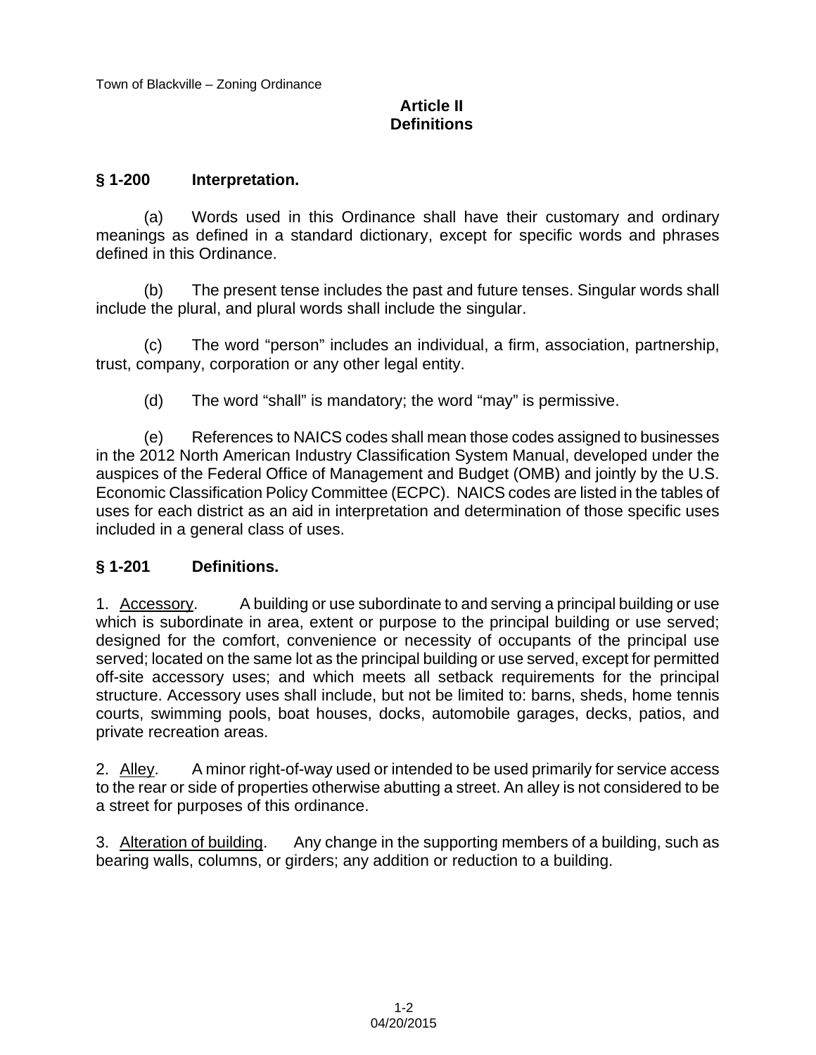## Article II
## Definitions

### § 1-200 Interpretation.

(a) Words used in this Ordinance shall have their customary and ordinary meanings as defined in a standard dictionary, except for specific words and phrases defined in this Ordinance.

(b) The present tense includes the past and future tenses. Singular words shall include the plural, and plural words shall include the singular.

(c) The word "person" includes an individual, a firm, association, partnership, trust, company, corporation or any other legal entity.

(d) The word "shall" is mandatory; the word "may" is permissive.

(e) References to NAICS codes shall mean those codes assigned to businesses in the 2012 North American Industry Classification System Manual, developed under the auspices of the Federal Office of Management and Budget (OMB) and jointly by the U.S. Economic Classification Policy Committee (ECPC). NAICS codes are listed in the tables of uses for each district as an aid in interpretation and determination of those specific uses included in a general class of uses.

### § 1-201 Definitions.

1. Accessory. A building or use subordinate to and serving a principal building or use which is subordinate in area, extent or purpose to the principal building or use served; designed for the comfort, convenience or necessity of occupants of the principal use served; located on the same lot as the principal building or use served, except for permitted off-site accessory uses; and which meets all setback requirements for the principal structure. Accessory uses shall include, but not be limited to: barns, sheds, home tennis courts, swimming pools, boat houses, docks, automobile garages, decks, patios, and private recreation areas.

2. Alley. A minor right-of-way used or intended to be used primarily for service access to the rear or side of properties otherwise abutting a street. An alley is not considered to be a street for purposes of this ordinance.

3. Alteration of building. Any change in the supporting members of a building, such as bearing walls, columns, or girders; any addition or reduction to a building.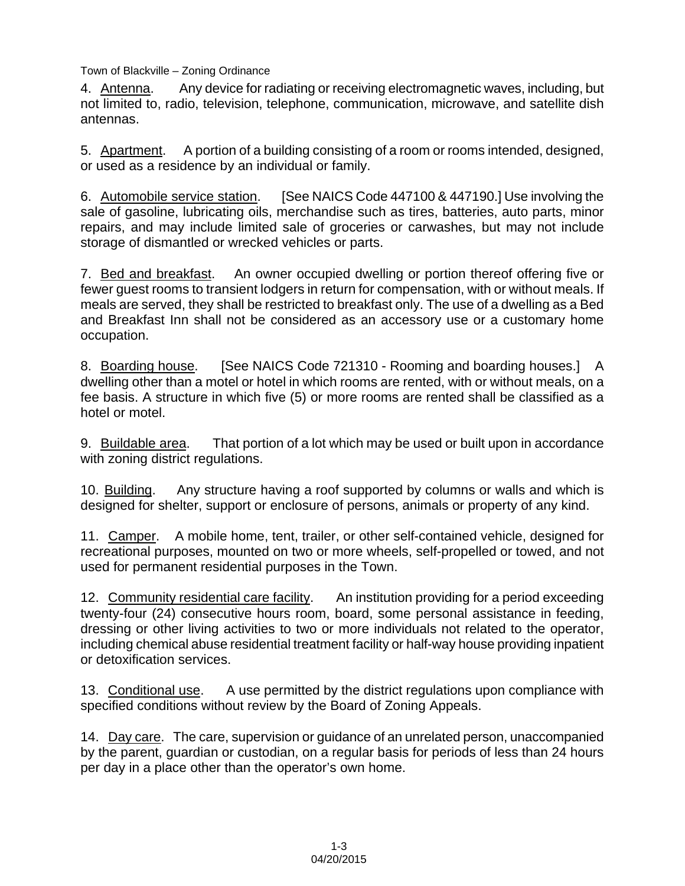4. <u>Antenna</u>. Any device for radiating or receiving electromagnetic waves, including, but not limited to, radio, television, telephone, communication, microwave, and satellite dish antennas.

5. <u>Apartment</u>. A portion of a building consisting of a room or rooms intended, designed, or used as a residence by an individual or family.

6. <u>Automobile service station</u>. [See NAICS Code 447100 & 447190.] Use involving the sale of gasoline, lubricating oils, merchandise such as tires, batteries, auto parts, minor repairs, and may include limited sale of groceries or carwashes, but may not include storage of dismantled or wrecked vehicles or parts.

7. <u>Bed and breakfast</u>. An owner occupied dwelling or portion thereof offering five or fewer guest rooms to transient lodgers in return for compensation, with or without meals. If meals are served, they shall be restricted to breakfast only. The use of a dwelling as a Bed and Breakfast Inn shall not be considered as an accessory use or a customary home occupation.

8. <u>Boarding house</u>. [See NAICS Code 721310 - Rooming and boarding houses.] A dwelling other than a motel or hotel in which rooms are rented, with or without meals, on a fee basis. A structure in which five (5) or more rooms are rented shall be classified as a hotel or motel.

9. <u>Buildable area</u>. That portion of a lot which may be used or built upon in accordance with zoning district regulations.

10. <u>Building</u>. Any structure having a roof supported by columns or walls and which is designed for shelter, support or enclosure of persons, animals or property of any kind.

11. <u>Camper</u>. A mobile home, tent, trailer, or other self-contained vehicle, designed for recreational purposes, mounted on two or more wheels, self-propelled or towed, and not used for permanent residential purposes in the Town.

12. <u>Community residential care facility</u>. An institution providing for a period exceeding twenty-four (24) consecutive hours room, board, some personal assistance in feeding, dressing or other living activities to two or more individuals not related to the operator, including chemical abuse residential treatment facility or half-way house providing inpatient or detoxification services.

13. <u>Conditional use</u>. A use permitted by the district regulations upon compliance with specified conditions without review by the Board of Zoning Appeals.

14. <u>Day care</u>. The care, supervision or guidance of an unrelated person, unaccompanied by the parent, guardian or custodian, on a regular basis for periods of less than 24 hours per day in a place other than the operator's own home.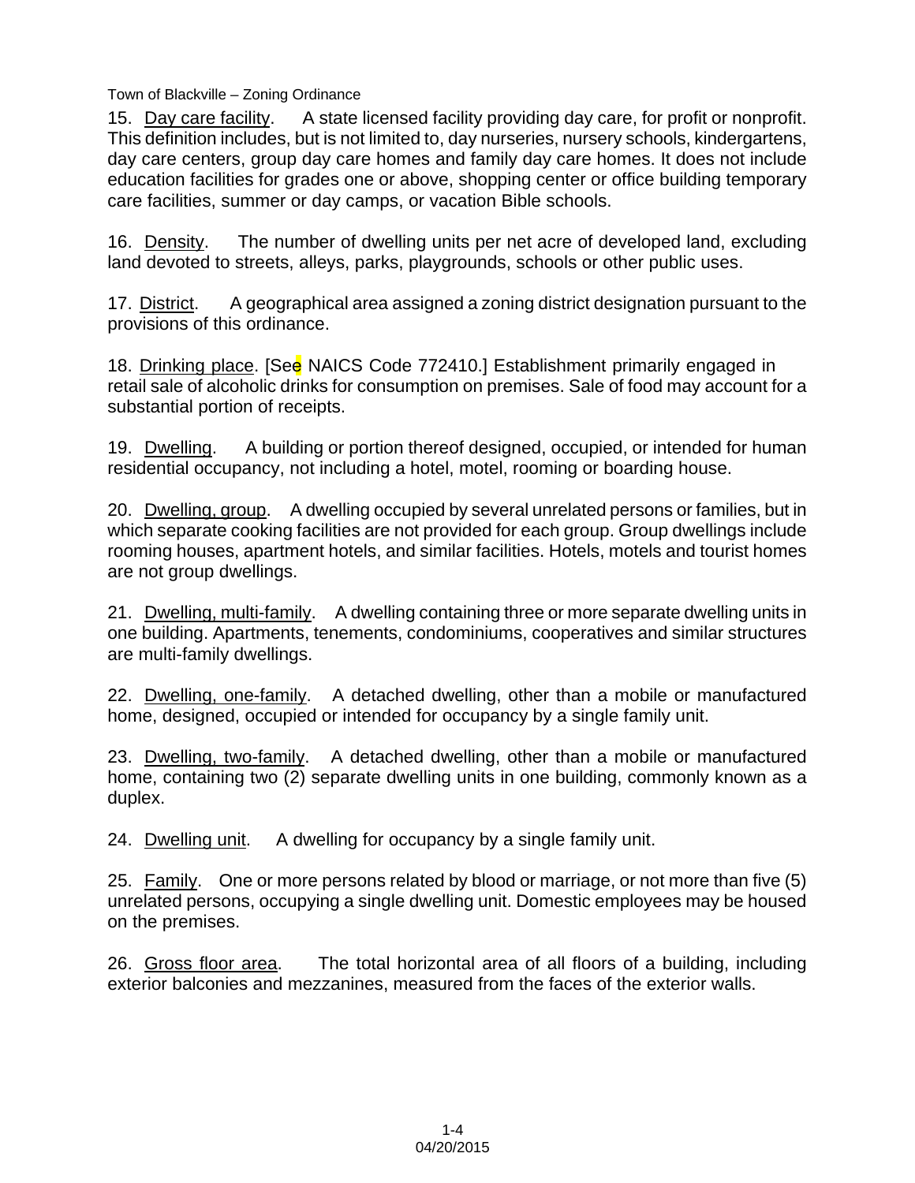15. Day care facility. A state licensed facility providing day care, for profit or nonprofit. This definition includes, but is not limited to, day nurseries, nursery schools, kindergartens, day care centers, group day care homes and family day care homes. It does not include education facilities for grades one or above, shopping center or office building temporary care facilities, summer or day camps, or vacation Bible schools.

16. Density. The number of dwelling units per net acre of developed land, excluding land devoted to streets, alleys, parks, playgrounds, schools or other public uses.

17. District. A geographical area assigned a zoning district designation pursuant to the provisions of this ordinance.

18. Drinking place. [See NAICS Code 772410.] Establishment primarily engaged in retail sale of alcoholic drinks for consumption on premises. Sale of food may account for a substantial portion of receipts.

19. Dwelling. A building or portion thereof designed, occupied, or intended for human residential occupancy, not including a hotel, motel, rooming or boarding house.

20. Dwelling, group. A dwelling occupied by several unrelated persons or families, but in which separate cooking facilities are not provided for each group. Group dwellings include rooming houses, apartment hotels, and similar facilities. Hotels, motels and tourist homes are not group dwellings.

21. Dwelling, multi-family. A dwelling containing three or more separate dwelling units in one building. Apartments, tenements, condominiums, cooperatives and similar structures are multi-family dwellings.

22. Dwelling, one-family. A detached dwelling, other than a mobile or manufactured home, designed, occupied or intended for occupancy by a single family unit.

23. Dwelling, two-family. A detached dwelling, other than a mobile or manufactured home, containing two (2) separate dwelling units in one building, commonly known as a duplex.

24. Dwelling unit. A dwelling for occupancy by a single family unit.

25. Family. One or more persons related by blood or marriage, or not more than five (5) unrelated persons, occupying a single dwelling unit. Domestic employees may be housed on the premises.

26. Gross floor area. The total horizontal area of all floors of a building, including exterior balconies and mezzanines, measured from the faces of the exterior walls.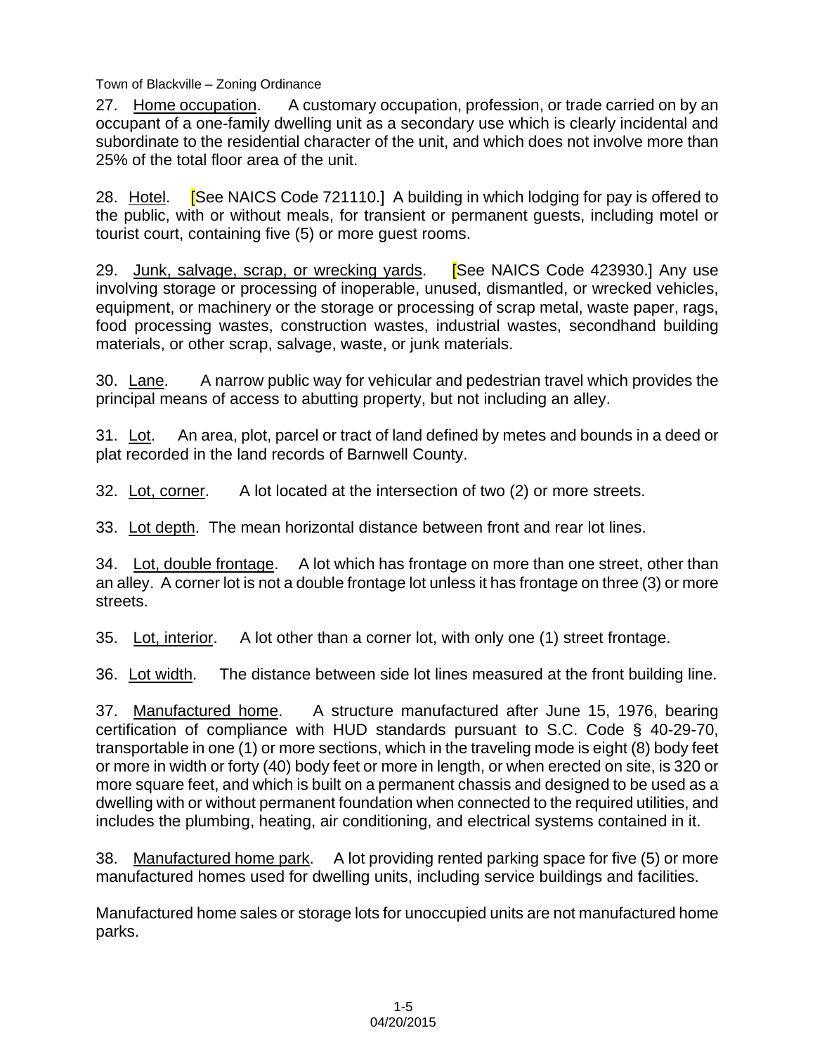27. Home occupation. A customary occupation, profession, or trade carried on by an occupant of a one-family dwelling unit as a secondary use which is clearly incidental and subordinate to the residential character of the unit, and which does not involve more than 25% of the total floor area of the unit.

28. Hotel. [See NAICS Code 721110.] A building in which lodging for pay is offered to the public, with or without meals, for transient or permanent guests, including motel or tourist court, containing five (5) or more guest rooms.

29. Junk, salvage, scrap, or wrecking yards. [See NAICS Code 423930.] Any use involving storage or processing of inoperable, unused, dismantled, or wrecked vehicles, equipment, or machinery or the storage or processing of scrap metal, waste paper, rags, food processing wastes, construction wastes, industrial wastes, secondhand building materials, or other scrap, salvage, waste, or junk materials.

30. Lane. A narrow public way for vehicular and pedestrian travel which provides the principal means of access to abutting property, but not including an alley.

31. Lot. An area, plot, parcel or tract of land defined by metes and bounds in a deed or plat recorded in the land records of Barnwell County.

32. Lot, corner. A lot located at the intersection of two (2) or more streets.

33. Lot depth. The mean horizontal distance between front and rear lot lines.

34. Lot, double frontage. A lot which has frontage on more than one street, other than an alley. A corner lot is not a double frontage lot unless it has frontage on three (3) or more streets.

35. Lot, interior. A lot other than a corner lot, with only one (1) street frontage.

36. Lot width. The distance between side lot lines measured at the front building line.

37. Manufactured home. A structure manufactured after June 15, 1976, bearing certification of compliance with HUD standards pursuant to S.C. Code § 40-29-70, transportable in one (1) or more sections, which in the traveling mode is eight (8) body feet or more in width or forty (40) body feet or more in length, or when erected on site, is 320 or more square feet, and which is built on a permanent chassis and designed to be used as a dwelling with or without permanent foundation when connected to the required utilities, and includes the plumbing, heating, air conditioning, and electrical systems contained in it.

38. Manufactured home park. A lot providing rented parking space for five (5) or more manufactured homes used for dwelling units, including service buildings and facilities.

Manufactured home sales or storage lots for unoccupied units are not manufactured home parks.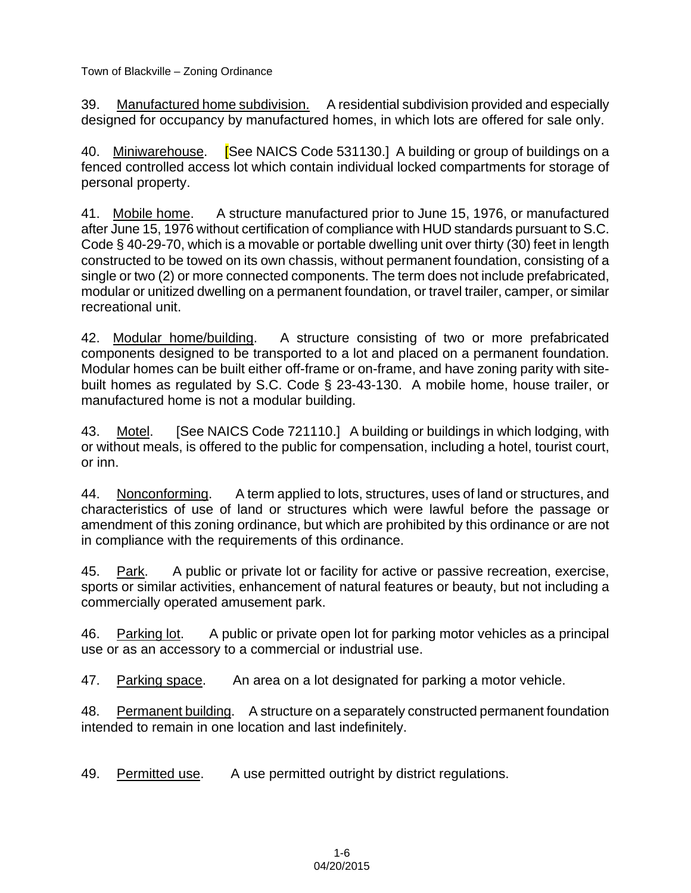39. Manufactured home subdivision. A residential subdivision provided and especially designed for occupancy by manufactured homes, in which lots are offered for sale only.

40. Miniwarehouse. [See NAICS Code 531130.] A building or group of buildings on a fenced controlled access lot which contain individual locked compartments for storage of personal property.

41. Mobile home. A structure manufactured prior to June 15, 1976, or manufactured after June 15, 1976 without certification of compliance with HUD standards pursuant to S.C. Code § 40-29-70, which is a movable or portable dwelling unit over thirty (30) feet in length constructed to be towed on its own chassis, without permanent foundation, consisting of a single or two (2) or more connected components. The term does not include prefabricated, modular or unitized dwelling on a permanent foundation, or travel trailer, camper, or similar recreational unit.

42. Modular home/building. A structure consisting of two or more prefabricated components designed to be transported to a lot and placed on a permanent foundation. Modular homes can be built either off-frame or on-frame, and have zoning parity with site-built homes as regulated by S.C. Code § 23-43-130. A mobile home, house trailer, or manufactured home is not a modular building.

43. Motel. [See NAICS Code 721110.] A building or buildings in which lodging, with or without meals, is offered to the public for compensation, including a hotel, tourist court, or inn.

44. Nonconforming. A term applied to lots, structures, uses of land or structures, and characteristics of use of land or structures which were lawful before the passage or amendment of this zoning ordinance, but which are prohibited by this ordinance or are not in compliance with the requirements of this ordinance.

45. Park. A public or private lot or facility for active or passive recreation, exercise, sports or similar activities, enhancement of natural features or beauty, but not including a commercially operated amusement park.

46. Parking lot. A public or private open lot for parking motor vehicles as a principal use or as an accessory to a commercial or industrial use.

47. Parking space. An area on a lot designated for parking a motor vehicle.

48. Permanent building. A structure on a separately constructed permanent foundation intended to remain in one location and last indefinitely.

49. Permitted use. A use permitted outright by district regulations.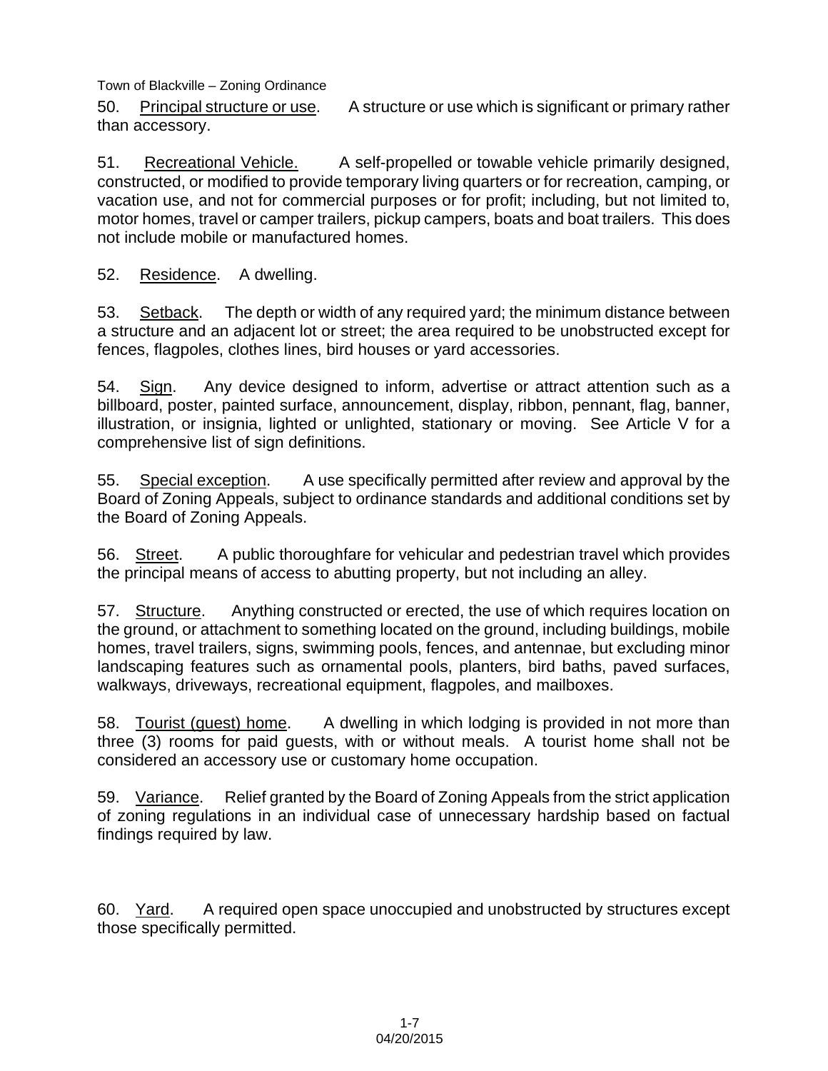50. <u>Principal structure or use</u>. A structure or use which is significant or primary rather than accessory.

51. <u>Recreational Vehicle.</u> A self-propelled or towable vehicle primarily designed, constructed, or modified to provide temporary living quarters or for recreation, camping, or vacation use, and not for commercial purposes or for profit; including, but not limited to, motor homes, travel or camper trailers, pickup campers, boats and boat trailers. This does not include mobile or manufactured homes.

52. <u>Residence</u>. A dwelling.

53. <u>Setback</u>. The depth or width of any required yard; the minimum distance between a structure and an adjacent lot or street; the area required to be unobstructed except for fences, flagpoles, clothes lines, bird houses or yard accessories.

54. <u>Sign</u>. Any device designed to inform, advertise or attract attention such as a billboard, poster, painted surface, announcement, display, ribbon, pennant, flag, banner, illustration, or insignia, lighted or unlighted, stationary or moving. See Article V for a comprehensive list of sign definitions.

55. <u>Special exception</u>. A use specifically permitted after review and approval by the Board of Zoning Appeals, subject to ordinance standards and additional conditions set by the Board of Zoning Appeals.

56. <u>Street</u>. A public thoroughfare for vehicular and pedestrian travel which provides the principal means of access to abutting property, but not including an alley.

57. <u>Structure</u>. Anything constructed or erected, the use of which requires location on the ground, or attachment to something located on the ground, including buildings, mobile homes, travel trailers, signs, swimming pools, fences, and antennae, but excluding minor landscaping features such as ornamental pools, planters, bird baths, paved surfaces, walkways, driveways, recreational equipment, flagpoles, and mailboxes.

58. <u>Tourist (guest) home</u>. A dwelling in which lodging is provided in not more than three (3) rooms for paid guests, with or without meals. A tourist home shall not be considered an accessory use or customary home occupation.

59. <u>Variance</u>. Relief granted by the Board of Zoning Appeals from the strict application of zoning regulations in an individual case of unnecessary hardship based on factual findings required by law.

60. <u>Yard</u>. A required open space unoccupied and unobstructed by structures except those specifically permitted.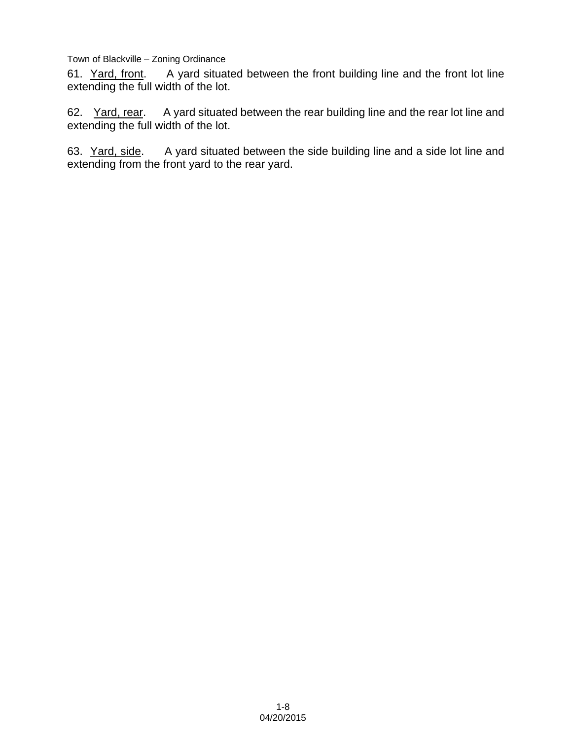61. Yard, front. A yard situated between the front building line and the front lot line extending the full width of the lot.

62. Yard, rear. A yard situated between the rear building line and the rear lot line and extending the full width of the lot.

63. Yard, side. A yard situated between the side building line and a side lot line and extending from the front yard to the rear yard.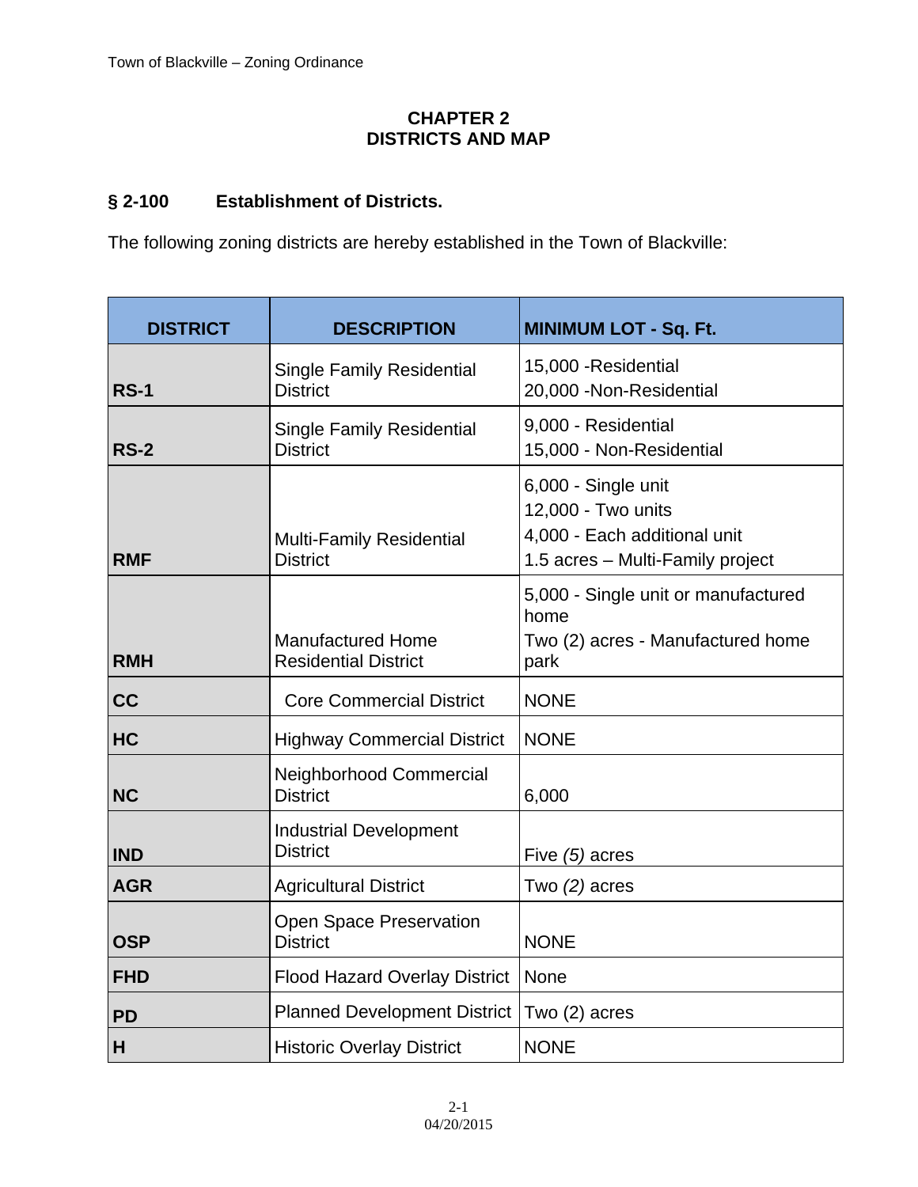# CHAPTER 2
# DISTRICTS AND MAP

## § 2-100 Establishment of Districts.

The following zoning districts are hereby established in the Town of Blackville:

| DISTRICT | DESCRIPTION | MINIMUM LOT - Sq. Ft. |
|---|---|---|
| **RS-1** | Single Family Residential District | 15,000 -Residential<br>20,000 -Non-Residential |
| **RS-2** | Single Family Residential District | 9,000 - Residential<br>15,000 - Non-Residential |
| **RMF** | Multi-Family Residential District | 6,000 - Single unit<br>12,000 - Two units<br>4,000 - Each additional unit<br>1.5 acres – Multi-Family project |
| **RMH** | Manufactured Home Residential District | 5,000 - Single unit or manufactured home<br>Two (2) acres - Manufactured home park |
| **CC** | Core Commercial District | NONE |
| **HC** | Highway Commercial District | NONE |
| **NC** | Neighborhood Commercial District | 6,000 |
| **IND** | Industrial Development District | Five *(5)* acres |
| **AGR** | Agricultural District | Two *(2)* acres |
| **OSP** | Open Space Preservation District | NONE |
| **FHD** | Flood Hazard Overlay District | None |
| **PD** | Planned Development District | Two (2) acres |
| **H** | Historic Overlay District | NONE |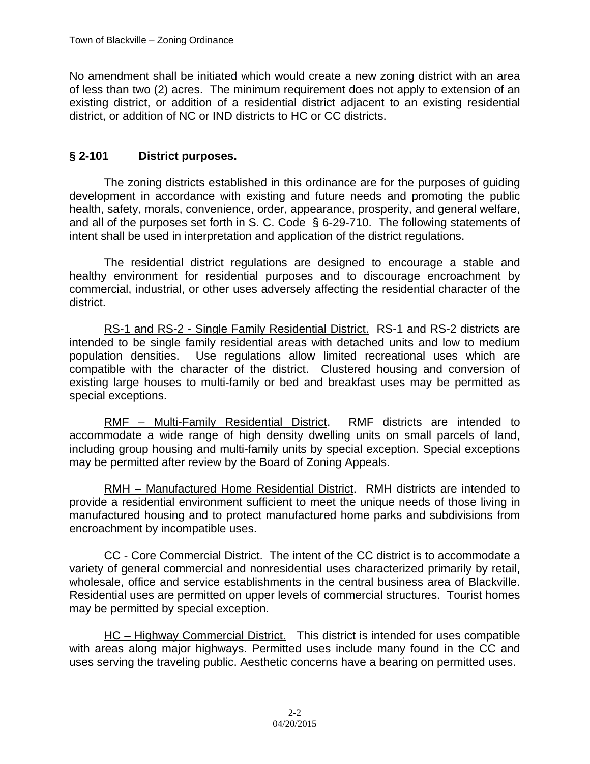No amendment shall be initiated which would create a new zoning district with an area of less than two (2) acres. The minimum requirement does not apply to extension of an existing district, or addition of a residential district adjacent to an existing residential district, or addition of NC or IND districts to HC or CC districts.

## § 2-101 District purposes.

The zoning districts established in this ordinance are for the purposes of guiding development in accordance with existing and future needs and promoting the public health, safety, morals, convenience, order, appearance, prosperity, and general welfare, and all of the purposes set forth in S. C. Code § 6-29-710. The following statements of intent shall be used in interpretation and application of the district regulations.

The residential district regulations are designed to encourage a stable and healthy environment for residential purposes and to discourage encroachment by commercial, industrial, or other uses adversely affecting the residential character of the district.

RS-1 and RS-2 - Single Family Residential District. RS-1 and RS-2 districts are intended to be single family residential areas with detached units and low to medium population densities. Use regulations allow limited recreational uses which are compatible with the character of the district. Clustered housing and conversion of existing large houses to multi-family or bed and breakfast uses may be permitted as special exceptions.

RMF – Multi-Family Residential District. RMF districts are intended to accommodate a wide range of high density dwelling units on small parcels of land, including group housing and multi-family units by special exception. Special exceptions may be permitted after review by the Board of Zoning Appeals.

RMH – Manufactured Home Residential District. RMH districts are intended to provide a residential environment sufficient to meet the unique needs of those living in manufactured housing and to protect manufactured home parks and subdivisions from encroachment by incompatible uses.

CC - Core Commercial District. The intent of the CC district is to accommodate a variety of general commercial and nonresidential uses characterized primarily by retail, wholesale, office and service establishments in the central business area of Blackville. Residential uses are permitted on upper levels of commercial structures. Tourist homes may be permitted by special exception.

HC – Highway Commercial District. This district is intended for uses compatible with areas along major highways. Permitted uses include many found in the CC and uses serving the traveling public. Aesthetic concerns have a bearing on permitted uses.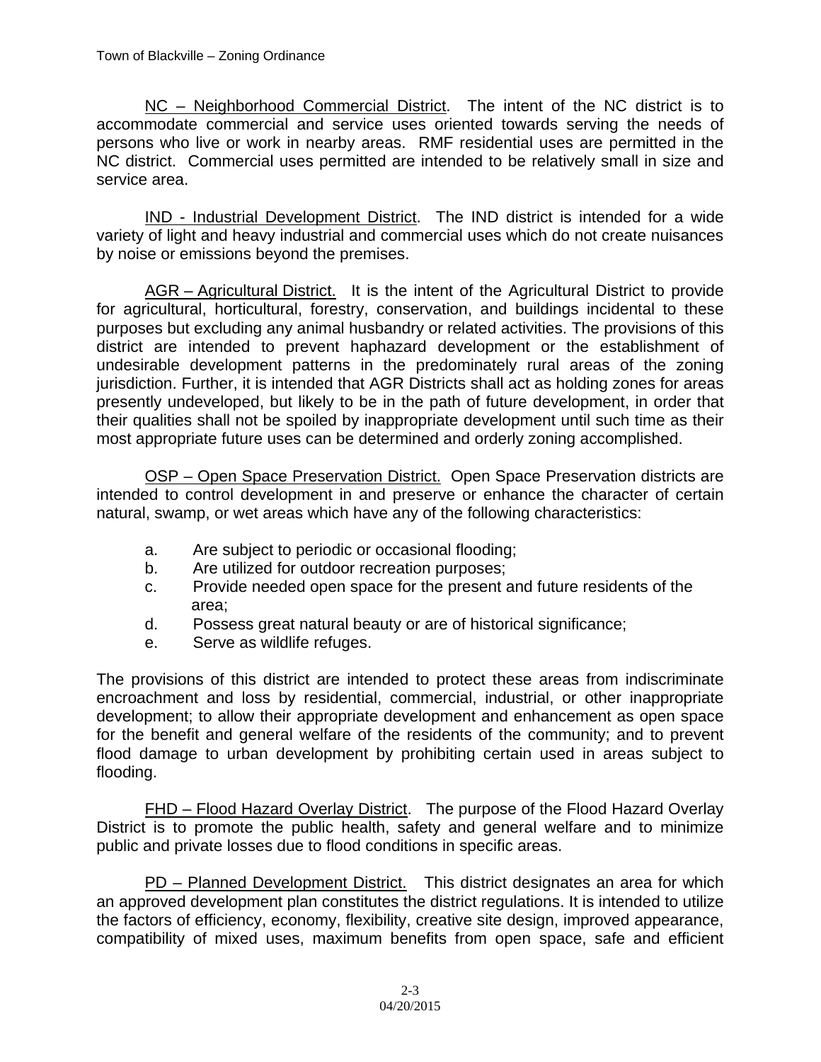NC – Neighborhood Commercial District. The intent of the NC district is to accommodate commercial and service uses oriented towards serving the needs of persons who live or work in nearby areas. RMF residential uses are permitted in the NC district. Commercial uses permitted are intended to be relatively small in size and service area.

IND - Industrial Development District. The IND district is intended for a wide variety of light and heavy industrial and commercial uses which do not create nuisances by noise or emissions beyond the premises.

AGR – Agricultural District. It is the intent of the Agricultural District to provide for agricultural, horticultural, forestry, conservation, and buildings incidental to these purposes but excluding any animal husbandry or related activities. The provisions of this district are intended to prevent haphazard development or the establishment of undesirable development patterns in the predominately rural areas of the zoning jurisdiction. Further, it is intended that AGR Districts shall act as holding zones for areas presently undeveloped, but likely to be in the path of future development, in order that their qualities shall not be spoiled by inappropriate development until such time as their most appropriate future uses can be determined and orderly zoning accomplished.

OSP – Open Space Preservation District. Open Space Preservation districts are intended to control development in and preserve or enhance the character of certain natural, swamp, or wet areas which have any of the following characteristics:

a. Are subject to periodic or occasional flooding;
b. Are utilized for outdoor recreation purposes;
c. Provide needed open space for the present and future residents of the area;
d. Possess great natural beauty or are of historical significance;
e. Serve as wildlife refuges.

The provisions of this district are intended to protect these areas from indiscriminate encroachment and loss by residential, commercial, industrial, or other inappropriate development; to allow their appropriate development and enhancement as open space for the benefit and general welfare of the residents of the community; and to prevent flood damage to urban development by prohibiting certain used in areas subject to flooding.

FHD – Flood Hazard Overlay District. The purpose of the Flood Hazard Overlay District is to promote the public health, safety and general welfare and to minimize public and private losses due to flood conditions in specific areas.

PD – Planned Development District. This district designates an area for which an approved development plan constitutes the district regulations. It is intended to utilize the factors of efficiency, economy, flexibility, creative site design, improved appearance, compatibility of mixed uses, maximum benefits from open space, safe and efficient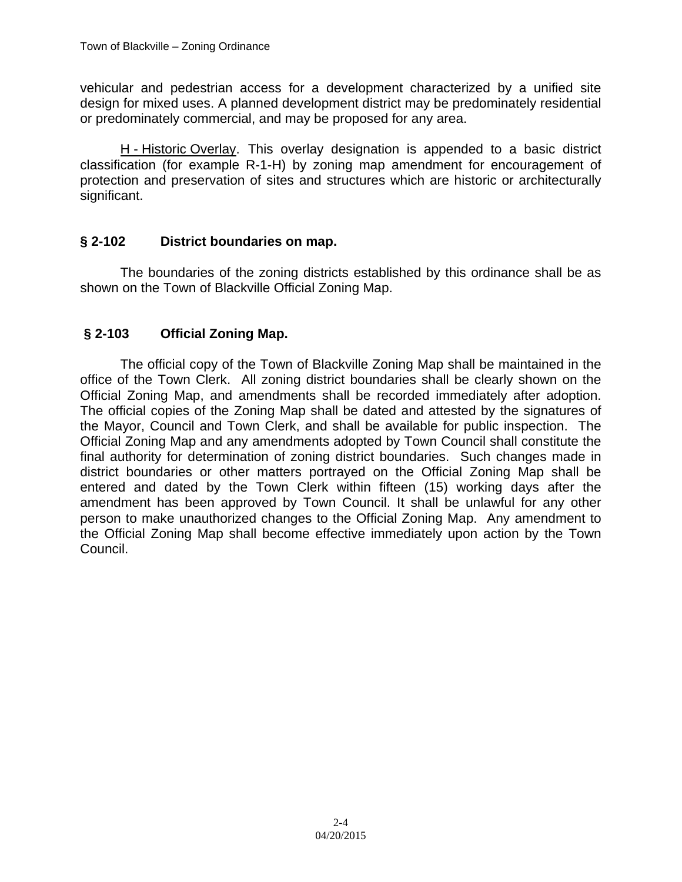vehicular and pedestrian access for a development characterized by a unified site design for mixed uses. A planned development district may be predominately residential or predominately commercial, and may be proposed for any area.

H - Historic Overlay. This overlay designation is appended to a basic district classification (for example R-1-H) by zoning map amendment for encouragement of protection and preservation of sites and structures which are historic or architecturally significant.

### § 2-102 District boundaries on map.

The boundaries of the zoning districts established by this ordinance shall be as shown on the Town of Blackville Official Zoning Map.

### § 2-103 Official Zoning Map.

The official copy of the Town of Blackville Zoning Map shall be maintained in the office of the Town Clerk. All zoning district boundaries shall be clearly shown on the Official Zoning Map, and amendments shall be recorded immediately after adoption. The official copies of the Zoning Map shall be dated and attested by the signatures of the Mayor, Council and Town Clerk, and shall be available for public inspection. The Official Zoning Map and any amendments adopted by Town Council shall constitute the final authority for determination of zoning district boundaries. Such changes made in district boundaries or other matters portrayed on the Official Zoning Map shall be entered and dated by the Town Clerk within fifteen (15) working days after the amendment has been approved by Town Council. It shall be unlawful for any other person to make unauthorized changes to the Official Zoning Map. Any amendment to the Official Zoning Map shall become effective immediately upon action by the Town Council.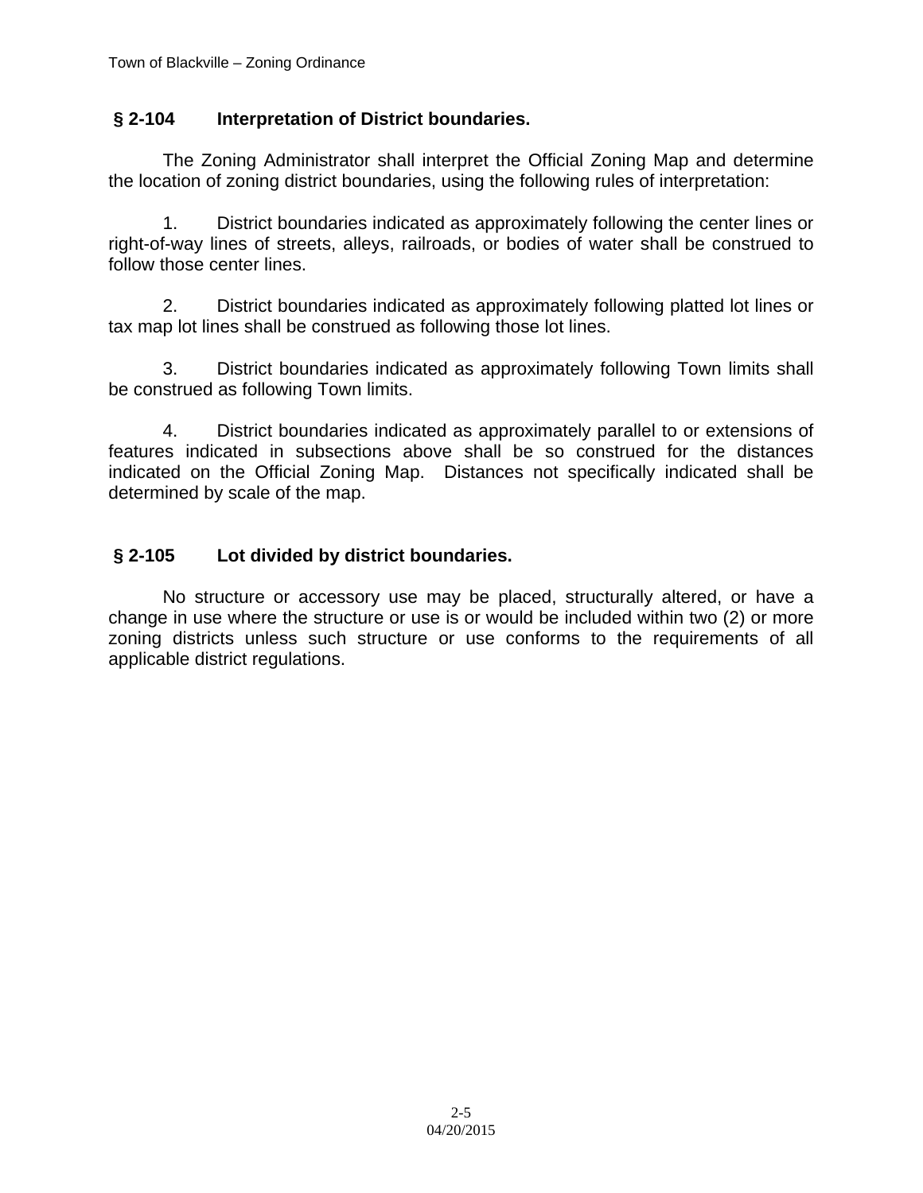### § 2-104 Interpretation of District boundaries.

The Zoning Administrator shall interpret the Official Zoning Map and determine the location of zoning district boundaries, using the following rules of interpretation:

1. District boundaries indicated as approximately following the center lines or right-of-way lines of streets, alleys, railroads, or bodies of water shall be construed to follow those center lines.

2. District boundaries indicated as approximately following platted lot lines or tax map lot lines shall be construed as following those lot lines.

3. District boundaries indicated as approximately following Town limits shall be construed as following Town limits.

4. District boundaries indicated as approximately parallel to or extensions of features indicated in subsections above shall be so construed for the distances indicated on the Official Zoning Map. Distances not specifically indicated shall be determined by scale of the map.

### § 2-105 Lot divided by district boundaries.

No structure or accessory use may be placed, structurally altered, or have a change in use where the structure or use is or would be included within two (2) or more zoning districts unless such structure or use conforms to the requirements of all applicable district regulations.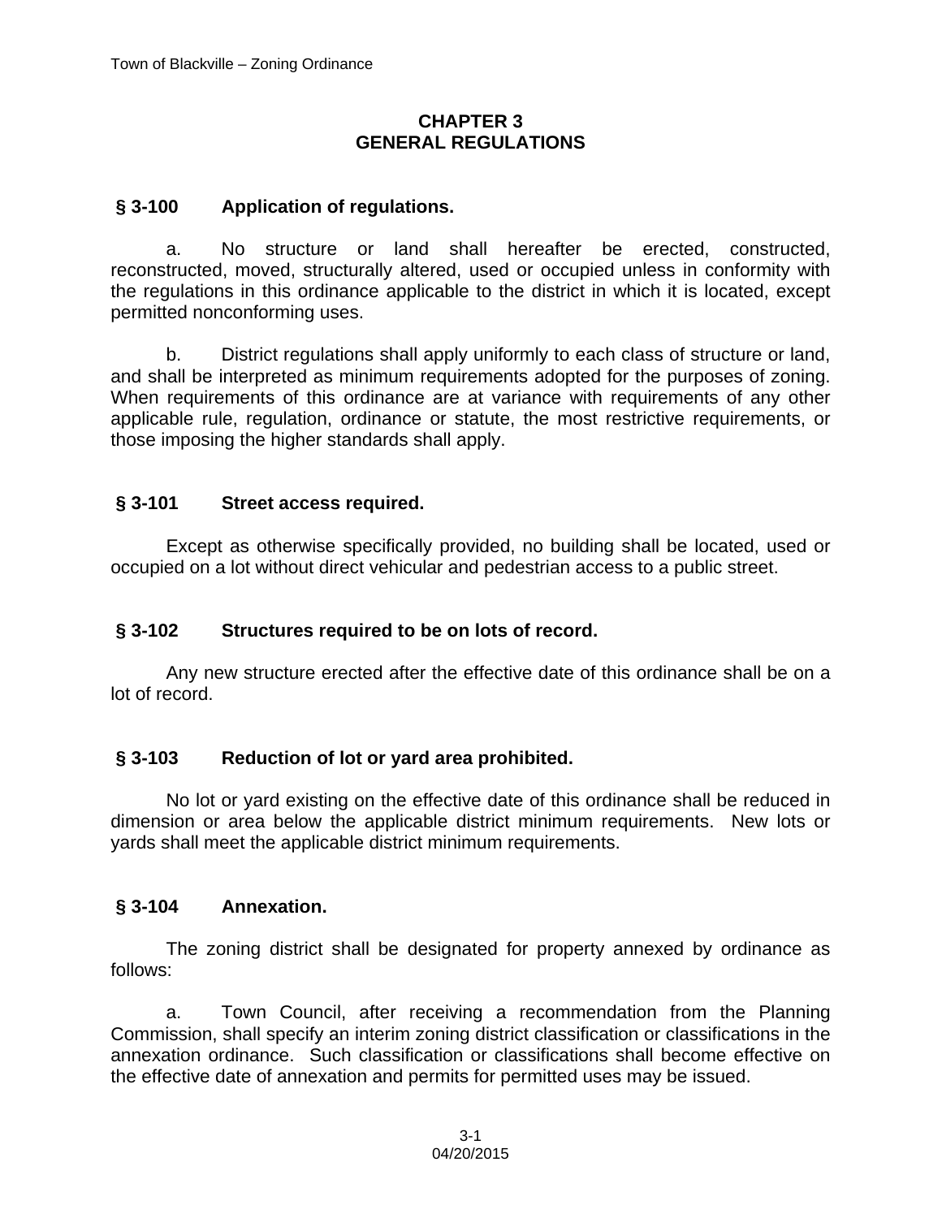# CHAPTER 3
# GENERAL REGULATIONS

### § 3-100 Application of regulations.

a. No structure or land shall hereafter be erected, constructed, reconstructed, moved, structurally altered, used or occupied unless in conformity with the regulations in this ordinance applicable to the district in which it is located, except permitted nonconforming uses.

b. District regulations shall apply uniformly to each class of structure or land, and shall be interpreted as minimum requirements adopted for the purposes of zoning. When requirements of this ordinance are at variance with requirements of any other applicable rule, regulation, ordinance or statute, the most restrictive requirements, or those imposing the higher standards shall apply.

### § 3-101 Street access required.

Except as otherwise specifically provided, no building shall be located, used or occupied on a lot without direct vehicular and pedestrian access to a public street.

### § 3-102 Structures required to be on lots of record.

Any new structure erected after the effective date of this ordinance shall be on a lot of record.

### § 3-103 Reduction of lot or yard area prohibited.

No lot or yard existing on the effective date of this ordinance shall be reduced in dimension or area below the applicable district minimum requirements. New lots or yards shall meet the applicable district minimum requirements.

### § 3-104 Annexation.

The zoning district shall be designated for property annexed by ordinance as follows:

a. Town Council, after receiving a recommendation from the Planning Commission, shall specify an interim zoning district classification or classifications in the annexation ordinance. Such classification or classifications shall become effective on the effective date of annexation and permits for permitted uses may be issued.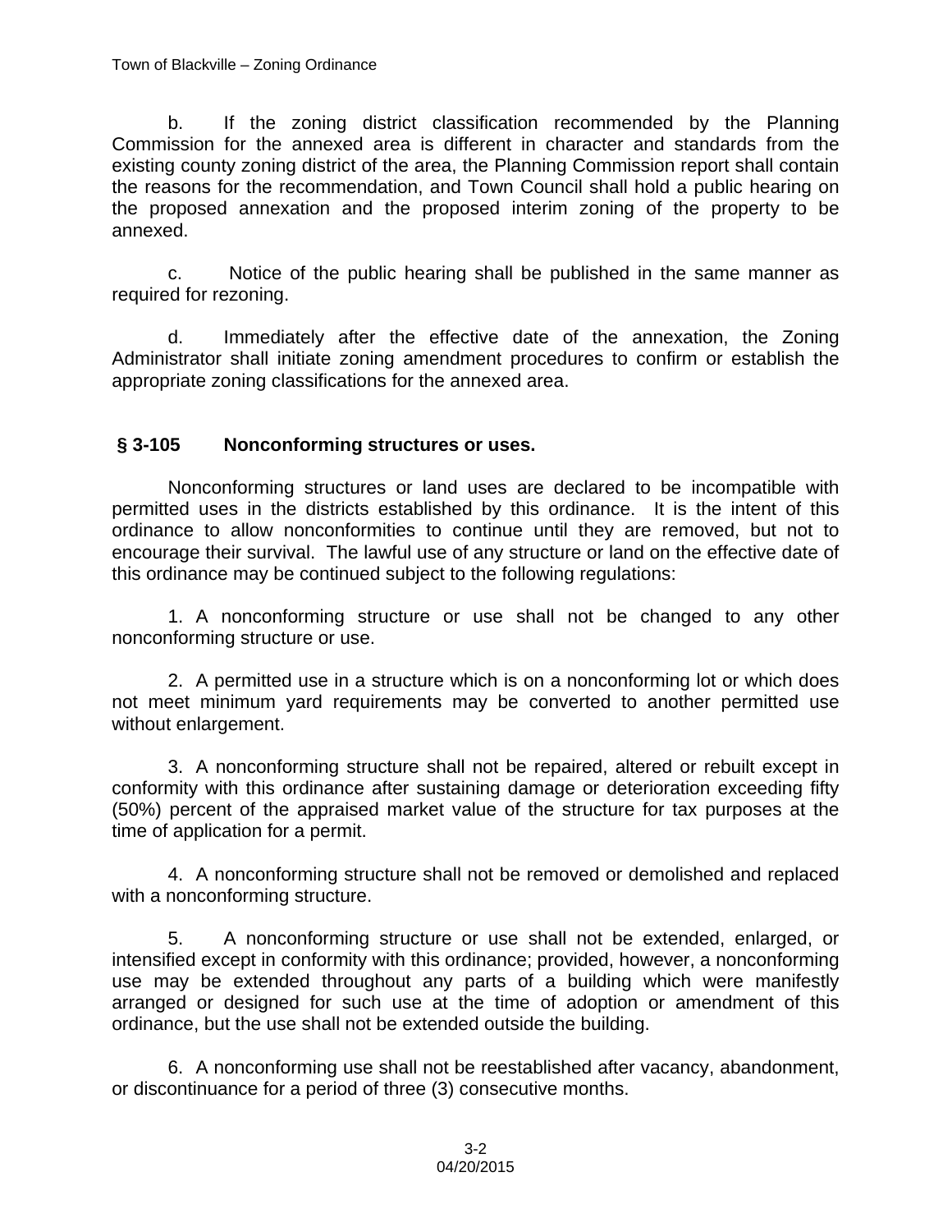b. If the zoning district classification recommended by the Planning Commission for the annexed area is different in character and standards from the existing county zoning district of the area, the Planning Commission report shall contain the reasons for the recommendation, and Town Council shall hold a public hearing on the proposed annexation and the proposed interim zoning of the property to be annexed.

c. Notice of the public hearing shall be published in the same manner as required for rezoning.

d. Immediately after the effective date of the annexation, the Zoning Administrator shall initiate zoning amendment procedures to confirm or establish the appropriate zoning classifications for the annexed area.

## § 3-105 Nonconforming structures or uses.

Nonconforming structures or land uses are declared to be incompatible with permitted uses in the districts established by this ordinance. It is the intent of this ordinance to allow nonconformities to continue until they are removed, but not to encourage their survival. The lawful use of any structure or land on the effective date of this ordinance may be continued subject to the following regulations:

1. A nonconforming structure or use shall not be changed to any other nonconforming structure or use.

2. A permitted use in a structure which is on a nonconforming lot or which does not meet minimum yard requirements may be converted to another permitted use without enlargement.

3. A nonconforming structure shall not be repaired, altered or rebuilt except in conformity with this ordinance after sustaining damage or deterioration exceeding fifty (50%) percent of the appraised market value of the structure for tax purposes at the time of application for a permit.

4. A nonconforming structure shall not be removed or demolished and replaced with a nonconforming structure.

5. A nonconforming structure or use shall not be extended, enlarged, or intensified except in conformity with this ordinance; provided, however, a nonconforming use may be extended throughout any parts of a building which were manifestly arranged or designed for such use at the time of adoption or amendment of this ordinance, but the use shall not be extended outside the building.

6. A nonconforming use shall not be reestablished after vacancy, abandonment, or discontinuance for a period of three (3) consecutive months.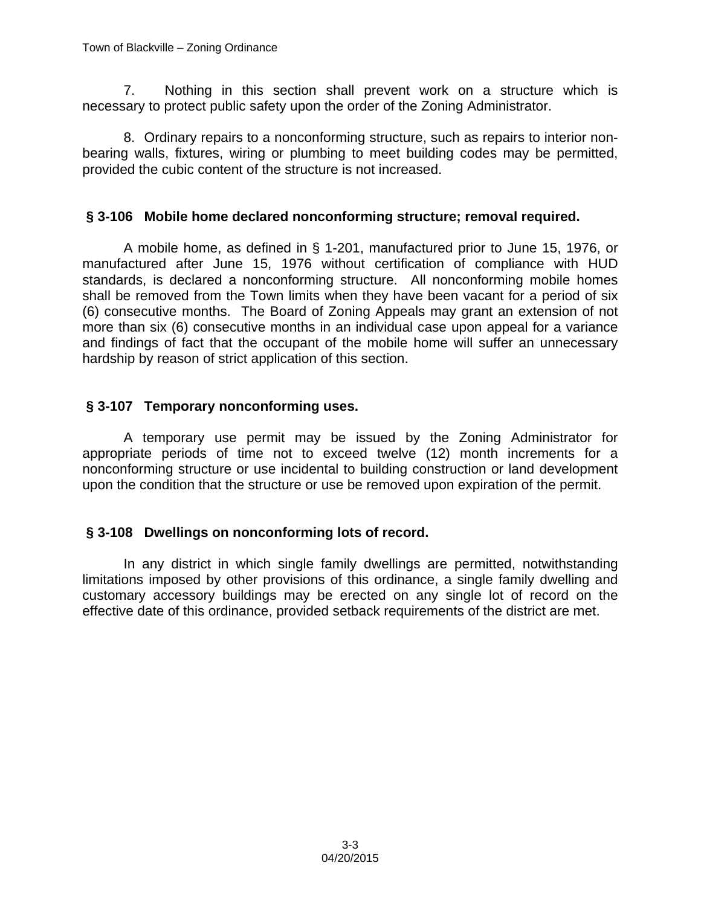7. Nothing in this section shall prevent work on a structure which is necessary to protect public safety upon the order of the Zoning Administrator.

8. Ordinary repairs to a nonconforming structure, such as repairs to interior non-bearing walls, fixtures, wiring or plumbing to meet building codes may be permitted, provided the cubic content of the structure is not increased.

### § 3-106 Mobile home declared nonconforming structure; removal required.

A mobile home, as defined in § 1-201, manufactured prior to June 15, 1976, or manufactured after June 15, 1976 without certification of compliance with HUD standards, is declared a nonconforming structure. All nonconforming mobile homes shall be removed from the Town limits when they have been vacant for a period of six (6) consecutive months. The Board of Zoning Appeals may grant an extension of not more than six (6) consecutive months in an individual case upon appeal for a variance and findings of fact that the occupant of the mobile home will suffer an unnecessary hardship by reason of strict application of this section.

### § 3-107 Temporary nonconforming uses.

A temporary use permit may be issued by the Zoning Administrator for appropriate periods of time not to exceed twelve (12) month increments for a nonconforming structure or use incidental to building construction or land development upon the condition that the structure or use be removed upon expiration of the permit.

### § 3-108 Dwellings on nonconforming lots of record.

In any district in which single family dwellings are permitted, notwithstanding limitations imposed by other provisions of this ordinance, a single family dwelling and customary accessory buildings may be erected on any single lot of record on the effective date of this ordinance, provided setback requirements of the district are met.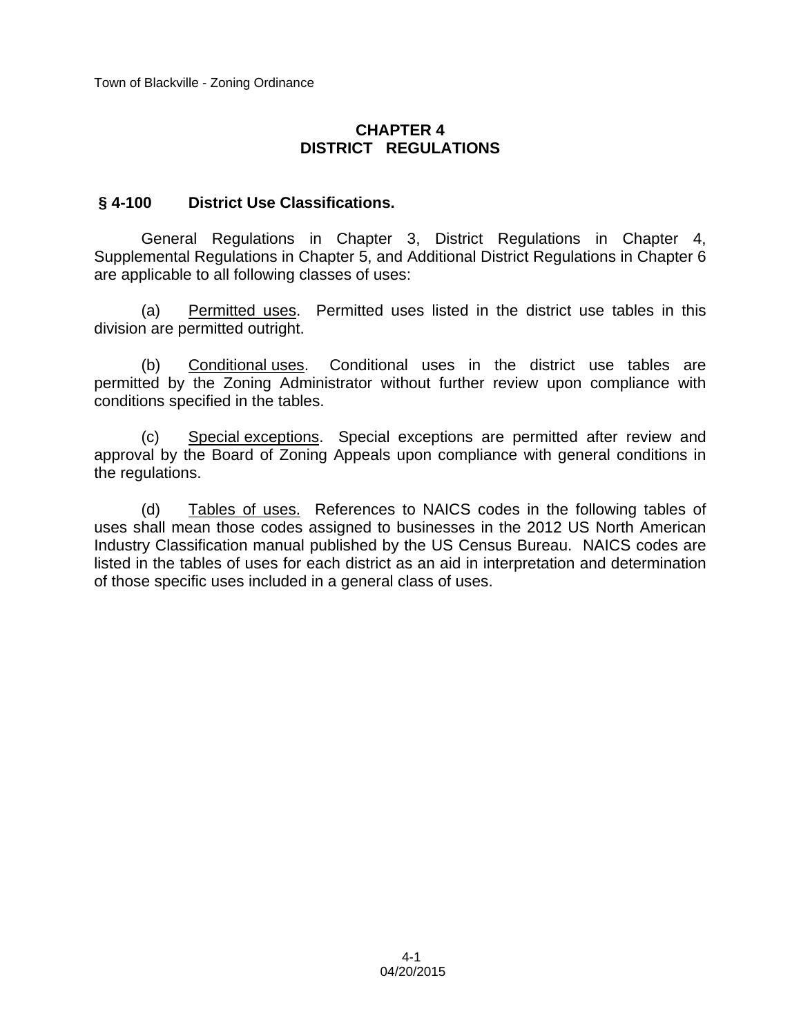# CHAPTER 4
# DISTRICT REGULATIONS

## § 4-100 District Use Classifications.

General Regulations in Chapter 3, District Regulations in Chapter 4, Supplemental Regulations in Chapter 5, and Additional District Regulations in Chapter 6 are applicable to all following classes of uses:

(a) Permitted uses. Permitted uses listed in the district use tables in this division are permitted outright.

(b) Conditional uses. Conditional uses in the district use tables are permitted by the Zoning Administrator without further review upon compliance with conditions specified in the tables.

(c) Special exceptions. Special exceptions are permitted after review and approval by the Board of Zoning Appeals upon compliance with general conditions in the regulations.

(d) Tables of uses. References to NAICS codes in the following tables of uses shall mean those codes assigned to businesses in the 2012 US North American Industry Classification manual published by the US Census Bureau. NAICS codes are listed in the tables of uses for each district as an aid in interpretation and determination of those specific uses included in a general class of uses.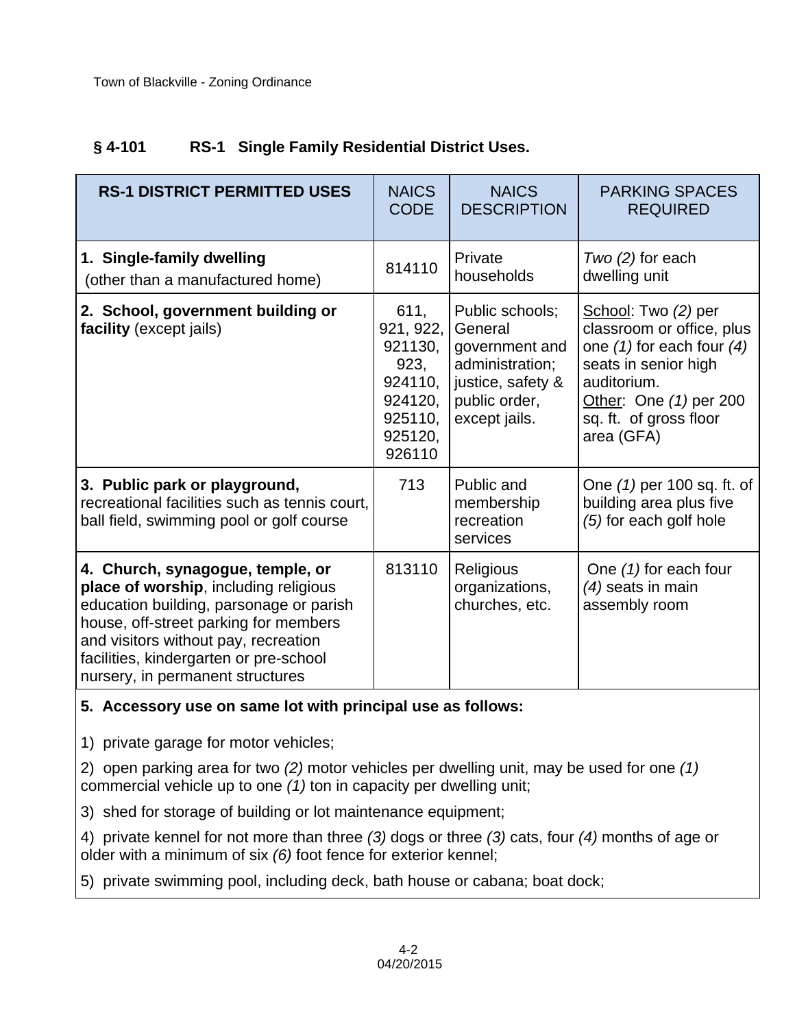### § 4-101 RS-1 Single Family Residential District Uses.

| RS-1 DISTRICT PERMITTED USES | NAICS CODE | NAICS DESCRIPTION | PARKING SPACES REQUIRED |
|---|---|---|---|
| **1. Single-family dwelling** (other than a manufactured home) | 814110 | Private households | *Two (2)* for each dwelling unit |
| **2. School, government building or facility** (except jails) | 611, 921, 922, 921130, 923, 924110, 924120, 925110, 925120, 926110 | Public schools; General government and administration; justice, safety & public order, except jails. | School: Two *(2)* per classroom or office, plus one *(1)* for each four *(4)* seats in senior high auditorium. Other: One *(1)* per 200 sq. ft. of gross floor area (GFA) |
| **3. Public park or playground,** recreational facilities such as tennis court, ball field, swimming pool or golf course | 713 | Public and membership recreation services | One *(1)* per 100 sq. ft. of building area plus five *(5)* for each golf hole |
| **4. Church, synagogue, temple, or place of worship**, including religious education building, parsonage or parish house, off-street parking for members and visitors without pay, recreation facilities, kindergarten or pre-school nursery, in permanent structures | 813110 | Religious organizations, churches, etc. | One *(1)* for each four *(4)* seats in main assembly room |

**5. Accessory use on same lot with principal use as follows:**

1) private garage for motor vehicles;

2) open parking area for two *(2)* motor vehicles per dwelling unit, may be used for one *(1)* commercial vehicle up to one *(1)* ton in capacity per dwelling unit;

3) shed for storage of building or lot maintenance equipment;

4) private kennel for not more than three *(3)* dogs or three *(3)* cats, four *(4)* months of age or older with a minimum of six *(6)* foot fence for exterior kennel;

5) private swimming pool, including deck, bath house or cabana; boat dock;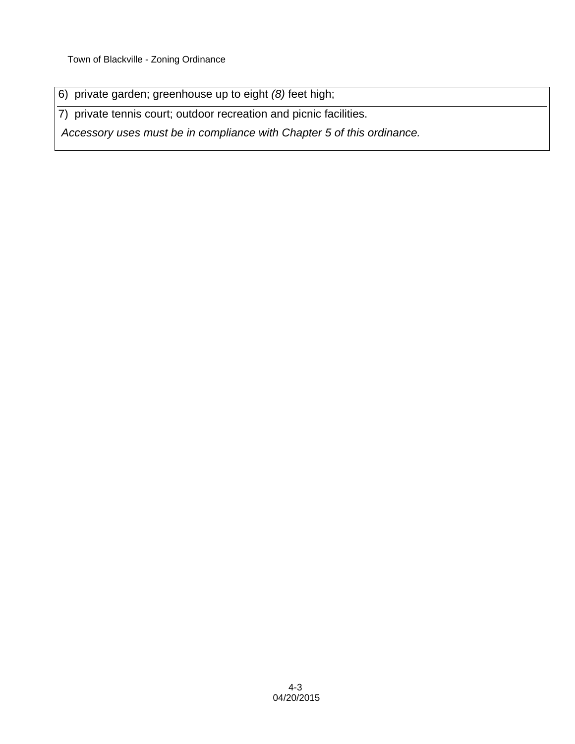6) private garden; greenhouse up to eight *(8)* feet high;

7) private tennis court; outdoor recreation and picnic facilities.

*Accessory uses must be in compliance with Chapter 5 of this ordinance.*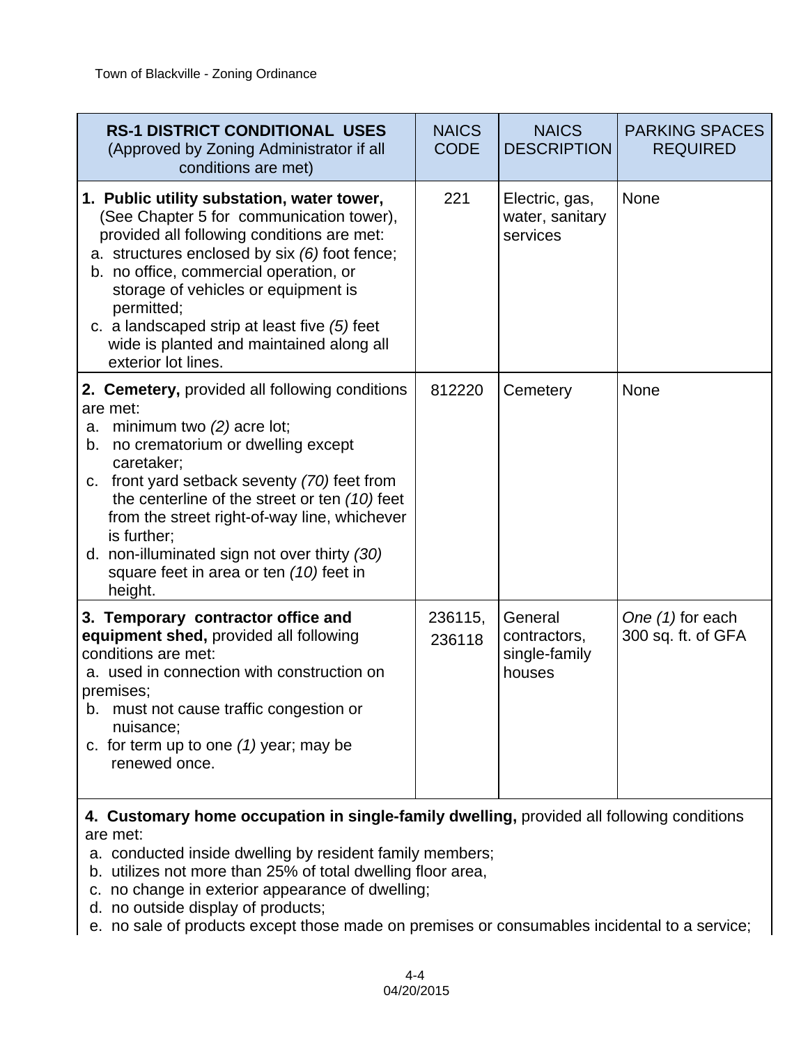| **RS-1 DISTRICT CONDITIONAL USES** (Approved by Zoning Administrator if all conditions are met) | NAICS CODE | NAICS DESCRIPTION | PARKING SPACES REQUIRED |
|---|---|---|---|
| **1. Public utility substation, water tower,** (See Chapter 5 for communication tower), provided all following conditions are met:<br>a. structures enclosed by six *(6)* foot fence;<br>b. no office, commercial operation, or storage of vehicles or equipment is permitted;<br>c. a landscaped strip at least five *(5)* feet wide is planted and maintained along all exterior lot lines. | 221 | Electric, gas, water, sanitary services | None |
| **2. Cemetery,** provided all following conditions are met:<br>a. minimum two *(2)* acre lot;<br>b. no crematorium or dwelling except caretaker;<br>c. front yard setback seventy *(70)* feet from the centerline of the street or ten *(10)* feet from the street right-of-way line, whichever is further;<br>d. non-illuminated sign not over thirty *(30)* square feet in area or ten *(10)* feet in height. | 812220 | Cemetery | None |
| **3. Temporary contractor office and equipment shed,** provided all following conditions are met:<br>a. used in connection with construction on premises;<br>b. must not cause traffic congestion or nuisance;<br>c. for term up to one *(1)* year; may be renewed once. | 236115, 236118 | General contractors, single-family houses | *One (1)* for each 300 sq. ft. of GFA |
| **4. Customary home occupation in single-family dwelling,** provided all following conditions are met:<br>a. conducted inside dwelling by resident family members;<br>b. utilizes not more than 25% of total dwelling floor area,<br>c. no change in exterior appearance of dwelling;<br>d. no outside display of products;<br>e. no sale of products except those made on premises or consumables incidental to a service; | | | |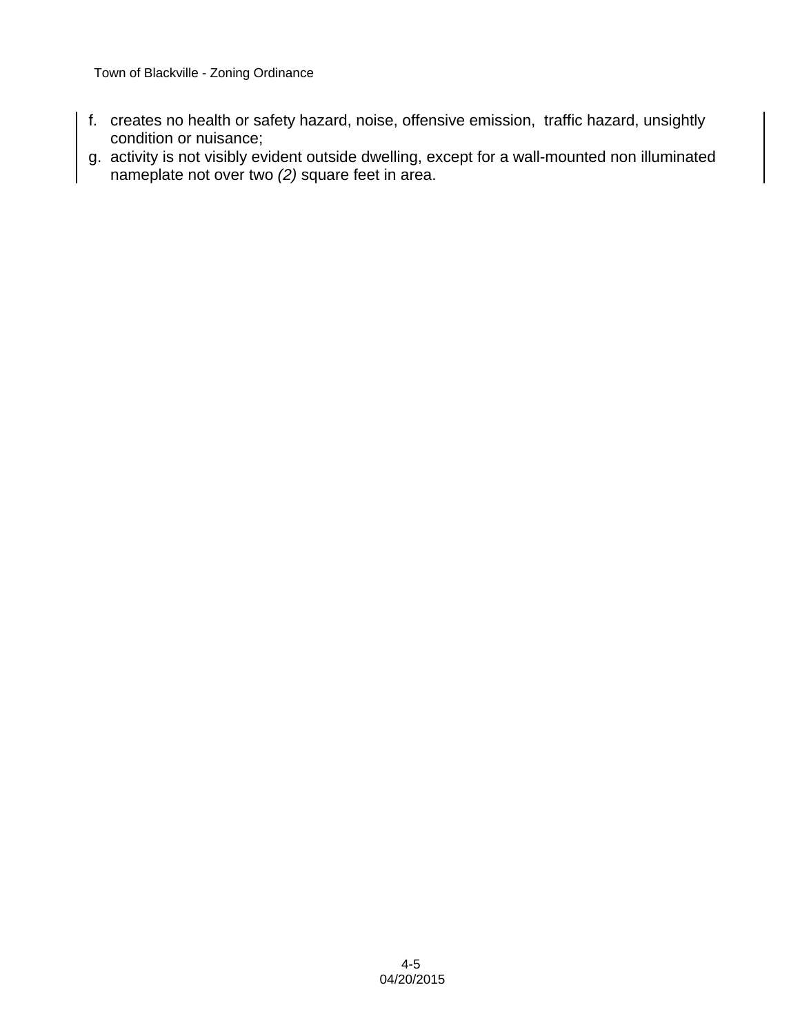f. creates no health or safety hazard, noise, offensive emission, traffic hazard, unsightly condition or nuisance;
g. activity is not visibly evident outside dwelling, except for a wall-mounted non illuminated nameplate not over two *(2)* square feet in area.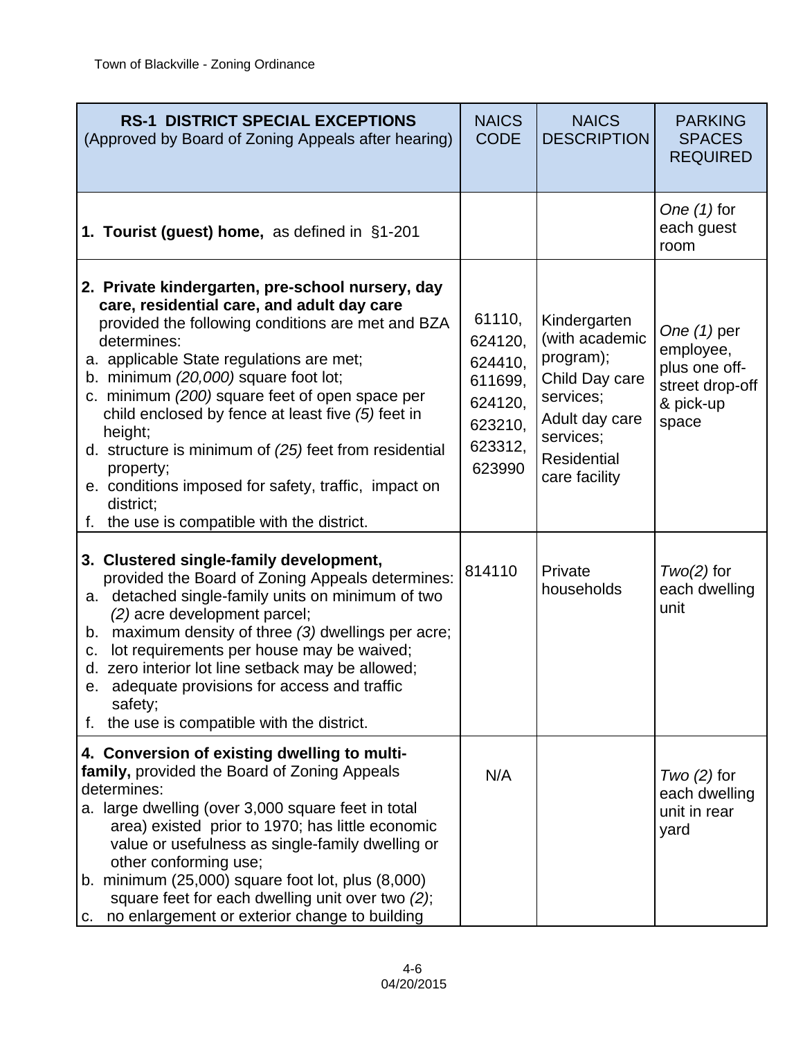| **RS-1 DISTRICT SPECIAL EXCEPTIONS** (Approved by Board of Zoning Appeals after hearing) | NAICS CODE | NAICS DESCRIPTION | PARKING SPACES REQUIRED |
|---|---|---|---|
| **1. Tourist (guest) home,** as defined in §1-201 | | | *One (1)* for each guest room |
| **2. Private kindergarten, pre-school nursery, day care, residential care, and adult day care** provided the following conditions are met and BZA determines:<br>a. applicable State regulations are met;<br>b. minimum *(20,000)* square foot lot;<br>c. minimum *(200)* square feet of open space per child enclosed by fence at least five *(5)* feet in height;<br>d. structure is minimum of *(25)* feet from residential property;<br>e. conditions imposed for safety, traffic, impact on district;<br>f. the use is compatible with the district. | 61110, 624120, 624410, 611699, 624120, 623210, 623312, 623990 | Kindergarten (with academic program); Child Day care services; Adult day care services; Residential care facility | *One (1)* per employee, plus one off-street drop-off & pick-up space |
| **3. Clustered single-family development,** provided the Board of Zoning Appeals determines:<br>a. detached single-family units on minimum of two *(2)* acre development parcel;<br>b. maximum density of three *(3)* dwellings per acre;<br>c. lot requirements per house may be waived;<br>d. zero interior lot line setback may be allowed;<br>e. adequate provisions for access and traffic safety;<br>f. the use is compatible with the district. | 814110 | Private households | *Two(2)* for each dwelling unit |
| **4. Conversion of existing dwelling to multi-family,** provided the Board of Zoning Appeals determines:<br>a. large dwelling (over 3,000 square feet in total area) existed prior to 1970; has little economic value or usefulness as single-family dwelling or other conforming use;<br>b. minimum (25,000) square foot lot, plus (8,000) square feet for each dwelling unit over two *(2)*;<br>c. no enlargement or exterior change to building | N/A | | *Two (2)* for each dwelling unit in rear yard |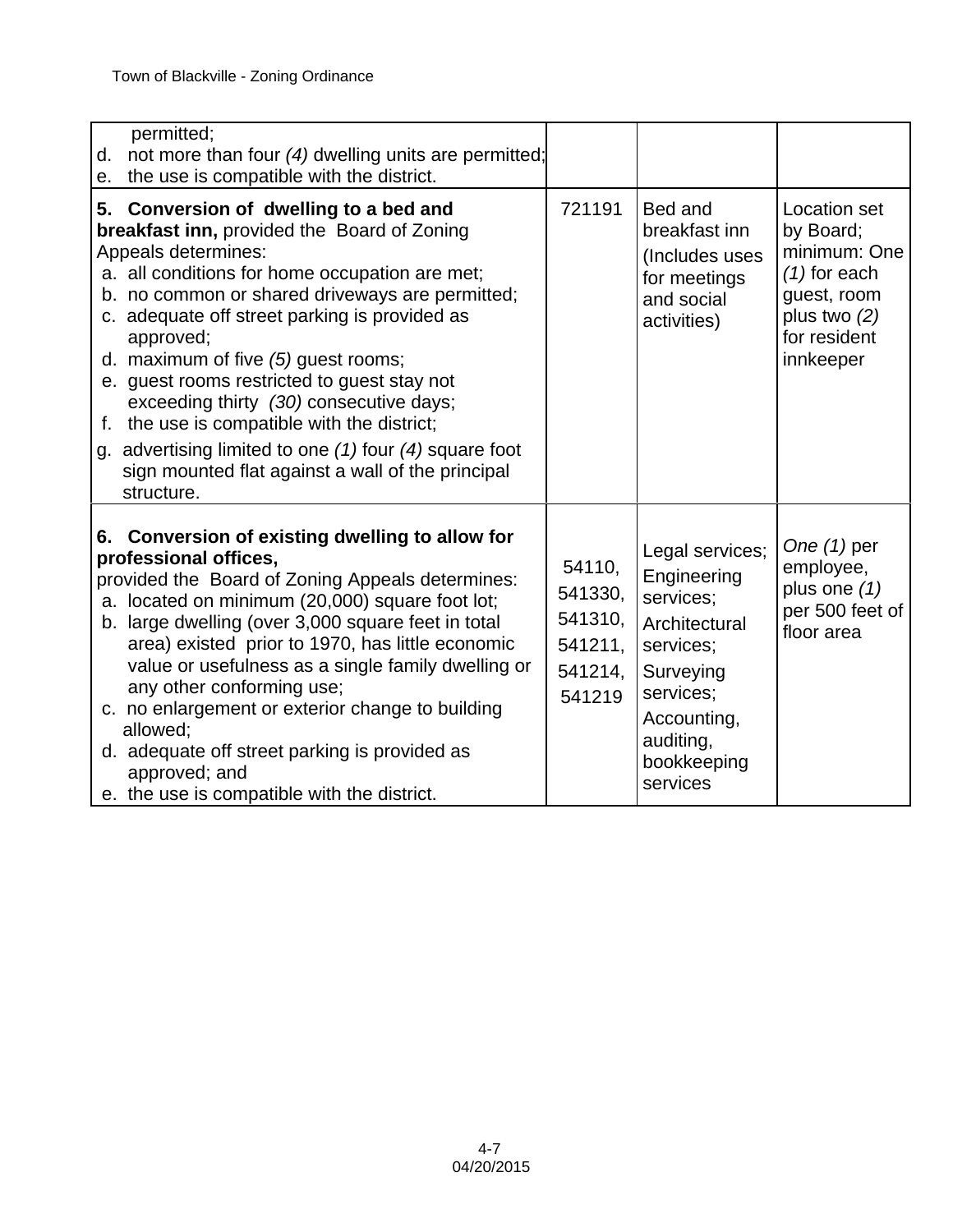| | | | |
|---|---|---|---|
| permitted;<br>d. not more than four *(4)* dwelling units are permitted;<br>e. the use is compatible with the district. | | | |
| **5. Conversion of dwelling to a bed and breakfast inn,** provided the Board of Zoning Appeals determines:<br>a. all conditions for home occupation are met;<br>b. no common or shared driveways are permitted;<br>c. adequate off street parking is provided as approved;<br>d. maximum of five *(5)* guest rooms;<br>e. guest rooms restricted to guest stay not exceeding thirty *(30)* consecutive days;<br>f. the use is compatible with the district;<br>g. advertising limited to one *(1)* four *(4)* square foot sign mounted flat against a wall of the principal structure. | 721191 | Bed and breakfast inn (Includes uses for meetings and social activities) | Location set by Board; minimum: One *(1)* for each guest, room plus two *(2)* for resident innkeeper |
| **6. Conversion of existing dwelling to allow for professional offices,** provided the Board of Zoning Appeals determines:<br>a. located on minimum (20,000) square foot lot;<br>b. large dwelling (over 3,000 square feet in total area) existed prior to 1970, has little economic value or usefulness as a single family dwelling or any other conforming use;<br>c. no enlargement or exterior change to building allowed;<br>d. adequate off street parking is provided as approved; and<br>e. the use is compatible with the district. | 54110, 541330, 541310, 541211, 541214, 541219 | Legal services; Engineering services; Architectural services; Surveying services; Accounting, auditing, bookkeeping services | *One (1)* per employee, plus one *(1)* per 500 feet of floor area |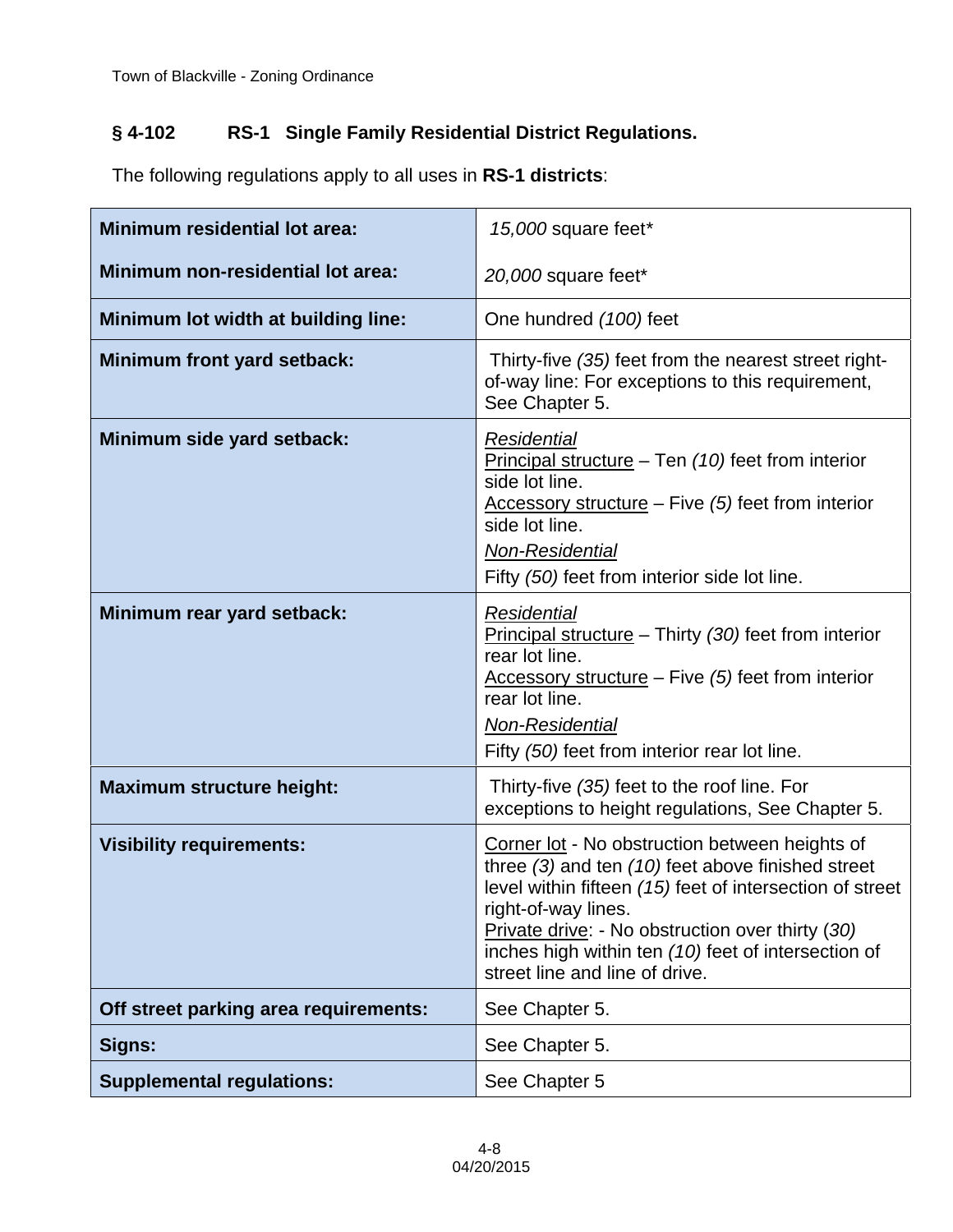## § 4-102 RS-1 Single Family Residential District Regulations.

The following regulations apply to all uses in **RS-1 districts**:

| | |
|---|---|
| **Minimum residential lot area:**<br><br>**Minimum non-residential lot area:** | *15,000* square feet*<br><br>*20,000* square feet* |
| **Minimum lot width at building line:** | One hundred *(100)* feet |
| **Minimum front yard setback:** | Thirty-five *(35)* feet from the nearest street right-of-way line: For exceptions to this requirement, See Chapter 5. |
| **Minimum side yard setback:** | *Residential*<br>Principal structure – Ten *(10)* feet from interior side lot line.<br>Accessory structure – Five *(5)* feet from interior side lot line.<br>*Non-Residential*<br>Fifty *(50)* feet from interior side lot line. |
| **Minimum rear yard setback:** | *Residential*<br>Principal structure – Thirty *(30)* feet from interior rear lot line.<br>Accessory structure – Five *(5)* feet from interior rear lot line.<br>*Non-Residential*<br>Fifty *(50)* feet from interior rear lot line. |
| **Maximum structure height:** | Thirty-five *(35)* feet to the roof line. For exceptions to height regulations, See Chapter 5. |
| **Visibility requirements:** | Corner lot - No obstruction between heights of three *(3)* and ten *(10)* feet above finished street level within fifteen *(15)* feet of intersection of street right-of-way lines.<br>Private drive: - No obstruction over thirty (*30)* inches high within ten *(10)* feet of intersection of street line and line of drive. |
| **Off street parking area requirements:** | See Chapter 5. |
| **Signs:** | See Chapter 5. |
| **Supplemental regulations:** | See Chapter 5 |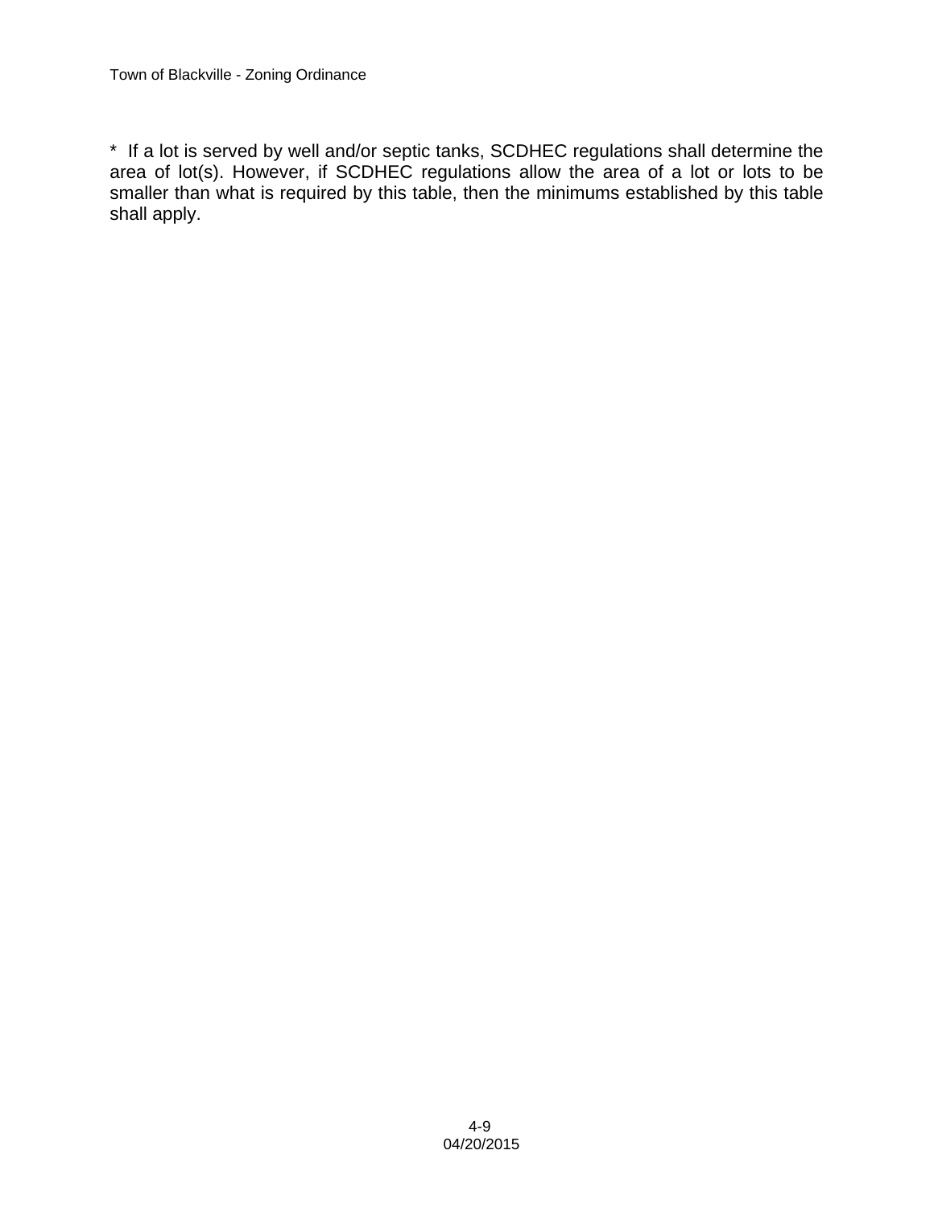* If a lot is served by well and/or septic tanks, SCDHEC regulations shall determine the area of lot(s). However, if SCDHEC regulations allow the area of a lot or lots to be smaller than what is required by this table, then the minimums established by this table shall apply.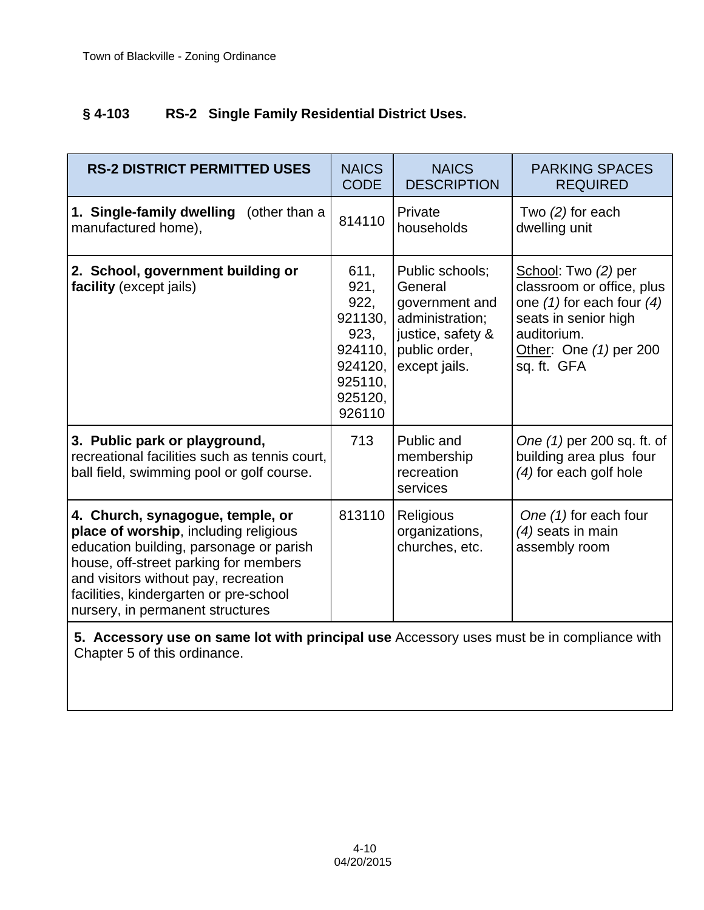### § 4-103 RS-2 Single Family Residential District Uses.

| RS-2 DISTRICT PERMITTED USES | NAICS CODE | NAICS DESCRIPTION | PARKING SPACES REQUIRED |
|---|---|---|---|
| **1. Single-family dwelling** (other than a manufactured home), | 814110 | Private households | Two *(2)* for each dwelling unit |
| **2. School, government building or facility** (except jails) | 611, 921, 922, 921130, 923, 924110, 924120, 925110, 925120, 926110 | Public schools; General government and administration; justice, safety & public order, except jails. | School: Two *(2)* per classroom or office, plus one *(1)* for each four *(4)* seats in senior high auditorium. Other: One *(1)* per 200 sq. ft. GFA |
| **3. Public park or playground,** recreational facilities such as tennis court, ball field, swimming pool or golf course. | 713 | Public and membership recreation services | *One (1)* per 200 sq. ft. of building area plus four *(4)* for each golf hole |
| **4. Church, synagogue, temple, or place of worship**, including religious education building, parsonage or parish house, off-street parking for members and visitors without pay, recreation facilities, kindergarten or pre-school nursery, in permanent structures | 813110 | Religious organizations, churches, etc. | *One (1)* for each four *(4)* seats in main assembly room |
| **5. Accessory use on same lot with principal use** Accessory uses must be in compliance with Chapter 5 of this ordinance. | | | |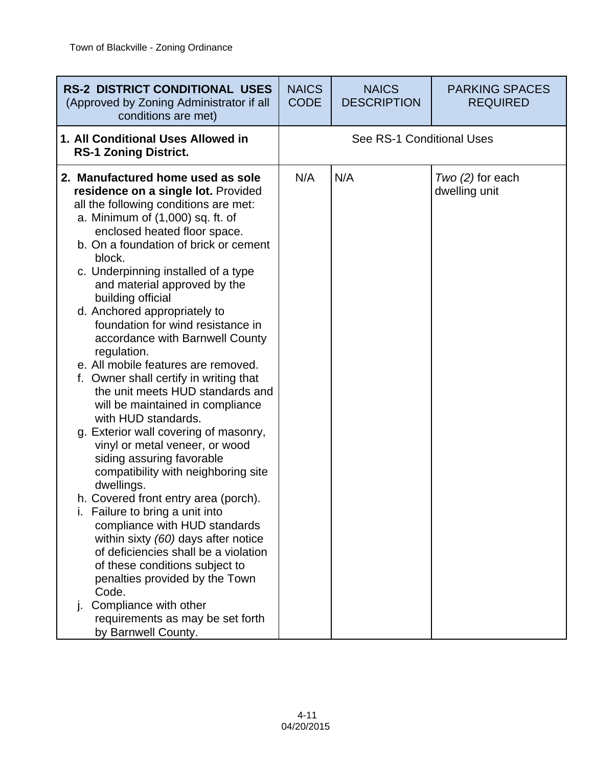| **RS-2 DISTRICT CONDITIONAL USES** (Approved by Zoning Administrator if all conditions are met) | NAICS CODE | NAICS DESCRIPTION | PARKING SPACES REQUIRED |
|---|---|---|---|
| **1. All Conditional Uses Allowed in RS-1 Zoning District.** | See RS-1 Conditional Uses | | |
| **2. Manufactured home used as sole residence on a single lot.** Provided all the following conditions are met:<br>a. Minimum of (1,000) sq. ft. of enclosed heated floor space.<br>b. On a foundation of brick or cement block.<br>c. Underpinning installed of a type and material approved by the building official<br>d. Anchored appropriately to foundation for wind resistance in accordance with Barnwell County regulation.<br>e. All mobile features are removed.<br>f. Owner shall certify in writing that the unit meets HUD standards and will be maintained in compliance with HUD standards.<br>g. Exterior wall covering of masonry, vinyl or metal veneer, or wood siding assuring favorable compatibility with neighboring site dwellings.<br>h. Covered front entry area (porch).<br>i. Failure to bring a unit into compliance with HUD standards within sixty *(60)* days after notice of deficiencies shall be a violation of these conditions subject to penalties provided by the Town Code.<br>j. Compliance with other requirements as may be set forth by Barnwell County. | N/A | N/A | *Two (2)* for each dwelling unit |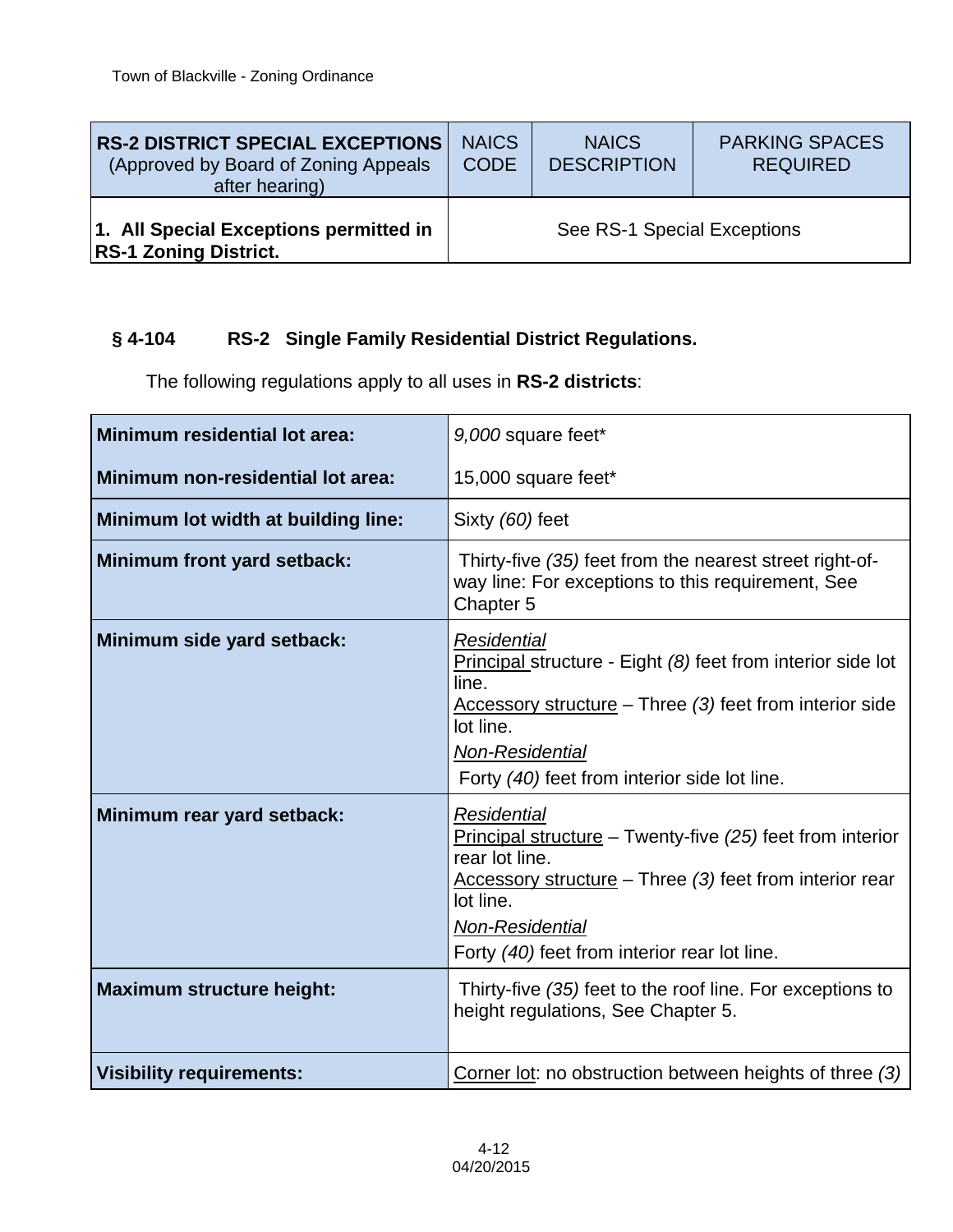| **RS-2 DISTRICT SPECIAL EXCEPTIONS** (Approved by Board of Zoning Appeals after hearing) | NAICS CODE | NAICS DESCRIPTION | PARKING SPACES REQUIRED |
|---|---|---|---|
| **1. All Special Exceptions permitted in RS-1 Zoning District.** | See RS-1 Special Exceptions | | |

### § 4-104 RS-2 Single Family Residential District Regulations.

The following regulations apply to all uses in **RS-2 districts**:

| | |
|---|---|
| **Minimum residential lot area:** | *9,000* square feet* |
| **Minimum non-residential lot area:** | 15,000 square feet* |
| **Minimum lot width at building line:** | Sixty *(60)* feet |
| **Minimum front yard setback:** | Thirty-five *(35)* feet from the nearest street right-of-way line: For exceptions to this requirement, See Chapter 5 |
| **Minimum side yard setback:** | *Residential*<br>Principal structure - Eight *(8)* feet from interior side lot line.<br>Accessory structure – Three *(3)* feet from interior side lot line.<br>*Non-Residential*<br>Forty *(40)* feet from interior side lot line. |
| **Minimum rear yard setback:** | *Residential*<br>Principal structure – Twenty-five *(25)* feet from interior rear lot line.<br>Accessory structure – Three *(3)* feet from interior rear lot line.<br>*Non-Residential*<br>Forty *(40)* feet from interior rear lot line. |
| **Maximum structure height:** | Thirty-five *(35)* feet to the roof line. For exceptions to height regulations, See Chapter 5. |
| **Visibility requirements:** | Corner lot: no obstruction between heights of three *(3)* |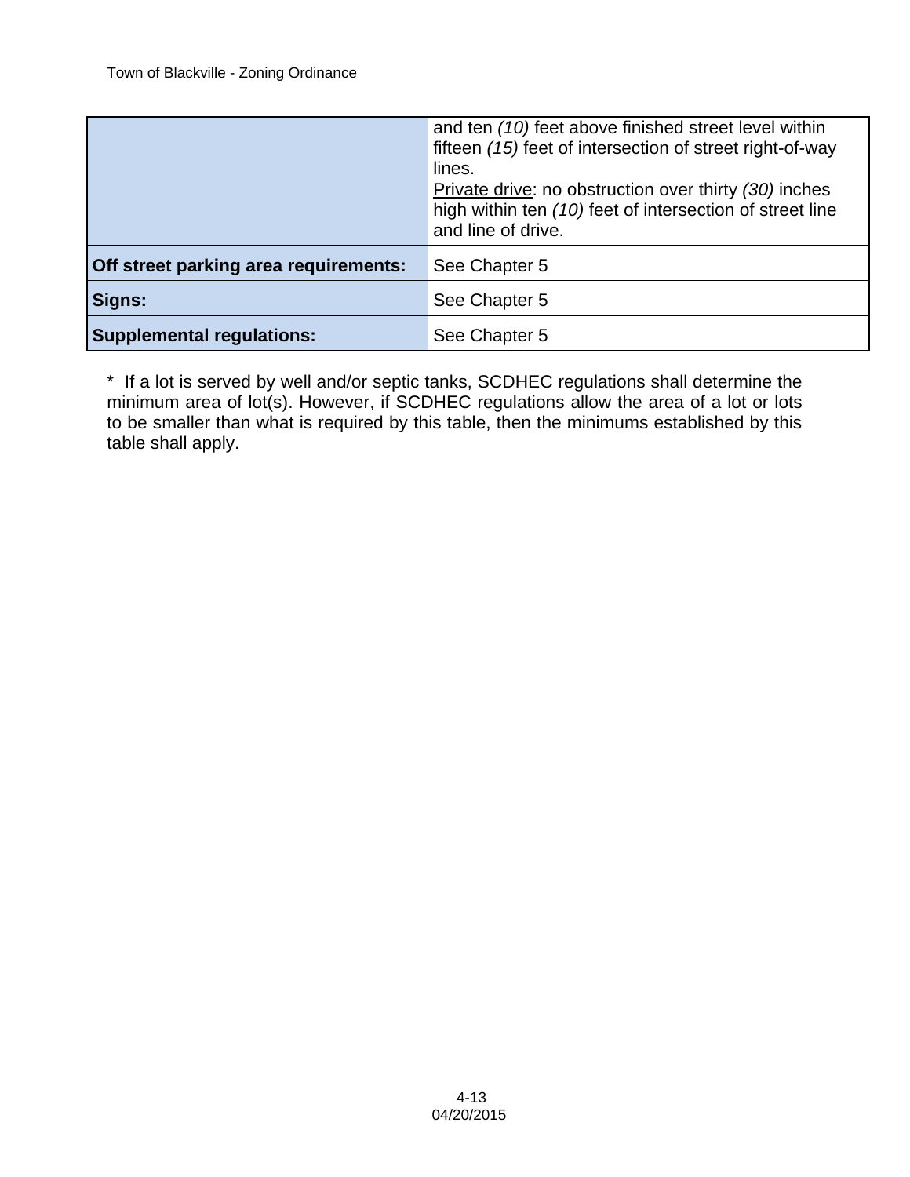| | |
|---|---|
| | and ten *(10)* feet above finished street level within fifteen *(15)* feet of intersection of street right-of-way lines.<br>Private drive: no obstruction over thirty *(30)* inches high within ten *(10)* feet of intersection of street line and line of drive. |
| **Off street parking area requirements:** | See Chapter 5 |
| **Signs:** | See Chapter 5 |
| **Supplemental regulations:** | See Chapter 5 |

* If a lot is served by well and/or septic tanks, SCDHEC regulations shall determine the minimum area of lot(s). However, if SCDHEC regulations allow the area of a lot or lots to be smaller than what is required by this table, then the minimums established by this table shall apply.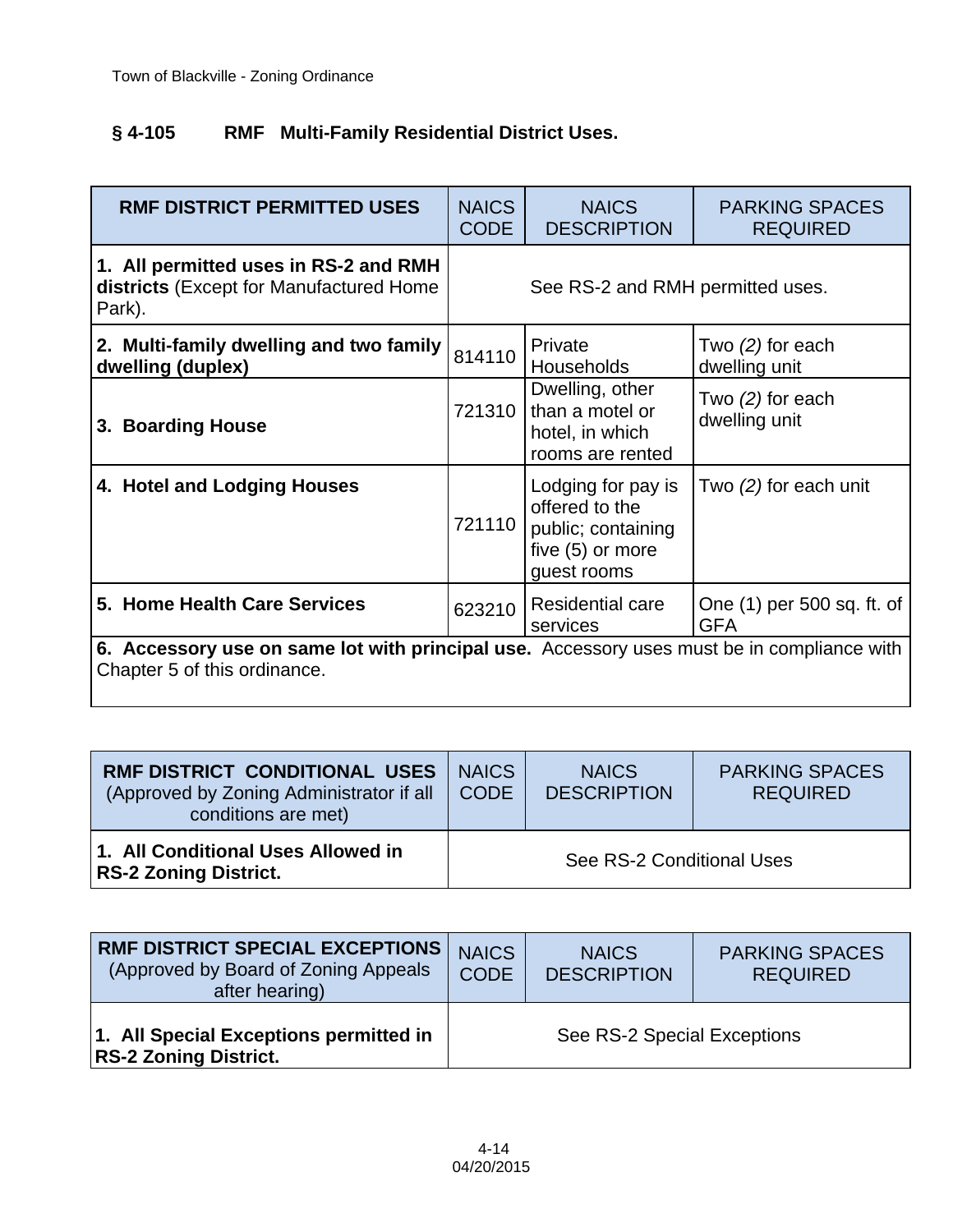## § 4-105 RMF Multi-Family Residential District Uses.

| RMF DISTRICT PERMITTED USES | NAICS CODE | NAICS DESCRIPTION | PARKING SPACES REQUIRED |
|---|---|---|---|
| **1. All permitted uses in RS-2 and RMH districts** (Except for Manufactured Home Park). | See RS-2 and RMH permitted uses. | | |
| **2. Multi-family dwelling and two family dwelling (duplex)** | 814110 | Private Households | Two *(2)* for each dwelling unit |
| **3. Boarding House** | 721310 | Dwelling, other than a motel or hotel, in which rooms are rented | Two *(2)* for each dwelling unit |
| **4. Hotel and Lodging Houses** | 721110 | Lodging for pay is offered to the public; containing five (5) or more guest rooms | Two *(2)* for each unit |
| **5. Home Health Care Services** | 623210 | Residential care services | One (1) per 500 sq. ft. of GFA |
| **6. Accessory use on same lot with principal use.** Accessory uses must be in compliance with Chapter 5 of this ordinance. | | | |

| RMF DISTRICT CONDITIONAL USES (Approved by Zoning Administrator if all conditions are met) | NAICS CODE | NAICS DESCRIPTION | PARKING SPACES REQUIRED |
|---|---|---|---|
| **1. All Conditional Uses Allowed in RS-2 Zoning District.** | See RS-2 Conditional Uses | | |

| RMF DISTRICT SPECIAL EXCEPTIONS (Approved by Board of Zoning Appeals after hearing) | NAICS CODE | NAICS DESCRIPTION | PARKING SPACES REQUIRED |
|---|---|---|---|
| **1. All Special Exceptions permitted in RS-2 Zoning District.** | See RS-2 Special Exceptions | | |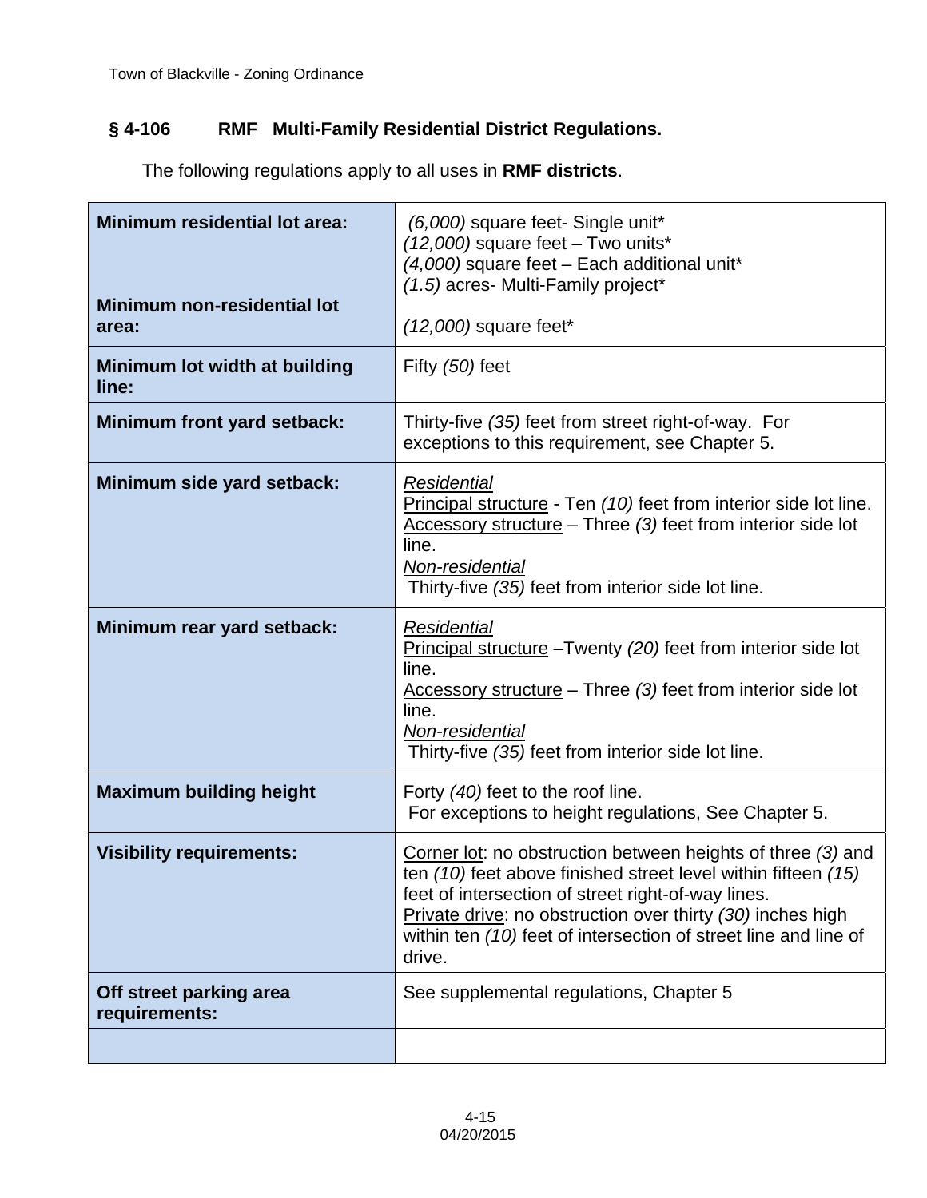## § 4-106 RMF Multi-Family Residential District Regulations.

The following regulations apply to all uses in **RMF districts**.

| | |
|---|---|
| **Minimum residential lot area:**<br><br>**Minimum non-residential lot area:** | *(6,000)* square feet- Single unit*<br>*(12,000)* square feet – Two units*<br>*(4,000)* square feet – Each additional unit*<br>*(1.5)* acres- Multi-Family project*<br><br>*(12,000)* square feet* |
| **Minimum lot width at building line:** | Fifty *(50)* feet |
| **Minimum front yard setback:** | Thirty-five *(35)* feet from street right-of-way. For exceptions to this requirement, see Chapter 5. |
| **Minimum side yard setback:** | *Residential*<br>Principal structure - Ten *(10)* feet from interior side lot line.<br>Accessory structure – Three *(3)* feet from interior side lot line.<br>*Non-residential*<br>Thirty-five *(35)* feet from interior side lot line. |
| **Minimum rear yard setback:** | *Residential*<br>Principal structure –Twenty *(20)* feet from interior side lot line.<br>Accessory structure – Three *(3)* feet from interior side lot line.<br>*Non-residential*<br>Thirty-five *(35)* feet from interior side lot line. |
| **Maximum building height** | Forty *(40)* feet to the roof line.<br>For exceptions to height regulations, See Chapter 5. |
| **Visibility requirements:** | Corner lot: no obstruction between heights of three *(3)* and ten *(10)* feet above finished street level within fifteen *(15)* feet of intersection of street right-of-way lines.<br>Private drive: no obstruction over thirty *(30)* inches high within ten *(10)* feet of intersection of street line and line of drive. |
| **Off street parking area requirements:** | See supplemental regulations, Chapter 5 |
| | |

04/20/2015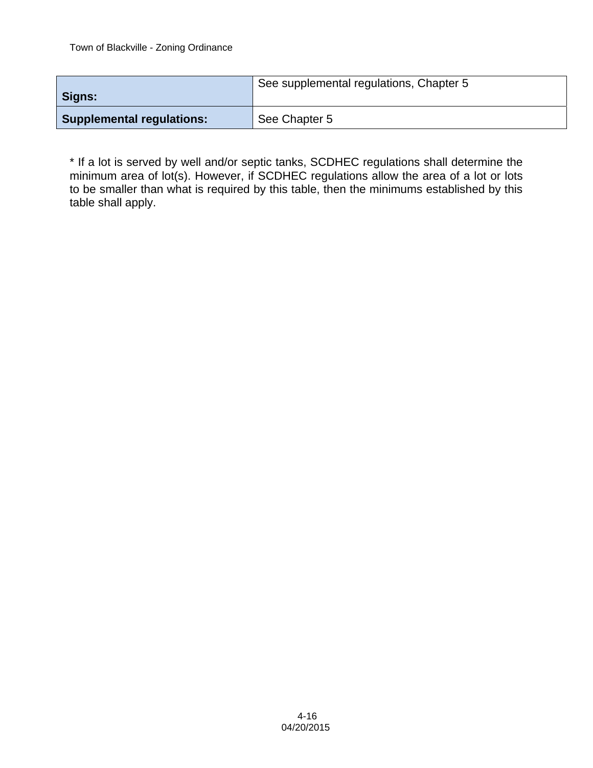| | |
|---|---|
| **Signs:** | See supplemental regulations, Chapter 5 |
| **Supplemental regulations:** | See Chapter 5 |

* If a lot is served by well and/or septic tanks, SCDHEC regulations shall determine the minimum area of lot(s). However, if SCDHEC regulations allow the area of a lot or lots to be smaller than what is required by this table, then the minimums established by this table shall apply.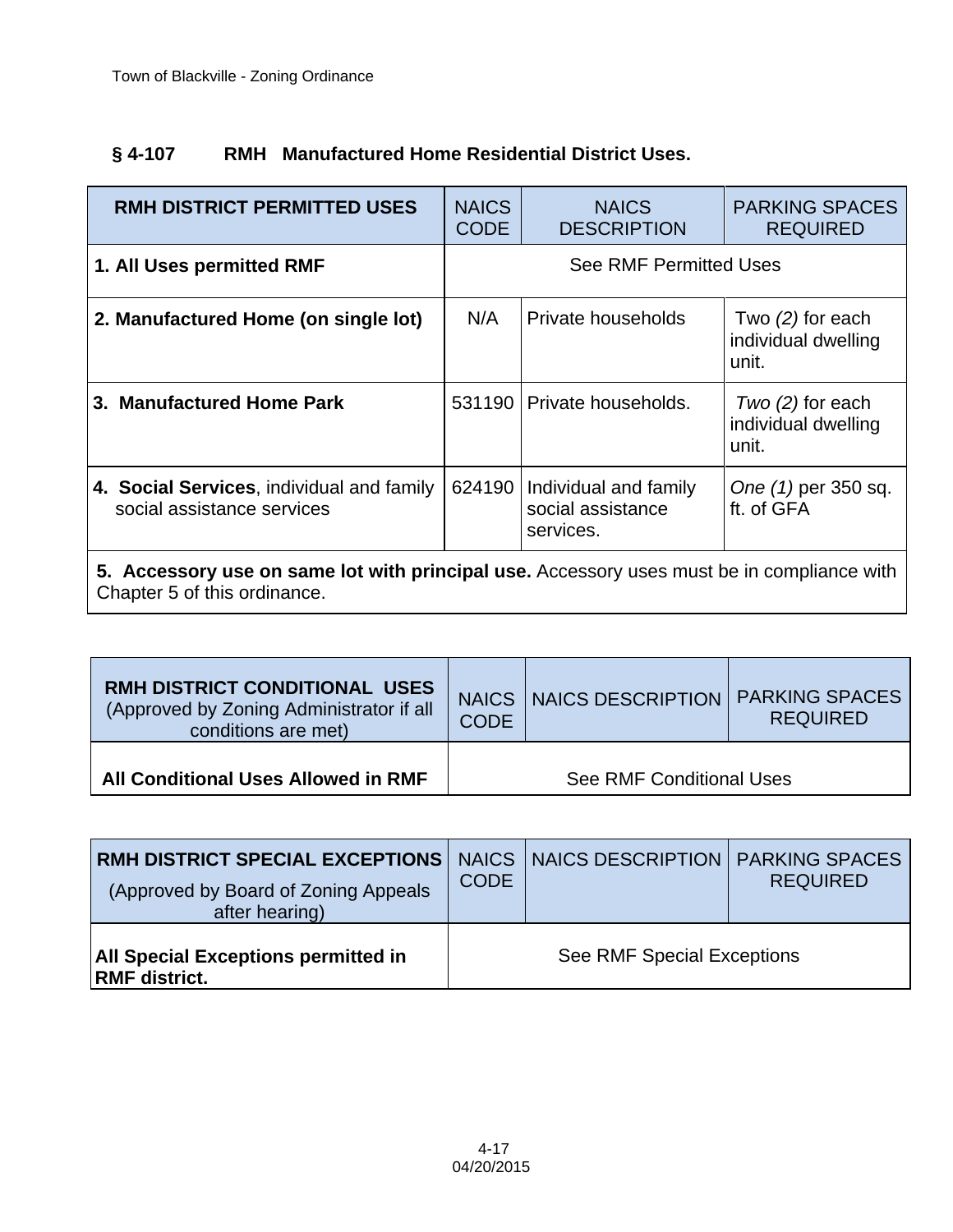## § 4-107 RMH Manufactured Home Residential District Uses.

| RMH DISTRICT PERMITTED USES | NAICS CODE | NAICS DESCRIPTION | PARKING SPACES REQUIRED |
|---|---|---|---|
| **1. All Uses permitted RMF** | See RMF Permitted Uses | | |
| **2. Manufactured Home (on single lot)** | N/A | Private households | Two *(2)* for each individual dwelling unit. |
| **3. Manufactured Home Park** | 531190 | Private households. | *Two (2)* for each individual dwelling unit. |
| **4. Social Services**, individual and family social assistance services | 624190 | Individual and family social assistance services. | *One (1)* per 350 sq. ft. of GFA |
| **5. Accessory use on same lot with principal use.** Accessory uses must be in compliance with Chapter 5 of this ordinance. | | | |

| **RMH DISTRICT CONDITIONAL USES** (Approved by Zoning Administrator if all conditions are met) | NAICS CODE | NAICS DESCRIPTION | PARKING SPACES REQUIRED |
|---|---|---|---|
| **All Conditional Uses Allowed in RMF** | See RMF Conditional Uses | | |

| **RMH DISTRICT SPECIAL EXCEPTIONS** (Approved by Board of Zoning Appeals after hearing) | NAICS CODE | NAICS DESCRIPTION | PARKING SPACES REQUIRED |
|---|---|---|---|
| **All Special Exceptions permitted in RMF district.** | See RMF Special Exceptions | | |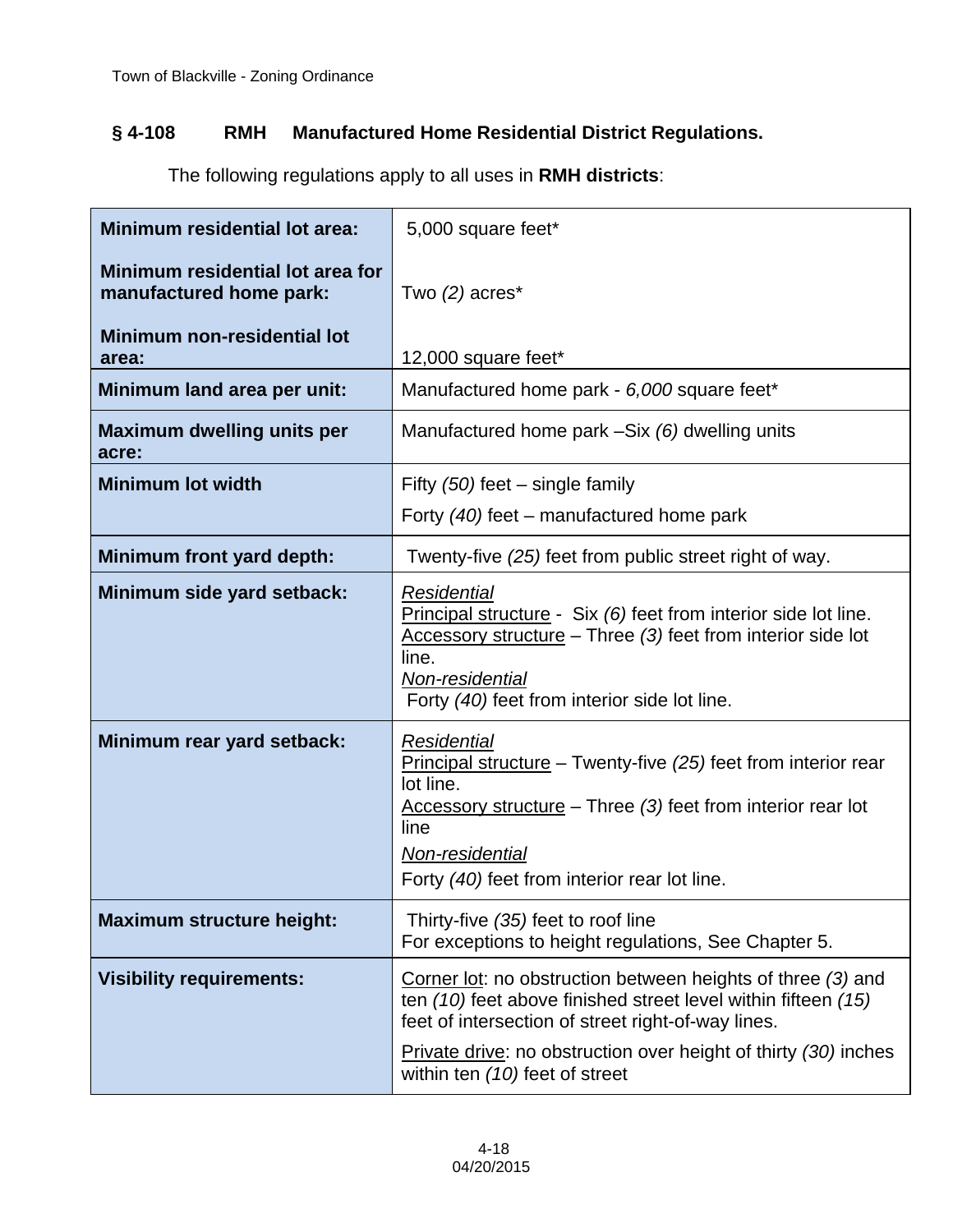## § 4-108 RMH Manufactured Home Residential District Regulations.

The following regulations apply to all uses in **RMH districts**:

| | |
|---|---|
| **Minimum residential lot area:**<br><br>**Minimum residential lot area for manufactured home park:**<br><br>**Minimum non-residential lot area:** | 5,000 square feet*<br><br>Two *(2)* acres*<br><br>12,000 square feet* |
| **Minimum land area per unit:** | Manufactured home park - *6,000* square feet* |
| **Maximum dwelling units per acre:** | Manufactured home park –Six *(6)* dwelling units |
| **Minimum lot width** | Fifty *(50)* feet – single family<br>Forty *(40)* feet – manufactured home park |
| **Minimum front yard depth:** | Twenty-five *(25)* feet from public street right of way. |
| **Minimum side yard setback:** | *Residential*<br>Principal structure - Six *(6)* feet from interior side lot line.<br>Accessory structure – Three *(3)* feet from interior side lot line.<br>*Non-residential*<br>Forty *(40)* feet from interior side lot line. |
| **Minimum rear yard setback:** | *Residential*<br>Principal structure – Twenty-five *(25)* feet from interior rear lot line.<br>Accessory structure – Three *(3)* feet from interior rear lot line<br>*Non-residential*<br>Forty *(40)* feet from interior rear lot line. |
| **Maximum structure height:** | Thirty-five *(35)* feet to roof line<br>For exceptions to height regulations, See Chapter 5. |
| **Visibility requirements:** | Corner lot: no obstruction between heights of three *(3)* and ten *(10)* feet above finished street level within fifteen *(15)* feet of intersection of street right-of-way lines.<br>Private drive: no obstruction over height of thirty *(30)* inches within ten *(10)* feet of street |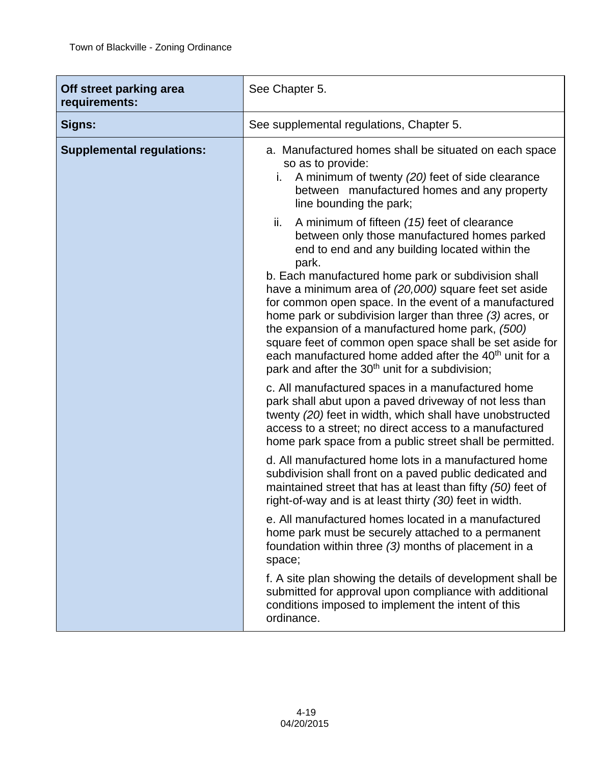| | |
|---|---|
| **Off street parking area requirements:** | See Chapter 5. |
| **Signs:** | See supplemental regulations, Chapter 5. |
| **Supplemental regulations:** | a. Manufactured homes shall be situated on each space so as to provide:<br>i. A minimum of twenty *(20)* feet of side clearance between manufactured homes and any property line bounding the park;<br>ii. A minimum of fifteen *(15)* feet of clearance between only those manufactured homes parked end to end and any building located within the park.<br>b. Each manufactured home park or subdivision shall have a minimum area of *(20,000)* square feet set aside for common open space. In the event of a manufactured home park or subdivision larger than three *(3)* acres, or the expansion of a manufactured home park, *(500)* square feet of common open space shall be set aside for each manufactured home added after the 40th unit for a park and after the 30th unit for a subdivision;<br>c. All manufactured spaces in a manufactured home park shall abut upon a paved driveway of not less than twenty *(20)* feet in width, which shall have unobstructed access to a street; no direct access to a manufactured home park space from a public street shall be permitted.<br>d. All manufactured home lots in a manufactured home subdivision shall front on a paved public dedicated and maintained street that has at least than fifty *(50)* feet of right-of-way and is at least thirty *(30)* feet in width.<br>e. All manufactured homes located in a manufactured home park must be securely attached to a permanent foundation within three *(3)* months of placement in a space;<br>f. A site plan showing the details of development shall be submitted for approval upon compliance with additional conditions imposed to implement the intent of this ordinance. |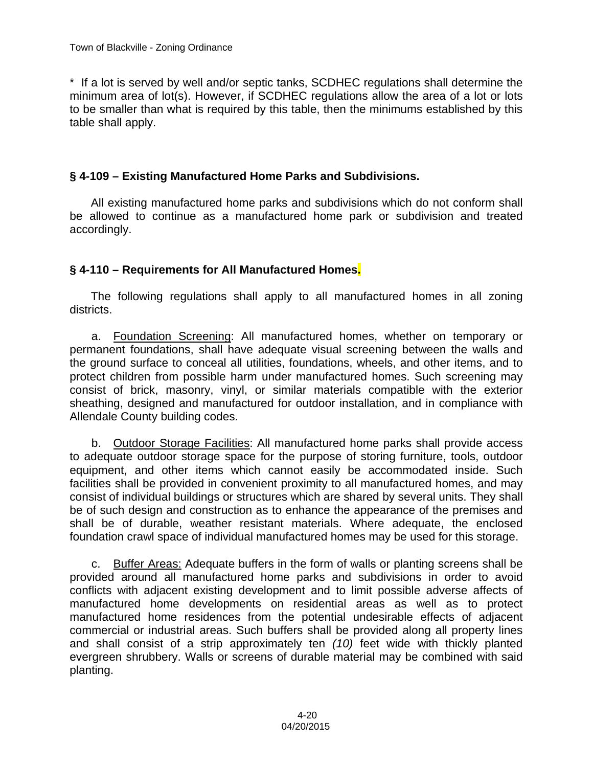\* If a lot is served by well and/or septic tanks, SCDHEC regulations shall determine the minimum area of lot(s). However, if SCDHEC regulations allow the area of a lot or lots to be smaller than what is required by this table, then the minimums established by this table shall apply.

### § 4-109 – Existing Manufactured Home Parks and Subdivisions.

All existing manufactured home parks and subdivisions which do not conform shall be allowed to continue as a manufactured home park or subdivision and treated accordingly.

### § 4-110 – Requirements for All Manufactured Homes.

The following regulations shall apply to all manufactured homes in all zoning districts.

a. Foundation Screening: All manufactured homes, whether on temporary or permanent foundations, shall have adequate visual screening between the walls and the ground surface to conceal all utilities, foundations, wheels, and other items, and to protect children from possible harm under manufactured homes. Such screening may consist of brick, masonry, vinyl, or similar materials compatible with the exterior sheathing, designed and manufactured for outdoor installation, and in compliance with Allendale County building codes.

b. Outdoor Storage Facilities: All manufactured home parks shall provide access to adequate outdoor storage space for the purpose of storing furniture, tools, outdoor equipment, and other items which cannot easily be accommodated inside. Such facilities shall be provided in convenient proximity to all manufactured homes, and may consist of individual buildings or structures which are shared by several units. They shall be of such design and construction as to enhance the appearance of the premises and shall be of durable, weather resistant materials. Where adequate, the enclosed foundation crawl space of individual manufactured homes may be used for this storage.

c. Buffer Areas: Adequate buffers in the form of walls or planting screens shall be provided around all manufactured home parks and subdivisions in order to avoid conflicts with adjacent existing development and to limit possible adverse affects of manufactured home developments on residential areas as well as to protect manufactured home residences from the potential undesirable effects of adjacent commercial or industrial areas. Such buffers shall be provided along all property lines and shall consist of a strip approximately ten *(10)* feet wide with thickly planted evergreen shrubbery. Walls or screens of durable material may be combined with said planting.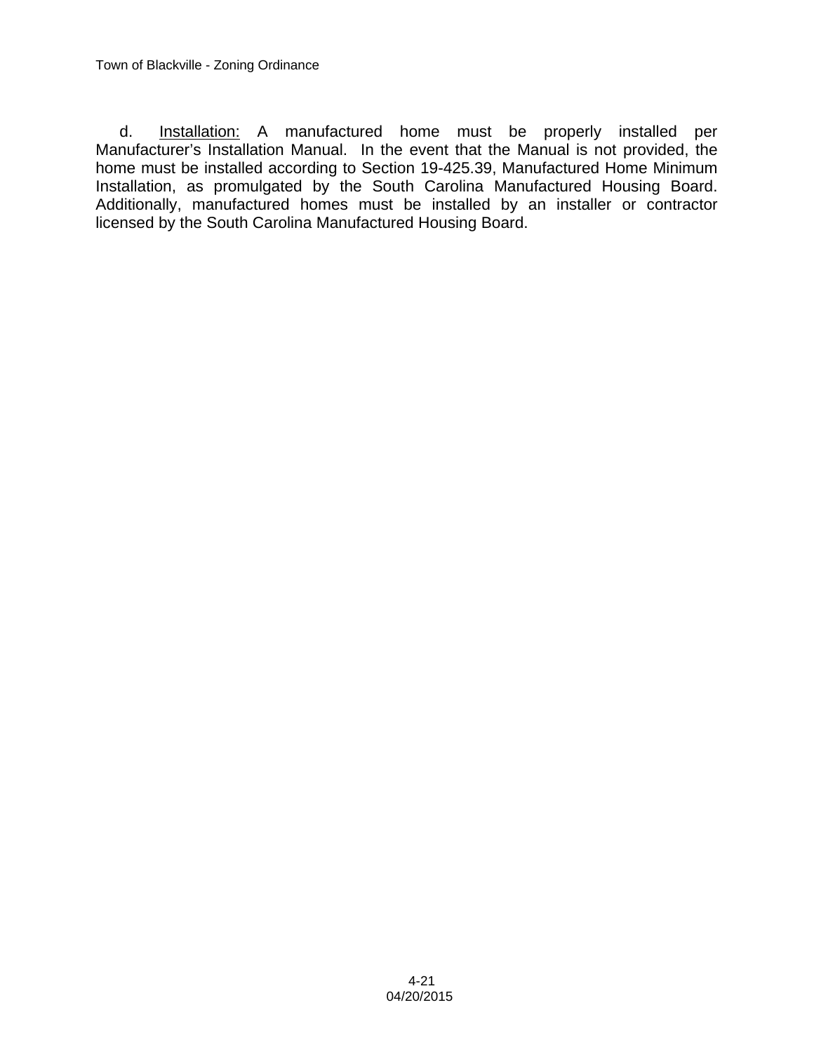d. Installation: A manufactured home must be properly installed per Manufacturer's Installation Manual. In the event that the Manual is not provided, the home must be installed according to Section 19-425.39, Manufactured Home Minimum Installation, as promulgated by the South Carolina Manufactured Housing Board. Additionally, manufactured homes must be installed by an installer or contractor licensed by the South Carolina Manufactured Housing Board.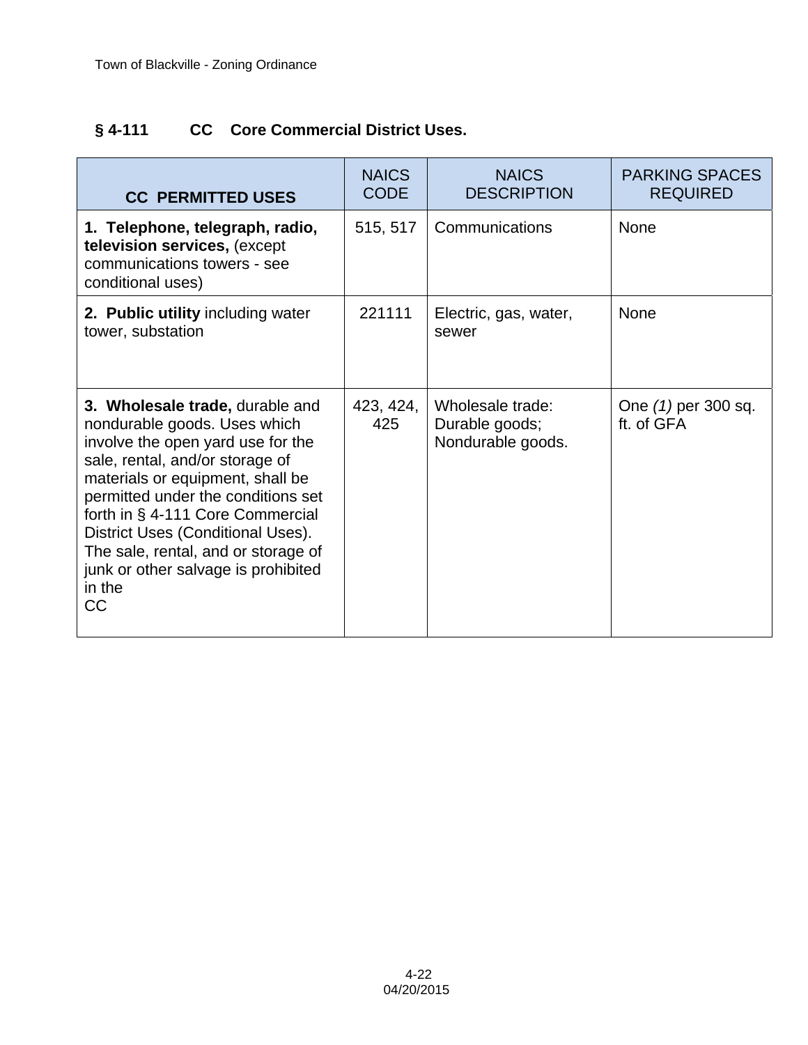## § 4-111 CC Core Commercial District Uses.

| CC PERMITTED USES | NAICS CODE | NAICS DESCRIPTION | PARKING SPACES REQUIRED |
|---|---|---|---|
| **1. Telephone, telegraph, radio, television services,** (except communications towers - see conditional uses) | 515, 517 | Communications | None |
| **2. Public utility** including water tower, substation | 221111 | Electric, gas, water, sewer | None |
| **3. Wholesale trade,** durable and nondurable goods. Uses which involve the open yard use for the sale, rental, and/or storage of materials or equipment, shall be permitted under the conditions set forth in § 4-111 Core Commercial District Uses (Conditional Uses). The sale, rental, and or storage of junk or other salvage is prohibited in the CC | 423, 424, 425 | Wholesale trade: Durable goods; Nondurable goods. | One *(1)* per 300 sq. ft. of GFA |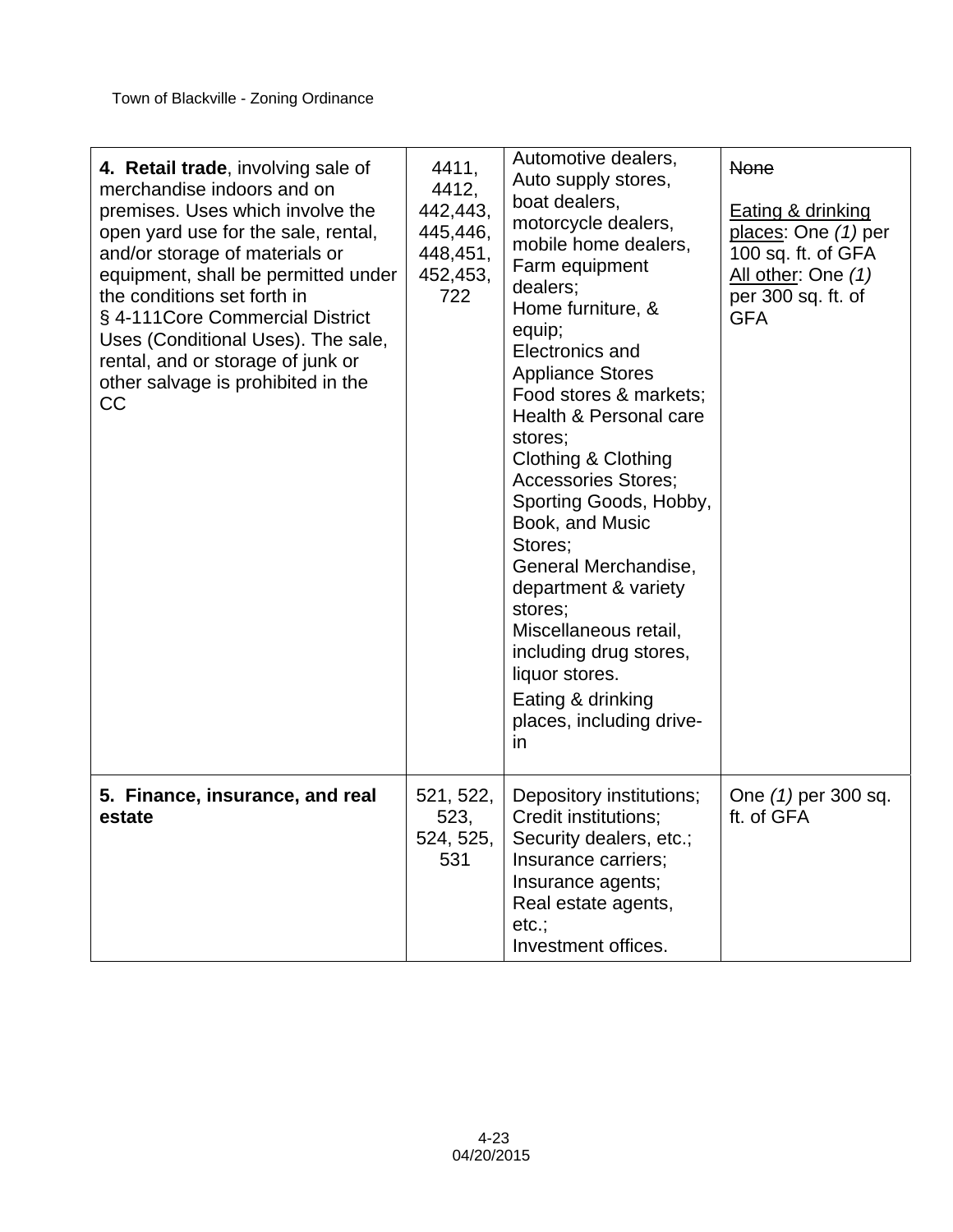| | | | |
|---|---|---|---|
| **4. Retail trade**, involving sale of merchandise indoors and on premises. Uses which involve the open yard use for the sale, rental, and/or storage of materials or equipment, shall be permitted under the conditions set forth in § 4-111Core Commercial District Uses (Conditional Uses). The sale, rental, and or storage of junk or other salvage is prohibited in the CC | 4411, 4412, 442,443, 445,446, 448,451, 452,453, 722 | Automotive dealers, Auto supply stores, boat dealers, motorcycle dealers, mobile home dealers, Farm equipment dealers;<br>Home furniture, & equip;<br>Electronics and Appliance Stores<br>Food stores & markets;<br>Health & Personal care stores;<br>Clothing & Clothing Accessories Stores;<br>Sporting Goods, Hobby, Book, and Music Stores;<br>General Merchandise, department & variety stores;<br>Miscellaneous retail, including drug stores, liquor stores.<br>Eating & drinking places, including drive-in | ~~None~~<br><br><u>Eating & drinking places</u>: One *(1)* per 100 sq. ft. of GFA<br><u>All other</u>: One *(1)* per 300 sq. ft. of GFA |
| **5. Finance, insurance, and real estate** | 521, 522, 523, 524, 525, 531 | Depository institutions;<br>Credit institutions;<br>Security dealers, etc.;<br>Insurance carriers;<br>Insurance agents;<br>Real estate agents, etc.;<br>Investment offices. | One *(1)* per 300 sq. ft. of GFA |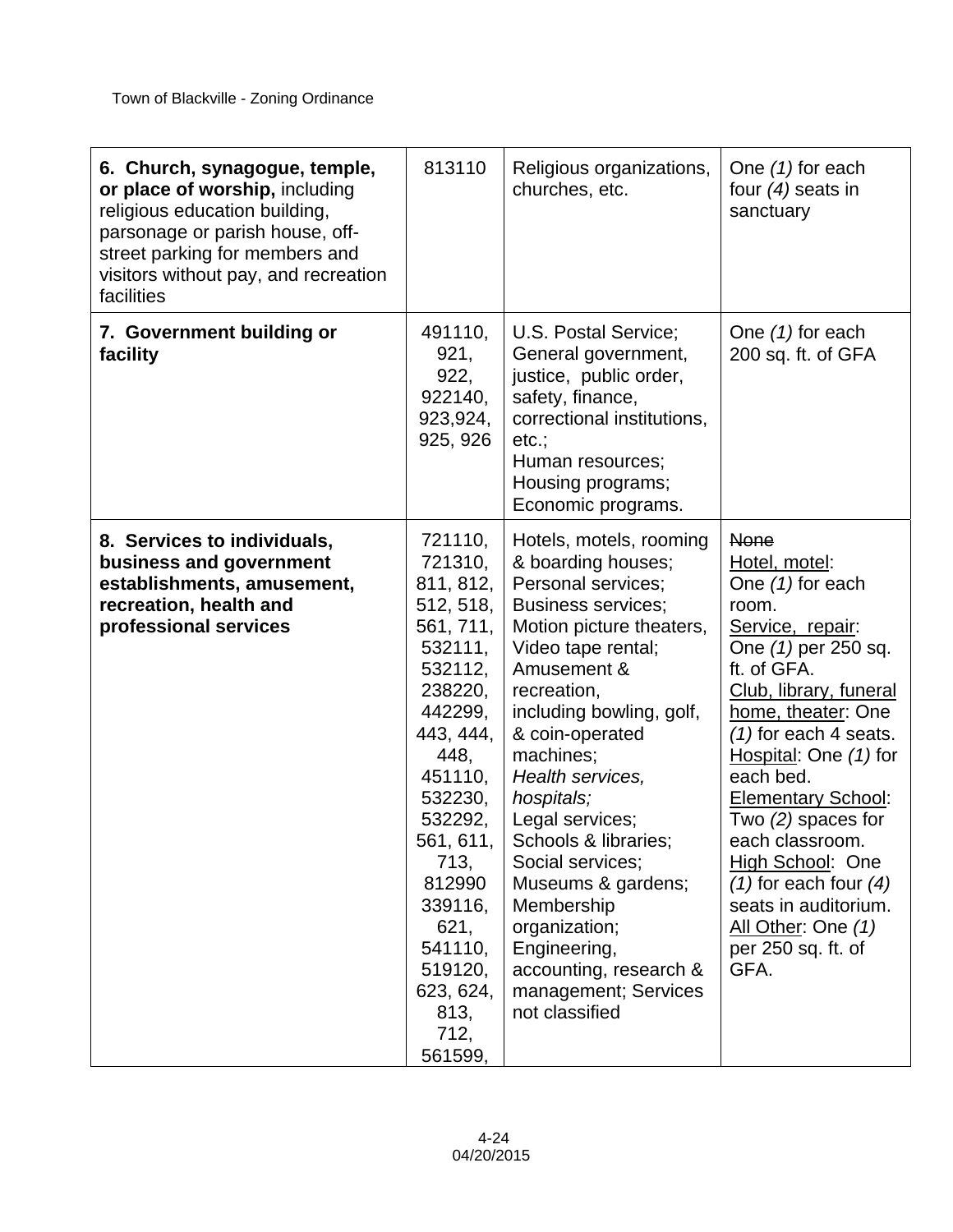| | | | |
|---|---|---|---|
| **6. Church, synagogue, temple, or place of worship,** including religious education building, parsonage or parish house, off-street parking for members and visitors without pay, and recreation facilities | 813110 | Religious organizations, churches, etc. | One *(1)* for each four *(4)* seats in sanctuary |
| **7. Government building or facility** | 491110, 921, 922, 922140, 923,924, 925, 926 | U.S. Postal Service; General government, justice, public order, safety, finance, correctional institutions, etc.; Human resources; Housing programs; Economic programs. | One *(1)* for each 200 sq. ft. of GFA |
| **8. Services to individuals, business and government establishments, amusement, recreation, health and professional services** | 721110, 721310, 811, 812, 512, 518, 561, 711, 532111, 532112, 238220, 442299, 443, 444, 448, 451110, 532230, 532292, 561, 611, 713, 812990 339116, 621, 541110, 519120, 623, 624, 813, 712, 561599, | Hotels, motels, rooming & boarding houses; Personal services; Business services; Motion picture theaters, Video tape rental; Amusement & recreation, including bowling, golf, & coin-operated machines; *Health services, hospitals;* Legal services; Schools & libraries; Social services; Museums & gardens; Membership organization; Engineering, accounting, research & management; Services not classified | ~~None~~ <u>Hotel, motel</u>: One *(1)* for each room. <u>Service, repair</u>: One *(1)* per 250 sq. ft. of GFA. <u>Club, library, funeral home, theater</u>: One *(1)* for each 4 seats. <u>Hospital</u>: One *(1)* for each bed. <u>Elementary School</u>: Two *(2)* spaces for each classroom. <u>High School</u>: One *(1)* for each four *(4)* seats in auditorium. <u>All Other</u>: One *(1)* per 250 sq. ft. of GFA. |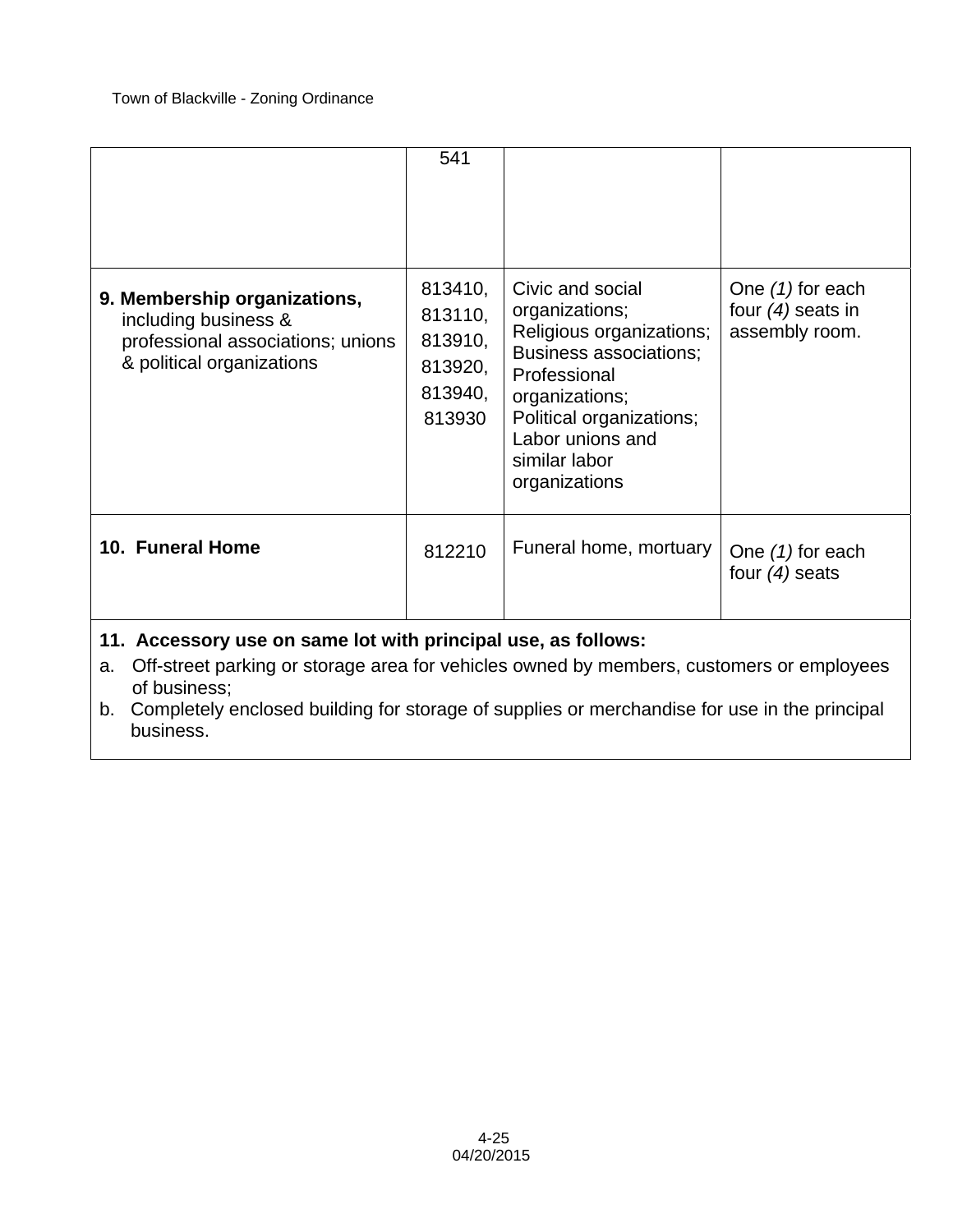| | | | |
|---|---|---|---|
| | 541 | | |
| **9. Membership organizations,** including business & professional associations; unions & political organizations | 813410, 813110, 813910, 813920, 813940, 813930 | Civic and social organizations; Religious organizations; Business associations; Professional organizations; Political organizations; Labor unions and similar labor organizations | One *(1)* for each four *(4)* seats in assembly room. |
| **10. Funeral Home** | 812210 | Funeral home, mortuary | One *(1)* for each four *(4)* seats |
| **11. Accessory use on same lot with principal use, as follows:** a. Off-street parking or storage area for vehicles owned by members, customers or employees of business; b. Completely enclosed building for storage of supplies or merchandise for use in the principal business. | | | |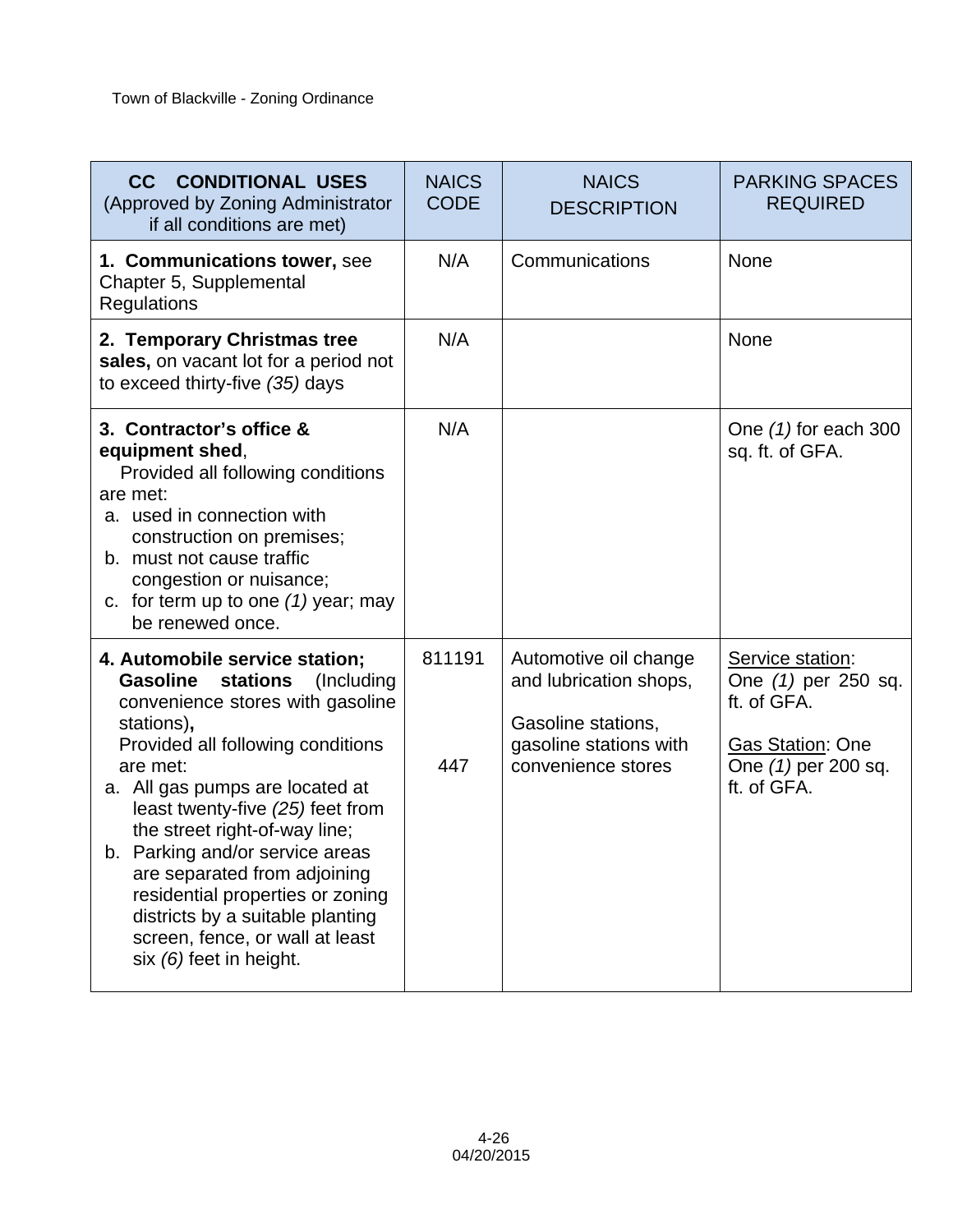| **CC CONDITIONAL USES** (Approved by Zoning Administrator if all conditions are met) | NAICS CODE | NAICS DESCRIPTION | PARKING SPACES REQUIRED |
|---|---|---|---|
| **1. Communications tower,** see Chapter 5, Supplemental Regulations | N/A | Communications | None |
| **2. Temporary Christmas tree sales,** on vacant lot for a period not to exceed thirty-five *(35)* days | N/A | | None |
| **3. Contractor's office & equipment shed**, Provided all following conditions are met: a. used in connection with construction on premises; b. must not cause traffic congestion or nuisance; c. for term up to one *(1)* year; may be renewed once. | N/A | | One *(1)* for each 300 sq. ft. of GFA. |
| **4. Automobile service station; Gasoline stations** (Including convenience stores with gasoline stations)**,** Provided all following conditions are met: a. All gas pumps are located at least twenty-five *(25)* feet from the street right-of-way line; b. Parking and/or service areas are separated from adjoining residential properties or zoning districts by a suitable planting screen, fence, or wall at least six *(6)* feet in height. | 811191<br><br>447 | Automotive oil change and lubrication shops,<br><br>Gasoline stations, gasoline stations with convenience stores | Service station: One *(1)* per 250 sq. ft. of GFA.<br><br>Gas Station: One One *(1)* per 200 sq. ft. of GFA. |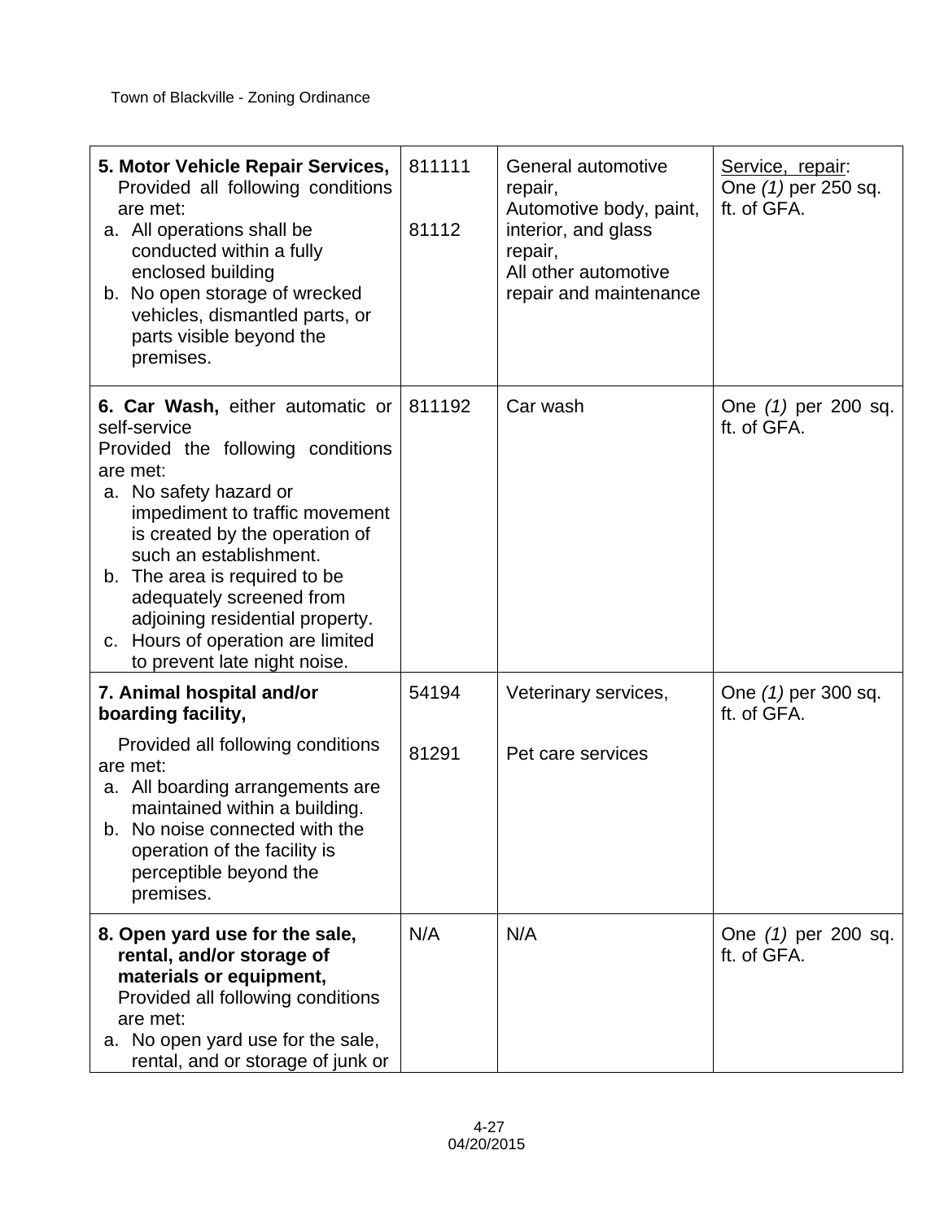| | | | |
|---|---|---|---|
| **5. Motor Vehicle Repair Services,** Provided all following conditions are met:<br>a. All operations shall be conducted within a fully enclosed building<br>b. No open storage of wrecked vehicles, dismantled parts, or parts visible beyond the premises. | 811111<br><br>81112 | General automotive repair,<br>Automotive body, paint, interior, and glass repair,<br>All other automotive repair and maintenance | Service, repair:<br>One *(1)* per 250 sq. ft. of GFA. |
| **6. Car Wash,** either automatic or self-service<br>Provided the following conditions are met:<br>a. No safety hazard or impediment to traffic movement is created by the operation of such an establishment.<br>b. The area is required to be adequately screened from adjoining residential property.<br>c. Hours of operation are limited to prevent late night noise. | 811192 | Car wash | One *(1)* per 200 sq. ft. of GFA. |
| **7. Animal hospital and/or boarding facility,**<br>Provided all following conditions are met:<br>a. All boarding arrangements are maintained within a building.<br>b. No noise connected with the operation of the facility is perceptible beyond the premises. | 54194<br><br>81291 | Veterinary services,<br><br>Pet care services | One *(1)* per 300 sq. ft. of GFA. |
| **8. Open yard use for the sale, rental, and/or storage of materials or equipment,**<br>Provided all following conditions are met:<br>a. No open yard use for the sale, rental, and or storage of junk or | N/A | N/A | One *(1)* per 200 sq. ft. of GFA. |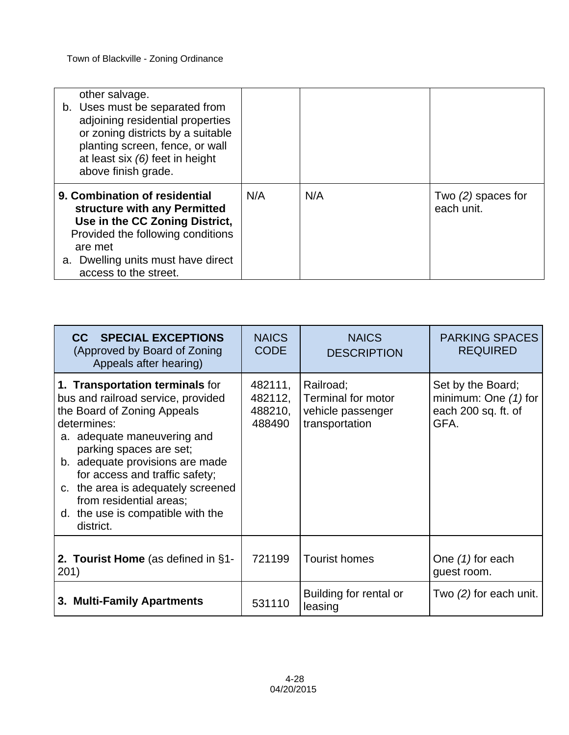| | | | |
|---|---|---|---|
| other salvage.<br>b. Uses must be separated from adjoining residential properties or zoning districts by a suitable planting screen, fence, or wall at least six *(6)* feet in height above finish grade. | | | |
| **9. Combination of residential structure with any Permitted Use in the CC Zoning District,** Provided the following conditions are met<br>a. Dwelling units must have direct access to the street. | N/A | N/A | Two *(2)* spaces for each unit. |

| **CC SPECIAL EXCEPTIONS** (Approved by Board of Zoning Appeals after hearing) | NAICS CODE | NAICS DESCRIPTION | PARKING SPACES REQUIRED |
|---|---|---|---|
| **1. Transportation terminals** for bus and railroad service, provided the Board of Zoning Appeals determines:<br>a. adequate maneuvering and parking spaces are set;<br>b. adequate provisions are made for access and traffic safety;<br>c. the area is adequately screened from residential areas;<br>d. the use is compatible with the district. | 482111, 482112, 488210, 488490 | Railroad; Terminal for motor vehicle passenger transportation | Set by the Board; minimum: One *(1)* for each 200 sq. ft. of GFA. |
| **2. Tourist Home** (as defined in §1-201) | 721199 | Tourist homes | One *(1)* for each guest room. |
| **3. Multi-Family Apartments** | 531110 | Building for rental or leasing | Two *(2)* for each unit. |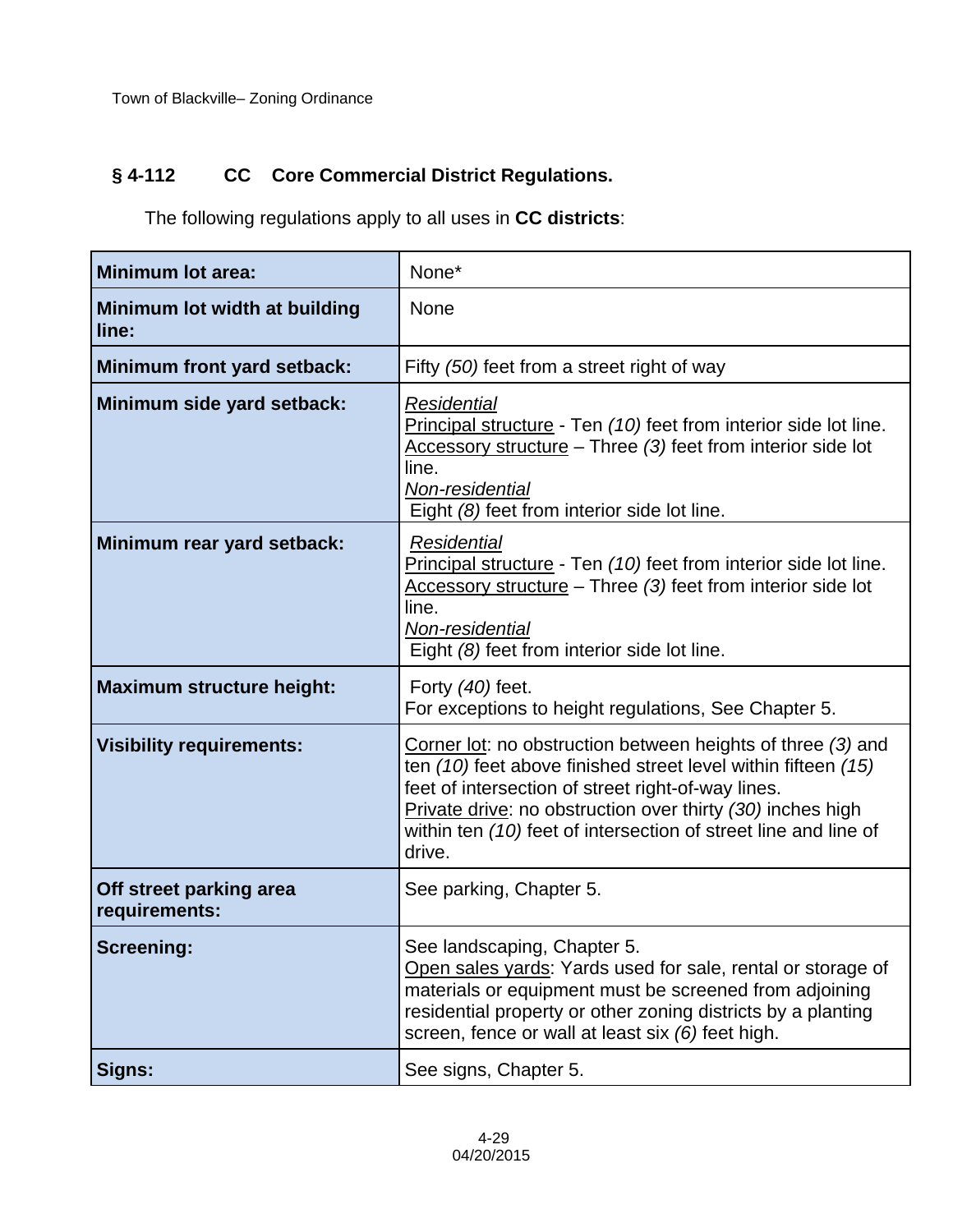## § 4-112 CC Core Commercial District Regulations.

The following regulations apply to all uses in **CC districts**:

| | |
|---|---|
| **Minimum lot area:** | None* |
| **Minimum lot width at building line:** | None |
| **Minimum front yard setback:** | Fifty *(50)* feet from a street right of way |
| **Minimum side yard setback:** | *Residential*<br>Principal structure - Ten *(10)* feet from interior side lot line.<br>Accessory structure – Three *(3)* feet from interior side lot line.<br>*Non-residential*<br>Eight *(8)* feet from interior side lot line. |
| **Minimum rear yard setback:** | *Residential*<br>Principal structure - Ten *(10)* feet from interior side lot line.<br>Accessory structure – Three *(3)* feet from interior side lot line.<br>*Non-residential*<br>Eight *(8)* feet from interior side lot line. |
| **Maximum structure height:** | Forty *(40)* feet.<br>For exceptions to height regulations, See Chapter 5. |
| **Visibility requirements:** | Corner lot: no obstruction between heights of three *(3)* and ten *(10)* feet above finished street level within fifteen *(15)* feet of intersection of street right-of-way lines.<br>Private drive: no obstruction over thirty *(30)* inches high within ten *(10)* feet of intersection of street line and line of drive. |
| **Off street parking area requirements:** | See parking, Chapter 5. |
| **Screening:** | See landscaping, Chapter 5.<br>Open sales yards: Yards used for sale, rental or storage of materials or equipment must be screened from adjoining residential property or other zoning districts by a planting screen, fence or wall at least six *(6)* feet high. |
| **Signs:** | See signs, Chapter 5. |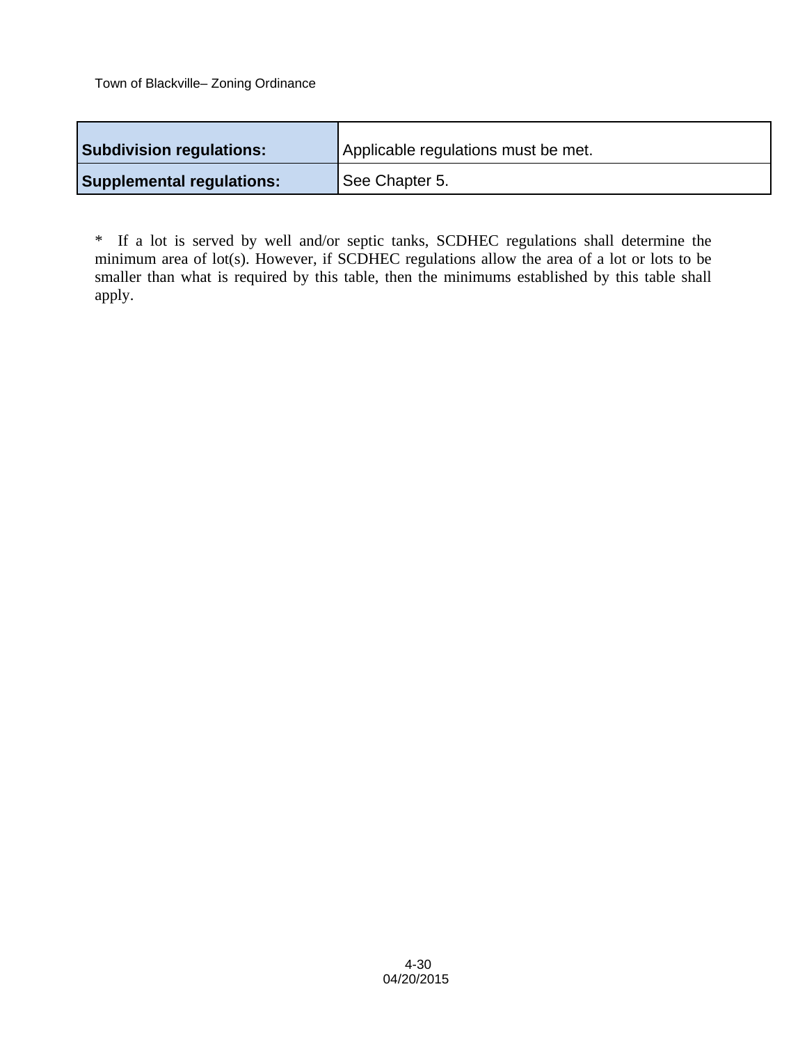| | |
|---|---|
| **Subdivision regulations:** | Applicable regulations must be met. |
| **Supplemental regulations:** | See Chapter 5. |

\* If a lot is served by well and/or septic tanks, SCDHEC regulations shall determine the minimum area of lot(s). However, if SCDHEC regulations allow the area of a lot or lots to be smaller than what is required by this table, then the minimums established by this table shall apply.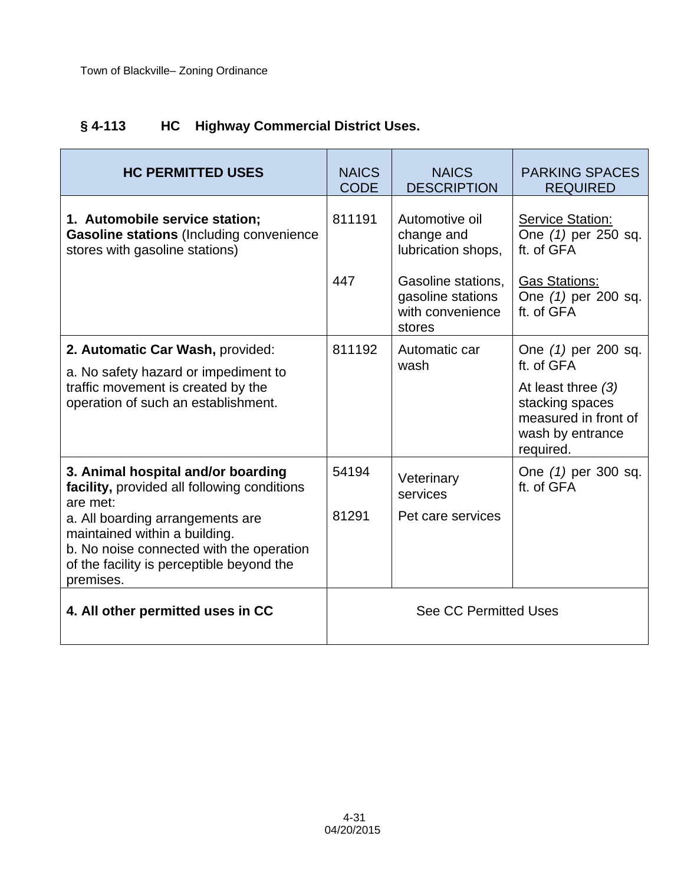## § 4-113 HC Highway Commercial District Uses.

| HC PERMITTED USES | NAICS CODE | NAICS DESCRIPTION | PARKING SPACES REQUIRED |
|---|---|---|---|
| **1. Automobile service station; Gasoline stations** (Including convenience stores with gasoline stations) | 811191<br><br>447 | Automotive oil change and lubrication shops,<br><br>Gasoline stations, gasoline stations with convenience stores | Service Station: One *(1)* per 250 sq. ft. of GFA<br><br>Gas Stations: One *(1)* per 200 sq. ft. of GFA |
| **2. Automatic Car Wash,** provided:<br>a. No safety hazard or impediment to traffic movement is created by the operation of such an establishment. | 811192 | Automatic car wash | One *(1)* per 200 sq. ft. of GFA<br>At least three *(3)* stacking spaces measured in front of wash by entrance required. |
| **3. Animal hospital and/or boarding facility,** provided all following conditions are met:<br>a. All boarding arrangements are maintained within a building.<br>b. No noise connected with the operation of the facility is perceptible beyond the premises. | 54194<br><br>81291 | Veterinary services<br><br>Pet care services | One *(1)* per 300 sq. ft. of GFA |
| **4. All other permitted uses in CC** | See CC Permitted Uses | | |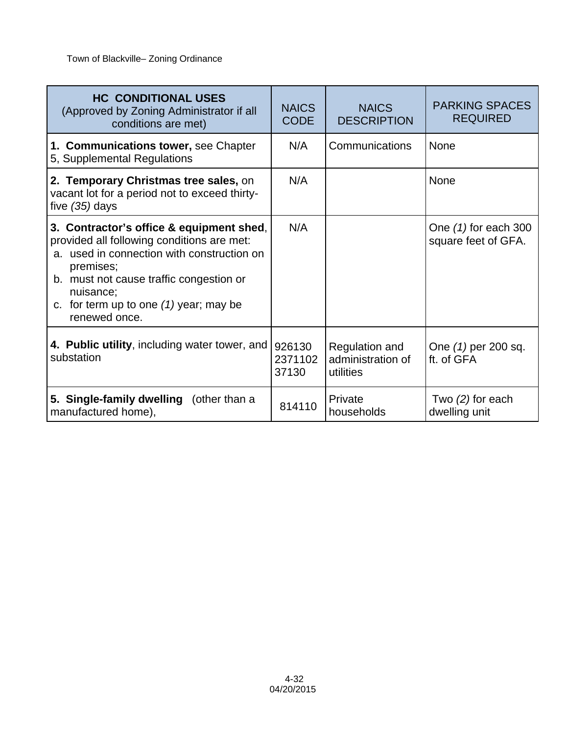| **HC CONDITIONAL USES** (Approved by Zoning Administrator if all conditions are met) | NAICS CODE | NAICS DESCRIPTION | PARKING SPACES REQUIRED |
|---|---|---|---|
| **1. Communications tower,** see Chapter 5, Supplemental Regulations | N/A | Communications | None |
| **2. Temporary Christmas tree sales,** on vacant lot for a period not to exceed thirty-five *(35)* days | N/A | | None |
| **3. Contractor's office & equipment shed**, provided all following conditions are met: a. used in connection with construction on premises; b. must not cause traffic congestion or nuisance; c. for term up to one *(1)* year; may be renewed once. | N/A | | One *(1)* for each 300 square feet of GFA. |
| **4. Public utility**, including water tower, and substation | 926130 2371102 37130 | Regulation and administration of utilities | One *(1)* per 200 sq. ft. of GFA |
| **5. Single-family dwelling** (other than a manufactured home), | 814110 | Private households | Two *(2)* for each dwelling unit |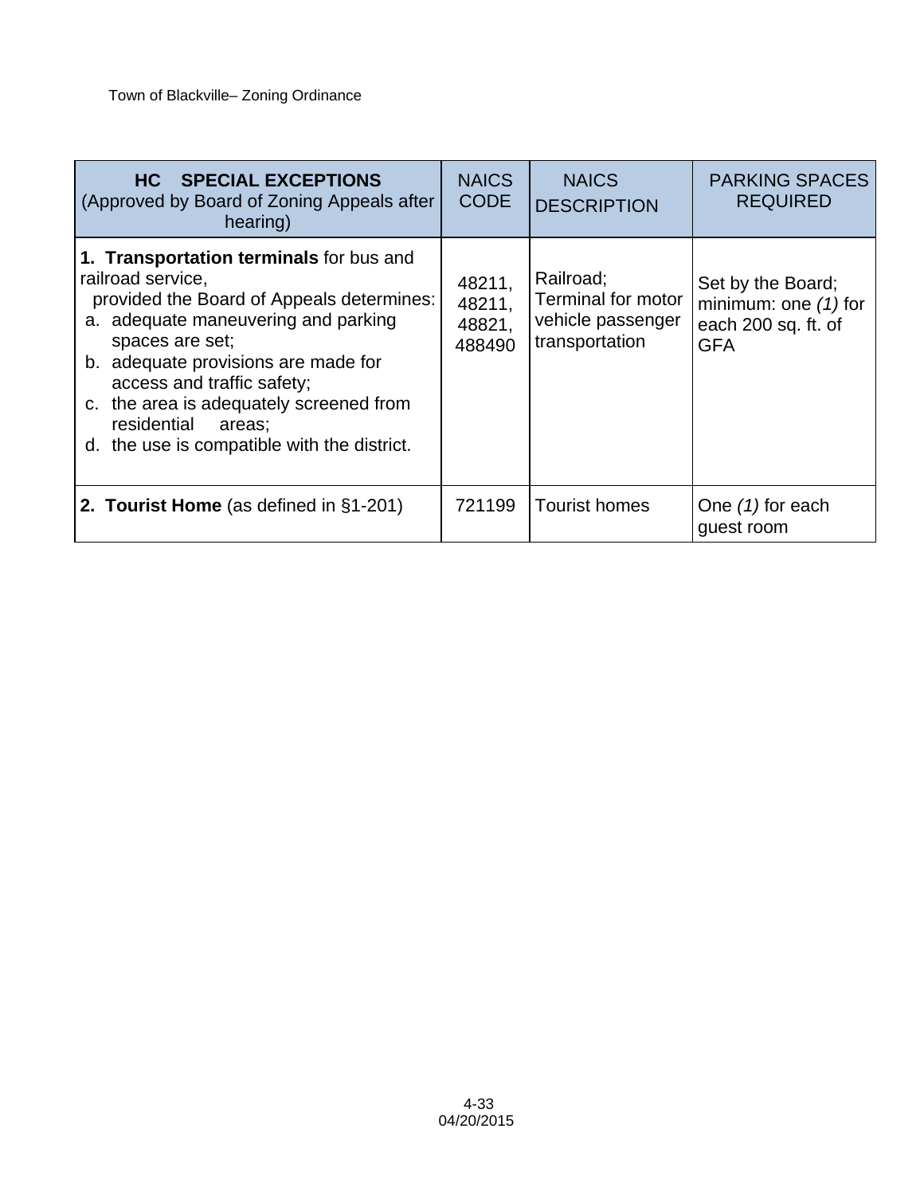| **HC SPECIAL EXCEPTIONS** (Approved by Board of Zoning Appeals after hearing) | NAICS CODE | NAICS DESCRIPTION | PARKING SPACES REQUIRED |
|---|---|---|---|
| **1. Transportation terminals** for bus and railroad service, provided the Board of Appeals determines: <br> a. adequate maneuvering and parking spaces are set; <br> b. adequate provisions are made for access and traffic safety; <br> c. the area is adequately screened from residential areas; <br> d. the use is compatible with the district. | 48211, 48211, 48821, 488490 | Railroad; Terminal for motor vehicle passenger transportation | Set by the Board; minimum: one *(1)* for each 200 sq. ft. of GFA |
| **2. Tourist Home** (as defined in §1-201) | 721199 | Tourist homes | One *(1)* for each guest room |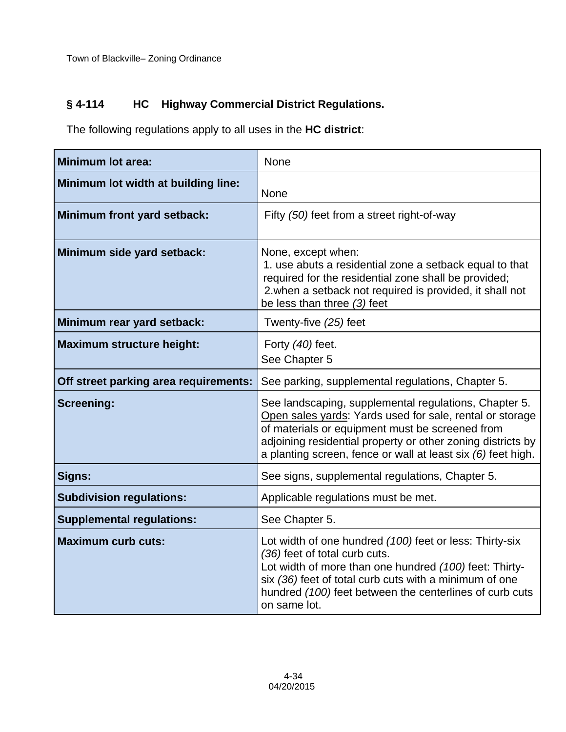## § 4-114 HC Highway Commercial District Regulations.

The following regulations apply to all uses in the **HC district**:

| | |
|---|---|
| **Minimum lot area:** | None |
| **Minimum lot width at building line:** | None |
| **Minimum front yard setback:** | Fifty *(50)* feet from a street right-of-way |
| **Minimum side yard setback:** | None, except when:<br>1. use abuts a residential zone a setback equal to that required for the residential zone shall be provided;<br>2.when a setback not required is provided, it shall not be less than three *(3)* feet |
| **Minimum rear yard setback:** | Twenty-five *(25)* feet |
| **Maximum structure height:** | Forty *(40)* feet.<br>See Chapter 5 |
| **Off street parking area requirements:** | See parking, supplemental regulations, Chapter 5. |
| **Screening:** | See landscaping, supplemental regulations, Chapter 5.<br><u>Open sales yards</u>: Yards used for sale, rental or storage of materials or equipment must be screened from adjoining residential property or other zoning districts by a planting screen, fence or wall at least six *(6)* feet high. |
| **Signs:** | See signs, supplemental regulations, Chapter 5. |
| **Subdivision regulations:** | Applicable regulations must be met. |
| **Supplemental regulations:** | See Chapter 5. |
| **Maximum curb cuts:** | Lot width of one hundred *(100)* feet or less: Thirty-six *(36)* feet of total curb cuts.<br>Lot width of more than one hundred *(100)* feet: Thirty-six *(36)* feet of total curb cuts with a minimum of one hundred *(100)* feet between the centerlines of curb cuts on same lot. |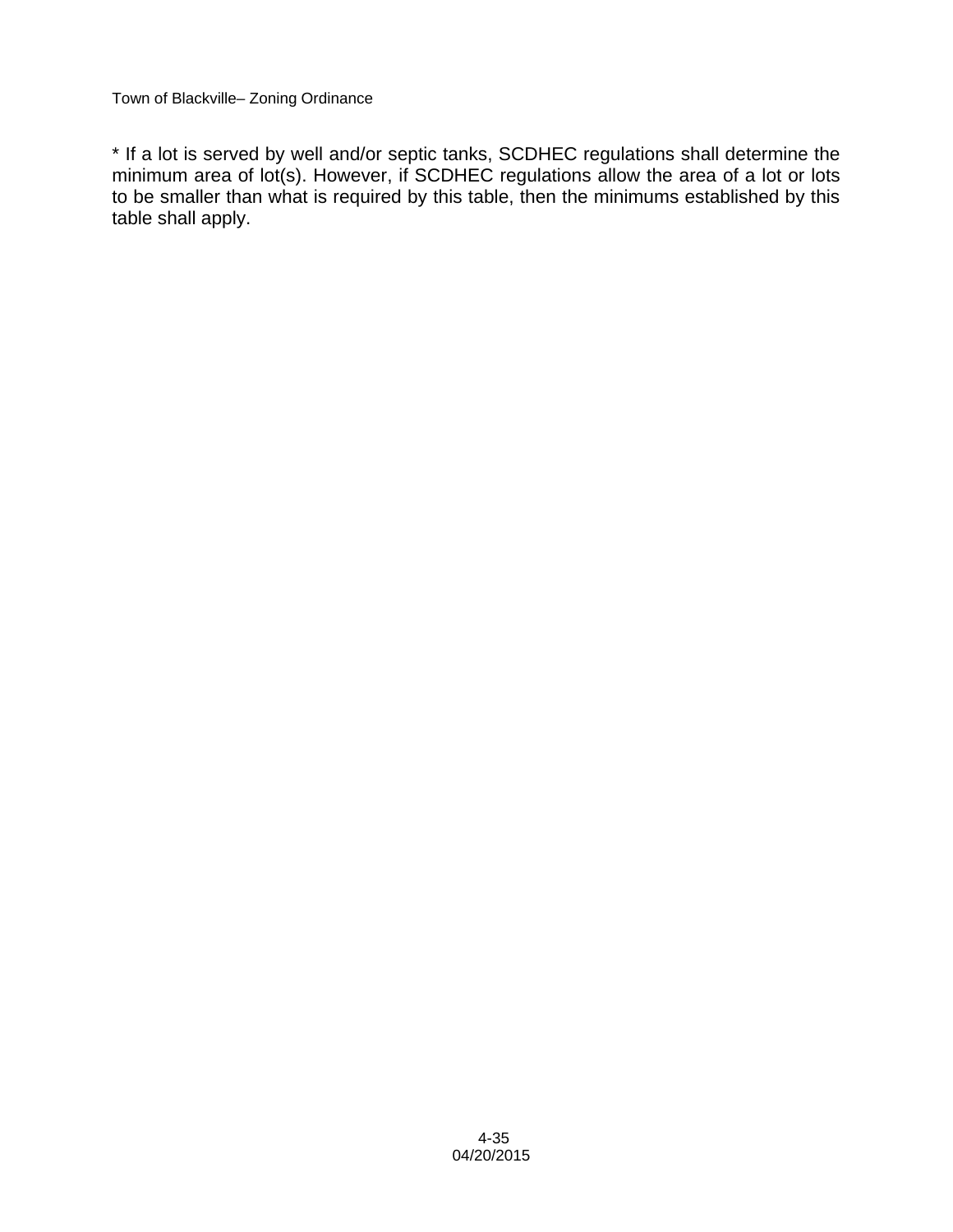* If a lot is served by well and/or septic tanks, SCDHEC regulations shall determine the minimum area of lot(s). However, if SCDHEC regulations allow the area of a lot or lots to be smaller than what is required by this table, then the minimums established by this table shall apply.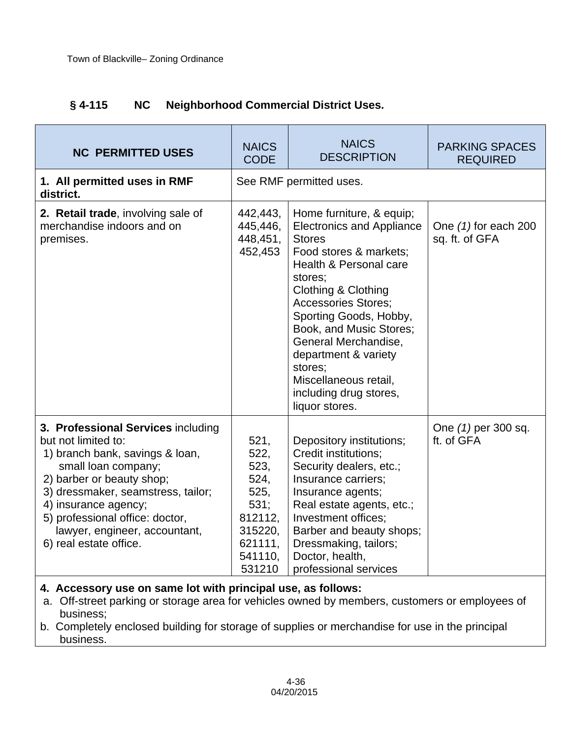### § 4-115 NC Neighborhood Commercial District Uses.

| NC PERMITTED USES | NAICS CODE | NAICS DESCRIPTION | PARKING SPACES REQUIRED |
|---|---|---|---|
| **1. All permitted uses in RMF district.** | See RMF permitted uses. | | |
| **2. Retail trade**, involving sale of merchandise indoors and on premises. | 442,443, 445,446, 448,451, 452,453 | Home furniture, & equip; Electronics and Appliance Stores<br>Food stores & markets;<br>Health & Personal care stores;<br>Clothing & Clothing Accessories Stores;<br>Sporting Goods, Hobby, Book, and Music Stores;<br>General Merchandise, department & variety stores;<br>Miscellaneous retail, including drug stores, liquor stores. | One *(1)* for each 200 sq. ft. of GFA |
| **3. Professional Services** including but not limited to:<br>1) branch bank, savings & loan, small loan company;<br>2) barber or beauty shop;<br>3) dressmaker, seamstress, tailor;<br>4) insurance agency;<br>5) professional office: doctor, lawyer, engineer, accountant,<br>6) real estate office. | 521, 522, 523, 524, 525, 531; 812112, 315220, 621111, 541110, 531210 | Depository institutions;<br>Credit institutions;<br>Security dealers, etc.;<br>Insurance carriers;<br>Insurance agents;<br>Real estate agents, etc.;<br>Investment offices;<br>Barber and beauty shops;<br>Dressmaking, tailors;<br>Doctor, health, professional services | One *(1)* per 300 sq. ft. of GFA |
| **4. Accessory use on same lot with principal use, as follows:**<br>a. Off-street parking or storage area for vehicles owned by members, customers or employees of business;<br>b. Completely enclosed building for storage of supplies or merchandise for use in the principal business. | | | |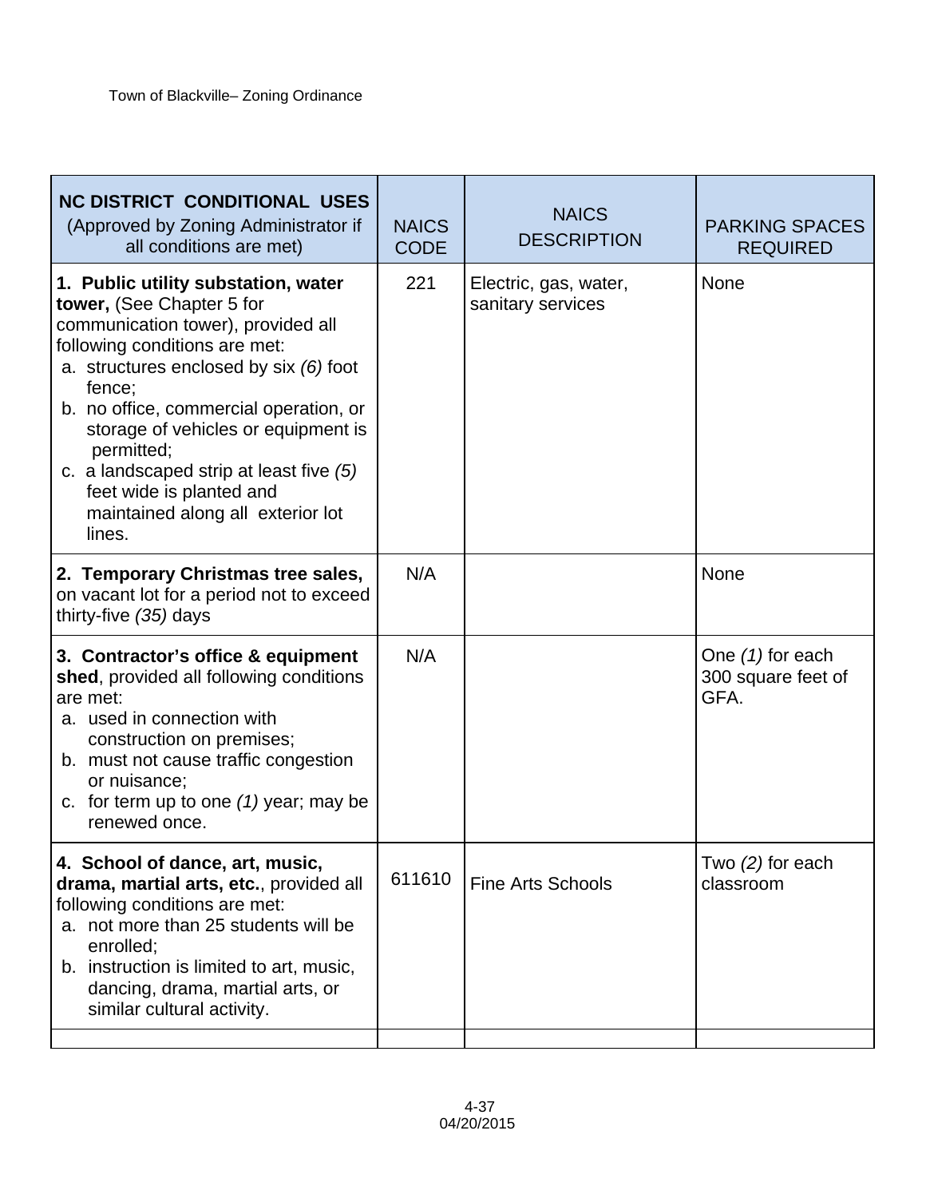| **NC DISTRICT CONDITIONAL USES** (Approved by Zoning Administrator if all conditions are met) | NAICS CODE | NAICS DESCRIPTION | PARKING SPACES REQUIRED |
|---|---|---|---|
| **1. Public utility substation, water tower,** (See Chapter 5 for communication tower), provided all following conditions are met:<br>a. structures enclosed by six *(6)* foot fence;<br>b. no office, commercial operation, or storage of vehicles or equipment is permitted;<br>c. a landscaped strip at least five *(5)* feet wide is planted and maintained along all exterior lot lines. | 221 | Electric, gas, water, sanitary services | None |
| **2. Temporary Christmas tree sales,** on vacant lot for a period not to exceed thirty-five *(35)* days | N/A | | None |
| **3. Contractor's office & equipment shed**, provided all following conditions are met:<br>a. used in connection with construction on premises;<br>b. must not cause traffic congestion or nuisance;<br>c. for term up to one *(1)* year; may be renewed once. | N/A | | One *(1)* for each 300 square feet of GFA. |
| **4. School of dance, art, music, drama, martial arts, etc.**, provided all following conditions are met:<br>a. not more than 25 students will be enrolled;<br>b. instruction is limited to art, music, dancing, drama, martial arts, or similar cultural activity. | 611610 | Fine Arts Schools | Two *(2)* for each classroom |
| | | | |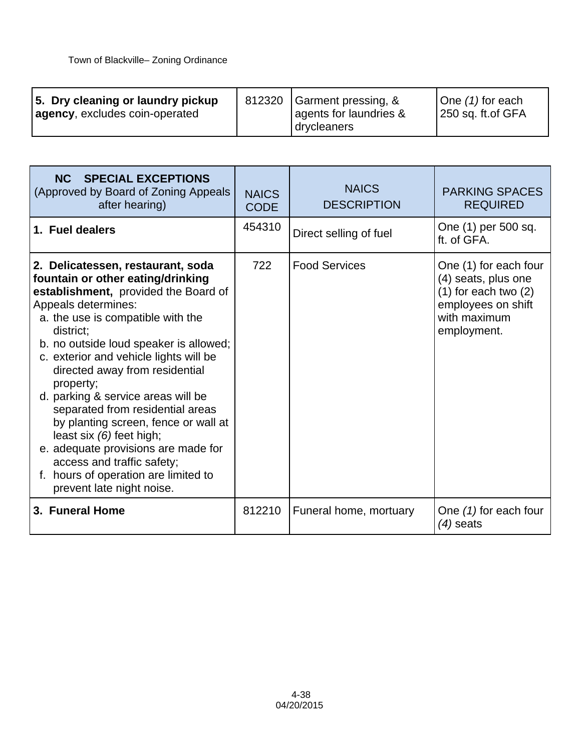| | | | |
|---|---|---|---|
| **5. Dry cleaning or laundry pickup agency**, excludes coin-operated | 812320 | Garment pressing, & agents for laundries & drycleaners | One *(1)* for each 250 sq. ft.of GFA |

| **NC SPECIAL EXCEPTIONS** (Approved by Board of Zoning Appeals after hearing) | NAICS CODE | NAICS DESCRIPTION | PARKING SPACES REQUIRED |
|---|---|---|---|
| **1. Fuel dealers** | 454310 | Direct selling of fuel | One (1) per 500 sq. ft. of GFA. |
| **2. Delicatessen, restaurant, soda fountain or other eating/drinking establishment,** provided the Board of Appeals determines:<br>a. the use is compatible with the district;<br>b. no outside loud speaker is allowed;<br>c. exterior and vehicle lights will be directed away from residential property;<br>d. parking & service areas will be separated from residential areas by planting screen, fence or wall at least six *(6)* feet high;<br>e. adequate provisions are made for access and traffic safety;<br>f. hours of operation are limited to prevent late night noise. | 722 | Food Services | One (1) for each four (4) seats, plus one (1) for each two (2) employees on shift with maximum employment. |
| **3. Funeral Home** | 812210 | Funeral home, mortuary | One *(1)* for each four *(4)* seats |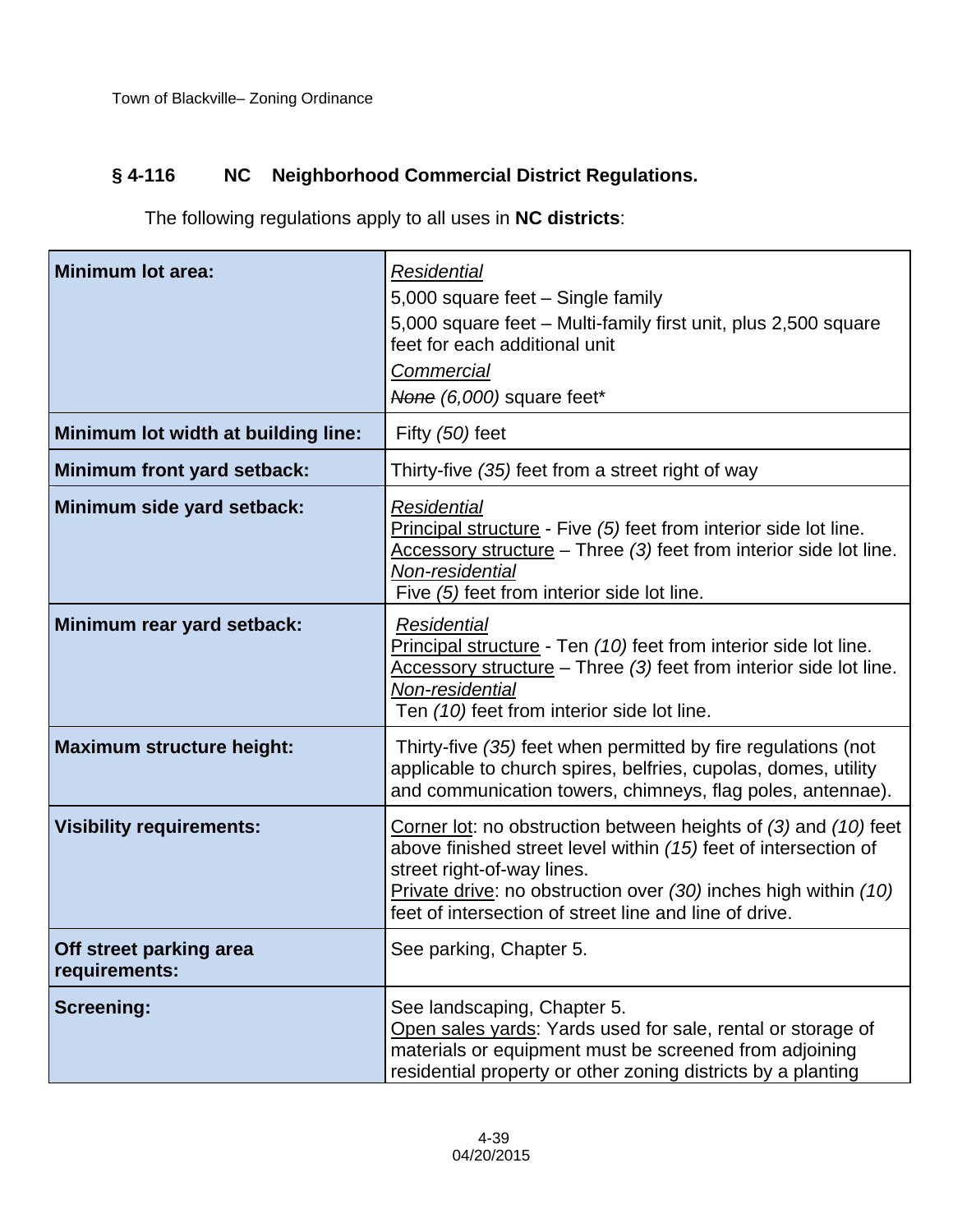## § 4-116 NC Neighborhood Commercial District Regulations.

The following regulations apply to all uses in **NC districts**:

| | |
|---|---|
| **Minimum lot area:** | *Residential*<br>5,000 square feet – Single family<br>5,000 square feet – Multi-family first unit, plus 2,500 square feet for each additional unit<br>*Commercial*<br>~~None~~ *(6,000)* square feet* |
| **Minimum lot width at building line:** | Fifty *(50)* feet |
| **Minimum front yard setback:** | Thirty-five *(35)* feet from a street right of way |
| **Minimum side yard setback:** | *Residential*<br>Principal structure - Five *(5)* feet from interior side lot line.<br>Accessory structure – Three *(3)* feet from interior side lot line.<br>*Non-residential*<br>Five *(5)* feet from interior side lot line. |
| **Minimum rear yard setback:** | *Residential*<br>Principal structure - Ten *(10)* feet from interior side lot line.<br>Accessory structure – Three *(3)* feet from interior side lot line.<br>*Non-residential*<br>Ten *(10)* feet from interior side lot line. |
| **Maximum structure height:** | Thirty-five *(35)* feet when permitted by fire regulations (not applicable to church spires, belfries, cupolas, domes, utility and communication towers, chimneys, flag poles, antennae). |
| **Visibility requirements:** | Corner lot: no obstruction between heights of *(3)* and *(10)* feet above finished street level within *(15)* feet of intersection of street right-of-way lines.<br>Private drive: no obstruction over *(30)* inches high within *(10)* feet of intersection of street line and line of drive. |
| **Off street parking area requirements:** | See parking, Chapter 5. |
| **Screening:** | See landscaping, Chapter 5.<br>Open sales yards: Yards used for sale, rental or storage of materials or equipment must be screened from adjoining residential property or other zoning districts by a planting |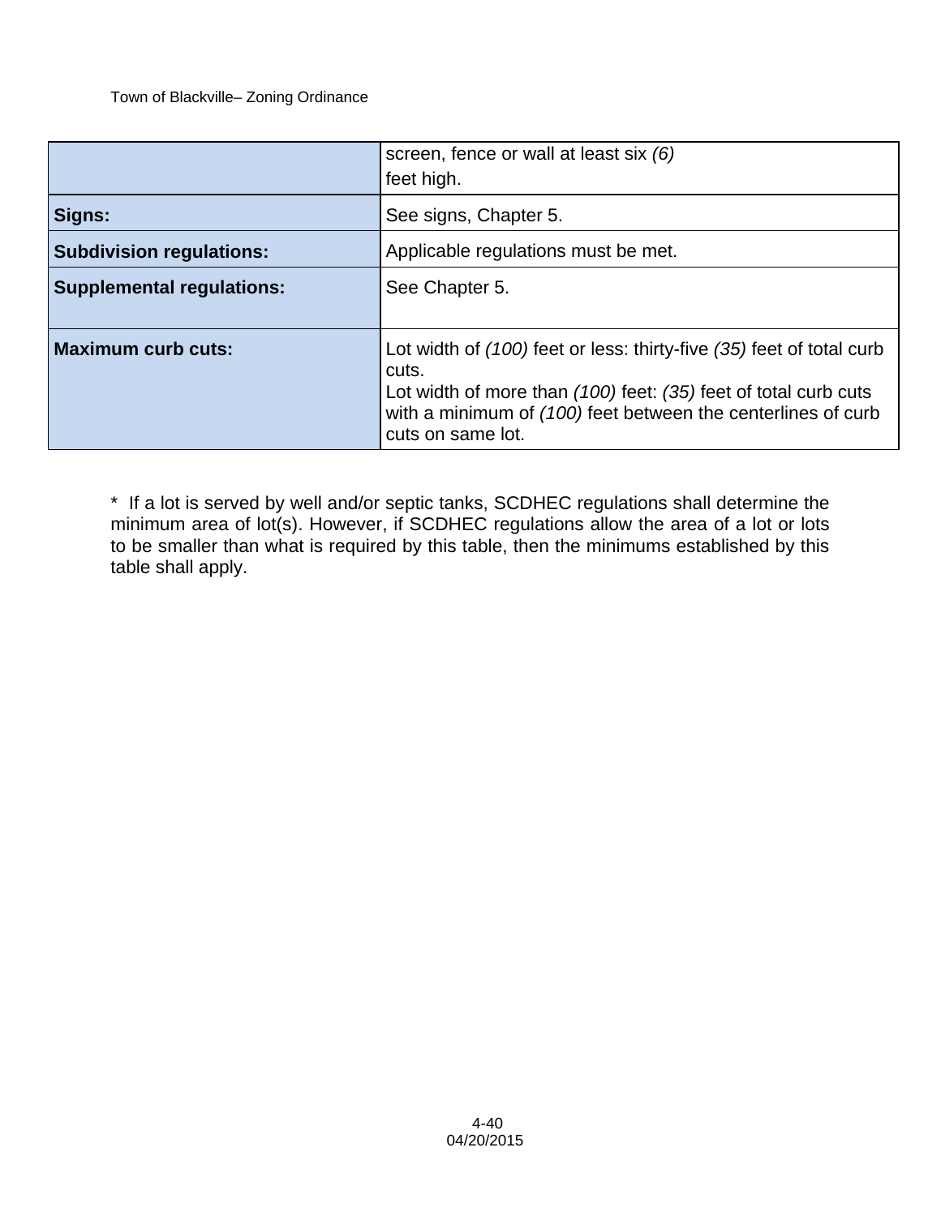| | |
|---|---|
| | screen, fence or wall at least six *(6)* feet high. |
| **Signs:** | See signs, Chapter 5. |
| **Subdivision regulations:** | Applicable regulations must be met. |
| **Supplemental regulations:** | See Chapter 5. |
| **Maximum curb cuts:** | Lot width of *(100)* feet or less: thirty-five *(35)* feet of total curb cuts.<br>Lot width of more than *(100)* feet: *(35)* feet of total curb cuts with a minimum of *(100)* feet between the centerlines of curb cuts on same lot. |

\* If a lot is served by well and/or septic tanks, SCDHEC regulations shall determine the minimum area of lot(s). However, if SCDHEC regulations allow the area of a lot or lots to be smaller than what is required by this table, then the minimums established by this table shall apply.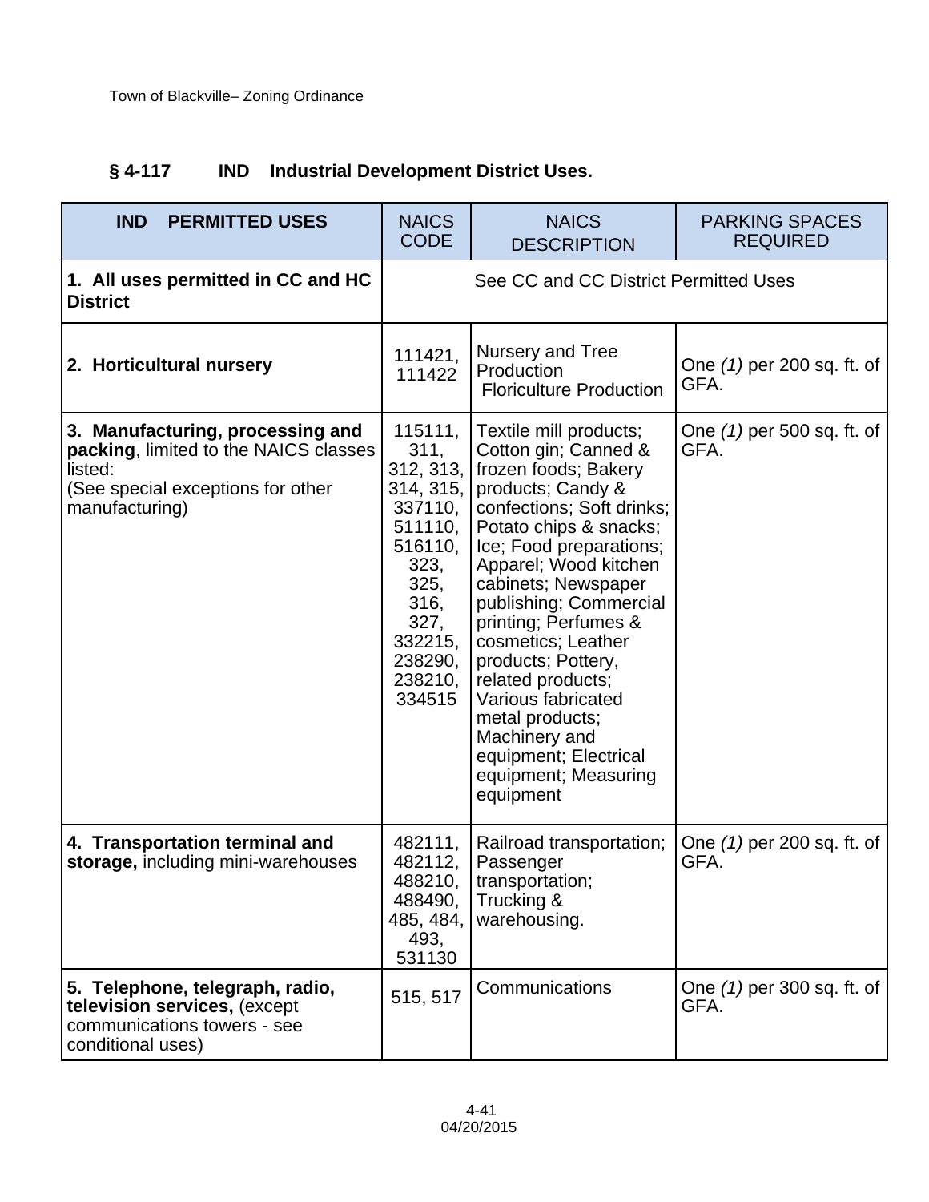## § 4-117 IND Industrial Development District Uses.

| **IND PERMITTED USES** | NAICS CODE | NAICS DESCRIPTION | PARKING SPACES REQUIRED |
|---|---|---|---|
| **1. All uses permitted in CC and HC District** | See CC and CC District Permitted Uses | | |
| **2. Horticultural nursery** | 111421, 111422 | Nursery and Tree Production Floriculture Production | One *(1)* per 200 sq. ft. of GFA. |
| **3. Manufacturing, processing and packing**, limited to the NAICS classes listed: (See special exceptions for other manufacturing) | 115111, 311, 312, 313, 314, 315, 337110, 511110, 516110, 323, 325, 316, 327, 332215, 238290, 238210, 334515 | Textile mill products; Cotton gin; Canned & frozen foods; Bakery products; Candy & confections; Soft drinks; Potato chips & snacks; Ice; Food preparations; Apparel; Wood kitchen cabinets; Newspaper publishing; Commercial printing; Perfumes & cosmetics; Leather products; Pottery, related products; Various fabricated metal products; Machinery and equipment; Electrical equipment; Measuring equipment | One *(1)* per 500 sq. ft. of GFA. |
| **4. Transportation terminal and storage,** including mini-warehouses | 482111, 482112, 488210, 488490, 485, 484, 493, 531130 | Railroad transportation; Passenger transportation; Trucking & warehousing. | One *(1)* per 200 sq. ft. of GFA. |
| **5. Telephone, telegraph, radio, television services,** (except communications towers - see conditional uses) | 515, 517 | Communications | One *(1)* per 300 sq. ft. of GFA. |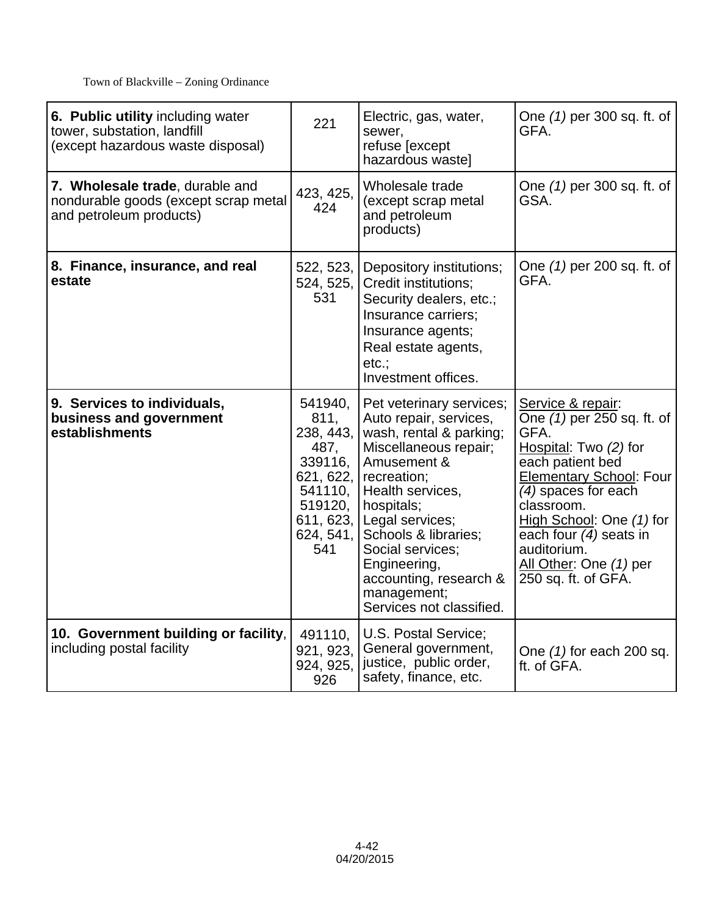| | | | |
|---|---|---|---|
| **6. Public utility** including water tower, substation, landfill (except hazardous waste disposal) | 221 | Electric, gas, water, sewer, refuse [except hazardous waste] | One *(1)* per 300 sq. ft. of GFA. |
| **7. Wholesale trade**, durable and nondurable goods (except scrap metal and petroleum products) | 423, 425, 424 | Wholesale trade (except scrap metal and petroleum products) | One *(1)* per 300 sq. ft. of GSA. |
| **8. Finance, insurance, and real estate** | 522, 523, 524, 525, 531 | Depository institutions; Credit institutions; Security dealers, etc.; Insurance carriers; Insurance agents; Real estate agents, etc.; Investment offices. | One *(1)* per 200 sq. ft. of GFA. |
| **9. Services to individuals, business and government establishments** | 541940, 811, 238, 443, 487, 339116, 621, 622, 541110, 519120, 611, 623, 624, 541, 541 | Pet veterinary services; Auto repair, services, wash, rental & parking; Miscellaneous repair; Amusement & recreation; Health services, hospitals; Legal services; Schools & libraries; Social services; Engineering, accounting, research & management; Services not classified. | Service & repair: One *(1)* per 250 sq. ft. of GFA. Hospital: Two *(2)* for each patient bed Elementary School: Four *(4)* spaces for each classroom. High School: One *(1)* for each four *(4)* seats in auditorium. All Other: One *(1)* per 250 sq. ft. of GFA. |
| **10. Government building or facility**, including postal facility | 491110, 921, 923, 924, 925, 926 | U.S. Postal Service; General government, justice, public order, safety, finance, etc. | One *(1)* for each 200 sq. ft. of GFA. |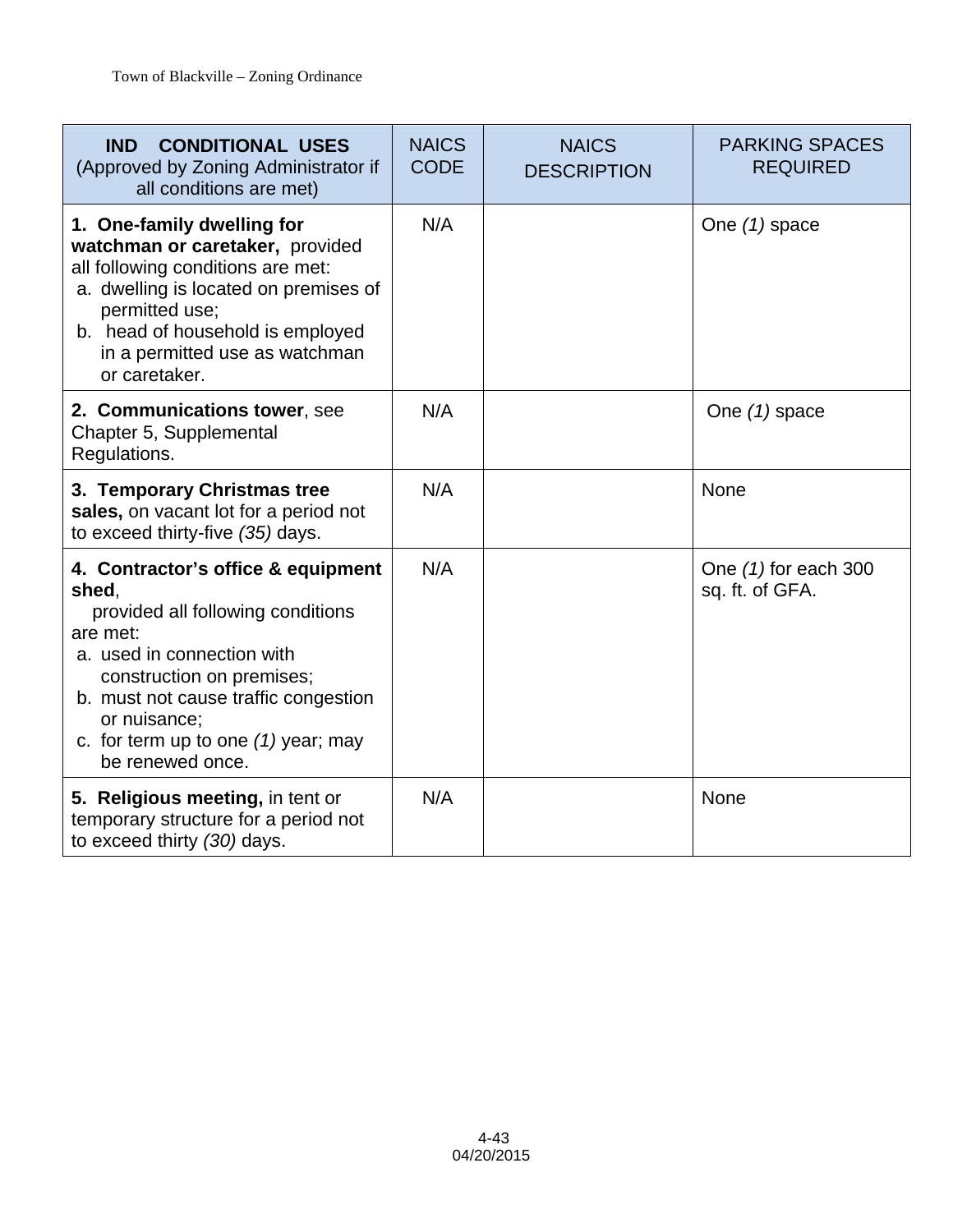| **IND CONDITIONAL USES** (Approved by Zoning Administrator if all conditions are met) | NAICS CODE | NAICS DESCRIPTION | PARKING SPACES REQUIRED |
|---|---|---|---|
| **1. One-family dwelling for watchman or caretaker,** provided all following conditions are met: a. dwelling is located on premises of permitted use; b. head of household is employed in a permitted use as watchman or caretaker. | N/A | | One *(1)* space |
| **2. Communications tower**, see Chapter 5, Supplemental Regulations. | N/A | | One *(1)* space |
| **3. Temporary Christmas tree sales,** on vacant lot for a period not to exceed thirty-five *(35)* days. | N/A | | None |
| **4. Contractor's office & equipment shed**, provided all following conditions are met: a. used in connection with construction on premises; b. must not cause traffic congestion or nuisance; c. for term up to one *(1)* year; may be renewed once. | N/A | | One *(1)* for each 300 sq. ft. of GFA. |
| **5. Religious meeting,** in tent or temporary structure for a period not to exceed thirty *(30)* days. | N/A | | None |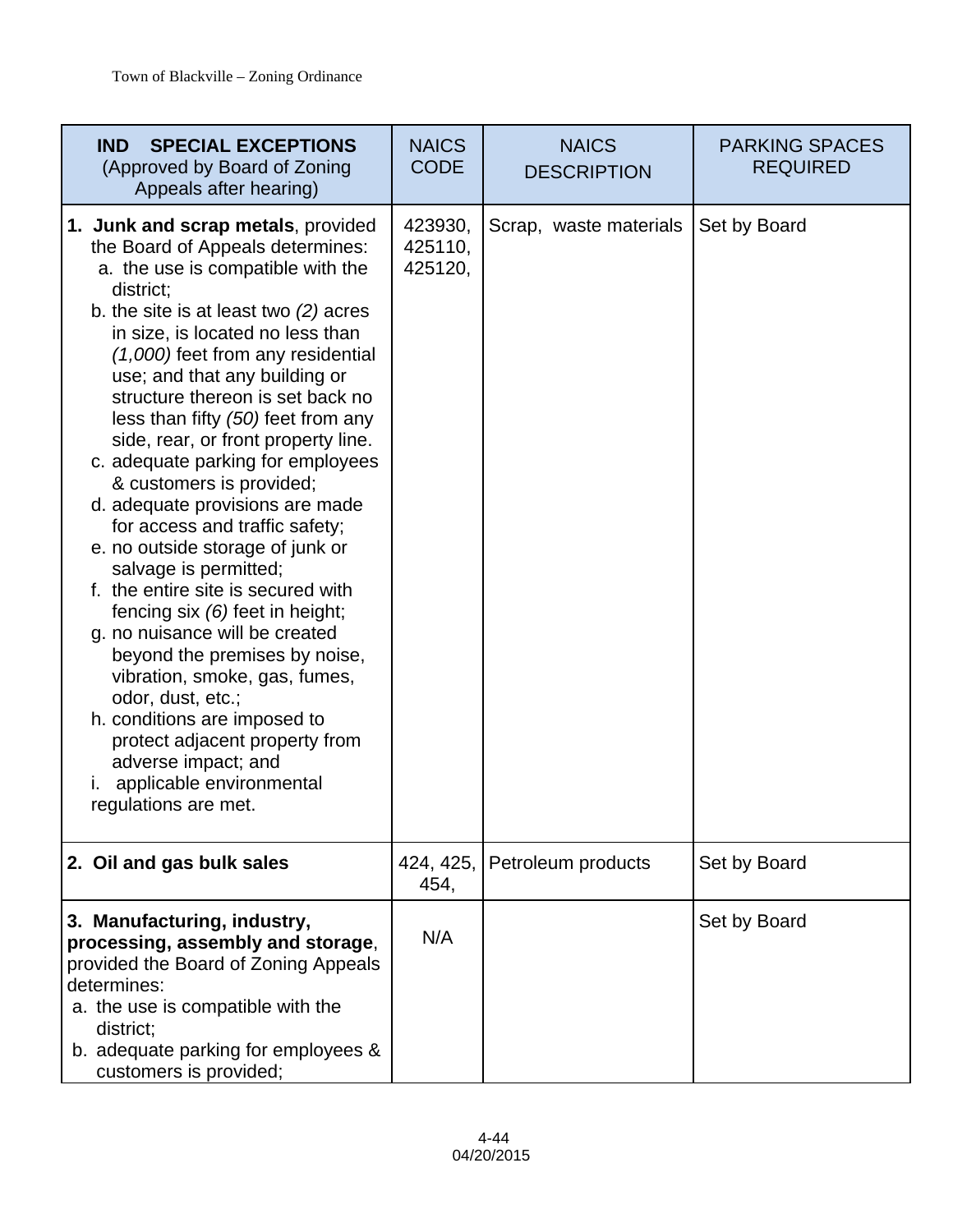| IND SPECIAL EXCEPTIONS (Approved by Board of Zoning Appeals after hearing) | NAICS CODE | NAICS DESCRIPTION | PARKING SPACES REQUIRED |
|---|---|---|---|
| **1. Junk and scrap metals**, provided the Board of Appeals determines:<br>a. the use is compatible with the district;<br>b. the site is at least two *(2)* acres in size, is located no less than *(1,000)* feet from any residential use; and that any building or structure thereon is set back no less than fifty *(50)* feet from any side, rear, or front property line.<br>c. adequate parking for employees & customers is provided;<br>d. adequate provisions are made for access and traffic safety;<br>e. no outside storage of junk or salvage is permitted;<br>f. the entire site is secured with fencing six *(6)* feet in height;<br>g. no nuisance will be created beyond the premises by noise, vibration, smoke, gas, fumes, odor, dust, etc.;<br>h. conditions are imposed to protect adjacent property from adverse impact; and<br>i. applicable environmental regulations are met. | 423930, 425110, 425120, | Scrap, waste materials | Set by Board |
| **2. Oil and gas bulk sales** | 424, 425, 454, | Petroleum products | Set by Board |
| **3. Manufacturing, industry, processing, assembly and storage**, provided the Board of Zoning Appeals determines:<br>a. the use is compatible with the district;<br>b. adequate parking for employees & customers is provided; | N/A | | Set by Board |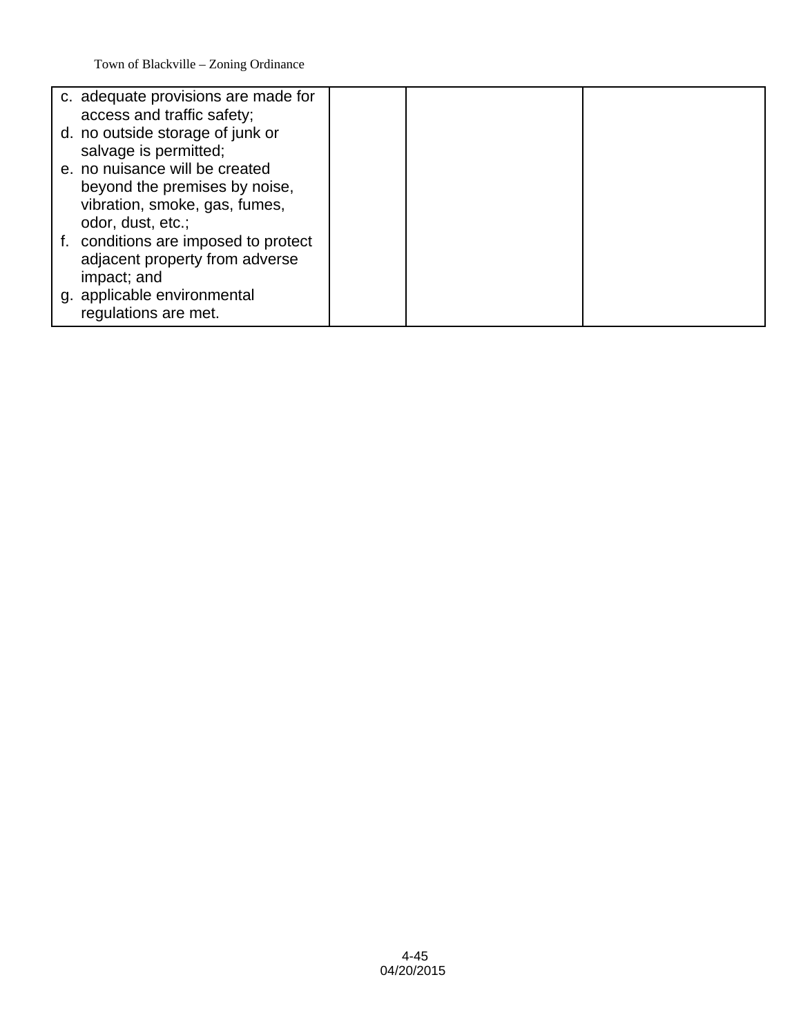| | | | |
|---|---|---|---|
| c. adequate provisions are made for access and traffic safety;<br>d. no outside storage of junk or salvage is permitted;<br>e. no nuisance will be created beyond the premises by noise, vibration, smoke, gas, fumes, odor, dust, etc.;<br>f. conditions are imposed to protect adjacent property from adverse impact; and<br>g. applicable environmental regulations are met. | | | |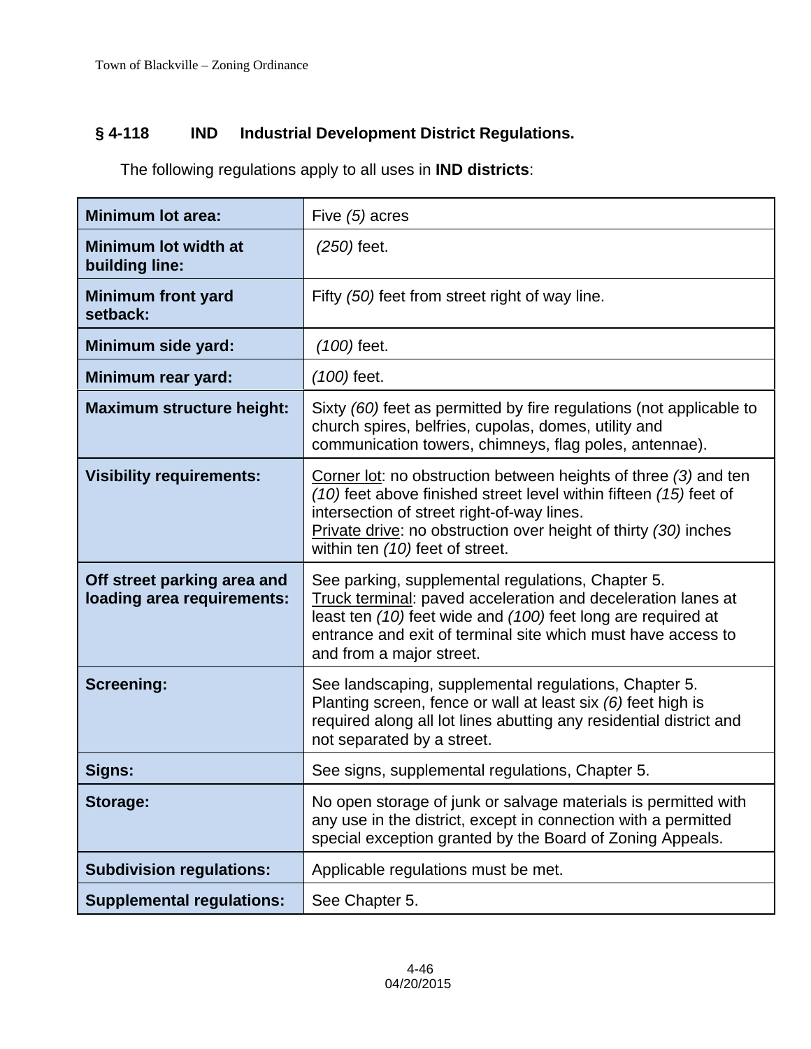## § 4-118 IND Industrial Development District Regulations.

The following regulations apply to all uses in **IND districts**:

| | |
|---|---|
| **Minimum lot area:** | Five *(5)* acres |
| **Minimum lot width at building line:** | *(250)* feet. |
| **Minimum front yard setback:** | Fifty *(50)* feet from street right of way line. |
| **Minimum side yard:** | *(100)* feet. |
| **Minimum rear yard:** | *(100)* feet. |
| **Maximum structure height:** | Sixty *(60)* feet as permitted by fire regulations (not applicable to church spires, belfries, cupolas, domes, utility and communication towers, chimneys, flag poles, antennae). |
| **Visibility requirements:** | Corner lot: no obstruction between heights of three *(3)* and ten *(10)* feet above finished street level within fifteen *(15)* feet of intersection of street right-of-way lines. Private drive: no obstruction over height of thirty *(30)* inches within ten *(10)* feet of street. |
| **Off street parking area and loading area requirements:** | See parking, supplemental regulations, Chapter 5. Truck terminal: paved acceleration and deceleration lanes at least ten *(10)* feet wide and *(100)* feet long are required at entrance and exit of terminal site which must have access to and from a major street. |
| **Screening:** | See landscaping, supplemental regulations, Chapter 5. Planting screen, fence or wall at least six *(6)* feet high is required along all lot lines abutting any residential district and not separated by a street. |
| **Signs:** | See signs, supplemental regulations, Chapter 5. |
| **Storage:** | No open storage of junk or salvage materials is permitted with any use in the district, except in connection with a permitted special exception granted by the Board of Zoning Appeals. |
| **Subdivision regulations:** | Applicable regulations must be met. |
| **Supplemental regulations:** | See Chapter 5. |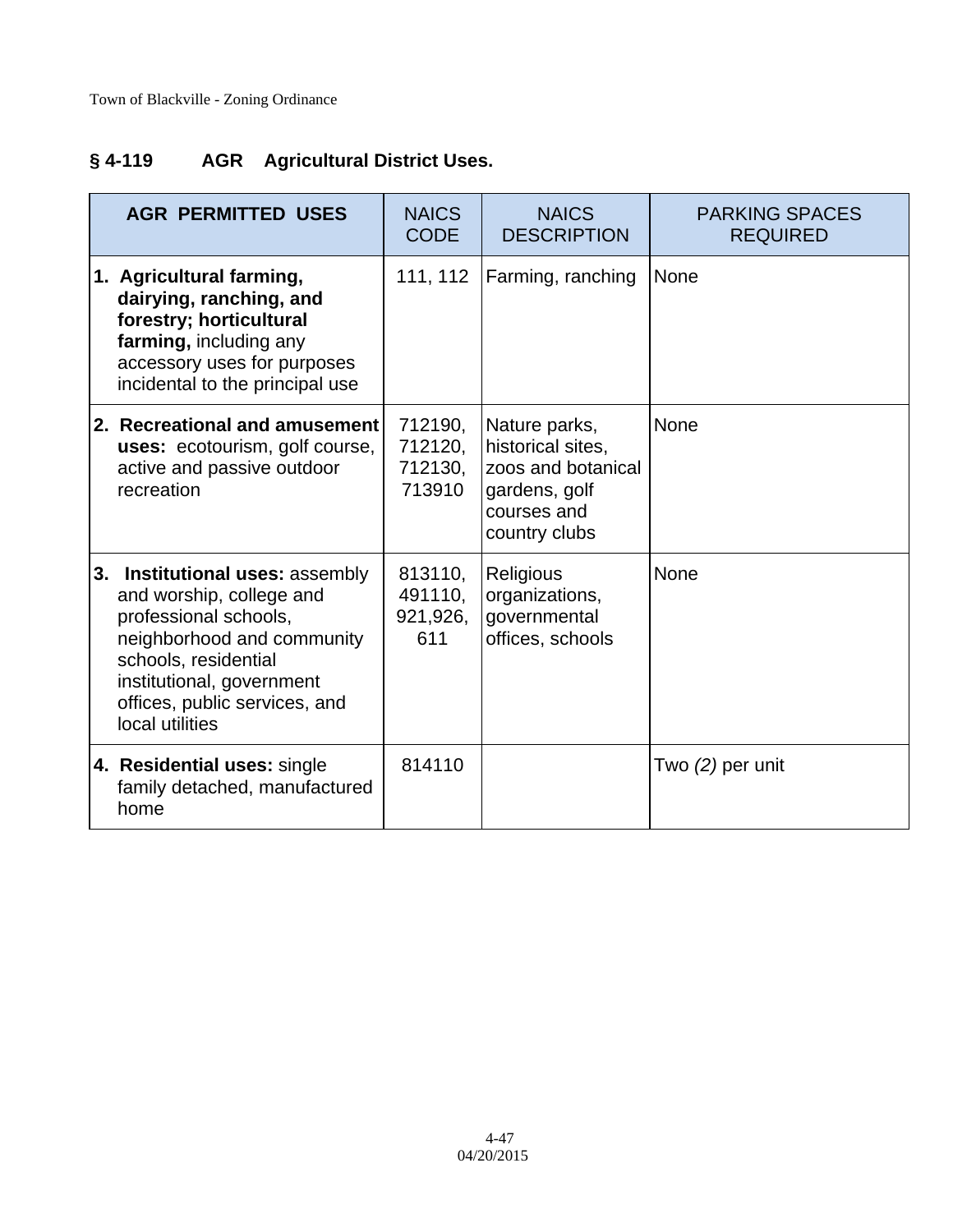## § 4-119 AGR Agricultural District Uses.

| AGR PERMITTED USES | NAICS CODE | NAICS DESCRIPTION | PARKING SPACES REQUIRED |
|---|---|---|---|
| 1. **Agricultural farming, dairying, ranching, and forestry; horticultural farming,** including any accessory uses for purposes incidental to the principal use | 111, 112 | Farming, ranching | None |
| 2. **Recreational and amusement uses:** ecotourism, golf course, active and passive outdoor recreation | 712190, 712120, 712130, 713910 | Nature parks, historical sites, zoos and botanical gardens, golf courses and country clubs | None |
| 3. **Institutional uses:** assembly and worship, college and professional schools, neighborhood and community schools, residential institutional, government offices, public services, and local utilities | 813110, 491110, 921,926, 611 | Religious organizations, governmental offices, schools | None |
| 4. **Residential uses:** single family detached, manufactured home | 814110 | | Two *(2)* per unit |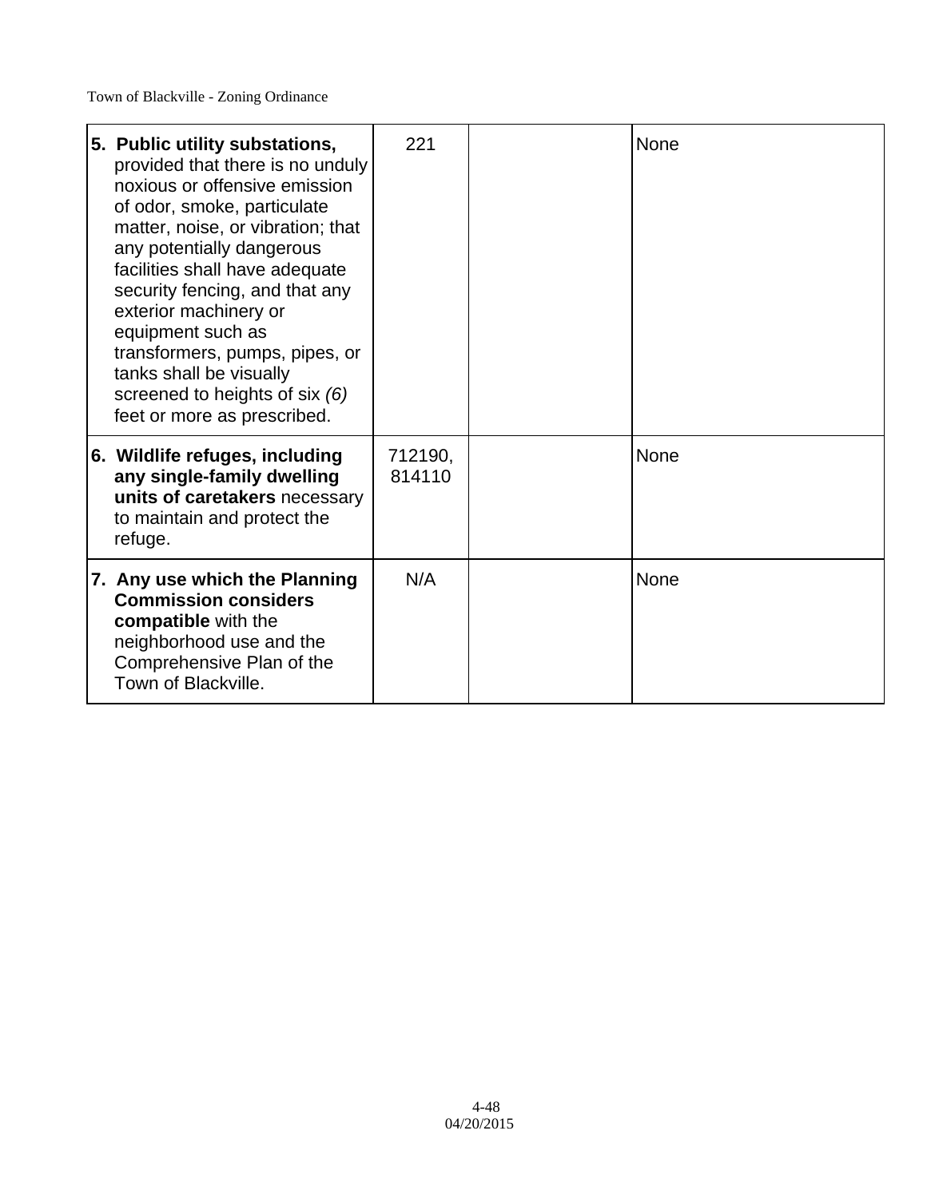| | | | |
|---|---|---|---|
| 5. **Public utility substations,** provided that there is no unduly noxious or offensive emission of odor, smoke, particulate matter, noise, or vibration; that any potentially dangerous facilities shall have adequate security fencing, and that any exterior machinery or equipment such as transformers, pumps, pipes, or tanks shall be visually screened to heights of six *(6)* feet or more as prescribed. | 221 | | None |
| 6. **Wildlife refuges, including any single-family dwelling units of caretakers** necessary to maintain and protect the refuge. | 712190, 814110 | | None |
| 7. **Any use which the Planning Commission considers compatible** with the neighborhood use and the Comprehensive Plan of the Town of Blackville. | N/A | | None |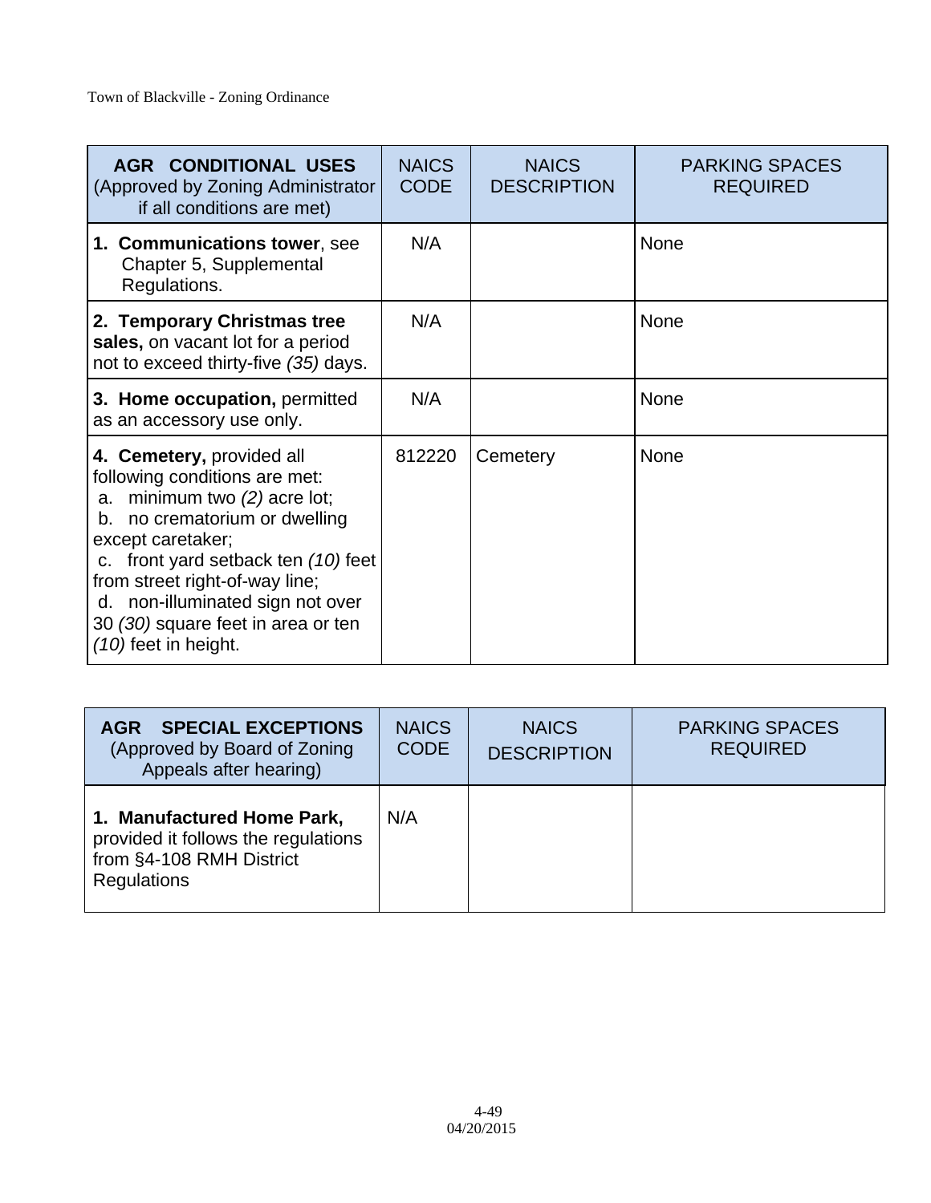| **AGR CONDITIONAL USES** (Approved by Zoning Administrator if all conditions are met) | NAICS CODE | NAICS DESCRIPTION | PARKING SPACES REQUIRED |
|---|---|---|---|
| **1. Communications tower**, see Chapter 5, Supplemental Regulations. | N/A | | None |
| **2. Temporary Christmas tree sales,** on vacant lot for a period not to exceed thirty-five *(35)* days. | N/A | | None |
| **3. Home occupation,** permitted as an accessory use only. | N/A | | None |
| **4. Cemetery,** provided all following conditions are met: a. minimum two *(2)* acre lot; b. no crematorium or dwelling except caretaker; c. front yard setback ten *(10)* feet from street right-of-way line; d. non-illuminated sign not over 30 *(30)* square feet in area or ten *(10)* feet in height. | 812220 | Cemetery | None |

| **AGR SPECIAL EXCEPTIONS** (Approved by Board of Zoning Appeals after hearing) | NAICS CODE | NAICS DESCRIPTION | PARKING SPACES REQUIRED |
|---|---|---|---|
| **1. Manufactured Home Park,** provided it follows the regulations from §4-108 RMH District Regulations | N/A | | |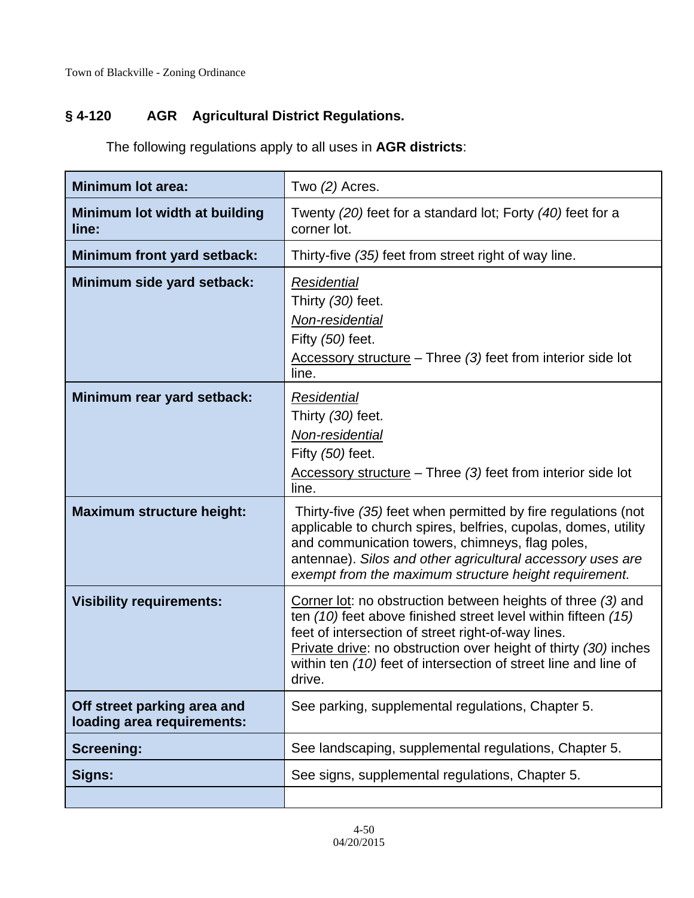## § 4-120 AGR Agricultural District Regulations.

The following regulations apply to all uses in **AGR districts**:

| | |
|---|---|
| **Minimum lot area:** | Two *(2)* Acres. |
| **Minimum lot width at building line:** | Twenty *(20)* feet for a standard lot; Forty *(40)* feet for a corner lot. |
| **Minimum front yard setback:** | Thirty-five *(35)* feet from street right of way line. |
| **Minimum side yard setback:** | *Residential*<br>Thirty *(30)* feet.<br>*Non-residential*<br>Fifty *(50)* feet.<br>Accessory structure – Three *(3)* feet from interior side lot line. |
| **Minimum rear yard setback:** | *Residential*<br>Thirty *(30)* feet.<br>*Non-residential*<br>Fifty *(50)* feet.<br>Accessory structure – Three *(3)* feet from interior side lot line. |
| **Maximum structure height:** | Thirty-five *(35)* feet when permitted by fire regulations (not applicable to church spires, belfries, cupolas, domes, utility and communication towers, chimneys, flag poles, antennae). *Silos and other agricultural accessory uses are exempt from the maximum structure height requirement.* |
| **Visibility requirements:** | Corner lot: no obstruction between heights of three *(3)* and ten *(10)* feet above finished street level within fifteen *(15)* feet of intersection of street right-of-way lines.<br>Private drive: no obstruction over height of thirty *(30)* inches within ten *(10)* feet of intersection of street line and line of drive. |
| **Off street parking area and loading area requirements:** | See parking, supplemental regulations, Chapter 5. |
| **Screening:** | See landscaping, supplemental regulations, Chapter 5. |
| **Signs:** | See signs, supplemental regulations, Chapter 5. |
| | |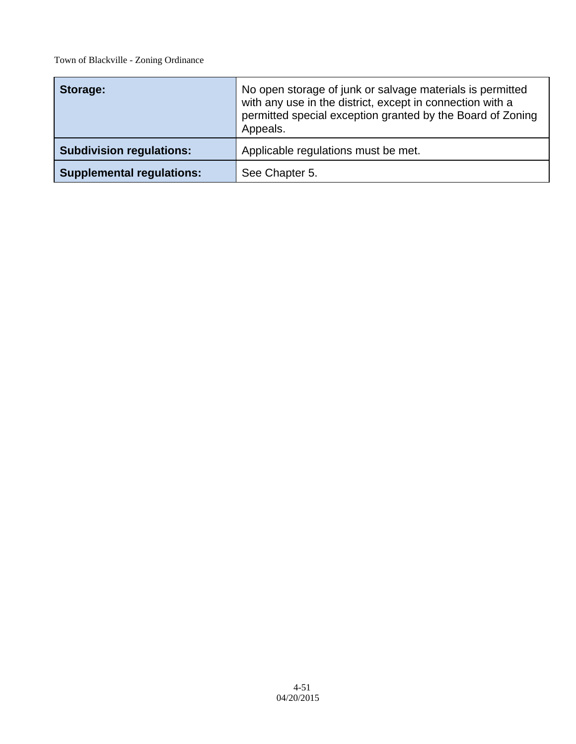| | |
|---|---|
| **Storage:** | No open storage of junk or salvage materials is permitted with any use in the district, except in connection with a permitted special exception granted by the Board of Zoning Appeals. |
| **Subdivision regulations:** | Applicable regulations must be met. |
| **Supplemental regulations:** | See Chapter 5. |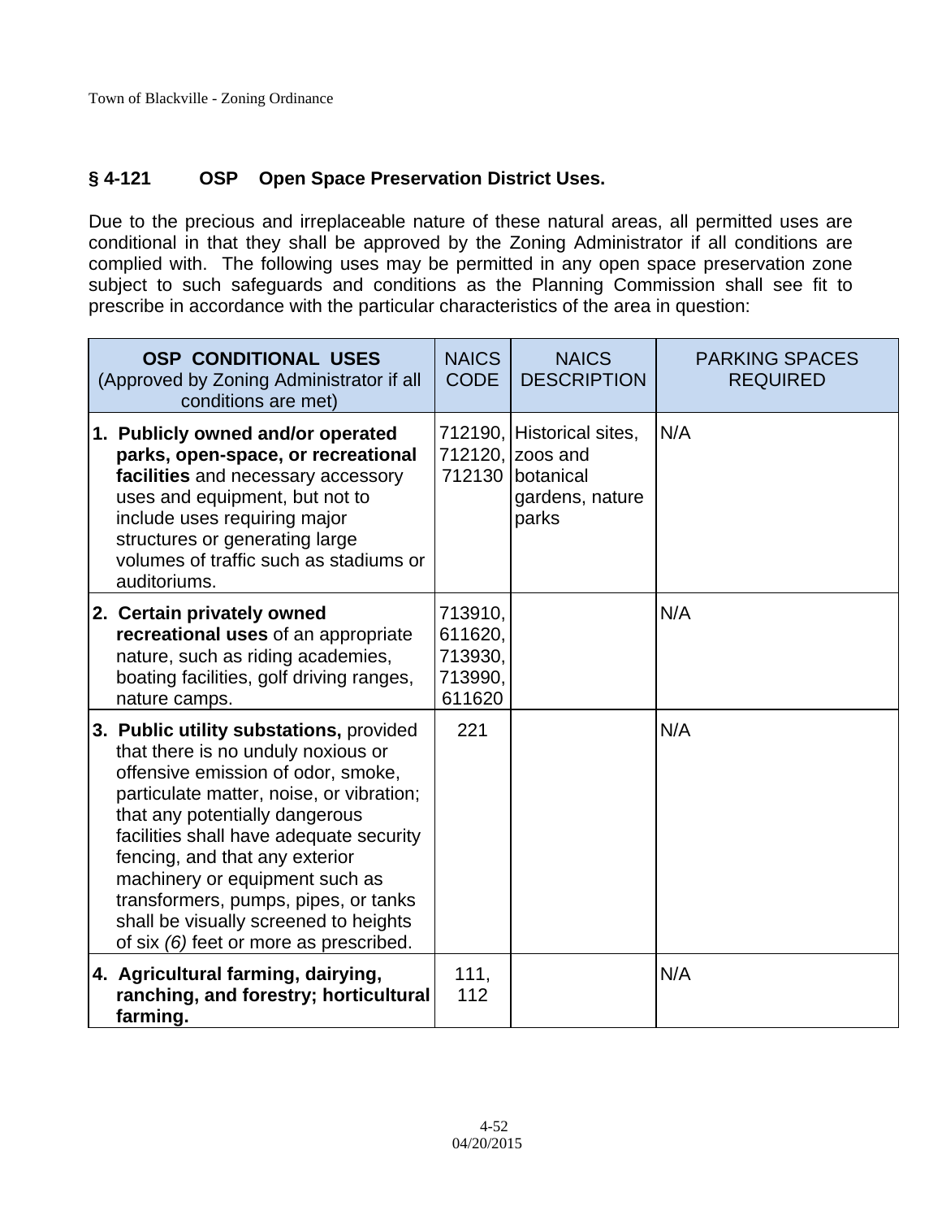### § 4-121 OSP Open Space Preservation District Uses.

Due to the precious and irreplaceable nature of these natural areas, all permitted uses are conditional in that they shall be approved by the Zoning Administrator if all conditions are complied with. The following uses may be permitted in any open space preservation zone subject to such safeguards and conditions as the Planning Commission shall see fit to prescribe in accordance with the particular characteristics of the area in question:

| OSP CONDITIONAL USES (Approved by Zoning Administrator if all conditions are met) | NAICS CODE | NAICS DESCRIPTION | PARKING SPACES REQUIRED |
|---|---|---|---|
| 1. **Publicly owned and/or operated parks, open-space, or recreational facilities** and necessary accessory uses and equipment, but not to include uses requiring major structures or generating large volumes of traffic such as stadiums or auditoriums. | 712190, 712120, 712130 | Historical sites, zoos and botanical gardens, nature parks | N/A |
| 2. **Certain privately owned recreational uses** of an appropriate nature, such as riding academies, boating facilities, golf driving ranges, nature camps. | 713910, 611620, 713930, 713990, 611620 | | N/A |
| 3. **Public utility substations,** provided that there is no unduly noxious or offensive emission of odor, smoke, particulate matter, noise, or vibration; that any potentially dangerous facilities shall have adequate security fencing, and that any exterior machinery or equipment such as transformers, pumps, pipes, or tanks shall be visually screened to heights of six *(6)* feet or more as prescribed. | 221 | | N/A |
| 4. **Agricultural farming, dairying, ranching, and forestry; horticultural farming.** | 111, 112 | | N/A |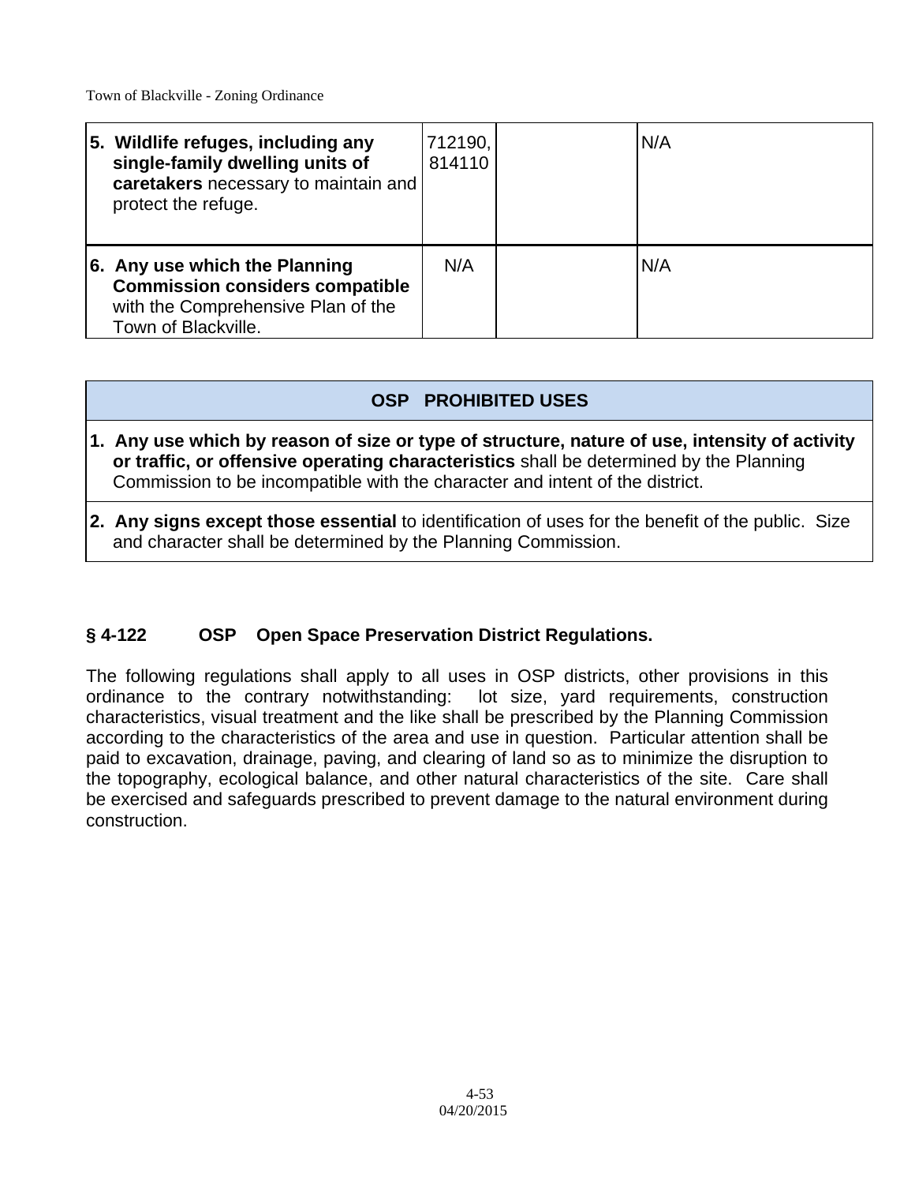| | | | |
|---|---|---|---|
| 5. **Wildlife refuges, including any single-family dwelling units of caretakers** necessary to maintain and protect the refuge. | 712190, 814110 | | N/A |
| 6. **Any use which the Planning Commission considers compatible** with the Comprehensive Plan of the Town of Blackville. | N/A | | N/A |

| OSP PROHIBITED USES |
|---|
| 1. **Any use which by reason of size or type of structure, nature of use, intensity of activity or traffic, or offensive operating characteristics** shall be determined by the Planning Commission to be incompatible with the character and intent of the district. |
| 2. **Any signs except those essential** to identification of uses for the benefit of the public. Size and character shall be determined by the Planning Commission. |

### § 4-122 OSP Open Space Preservation District Regulations.

The following regulations shall apply to all uses in OSP districts, other provisions in this ordinance to the contrary notwithstanding: lot size, yard requirements, construction characteristics, visual treatment and the like shall be prescribed by the Planning Commission according to the characteristics of the area and use in question. Particular attention shall be paid to excavation, drainage, paving, and clearing of land so as to minimize the disruption to the topography, ecological balance, and other natural characteristics of the site. Care shall be exercised and safeguards prescribed to prevent damage to the natural environment during construction.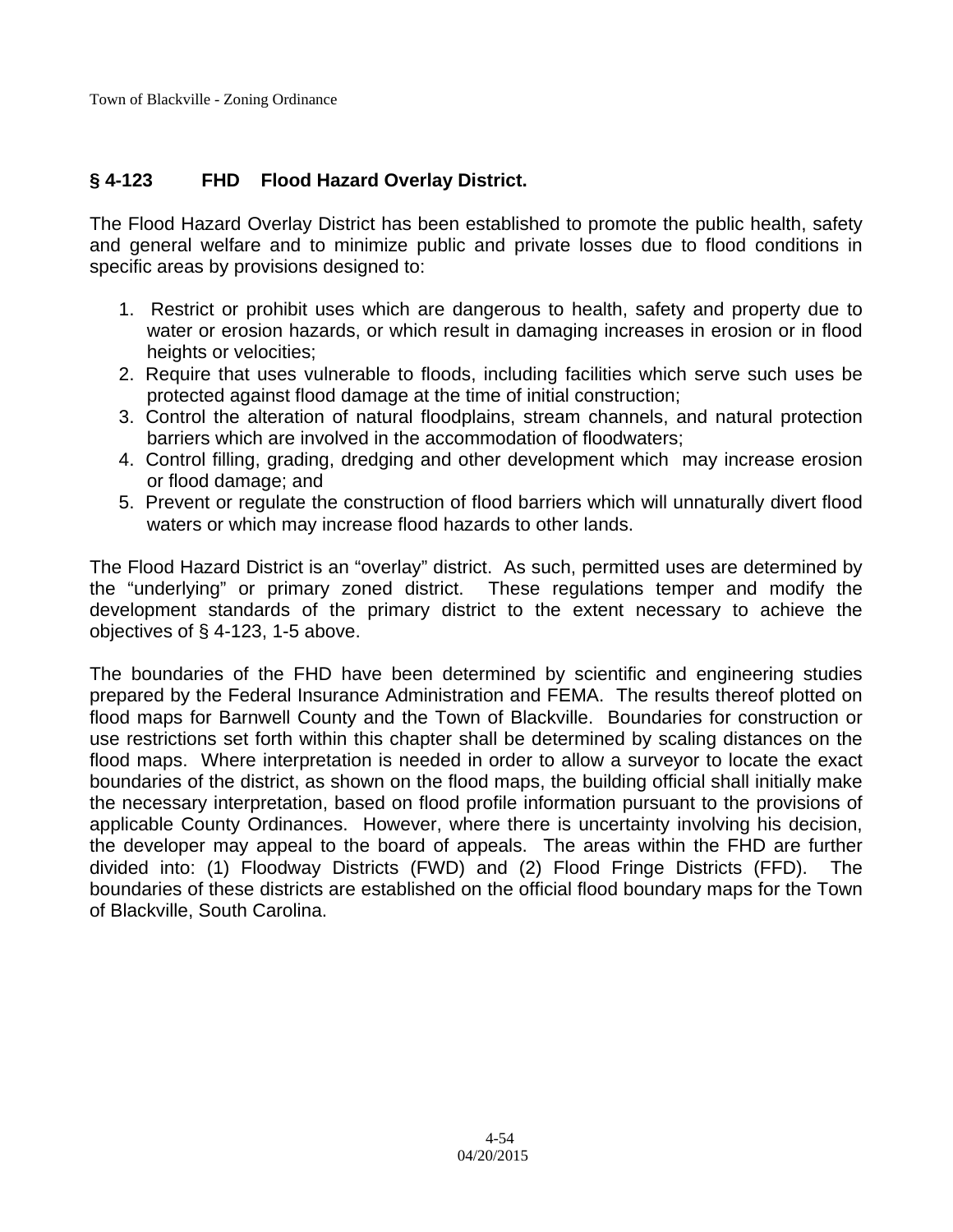## § 4-123 FHD Flood Hazard Overlay District.

The Flood Hazard Overlay District has been established to promote the public health, safety and general welfare and to minimize public and private losses due to flood conditions in specific areas by provisions designed to:

1. Restrict or prohibit uses which are dangerous to health, safety and property due to water or erosion hazards, or which result in damaging increases in erosion or in flood heights or velocities;
2. Require that uses vulnerable to floods, including facilities which serve such uses be protected against flood damage at the time of initial construction;
3. Control the alteration of natural floodplains, stream channels, and natural protection barriers which are involved in the accommodation of floodwaters;
4. Control filling, grading, dredging and other development which may increase erosion or flood damage; and
5. Prevent or regulate the construction of flood barriers which will unnaturally divert flood waters or which may increase flood hazards to other lands.

The Flood Hazard District is an "overlay" district. As such, permitted uses are determined by the "underlying" or primary zoned district. These regulations temper and modify the development standards of the primary district to the extent necessary to achieve the objectives of § 4-123, 1-5 above.

The boundaries of the FHD have been determined by scientific and engineering studies prepared by the Federal Insurance Administration and FEMA. The results thereof plotted on flood maps for Barnwell County and the Town of Blackville. Boundaries for construction or use restrictions set forth within this chapter shall be determined by scaling distances on the flood maps. Where interpretation is needed in order to allow a surveyor to locate the exact boundaries of the district, as shown on the flood maps, the building official shall initially make the necessary interpretation, based on flood profile information pursuant to the provisions of applicable County Ordinances. However, where there is uncertainty involving his decision, the developer may appeal to the board of appeals. The areas within the FHD are further divided into: (1) Floodway Districts (FWD) and (2) Flood Fringe Districts (FFD). The boundaries of these districts are established on the official flood boundary maps for the Town of Blackville, South Carolina.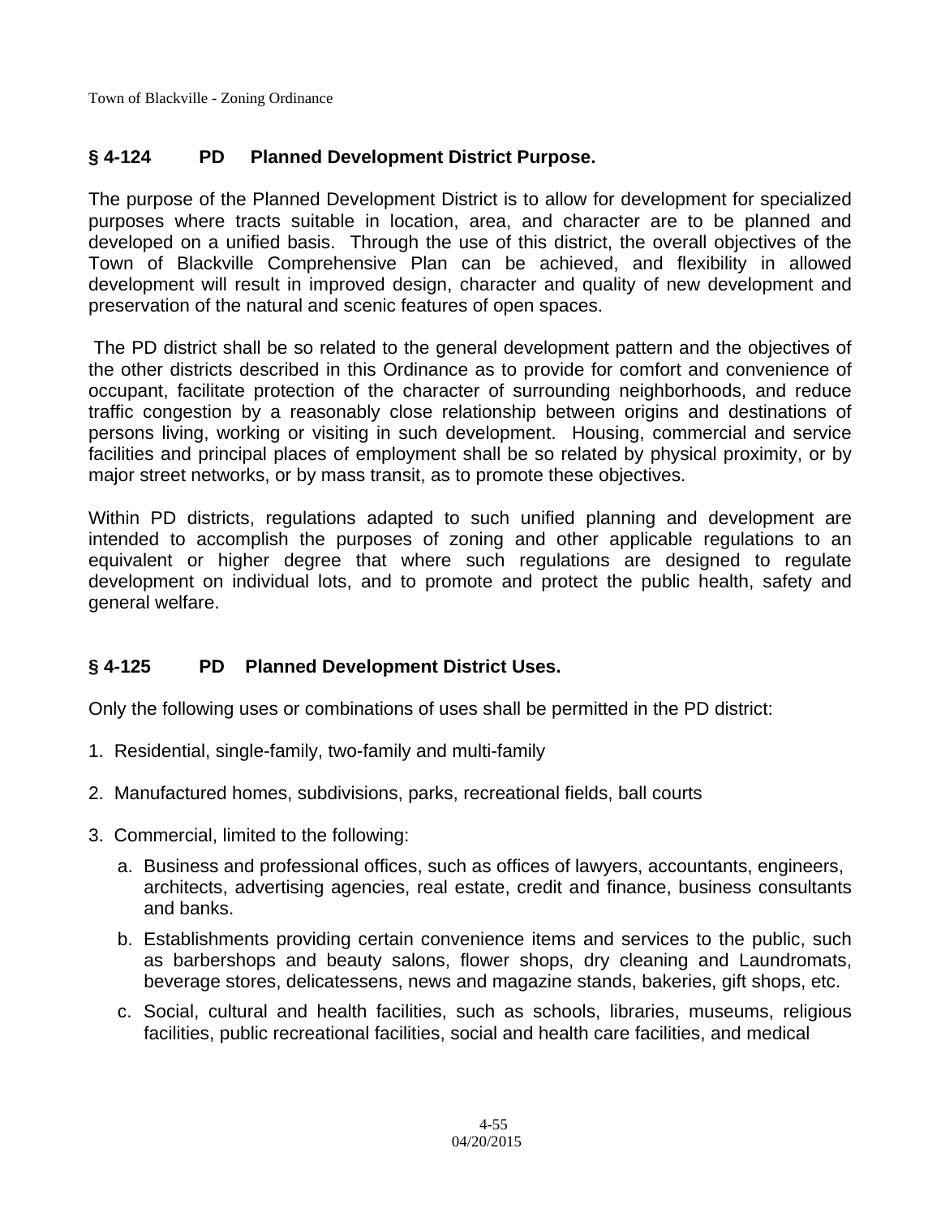## § 4-124 PD Planned Development District Purpose.

The purpose of the Planned Development District is to allow for development for specialized purposes where tracts suitable in location, area, and character are to be planned and developed on a unified basis. Through the use of this district, the overall objectives of the Town of Blackville Comprehensive Plan can be achieved, and flexibility in allowed development will result in improved design, character and quality of new development and preservation of the natural and scenic features of open spaces.

The PD district shall be so related to the general development pattern and the objectives of the other districts described in this Ordinance as to provide for comfort and convenience of occupant, facilitate protection of the character of surrounding neighborhoods, and reduce traffic congestion by a reasonably close relationship between origins and destinations of persons living, working or visiting in such development. Housing, commercial and service facilities and principal places of employment shall be so related by physical proximity, or by major street networks, or by mass transit, as to promote these objectives.

Within PD districts, regulations adapted to such unified planning and development are intended to accomplish the purposes of zoning and other applicable regulations to an equivalent or higher degree that where such regulations are designed to regulate development on individual lots, and to promote and protect the public health, safety and general welfare.

## § 4-125 PD Planned Development District Uses.

Only the following uses or combinations of uses shall be permitted in the PD district:

1. Residential, single-family, two-family and multi-family
2. Manufactured homes, subdivisions, parks, recreational fields, ball courts
3. Commercial, limited to the following:
   a. Business and professional offices, such as offices of lawyers, accountants, engineers, architects, advertising agencies, real estate, credit and finance, business consultants and banks.
   b. Establishments providing certain convenience items and services to the public, such as barbershops and beauty salons, flower shops, dry cleaning and Laundromats, beverage stores, delicatessens, news and magazine stands, bakeries, gift shops, etc.
   c. Social, cultural and health facilities, such as schools, libraries, museums, religious facilities, public recreational facilities, social and health care facilities, and medical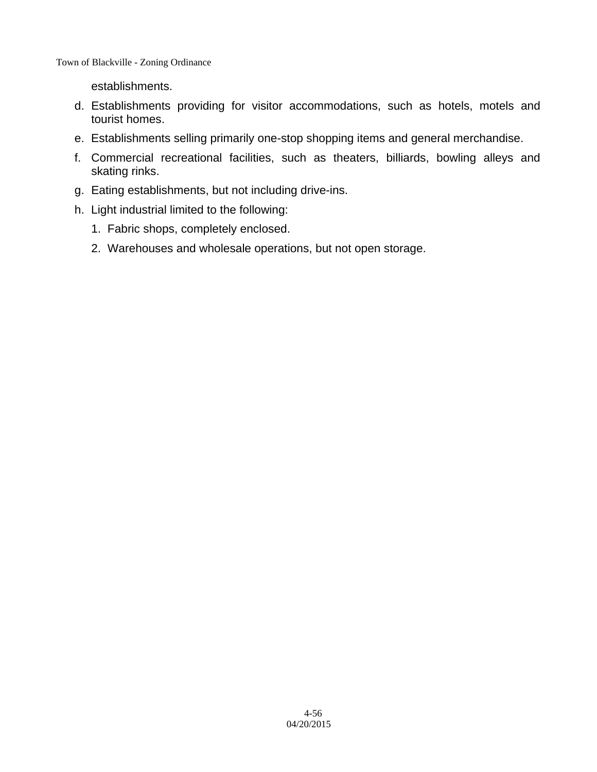establishments.

d. Establishments providing for visitor accommodations, such as hotels, motels and tourist homes.

e. Establishments selling primarily one-stop shopping items and general merchandise.

f. Commercial recreational facilities, such as theaters, billiards, bowling alleys and skating rinks.

g. Eating establishments, but not including drive-ins.

h. Light industrial limited to the following:

   1. Fabric shops, completely enclosed.

   2. Warehouses and wholesale operations, but not open storage.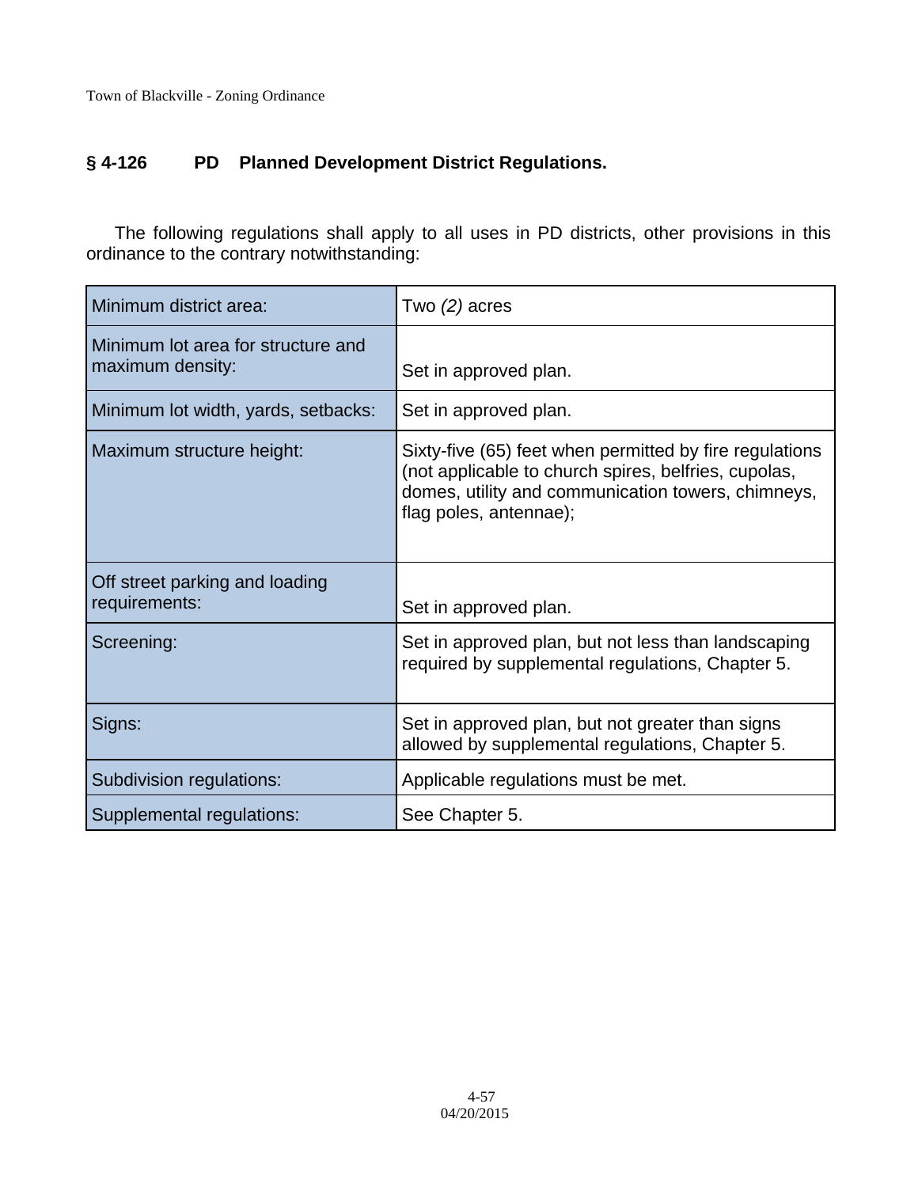## § 4-126 PD Planned Development District Regulations.

The following regulations shall apply to all uses in PD districts, other provisions in this ordinance to the contrary notwithstanding:

| | |
|---|---|
| Minimum district area: | Two *(2)* acres |
| Minimum lot area for structure and maximum density: | Set in approved plan. |
| Minimum lot width, yards, setbacks: | Set in approved plan. |
| Maximum structure height: | Sixty-five (65) feet when permitted by fire regulations (not applicable to church spires, belfries, cupolas, domes, utility and communication towers, chimneys, flag poles, antennae); |
| Off street parking and loading requirements: | Set in approved plan. |
| Screening: | Set in approved plan, but not less than landscaping required by supplemental regulations, Chapter 5. |
| Signs: | Set in approved plan, but not greater than signs allowed by supplemental regulations, Chapter 5. |
| Subdivision regulations: | Applicable regulations must be met. |
| Supplemental regulations: | See Chapter 5. |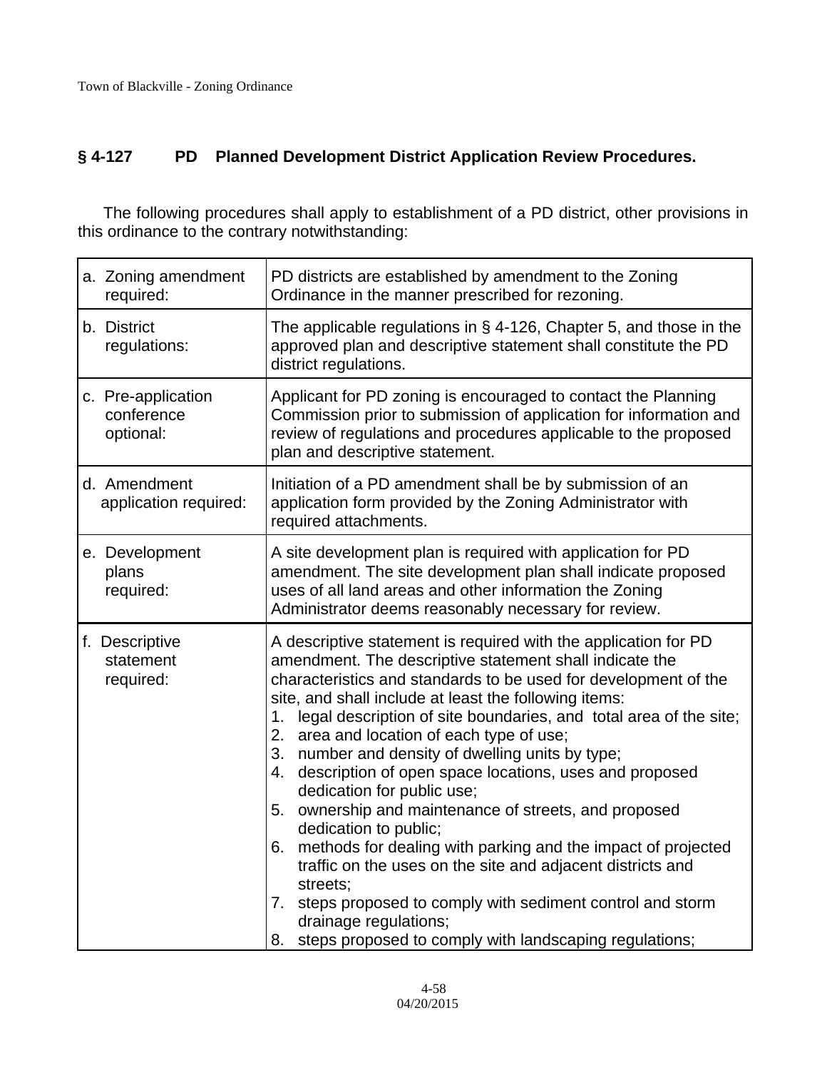## § 4-127 PD Planned Development District Application Review Procedures.

The following procedures shall apply to establishment of a PD district, other provisions in this ordinance to the contrary notwithstanding:

| | |
|---|---|
| a. Zoning amendment required: | PD districts are established by amendment to the Zoning Ordinance in the manner prescribed for rezoning. |
| b. District regulations: | The applicable regulations in § 4-126, Chapter 5, and those in the approved plan and descriptive statement shall constitute the PD district regulations. |
| c. Pre-application conference optional: | Applicant for PD zoning is encouraged to contact the Planning Commission prior to submission of application for information and review of regulations and procedures applicable to the proposed plan and descriptive statement. |
| d. Amendment application required: | Initiation of a PD amendment shall be by submission of an application form provided by the Zoning Administrator with required attachments. |
| e. Development plans required: | A site development plan is required with application for PD amendment. The site development plan shall indicate proposed uses of all land areas and other information the Zoning Administrator deems reasonably necessary for review. |
| f. Descriptive statement required: | A descriptive statement is required with the application for PD amendment. The descriptive statement shall indicate the characteristics and standards to be used for development of the site, and shall include at least the following items:<br>1. legal description of site boundaries, and total area of the site;<br>2. area and location of each type of use;<br>3. number and density of dwelling units by type;<br>4. description of open space locations, uses and proposed dedication for public use;<br>5. ownership and maintenance of streets, and proposed dedication to public;<br>6. methods for dealing with parking and the impact of projected traffic on the uses on the site and adjacent districts and streets;<br>7. steps proposed to comply with sediment control and storm drainage regulations;<br>8. steps proposed to comply with landscaping regulations; |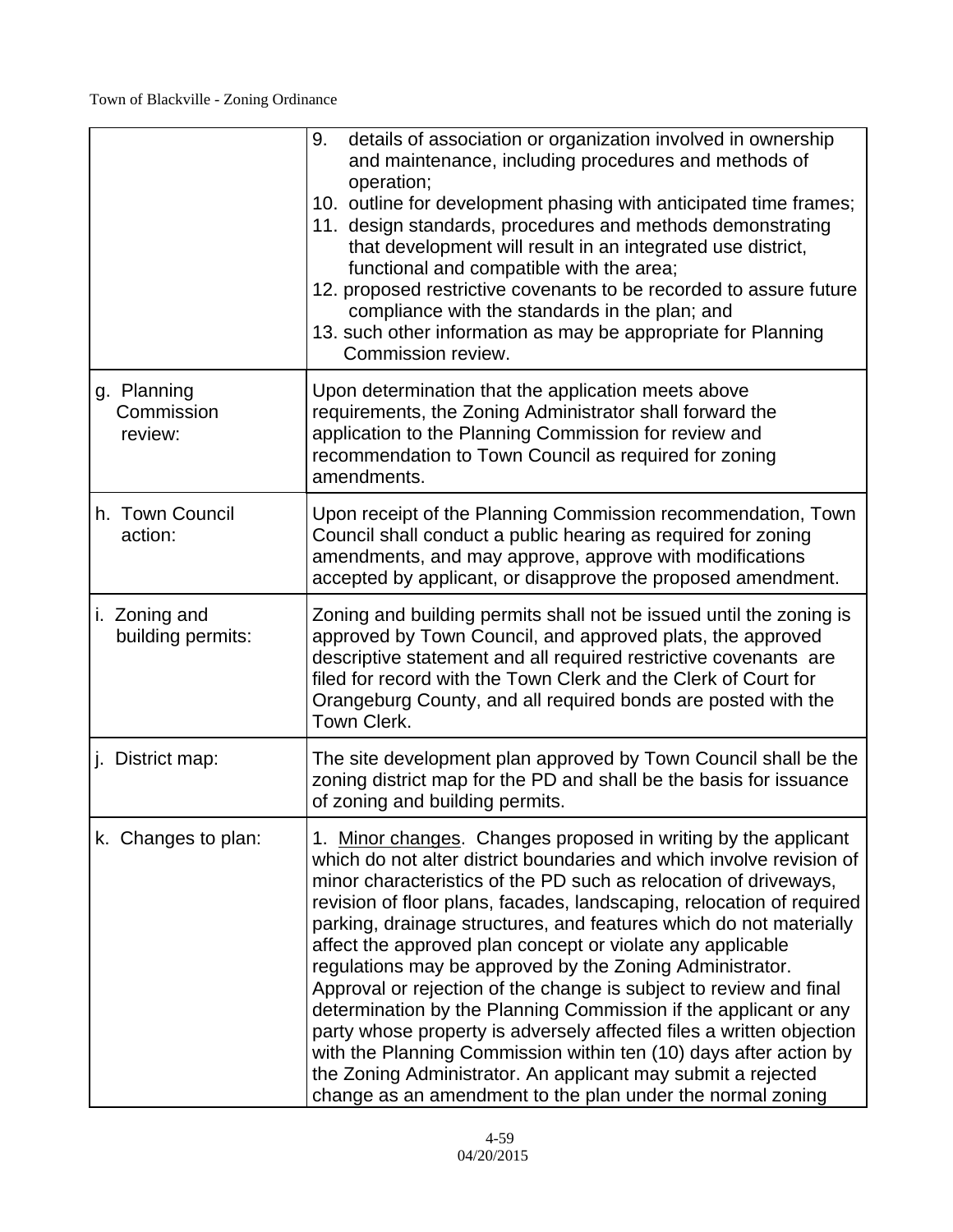| | |
|---|---|
| | 9. details of association or organization involved in ownership and maintenance, including procedures and methods of operation;<br>10. outline for development phasing with anticipated time frames;<br>11. design standards, procedures and methods demonstrating that development will result in an integrated use district, functional and compatible with the area;<br>12. proposed restrictive covenants to be recorded to assure future compliance with the standards in the plan; and<br>13. such other information as may be appropriate for Planning Commission review. |
| g. Planning Commission review: | Upon determination that the application meets above requirements, the Zoning Administrator shall forward the application to the Planning Commission for review and recommendation to Town Council as required for zoning amendments. |
| h. Town Council action: | Upon receipt of the Planning Commission recommendation, Town Council shall conduct a public hearing as required for zoning amendments, and may approve, approve with modifications accepted by applicant, or disapprove the proposed amendment. |
| i. Zoning and building permits: | Zoning and building permits shall not be issued until the zoning is approved by Town Council, and approved plats, the approved descriptive statement and all required restrictive covenants are filed for record with the Town Clerk and the Clerk of Court for Orangeburg County, and all required bonds are posted with the Town Clerk. |
| j. District map: | The site development plan approved by Town Council shall be the zoning district map for the PD and shall be the basis for issuance of zoning and building permits. |
| k. Changes to plan: | 1. <u>Minor changes</u>. Changes proposed in writing by the applicant which do not alter district boundaries and which involve revision of minor characteristics of the PD such as relocation of driveways, revision of floor plans, facades, landscaping, relocation of required parking, drainage structures, and features which do not materially affect the approved plan concept or violate any applicable regulations may be approved by the Zoning Administrator. Approval or rejection of the change is subject to review and final determination by the Planning Commission if the applicant or any party whose property is adversely affected files a written objection with the Planning Commission within ten (10) days after action by the Zoning Administrator. An applicant may submit a rejected change as an amendment to the plan under the normal zoning |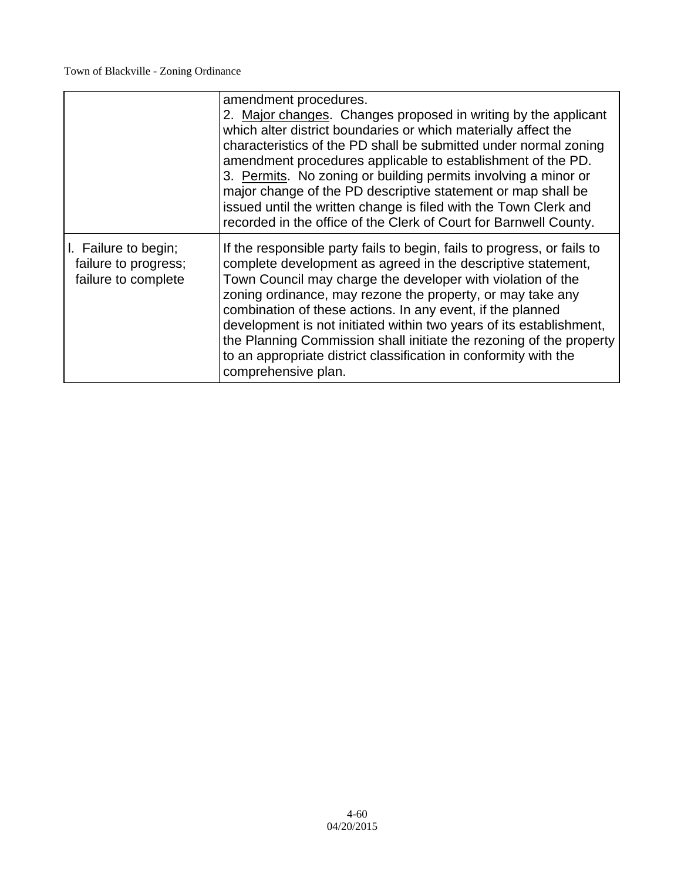| | |
|---|---|
| | amendment procedures.<br>2. <u>Major changes</u>. Changes proposed in writing by the applicant which alter district boundaries or which materially affect the characteristics of the PD shall be submitted under normal zoning amendment procedures applicable to establishment of the PD.<br>3. <u>Permits</u>. No zoning or building permits involving a minor or major change of the PD descriptive statement or map shall be issued until the written change is filed with the Town Clerk and recorded in the office of the Clerk of Court for Barnwell County. |
| l. Failure to begin; failure to progress; failure to complete | If the responsible party fails to begin, fails to progress, or fails to complete development as agreed in the descriptive statement, Town Council may charge the developer with violation of the zoning ordinance, may rezone the property, or may take any combination of these actions. In any event, if the planned development is not initiated within two years of its establishment, the Planning Commission shall initiate the rezoning of the property to an appropriate district classification in conformity with the comprehensive plan. |

04/20/2015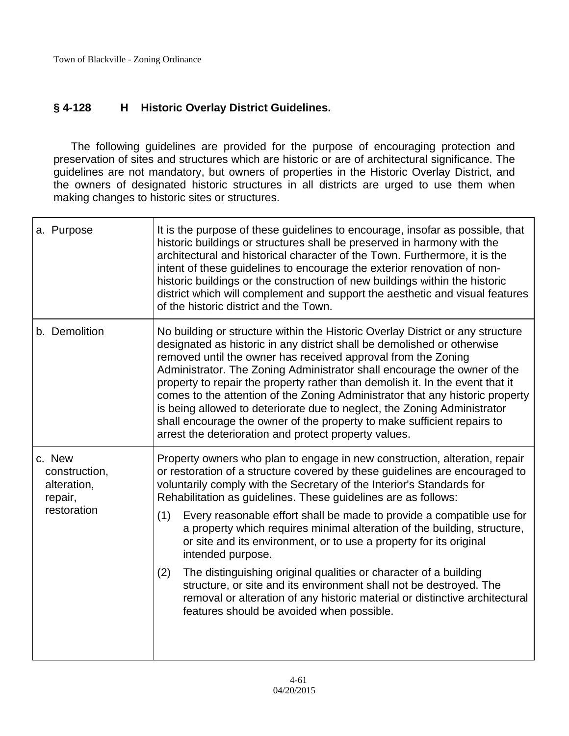## § 4-128 H Historic Overlay District Guidelines.

The following guidelines are provided for the purpose of encouraging protection and preservation of sites and structures which are historic or are of architectural significance. The guidelines are not mandatory, but owners of properties in the Historic Overlay District, and the owners of designated historic structures in all districts are urged to use them when making changes to historic sites or structures.

| | |
|---|---|
| a. Purpose | It is the purpose of these guidelines to encourage, insofar as possible, that historic buildings or structures shall be preserved in harmony with the architectural and historical character of the Town. Furthermore, it is the intent of these guidelines to encourage the exterior renovation of non-historic buildings or the construction of new buildings within the historic district which will complement and support the aesthetic and visual features of the historic district and the Town. |
| b. Demolition | No building or structure within the Historic Overlay District or any structure designated as historic in any district shall be demolished or otherwise removed until the owner has received approval from the Zoning Administrator. The Zoning Administrator shall encourage the owner of the property to repair the property rather than demolish it. In the event that it comes to the attention of the Zoning Administrator that any historic property is being allowed to deteriorate due to neglect, the Zoning Administrator shall encourage the owner of the property to make sufficient repairs to arrest the deterioration and protect property values. |
| c. New construction, alteration, repair, restoration | Property owners who plan to engage in new construction, alteration, repair or restoration of a structure covered by these guidelines are encouraged to voluntarily comply with the Secretary of the Interior's Standards for Rehabilitation as guidelines. These guidelines are as follows:<br>(1) Every reasonable effort shall be made to provide a compatible use for a property which requires minimal alteration of the building, structure, or site and its environment, or to use a property for its original intended purpose.<br>(2) The distinguishing original qualities or character of a building structure, or site and its environment shall not be destroyed. The removal or alteration of any historic material or distinctive architectural features should be avoided when possible. |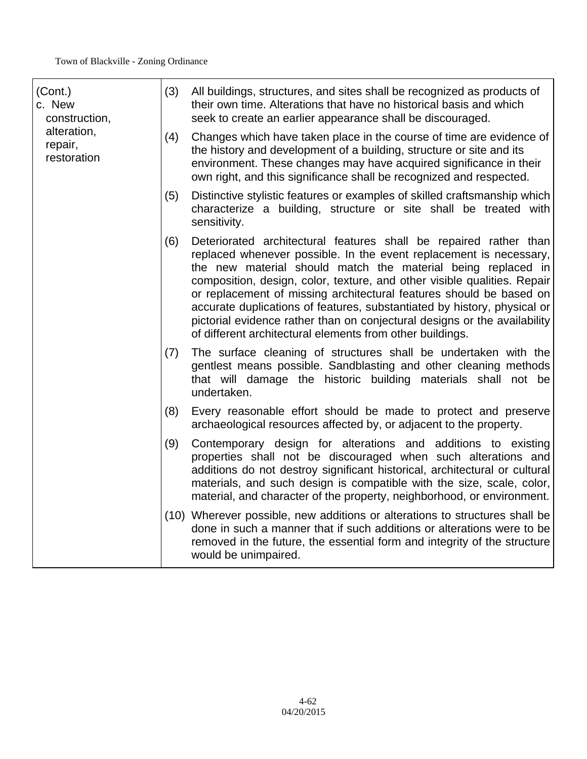| | |
|---|---|
| (Cont.)<br>c. New construction, alteration, repair, restoration | (3) All buildings, structures, and sites shall be recognized as products of their own time. Alterations that have no historical basis and which seek to create an earlier appearance shall be discouraged.<br><br>(4) Changes which have taken place in the course of time are evidence of the history and development of a building, structure or site and its environment. These changes may have acquired significance in their own right, and this significance shall be recognized and respected.<br><br>(5) Distinctive stylistic features or examples of skilled craftsmanship which characterize a building, structure or site shall be treated with sensitivity.<br><br>(6) Deteriorated architectural features shall be repaired rather than replaced whenever possible. In the event replacement is necessary, the new material should match the material being replaced in composition, design, color, texture, and other visible qualities. Repair or replacement of missing architectural features should be based on accurate duplications of features, substantiated by history, physical or pictorial evidence rather than on conjectural designs or the availability of different architectural elements from other buildings.<br><br>(7) The surface cleaning of structures shall be undertaken with the gentlest means possible. Sandblasting and other cleaning methods that will damage the historic building materials shall not be undertaken.<br><br>(8) Every reasonable effort should be made to protect and preserve archaeological resources affected by, or adjacent to the property.<br><br>(9) Contemporary design for alterations and additions to existing properties shall not be discouraged when such alterations and additions do not destroy significant historical, architectural or cultural materials, and such design is compatible with the size, scale, color, material, and character of the property, neighborhood, or environment.<br><br>(10) Wherever possible, new additions or alterations to structures shall be done in such a manner that if such additions or alterations were to be removed in the future, the essential form and integrity of the structure would be unimpaired. |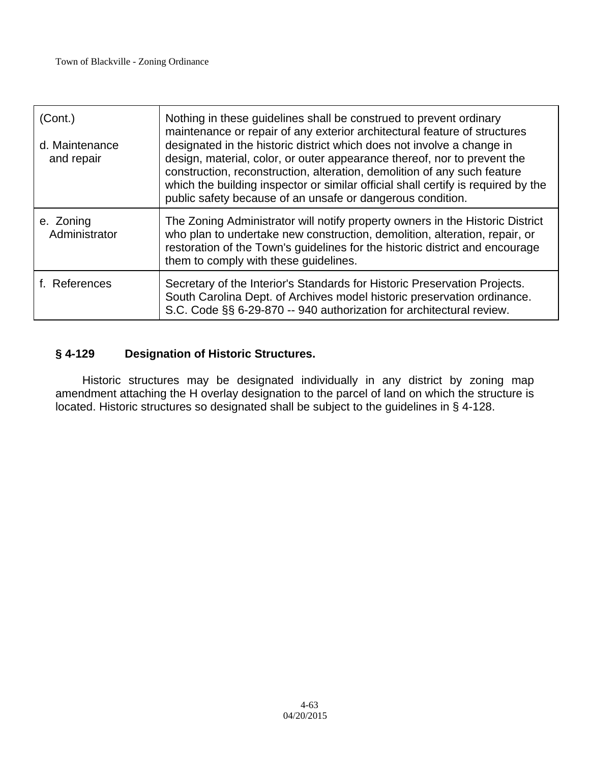| | |
|---|---|
| (Cont.)<br><br>d. Maintenance and repair | Nothing in these guidelines shall be construed to prevent ordinary maintenance or repair of any exterior architectural feature of structures designated in the historic district which does not involve a change in design, material, color, or outer appearance thereof, nor to prevent the construction, reconstruction, alteration, demolition of any such feature which the building inspector or similar official shall certify is required by the public safety because of an unsafe or dangerous condition. |
| e. Zoning Administrator | The Zoning Administrator will notify property owners in the Historic District who plan to undertake new construction, demolition, alteration, repair, or restoration of the Town's guidelines for the historic district and encourage them to comply with these guidelines. |
| f. References | Secretary of the Interior's Standards for Historic Preservation Projects.<br>South Carolina Dept. of Archives model historic preservation ordinance.<br>S.C. Code §§ 6-29-870 -- 940 authorization for architectural review. |

### § 4-129 Designation of Historic Structures.

Historic structures may be designated individually in any district by zoning map amendment attaching the H overlay designation to the parcel of land on which the structure is located. Historic structures so designated shall be subject to the guidelines in § 4-128.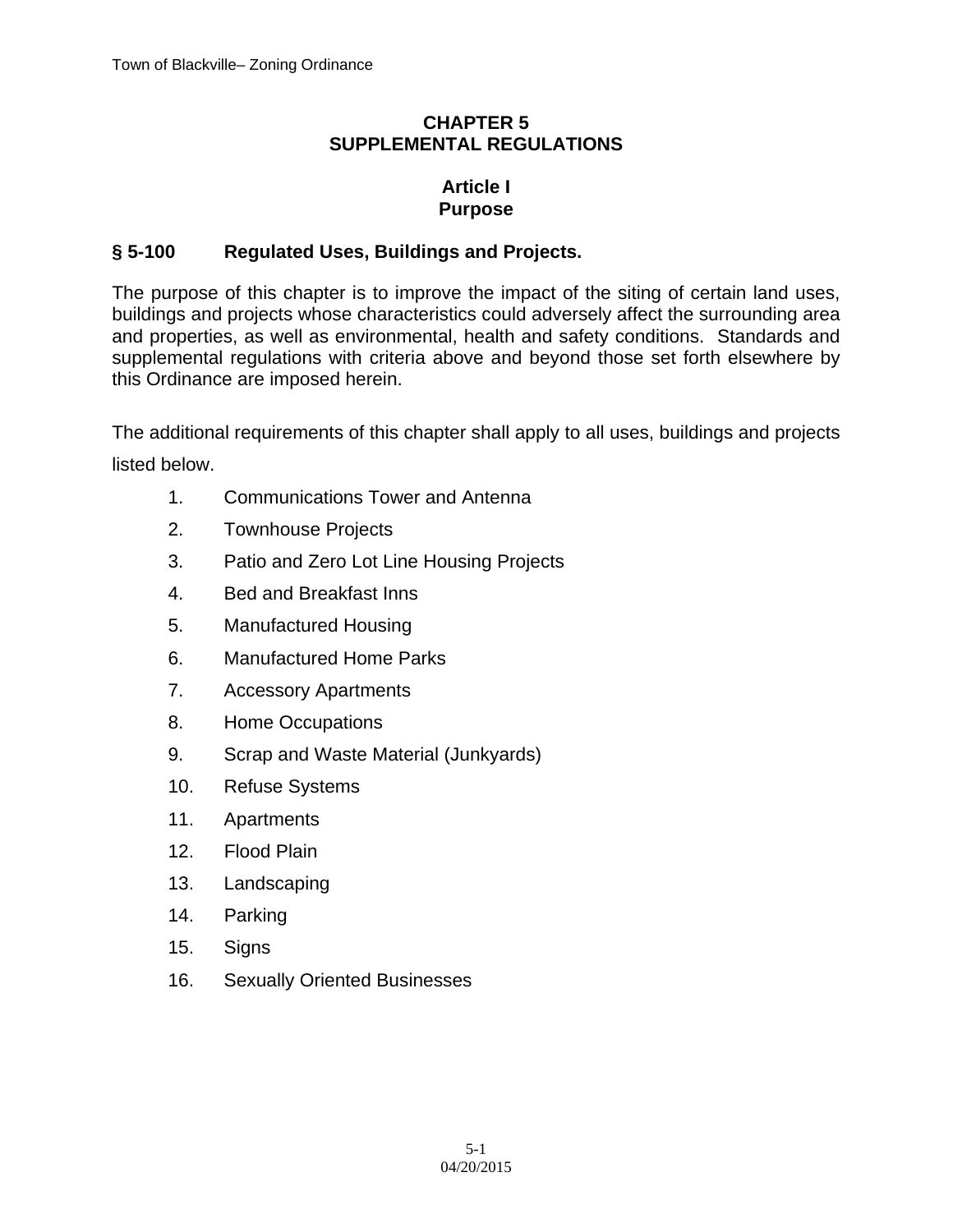# CHAPTER 5
# SUPPLEMENTAL REGULATIONS

## Article I
## Purpose

### § 5-100 Regulated Uses, Buildings and Projects.

The purpose of this chapter is to improve the impact of the siting of certain land uses, buildings and projects whose characteristics could adversely affect the surrounding area and properties, as well as environmental, health and safety conditions. Standards and supplemental regulations with criteria above and beyond those set forth elsewhere by this Ordinance are imposed herein.

The additional requirements of this chapter shall apply to all uses, buildings and projects listed below.

1. Communications Tower and Antenna
2. Townhouse Projects
3. Patio and Zero Lot Line Housing Projects
4. Bed and Breakfast Inns
5. Manufactured Housing
6. Manufactured Home Parks
7. Accessory Apartments
8. Home Occupations
9. Scrap and Waste Material (Junkyards)
10. Refuse Systems
11. Apartments
12. Flood Plain
13. Landscaping
14. Parking
15. Signs
16. Sexually Oriented Businesses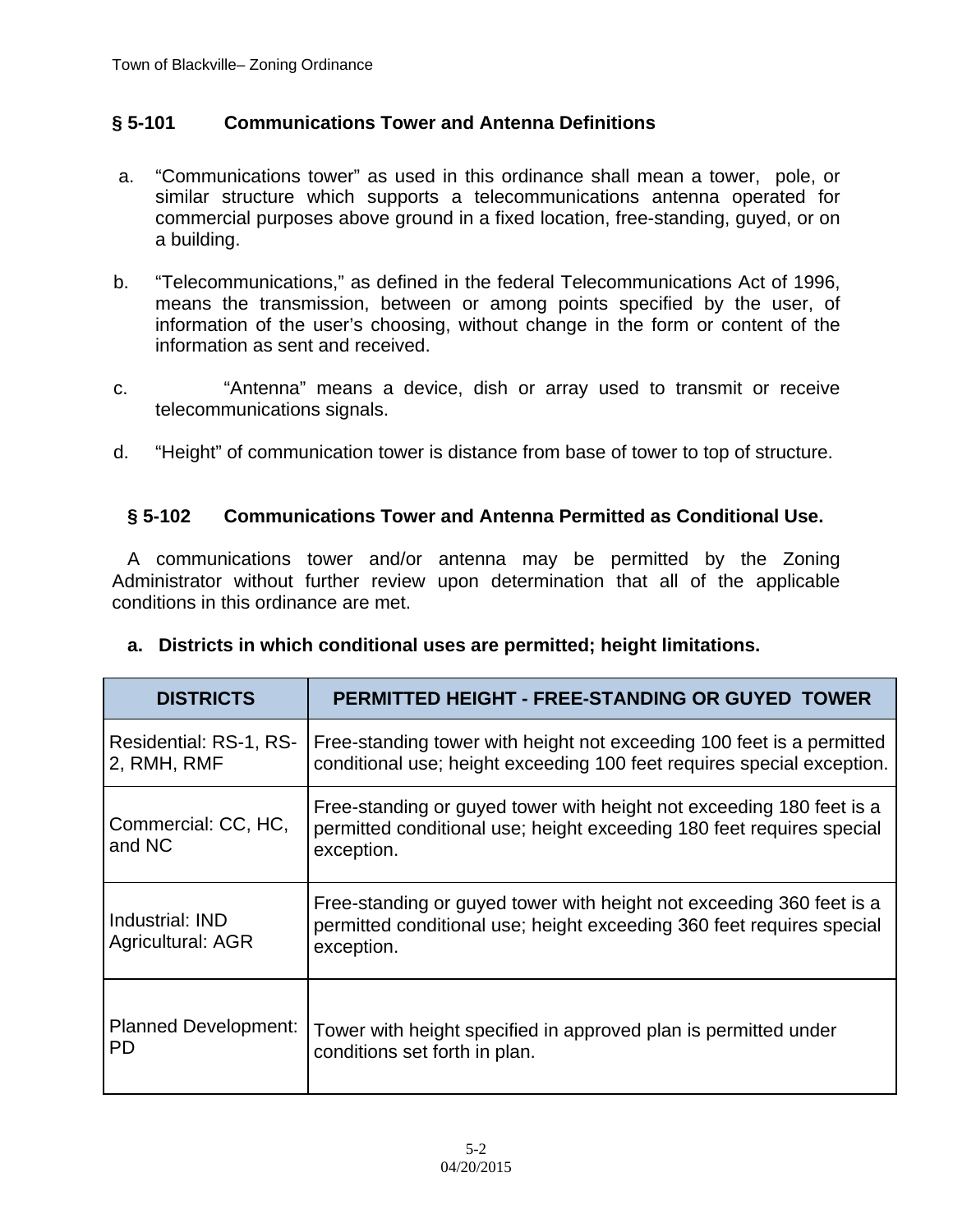## § 5-101 Communications Tower and Antenna Definitions

a. "Communications tower" as used in this ordinance shall mean a tower, pole, or similar structure which supports a telecommunications antenna operated for commercial purposes above ground in a fixed location, free-standing, guyed, or on a building.

b. "Telecommunications," as defined in the federal Telecommunications Act of 1996, means the transmission, between or among points specified by the user, of information of the user's choosing, without change in the form or content of the information as sent and received.

c. "Antenna" means a device, dish or array used to transmit or receive telecommunications signals.

d. "Height" of communication tower is distance from base of tower to top of structure.

## § 5-102 Communications Tower and Antenna Permitted as Conditional Use.

A communications tower and/or antenna may be permitted by the Zoning Administrator without further review upon determination that all of the applicable conditions in this ordinance are met.

**a. Districts in which conditional uses are permitted; height limitations.**

| DISTRICTS | PERMITTED HEIGHT - FREE-STANDING OR GUYED TOWER |
|---|---|
| Residential: RS-1, RS-2, RMH, RMF | Free-standing tower with height not exceeding 100 feet is a permitted conditional use; height exceeding 100 feet requires special exception. |
| Commercial: CC, HC, and NC | Free-standing or guyed tower with height not exceeding 180 feet is a permitted conditional use; height exceeding 180 feet requires special exception. |
| Industrial: IND Agricultural: AGR | Free-standing or guyed tower with height not exceeding 360 feet is a permitted conditional use; height exceeding 360 feet requires special exception. |
| Planned Development: PD | Tower with height specified in approved plan is permitted under conditions set forth in plan. |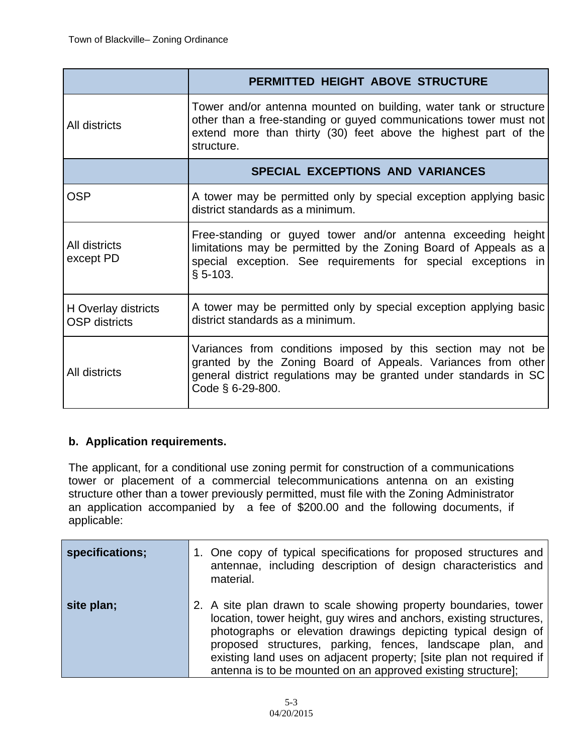| | PERMITTED HEIGHT ABOVE STRUCTURE |
|---|---|
| All districts | Tower and/or antenna mounted on building, water tank or structure other than a free-standing or guyed communications tower must not extend more than thirty (30) feet above the highest part of the structure. |
| | **SPECIAL EXCEPTIONS AND VARIANCES** |
| OSP | A tower may be permitted only by special exception applying basic district standards as a minimum. |
| All districts except PD | Free-standing or guyed tower and/or antenna exceeding height limitations may be permitted by the Zoning Board of Appeals as a special exception. See requirements for special exceptions in § 5-103. |
| H Overlay districts OSP districts | A tower may be permitted only by special exception applying basic district standards as a minimum. |
| All districts | Variances from conditions imposed by this section may not be granted by the Zoning Board of Appeals. Variances from other general district regulations may be granted under standards in SC Code § 6-29-800. |

**b. Application requirements.**

The applicant, for a conditional use zoning permit for construction of a communications tower or placement of a commercial telecommunications antenna on an existing structure other than a tower previously permitted, must file with the Zoning Administrator an application accompanied by a fee of $200.00 and the following documents, if applicable:

| | |
|---|---|
| **specifications;** | 1. One copy of typical specifications for proposed structures and antennae, including description of design characteristics and material. |
| **site plan;** | 2. A site plan drawn to scale showing property boundaries, tower location, tower height, guy wires and anchors, existing structures, photographs or elevation drawings depicting typical design of proposed structures, parking, fences, landscape plan, and existing land uses on adjacent property; [site plan not required if antenna is to be mounted on an approved existing structure]; |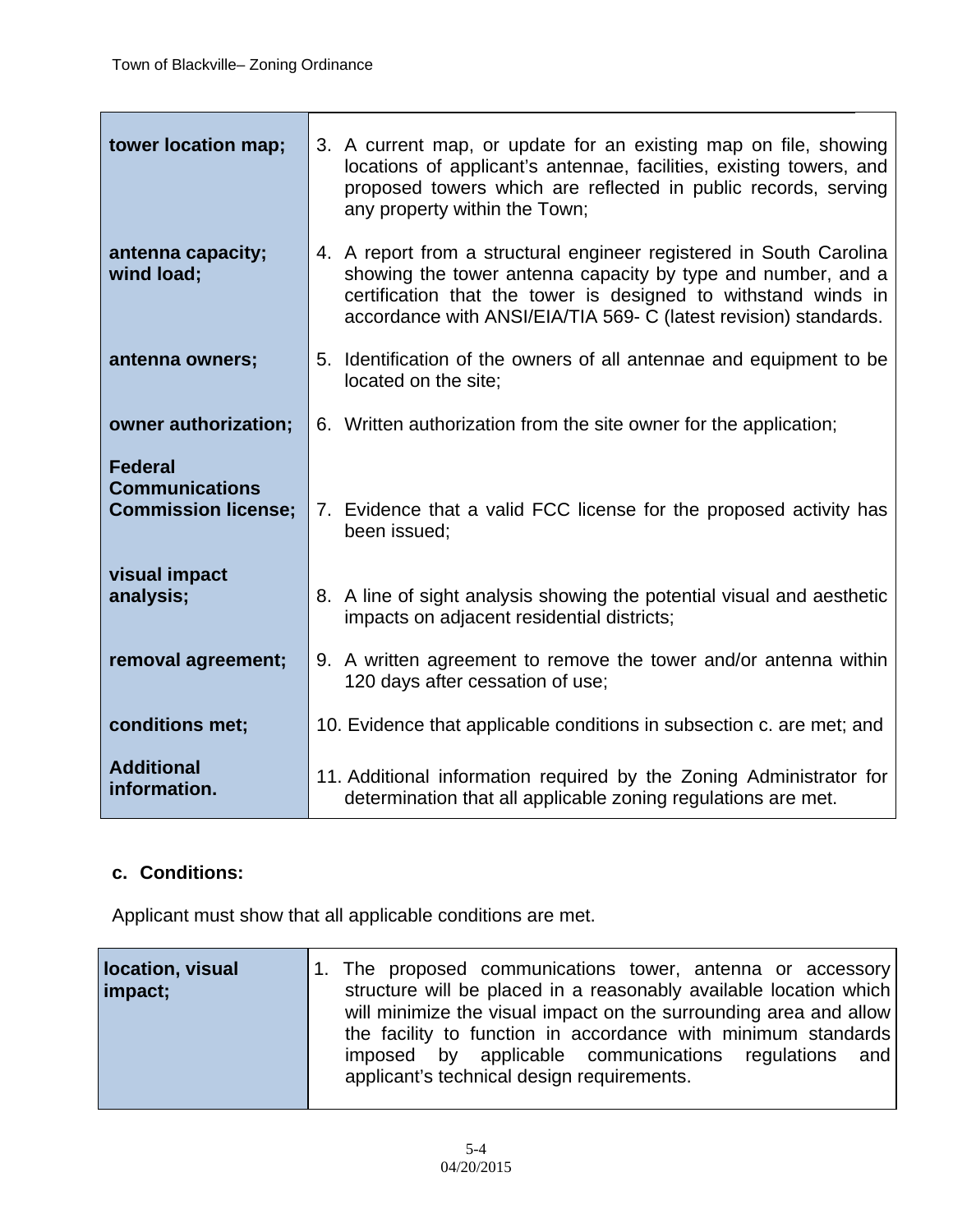| | |
|---|---|
| **tower location map;** | 3. A current map, or update for an existing map on file, showing locations of applicant's antennae, facilities, existing towers, and proposed towers which are reflected in public records, serving any property within the Town; |
| **antenna capacity; wind load;** | 4. A report from a structural engineer registered in South Carolina showing the tower antenna capacity by type and number, and a certification that the tower is designed to withstand winds in accordance with ANSI/EIA/TIA 569- C (latest revision) standards. |
| **antenna owners;** | 5. Identification of the owners of all antennae and equipment to be located on the site; |
| **owner authorization;** | 6. Written authorization from the site owner for the application; |
| **Federal Communications Commission license;** | 7. Evidence that a valid FCC license for the proposed activity has been issued; |
| **visual impact analysis;** | 8. A line of sight analysis showing the potential visual and aesthetic impacts on adjacent residential districts; |
| **removal agreement;** | 9. A written agreement to remove the tower and/or antenna within 120 days after cessation of use; |
| **conditions met;** | 10. Evidence that applicable conditions in subsection c. are met; and |
| **Additional information.** | 11. Additional information required by the Zoning Administrator for determination that all applicable zoning regulations are met. |

**c. Conditions:**

Applicant must show that all applicable conditions are met.

| | |
|---|---|
| **location, visual impact;** | 1. The proposed communications tower, antenna or accessory structure will be placed in a reasonably available location which will minimize the visual impact on the surrounding area and allow the facility to function in accordance with minimum standards imposed by applicable communications regulations and applicant's technical design requirements. |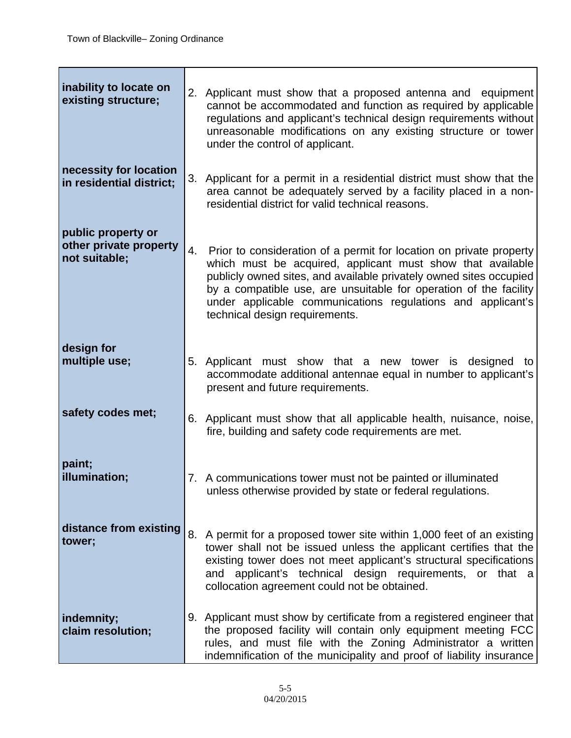| | |
|---|---|
| **inability to locate on existing structure;** | 2. Applicant must show that a proposed antenna and equipment cannot be accommodated and function as required by applicable regulations and applicant's technical design requirements without unreasonable modifications on any existing structure or tower under the control of applicant. |
| **necessity for location in residential district;** | 3. Applicant for a permit in a residential district must show that the area cannot be adequately served by a facility placed in a non-residential district for valid technical reasons. |
| **public property or other private property not suitable;** | 4. Prior to consideration of a permit for location on private property which must be acquired, applicant must show that available publicly owned sites, and available privately owned sites occupied by a compatible use, are unsuitable for operation of the facility under applicable communications regulations and applicant's technical design requirements. |
| **design for multiple use;** | 5. Applicant must show that a new tower is designed to accommodate additional antennae equal in number to applicant's present and future requirements. |
| **safety codes met;** | 6. Applicant must show that all applicable health, nuisance, noise, fire, building and safety code requirements are met. |
| **paint; illumination;** | 7. A communications tower must not be painted or illuminated unless otherwise provided by state or federal regulations. |
| **distance from existing tower;** | 8. A permit for a proposed tower site within 1,000 feet of an existing tower shall not be issued unless the applicant certifies that the existing tower does not meet applicant's structural specifications and applicant's technical design requirements, or that a collocation agreement could not be obtained. |
| **indemnity; claim resolution;** | 9. Applicant must show by certificate from a registered engineer that the proposed facility will contain only equipment meeting FCC rules, and must file with the Zoning Administrator a written indemnification of the municipality and proof of liability insurance |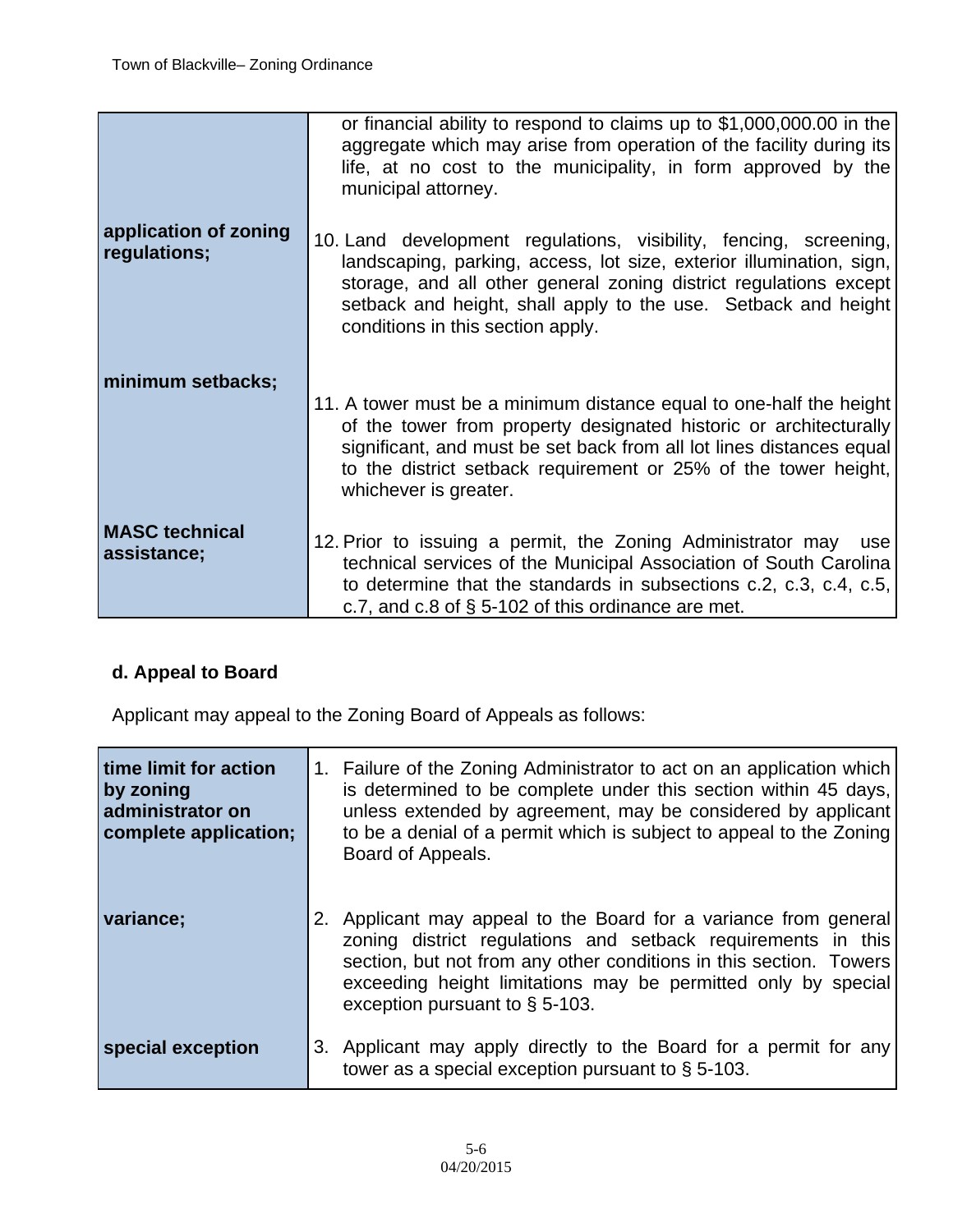| | |
|---|---|
| | or financial ability to respond to claims up to $1,000,000.00 in the aggregate which may arise from operation of the facility during its life, at no cost to the municipality, in form approved by the municipal attorney. |
| **application of zoning regulations;** | 10. Land development regulations, visibility, fencing, screening, landscaping, parking, access, lot size, exterior illumination, sign, storage, and all other general zoning district regulations except setback and height, shall apply to the use. Setback and height conditions in this section apply. |
| **minimum setbacks;** | 11. A tower must be a minimum distance equal to one-half the height of the tower from property designated historic or architecturally significant, and must be set back from all lot lines distances equal to the district setback requirement or 25% of the tower height, whichever is greater. |
| **MASC technical assistance;** | 12. Prior to issuing a permit, the Zoning Administrator may use technical services of the Municipal Association of South Carolina to determine that the standards in subsections c.2, c.3, c.4, c.5, c.7, and c.8 of § 5-102 of this ordinance are met. |

**d. Appeal to Board**

Applicant may appeal to the Zoning Board of Appeals as follows:

| | |
|---|---|
| **time limit for action by zoning administrator on complete application;** | 1. Failure of the Zoning Administrator to act on an application which is determined to be complete under this section within 45 days, unless extended by agreement, may be considered by applicant to be a denial of a permit which is subject to appeal to the Zoning Board of Appeals. |
| **variance;** | 2. Applicant may appeal to the Board for a variance from general zoning district regulations and setback requirements in this section, but not from any other conditions in this section. Towers exceeding height limitations may be permitted only by special exception pursuant to § 5-103. |
| **special exception** | 3. Applicant may apply directly to the Board for a permit for any tower as a special exception pursuant to § 5-103. |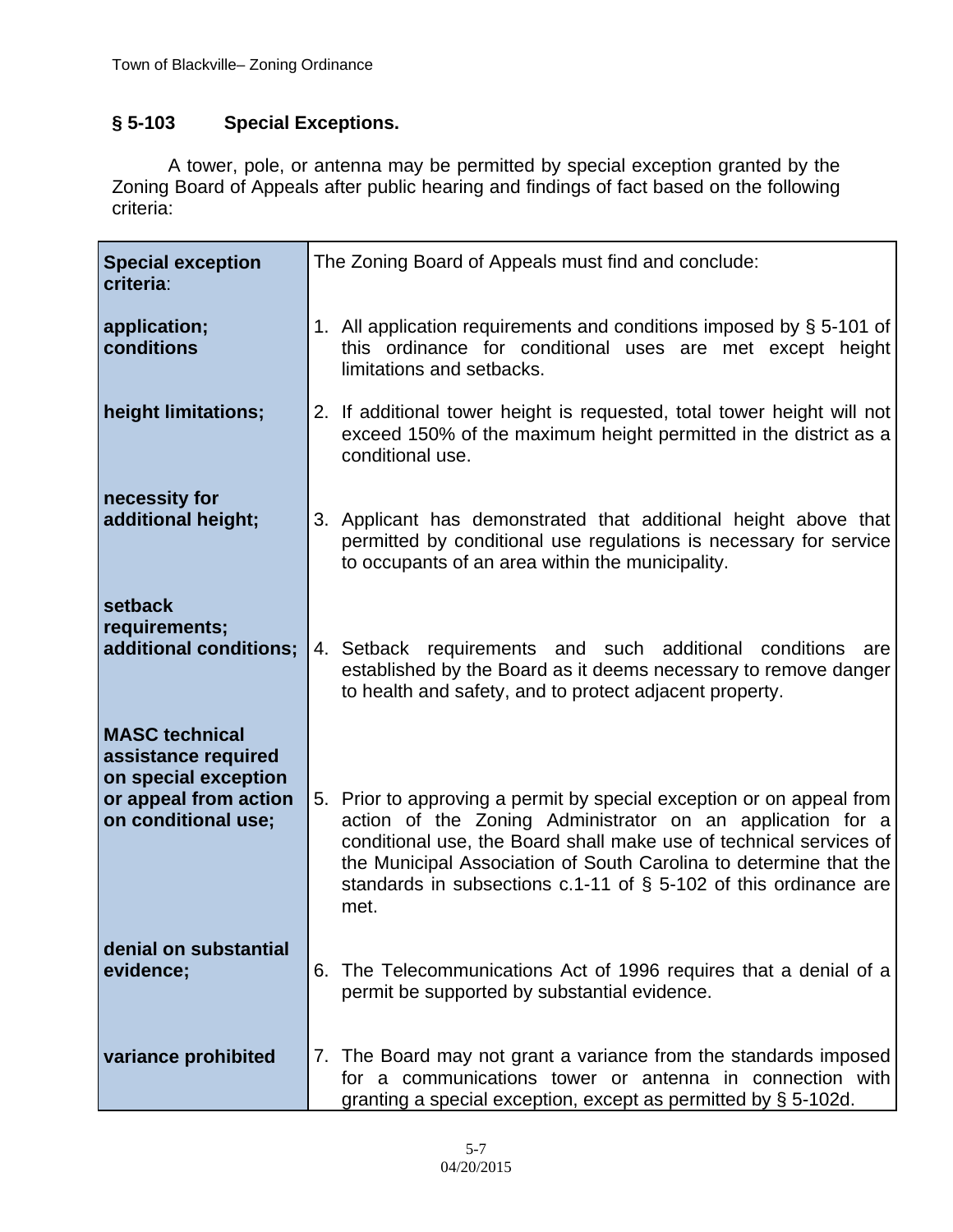## § 5-103 Special Exceptions.

A tower, pole, or antenna may be permitted by special exception granted by the Zoning Board of Appeals after public hearing and findings of fact based on the following criteria:

| | |
|---|---|
| **Special exception criteria**: | The Zoning Board of Appeals must find and conclude: |
| **application; conditions** | 1. All application requirements and conditions imposed by § 5-101 of this ordinance for conditional uses are met except height limitations and setbacks. |
| **height limitations;** | 2. If additional tower height is requested, total tower height will not exceed 150% of the maximum height permitted in the district as a conditional use. |
| **necessity for additional height;** | 3. Applicant has demonstrated that additional height above that permitted by conditional use regulations is necessary for service to occupants of an area within the municipality. |
| **setback requirements; additional conditions;** | 4. Setback requirements and such additional conditions are established by the Board as it deems necessary to remove danger to health and safety, and to protect adjacent property. |
| **MASC technical assistance required on special exception or appeal from action on conditional use;** | 5. Prior to approving a permit by special exception or on appeal from action of the Zoning Administrator on an application for a conditional use, the Board shall make use of technical services of the Municipal Association of South Carolina to determine that the standards in subsections c.1-11 of § 5-102 of this ordinance are met. |
| **denial on substantial evidence;** | 6. The Telecommunications Act of 1996 requires that a denial of a permit be supported by substantial evidence. |
| **variance prohibited** | 7. The Board may not grant a variance from the standards imposed for a communications tower or antenna in connection with granting a special exception, except as permitted by § 5-102d. |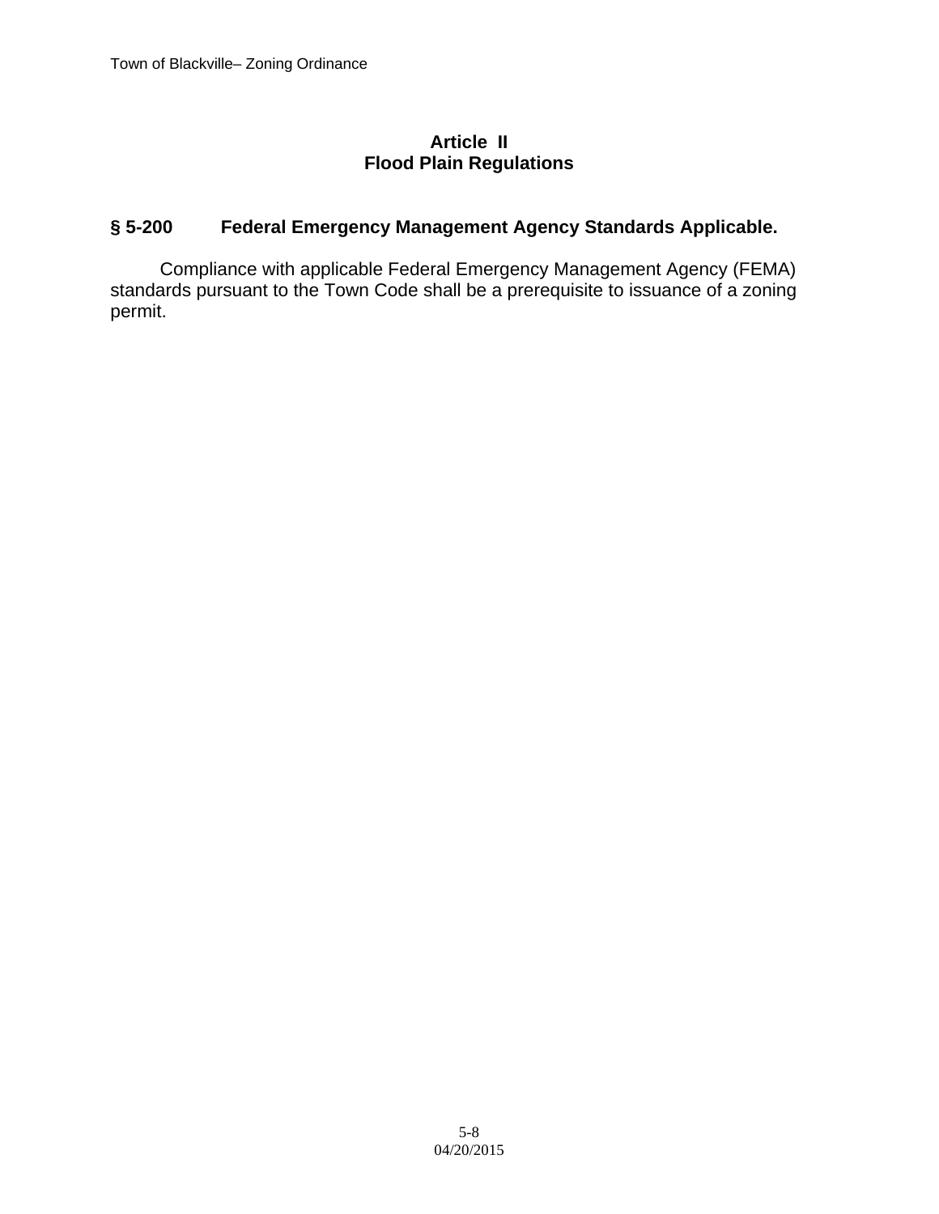# Article II
# Flood Plain Regulations

## § 5-200 Federal Emergency Management Agency Standards Applicable.

Compliance with applicable Federal Emergency Management Agency (FEMA) standards pursuant to the Town Code shall be a prerequisite to issuance of a zoning permit.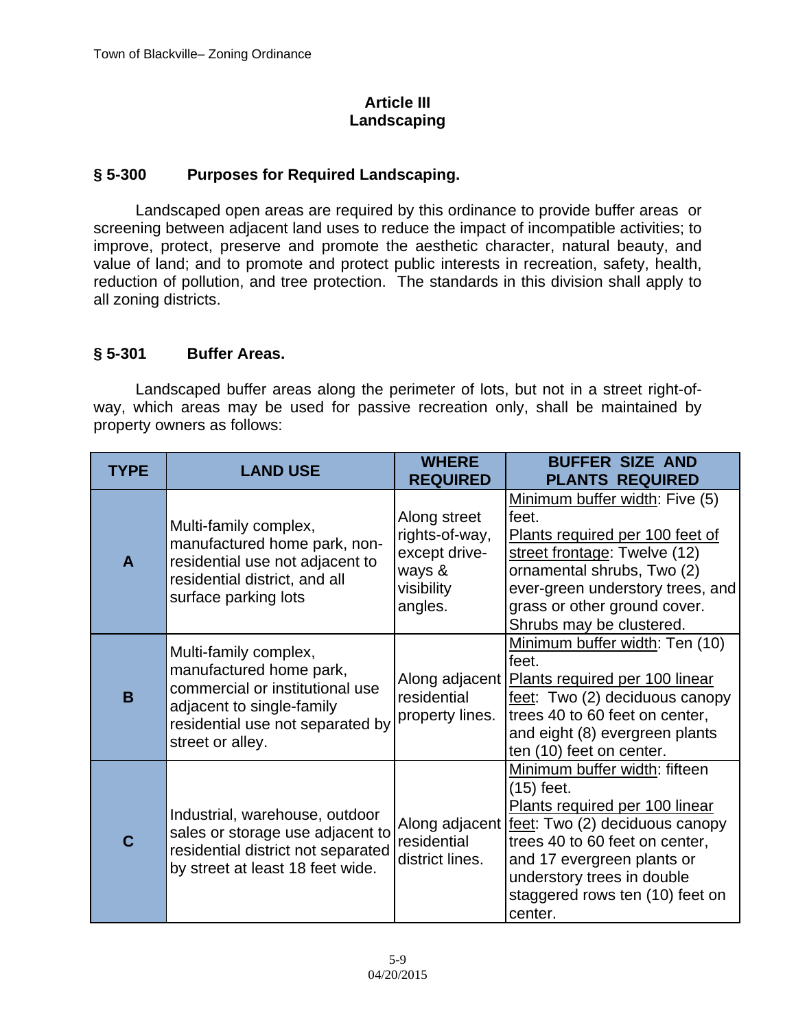## Article III
## Landscaping

### § 5-300 Purposes for Required Landscaping.

Landscaped open areas are required by this ordinance to provide buffer areas or screening between adjacent land uses to reduce the impact of incompatible activities; to improve, protect, preserve and promote the aesthetic character, natural beauty, and value of land; and to promote and protect public interests in recreation, safety, health, reduction of pollution, and tree protection. The standards in this division shall apply to all zoning districts.

### § 5-301 Buffer Areas.

Landscaped buffer areas along the perimeter of lots, but not in a street right-of-way, which areas may be used for passive recreation only, shall be maintained by property owners as follows:

| TYPE | LAND USE | WHERE REQUIRED | BUFFER SIZE AND PLANTS REQUIRED |
|---|---|---|---|
| **A** | Multi-family complex, manufactured home park, non-residential use not adjacent to residential district, and all surface parking lots | Along street rights-of-way, except drive-ways & visibility angles. | Minimum buffer width: Five (5) feet. Plants required per 100 feet of street frontage: Twelve (12) ornamental shrubs, Two (2) ever-green understory trees, and grass or other ground cover. Shrubs may be clustered. |
| **B** | Multi-family complex, manufactured home park, commercial or institutional use adjacent to single-family residential use not separated by street or alley. | Along adjacent residential property lines. | Minimum buffer width: Ten (10) feet. Plants required per 100 linear feet: Two (2) deciduous canopy trees 40 to 60 feet on center, and eight (8) evergreen plants ten (10) feet on center. |
| **C** | Industrial, warehouse, outdoor sales or storage use adjacent to residential district not separated by street at least 18 feet wide. | Along adjacent residential district lines. | Minimum buffer width: fifteen (15) feet. Plants required per 100 linear feet: Two (2) deciduous canopy trees 40 to 60 feet on center, and 17 evergreen plants or understory trees in double staggered rows ten (10) feet on center. |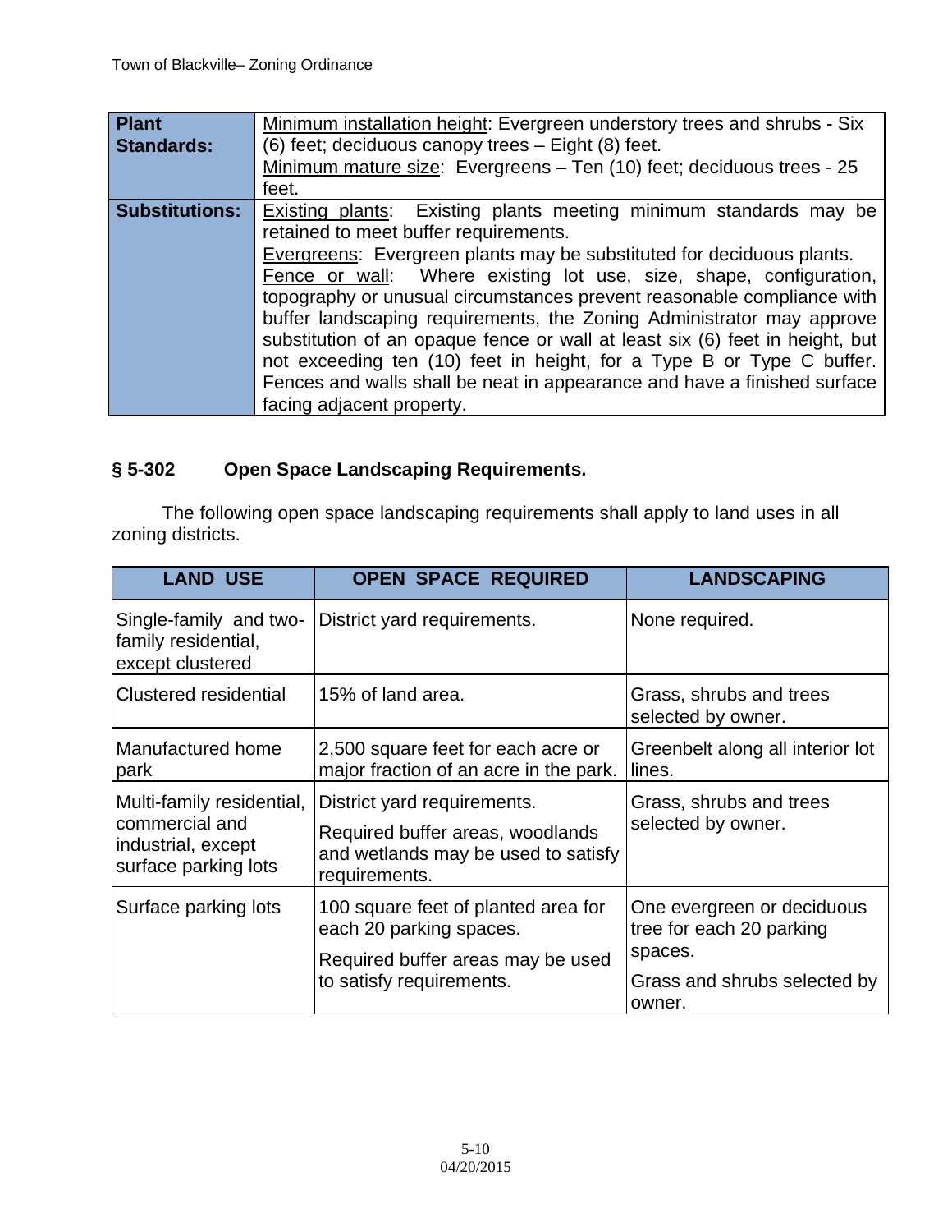| | |
|---|---|
| **Plant Standards:** | Minimum installation height: Evergreen understory trees and shrubs - Six (6) feet; deciduous canopy trees – Eight (8) feet.<br>Minimum mature size: Evergreens – Ten (10) feet; deciduous trees - 25 feet. |
| **Substitutions:** | Existing plants: Existing plants meeting minimum standards may be retained to meet buffer requirements.<br>Evergreens: Evergreen plants may be substituted for deciduous plants.<br>Fence or wall: Where existing lot use, size, shape, configuration, topography or unusual circumstances prevent reasonable compliance with buffer landscaping requirements, the Zoning Administrator may approve substitution of an opaque fence or wall at least six (6) feet in height, but not exceeding ten (10) feet in height, for a Type B or Type C buffer. Fences and walls shall be neat in appearance and have a finished surface facing adjacent property. |

## § 5-302 Open Space Landscaping Requirements.

The following open space landscaping requirements shall apply to land uses in all zoning districts.

| LAND USE | OPEN SPACE REQUIRED | LANDSCAPING |
|---|---|---|
| Single-family and two-family residential, except clustered | District yard requirements. | None required. |
| Clustered residential | 15% of land area. | Grass, shrubs and trees selected by owner. |
| Manufactured home park | 2,500 square feet for each acre or major fraction of an acre in the park. | Greenbelt along all interior lot lines. |
| Multi-family residential, commercial and industrial, except surface parking lots | District yard requirements.<br>Required buffer areas, woodlands and wetlands may be used to satisfy requirements. | Grass, shrubs and trees selected by owner. |
| Surface parking lots | 100 square feet of planted area for each 20 parking spaces.<br>Required buffer areas may be used to satisfy requirements. | One evergreen or deciduous tree for each 20 parking spaces.<br>Grass and shrubs selected by owner. |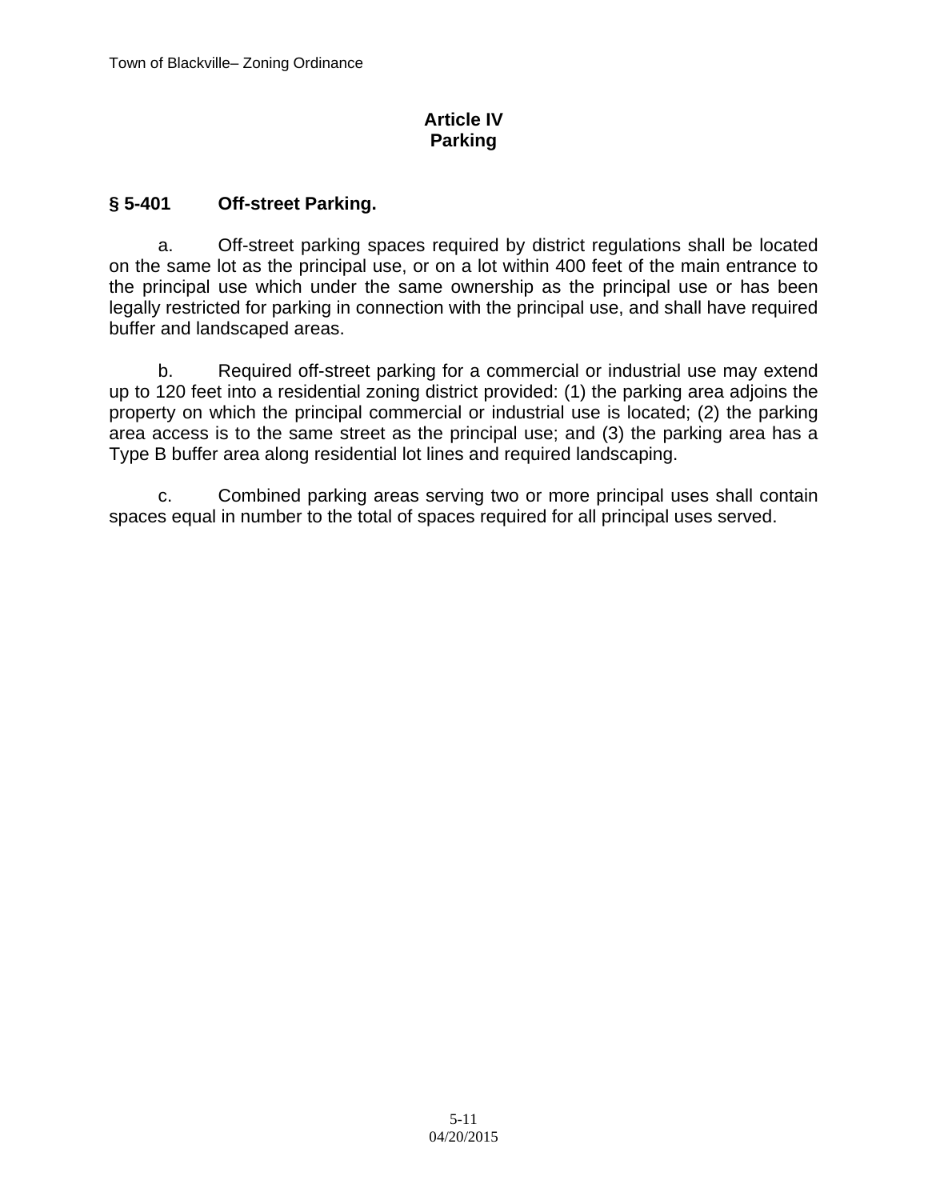# Article IV
# Parking

## § 5-401 Off-street Parking.

a. Off-street parking spaces required by district regulations shall be located on the same lot as the principal use, or on a lot within 400 feet of the main entrance to the principal use which under the same ownership as the principal use or has been legally restricted for parking in connection with the principal use, and shall have required buffer and landscaped areas.

b. Required off-street parking for a commercial or industrial use may extend up to 120 feet into a residential zoning district provided: (1) the parking area adjoins the property on which the principal commercial or industrial use is located; (2) the parking area access is to the same street as the principal use; and (3) the parking area has a Type B buffer area along residential lot lines and required landscaping.

c. Combined parking areas serving two or more principal uses shall contain spaces equal in number to the total of spaces required for all principal uses served.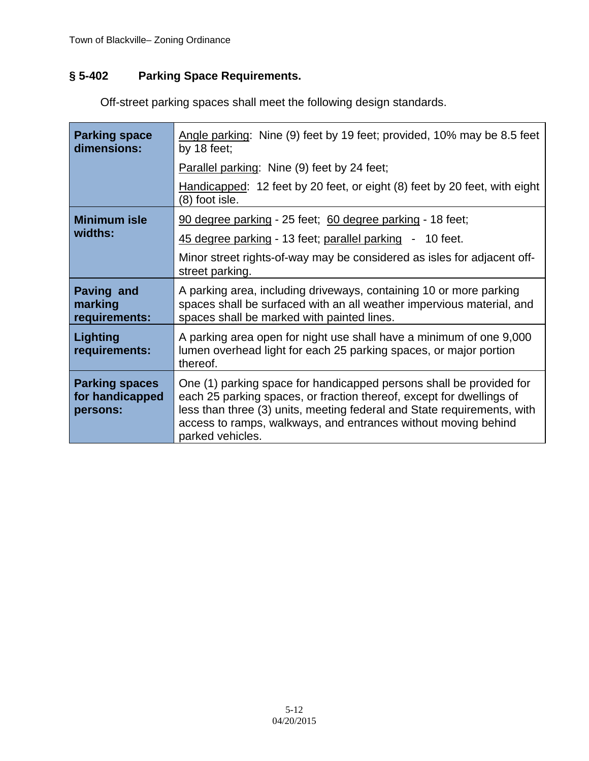## § 5-402 Parking Space Requirements.

Off-street parking spaces shall meet the following design standards.

| | |
|---|---|
| **Parking space dimensions:** | Angle parking: Nine (9) feet by 19 feet; provided, 10% may be 8.5 feet by 18 feet;<br>Parallel parking: Nine (9) feet by 24 feet;<br>Handicapped: 12 feet by 20 feet, or eight (8) feet by 20 feet, with eight (8) foot isle. |
| **Minimum isle widths:** | 90 degree parking - 25 feet; 60 degree parking - 18 feet;<br>45 degree parking - 13 feet; parallel parking - 10 feet.<br>Minor street rights-of-way may be considered as isles for adjacent off-street parking. |
| **Paving and marking requirements:** | A parking area, including driveways, containing 10 or more parking spaces shall be surfaced with an all weather impervious material, and spaces shall be marked with painted lines. |
| **Lighting requirements:** | A parking area open for night use shall have a minimum of one 9,000 lumen overhead light for each 25 parking spaces, or major portion thereof. |
| **Parking spaces for handicapped persons:** | One (1) parking space for handicapped persons shall be provided for each 25 parking spaces, or fraction thereof, except for dwellings of less than three (3) units, meeting federal and State requirements, with access to ramps, walkways, and entrances without moving behind parked vehicles. |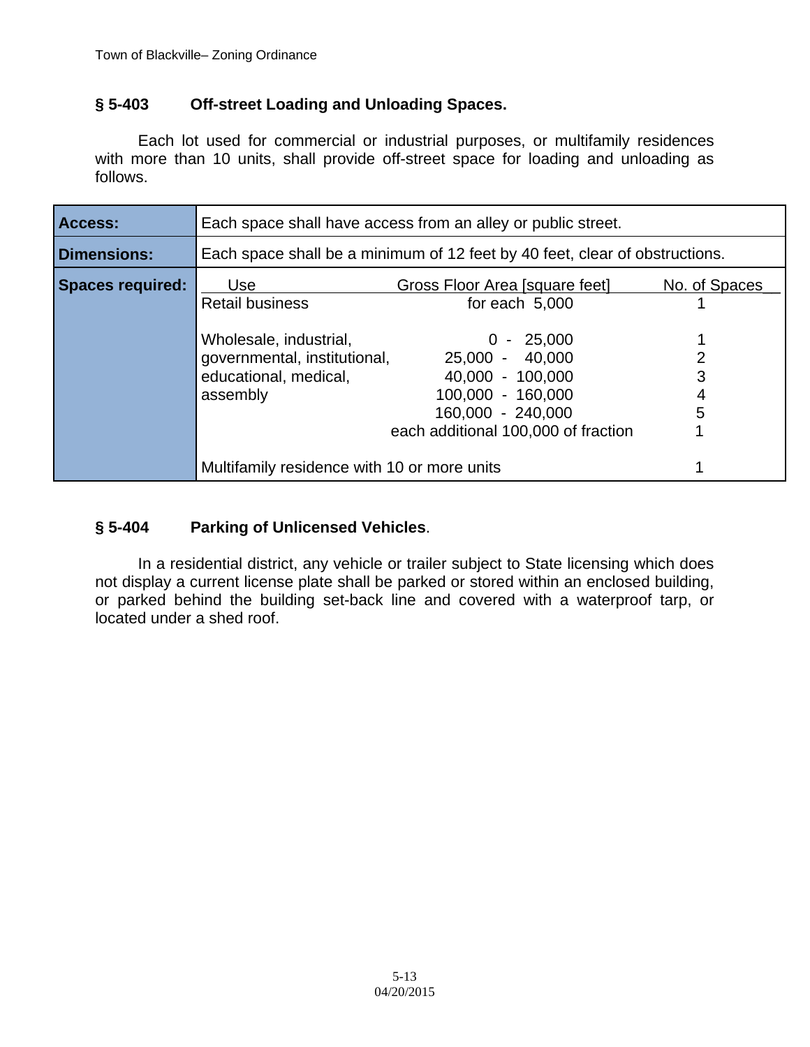## § 5-403 Off-street Loading and Unloading Spaces.

Each lot used for commercial or industrial purposes, or multifamily residences with more than 10 units, shall provide off-street space for loading and unloading as follows.

| | | | |
|---|---|---|---|
| **Access:** | Each space shall have access from an alley or public street. | | |
| **Dimensions:** | Each space shall be a minimum of 12 feet by 40 feet, clear of obstructions. | | |
| **Spaces required:** | Use | Gross Floor Area [square feet] | No. of Spaces |
| | Retail business | for each 5,000 | 1 |
| | Wholesale, industrial, governmental, institutional, educational, medical, assembly | 0 - 25,000 | 1 |
| | | 25,000 - 40,000 | 2 |
| | | 40,000 - 100,000 | 3 |
| | | 100,000 - 160,000 | 4 |
| | | 160,000 - 240,000 | 5 |
| | | each additional 100,000 of fraction | 1 |
| | Multifamily residence with 10 or more units | | 1 |

## § 5-404 Parking of Unlicensed Vehicles.

In a residential district, any vehicle or trailer subject to State licensing which does not display a current license plate shall be parked or stored within an enclosed building, or parked behind the building set-back line and covered with a waterproof tarp, or located under a shed roof.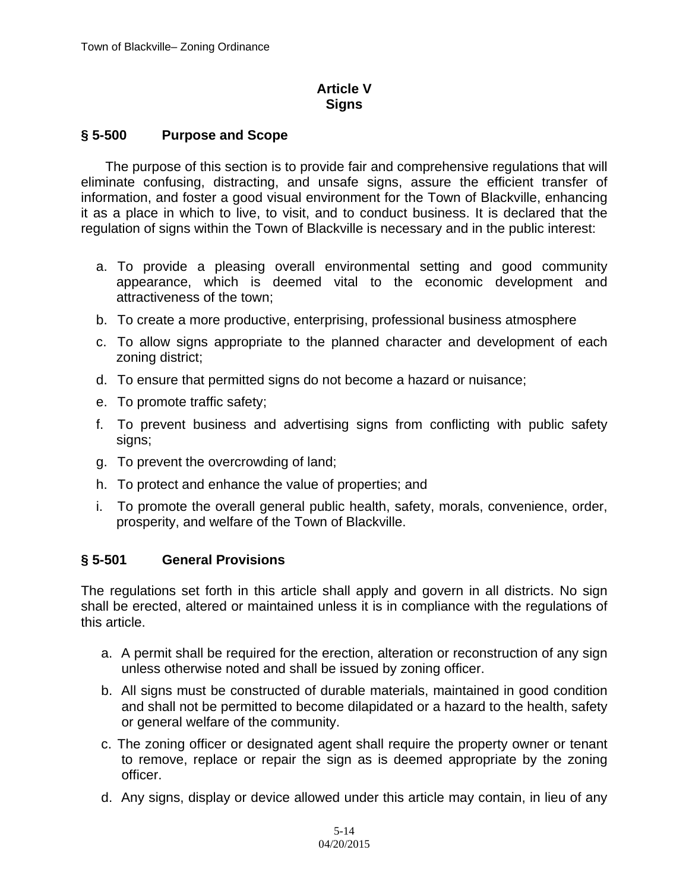# Article V
# Signs

## § 5-500 Purpose and Scope

The purpose of this section is to provide fair and comprehensive regulations that will eliminate confusing, distracting, and unsafe signs, assure the efficient transfer of information, and foster a good visual environment for the Town of Blackville, enhancing it as a place in which to live, to visit, and to conduct business. It is declared that the regulation of signs within the Town of Blackville is necessary and in the public interest:

a. To provide a pleasing overall environmental setting and good community appearance, which is deemed vital to the economic development and attractiveness of the town;

b. To create a more productive, enterprising, professional business atmosphere

c. To allow signs appropriate to the planned character and development of each zoning district;

d. To ensure that permitted signs do not become a hazard or nuisance;

e. To promote traffic safety;

f. To prevent business and advertising signs from conflicting with public safety signs;

g. To prevent the overcrowding of land;

h. To protect and enhance the value of properties; and

i. To promote the overall general public health, safety, morals, convenience, order, prosperity, and welfare of the Town of Blackville.

## § 5-501 General Provisions

The regulations set forth in this article shall apply and govern in all districts. No sign shall be erected, altered or maintained unless it is in compliance with the regulations of this article.

a. A permit shall be required for the erection, alteration or reconstruction of any sign unless otherwise noted and shall be issued by zoning officer.

b. All signs must be constructed of durable materials, maintained in good condition and shall not be permitted to become dilapidated or a hazard to the health, safety or general welfare of the community.

c. The zoning officer or designated agent shall require the property owner or tenant to remove, replace or repair the sign as is deemed appropriate by the zoning officer.

d. Any signs, display or device allowed under this article may contain, in lieu of any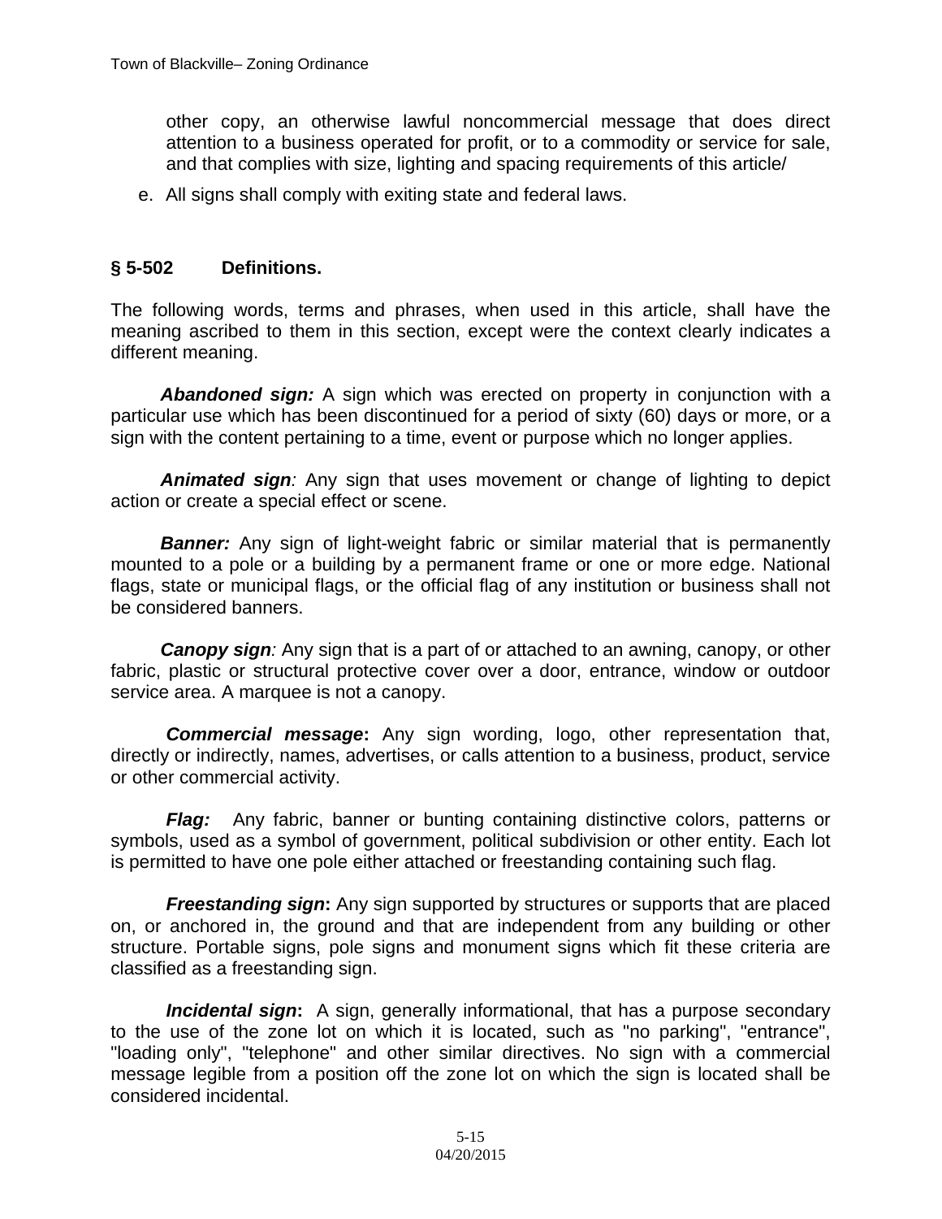other copy, an otherwise lawful noncommercial message that does direct attention to a business operated for profit, or to a commodity or service for sale, and that complies with size, lighting and spacing requirements of this article/

e. All signs shall comply with exiting state and federal laws.

### § 5-502 Definitions.

The following words, terms and phrases, when used in this article, shall have the meaning ascribed to them in this section, except were the context clearly indicates a different meaning.

***Abandoned sign:*** A sign which was erected on property in conjunction with a particular use which has been discontinued for a period of sixty (60) days or more, or a sign with the content pertaining to a time, event or purpose which no longer applies.

***Animated sign****:* Any sign that uses movement or change of lighting to depict action or create a special effect or scene.

***Banner:*** Any sign of light-weight fabric or similar material that is permanently mounted to a pole or a building by a permanent frame or one or more edge. National flags, state or municipal flags, or the official flag of any institution or business shall not be considered banners.

***Canopy sign****:* Any sign that is a part of or attached to an awning, canopy, or other fabric, plastic or structural protective cover over a door, entrance, window or outdoor service area. A marquee is not a canopy.

***Commercial message*****:** Any sign wording, logo, other representation that, directly or indirectly, names, advertises, or calls attention to a business, product, service or other commercial activity.

***Flag:*** Any fabric, banner or bunting containing distinctive colors, patterns or symbols, used as a symbol of government, political subdivision or other entity. Each lot is permitted to have one pole either attached or freestanding containing such flag.

***Freestanding sign*****:** Any sign supported by structures or supports that are placed on, or anchored in, the ground and that are independent from any building or other structure. Portable signs, pole signs and monument signs which fit these criteria are classified as a freestanding sign.

***Incidental sign*****:** A sign, generally informational, that has a purpose secondary to the use of the zone lot on which it is located, such as "no parking", "entrance", "loading only", "telephone" and other similar directives. No sign with a commercial message legible from a position off the zone lot on which the sign is located shall be considered incidental.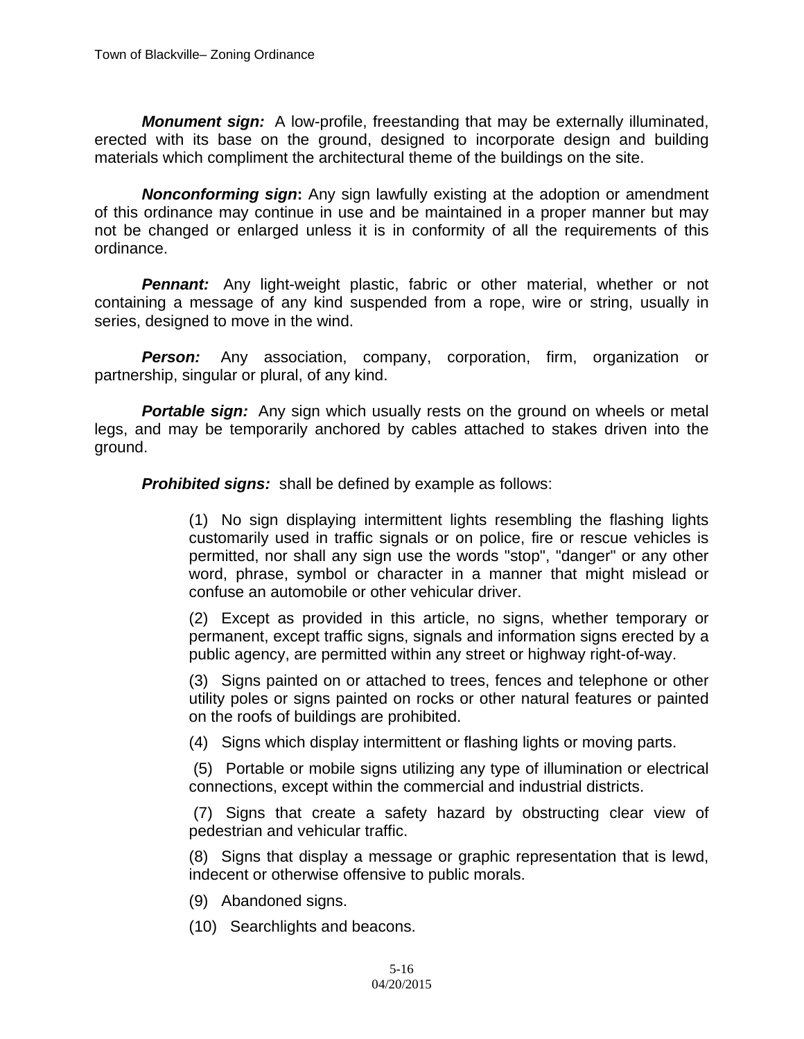***Monument sign:*** A low-profile, freestanding that may be externally illuminated, erected with its base on the ground, designed to incorporate design and building materials which compliment the architectural theme of the buildings on the site.

***Nonconforming sign*:** Any sign lawfully existing at the adoption or amendment of this ordinance may continue in use and be maintained in a proper manner but may not be changed or enlarged unless it is in conformity of all the requirements of this ordinance.

***Pennant:*** Any light-weight plastic, fabric or other material, whether or not containing a message of any kind suspended from a rope, wire or string, usually in series, designed to move in the wind.

***Person:*** Any association, company, corporation, firm, organization or partnership, singular or plural, of any kind.

***Portable sign:*** Any sign which usually rests on the ground on wheels or metal legs, and may be temporarily anchored by cables attached to stakes driven into the ground.

***Prohibited signs:*** shall be defined by example as follows:

(1) No sign displaying intermittent lights resembling the flashing lights customarily used in traffic signals or on police, fire or rescue vehicles is permitted, nor shall any sign use the words "stop", "danger" or any other word, phrase, symbol or character in a manner that might mislead or confuse an automobile or other vehicular driver.

(2) Except as provided in this article, no signs, whether temporary or permanent, except traffic signs, signals and information signs erected by a public agency, are permitted within any street or highway right-of-way.

(3) Signs painted on or attached to trees, fences and telephone or other utility poles or signs painted on rocks or other natural features or painted on the roofs of buildings are prohibited.

(4) Signs which display intermittent or flashing lights or moving parts.

(5) Portable or mobile signs utilizing any type of illumination or electrical connections, except within the commercial and industrial districts.

(7) Signs that create a safety hazard by obstructing clear view of pedestrian and vehicular traffic.

(8) Signs that display a message or graphic representation that is lewd, indecent or otherwise offensive to public morals.

(9) Abandoned signs.

(10) Searchlights and beacons.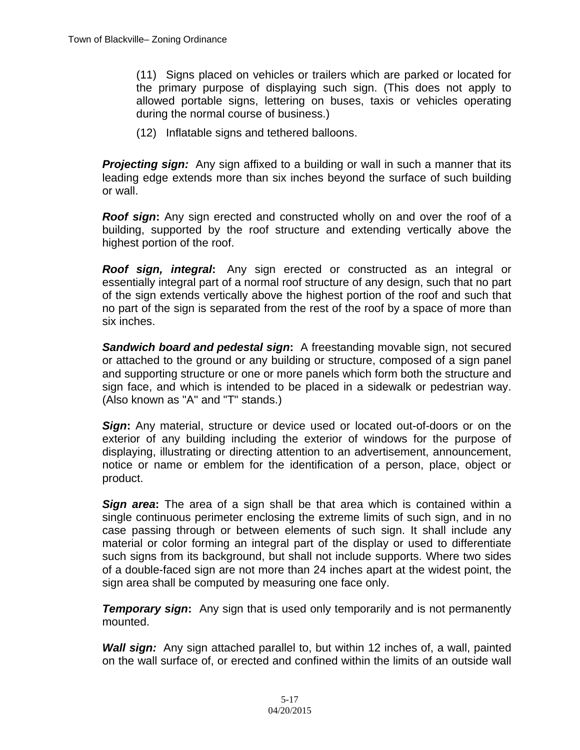(11) Signs placed on vehicles or trailers which are parked or located for the primary purpose of displaying such sign. (This does not apply to allowed portable signs, lettering on buses, taxis or vehicles operating during the normal course of business.)

(12) Inflatable signs and tethered balloons.

***Projecting sign:*** Any sign affixed to a building or wall in such a manner that its leading edge extends more than six inches beyond the surface of such building or wall.

***Roof sign*:** Any sign erected and constructed wholly on and over the roof of a building, supported by the roof structure and extending vertically above the highest portion of the roof.

***Roof sign, integral*:** Any sign erected or constructed as an integral or essentially integral part of a normal roof structure of any design, such that no part of the sign extends vertically above the highest portion of the roof and such that no part of the sign is separated from the rest of the roof by a space of more than six inches.

***Sandwich board and pedestal sign*:** A freestanding movable sign, not secured or attached to the ground or any building or structure, composed of a sign panel and supporting structure or one or more panels which form both the structure and sign face, and which is intended to be placed in a sidewalk or pedestrian way. (Also known as "A" and "T" stands.)

***Sign*:** Any material, structure or device used or located out-of-doors or on the exterior of any building including the exterior of windows for the purpose of displaying, illustrating or directing attention to an advertisement, announcement, notice or name or emblem for the identification of a person, place, object or product.

***Sign area*:** The area of a sign shall be that area which is contained within a single continuous perimeter enclosing the extreme limits of such sign, and in no case passing through or between elements of such sign. It shall include any material or color forming an integral part of the display or used to differentiate such signs from its background, but shall not include supports. Where two sides of a double-faced sign are not more than 24 inches apart at the widest point, the sign area shall be computed by measuring one face only.

***Temporary sign*:** Any sign that is used only temporarily and is not permanently mounted.

***Wall sign:*** Any sign attached parallel to, but within 12 inches of, a wall, painted on the wall surface of, or erected and confined within the limits of an outside wall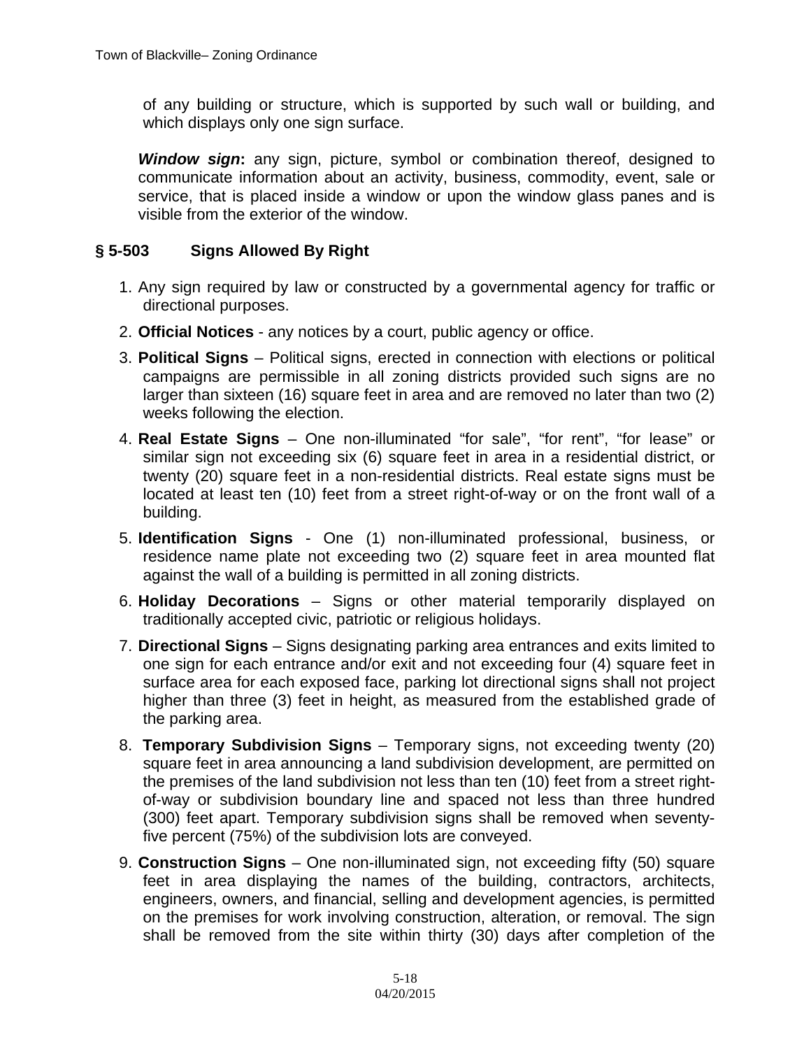of any building or structure, which is supported by such wall or building, and which displays only one sign surface.

***Window sign*:** any sign, picture, symbol or combination thereof, designed to communicate information about an activity, business, commodity, event, sale or service, that is placed inside a window or upon the window glass panes and is visible from the exterior of the window.

## § 5-503 Signs Allowed By Right

1. Any sign required by law or constructed by a governmental agency for traffic or directional purposes.
2. **Official Notices** - any notices by a court, public agency or office.
3. **Political Signs** – Political signs, erected in connection with elections or political campaigns are permissible in all zoning districts provided such signs are no larger than sixteen (16) square feet in area and are removed no later than two (2) weeks following the election.
4. **Real Estate Signs** – One non-illuminated "for sale", "for rent", "for lease" or similar sign not exceeding six (6) square feet in area in a residential district, or twenty (20) square feet in a non-residential districts. Real estate signs must be located at least ten (10) feet from a street right-of-way or on the front wall of a building.
5. **Identification Signs** - One (1) non-illuminated professional, business, or residence name plate not exceeding two (2) square feet in area mounted flat against the wall of a building is permitted in all zoning districts.
6. **Holiday Decorations** – Signs or other material temporarily displayed on traditionally accepted civic, patriotic or religious holidays.
7. **Directional Signs** – Signs designating parking area entrances and exits limited to one sign for each entrance and/or exit and not exceeding four (4) square feet in surface area for each exposed face, parking lot directional signs shall not project higher than three (3) feet in height, as measured from the established grade of the parking area.
8. **Temporary Subdivision Signs** – Temporary signs, not exceeding twenty (20) square feet in area announcing a land subdivision development, are permitted on the premises of the land subdivision not less than ten (10) feet from a street right-of-way or subdivision boundary line and spaced not less than three hundred (300) feet apart. Temporary subdivision signs shall be removed when seventy-five percent (75%) of the subdivision lots are conveyed.
9. **Construction Signs** – One non-illuminated sign, not exceeding fifty (50) square feet in area displaying the names of the building, contractors, architects, engineers, owners, and financial, selling and development agencies, is permitted on the premises for work involving construction, alteration, or removal. The sign shall be removed from the site within thirty (30) days after completion of the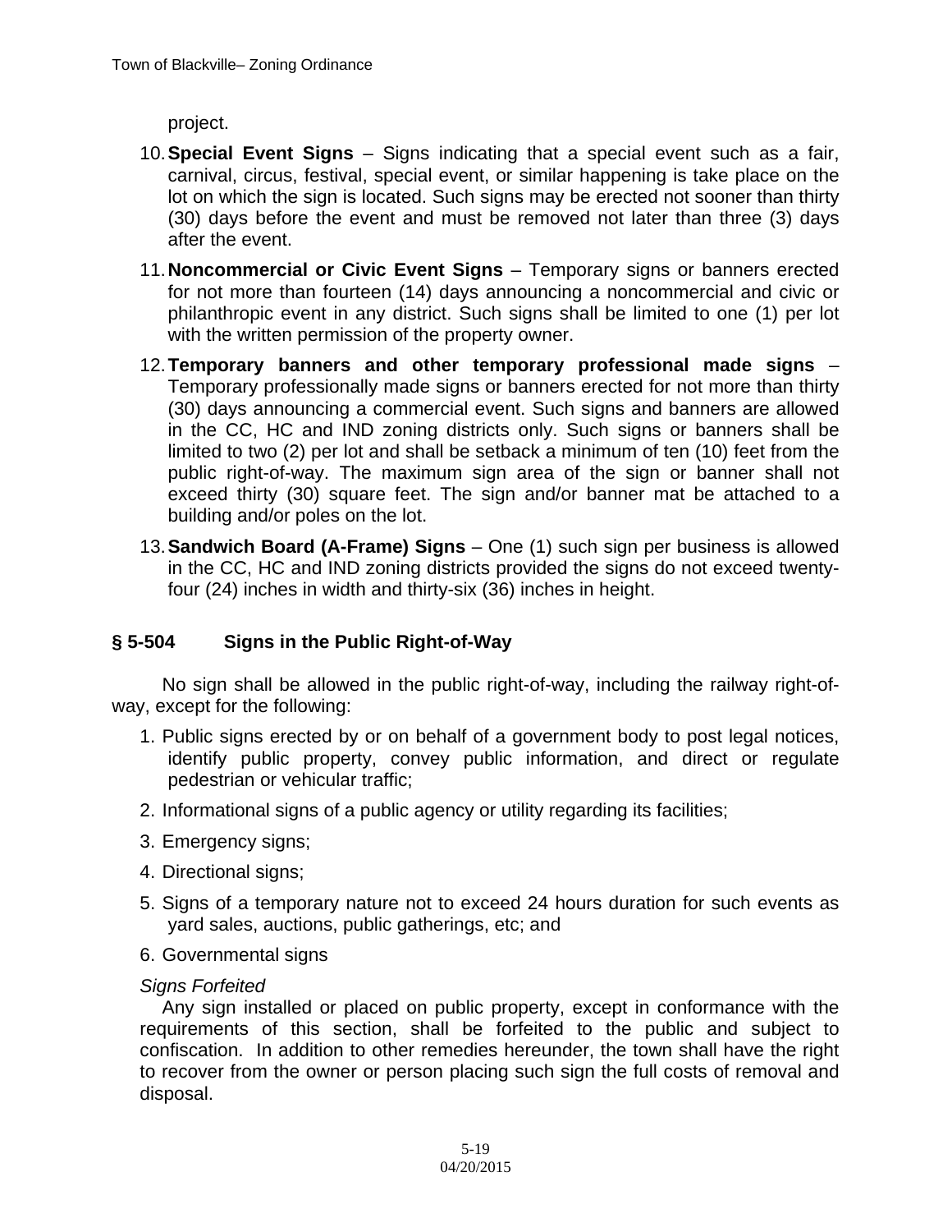project.

10. **Special Event Signs** – Signs indicating that a special event such as a fair, carnival, circus, festival, special event, or similar happening is take place on the lot on which the sign is located. Such signs may be erected not sooner than thirty (30) days before the event and must be removed not later than three (3) days after the event.

11. **Noncommercial or Civic Event Signs** – Temporary signs or banners erected for not more than fourteen (14) days announcing a noncommercial and civic or philanthropic event in any district. Such signs shall be limited to one (1) per lot with the written permission of the property owner.

12. **Temporary banners and other temporary professional made signs** – Temporary professionally made signs or banners erected for not more than thirty (30) days announcing a commercial event. Such signs and banners are allowed in the CC, HC and IND zoning districts only. Such signs or banners shall be limited to two (2) per lot and shall be setback a minimum of ten (10) feet from the public right-of-way. The maximum sign area of the sign or banner shall not exceed thirty (30) square feet. The sign and/or banner mat be attached to a building and/or poles on the lot.

13. **Sandwich Board (A-Frame) Signs** – One (1) such sign per business is allowed in the CC, HC and IND zoning districts provided the signs do not exceed twenty-four (24) inches in width and thirty-six (36) inches in height.

## § 5-504 Signs in the Public Right-of-Way

No sign shall be allowed in the public right-of-way, including the railway right-of-way, except for the following:

1. Public signs erected by or on behalf of a government body to post legal notices, identify public property, convey public information, and direct or regulate pedestrian or vehicular traffic;
2. Informational signs of a public agency or utility regarding its facilities;
3. Emergency signs;
4. Directional signs;
5. Signs of a temporary nature not to exceed 24 hours duration for such events as yard sales, auctions, public gatherings, etc; and
6. Governmental signs

*Signs Forfeited*

Any sign installed or placed on public property, except in conformance with the requirements of this section, shall be forfeited to the public and subject to confiscation. In addition to other remedies hereunder, the town shall have the right to recover from the owner or person placing such sign the full costs of removal and disposal.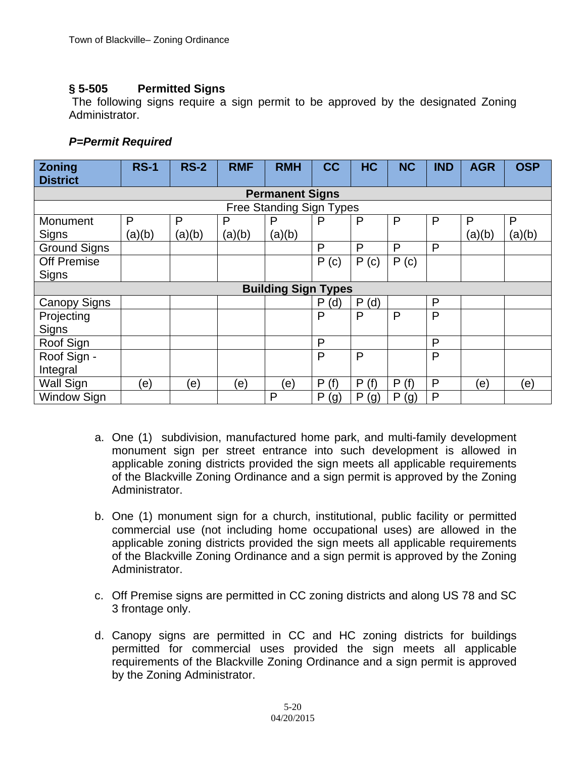### § 5-505 Permitted Signs

The following signs require a sign permit to be approved by the designated Zoning Administrator.

***P=Permit Required***

| Zoning District | RS-1 | RS-2 | RMF | RMH | CC | HC | NC | IND | AGR | OSP |
|---|---|---|---|---|---|---|---|---|---|---|
| **Permanent Signs** | | | | | | | | | | |
| Free Standing Sign Types | | | | | | | | | | |
| Monument Signs | P (a)(b) | P (a)(b) | P (a)(b) | P (a)(b) | P | P | P | P | P (a)(b) | P (a)(b) |
| Ground Signs | | | | | P | P | P | P | | |
| Off Premise Signs | | | | | P (c) | P (c) | P (c) | | | |
| **Building Sign Types** | | | | | | | | | | |
| Canopy Signs | | | | | P (d) | P (d) | | P | | |
| Projecting Signs | | | | | P | P | P | P | | |
| Roof Sign | | | | | P | | | P | | |
| Roof Sign - Integral | | | | | P | P | | P | | |
| Wall Sign | (e) | (e) | (e) | (e) | P (f) | P (f) | P (f) | P | (e) | (e) |
| Window Sign | | | | P | P (g) | P (g) | P (g) | P | | |

a. One (1) subdivision, manufactured home park, and multi-family development monument sign per street entrance into such development is allowed in applicable zoning districts provided the sign meets all applicable requirements of the Blackville Zoning Ordinance and a sign permit is approved by the Zoning Administrator.

b. One (1) monument sign for a church, institutional, public facility or permitted commercial use (not including home occupational uses) are allowed in the applicable zoning districts provided the sign meets all applicable requirements of the Blackville Zoning Ordinance and a sign permit is approved by the Zoning Administrator.

c. Off Premise signs are permitted in CC zoning districts and along US 78 and SC 3 frontage only.

d. Canopy signs are permitted in CC and HC zoning districts for buildings permitted for commercial uses provided the sign meets all applicable requirements of the Blackville Zoning Ordinance and a sign permit is approved by the Zoning Administrator.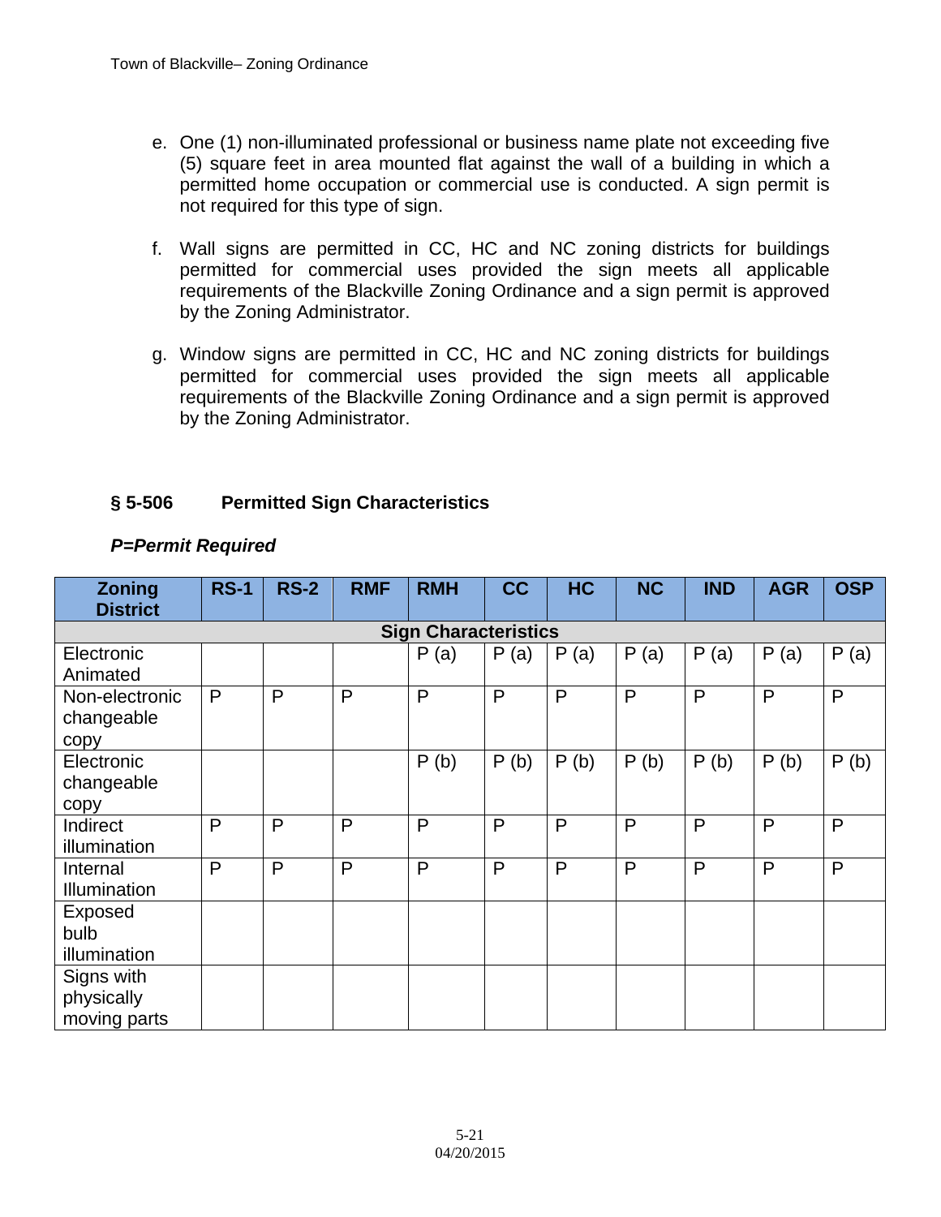e. One (1) non-illuminated professional or business name plate not exceeding five (5) square feet in area mounted flat against the wall of a building in which a permitted home occupation or commercial use is conducted. A sign permit is not required for this type of sign.

f. Wall signs are permitted in CC, HC and NC zoning districts for buildings permitted for commercial uses provided the sign meets all applicable requirements of the Blackville Zoning Ordinance and a sign permit is approved by the Zoning Administrator.

g. Window signs are permitted in CC, HC and NC zoning districts for buildings permitted for commercial uses provided the sign meets all applicable requirements of the Blackville Zoning Ordinance and a sign permit is approved by the Zoning Administrator.

## § 5-506 Permitted Sign Characteristics

***P=Permit Required***

| Zoning District | RS-1 | RS-2 | RMF | RMH | CC | HC | NC | IND | AGR | OSP |
|---|---|---|---|---|---|---|---|---|---|---|
| **Sign Characteristics** | | | | | | | | | | |
| Electronic Animated | | | | P (a) | P (a) | P (a) | P (a) | P (a) | P (a) | P (a) |
| Non-electronic changeable copy | P | P | P | P | P | P | P | P | P | P |
| Electronic changeable copy | | | | P (b) | P (b) | P (b) | P (b) | P (b) | P (b) | P (b) |
| Indirect illumination | P | P | P | P | P | P | P | P | P | P |
| Internal Illumination | P | P | P | P | P | P | P | P | P | P |
| Exposed bulb illumination | | | | | | | | | | |
| Signs with physically moving parts | | | | | | | | | | |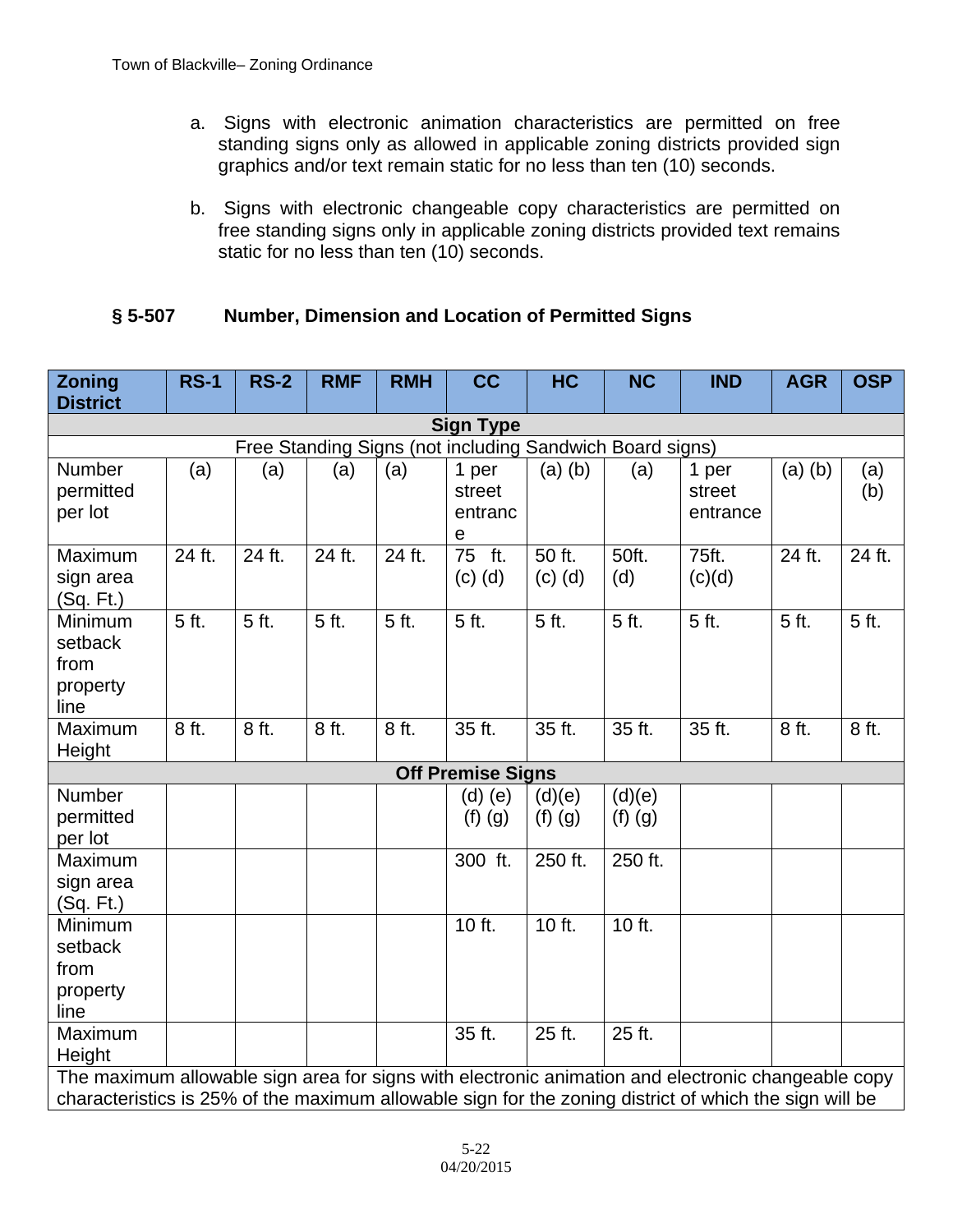a. Signs with electronic animation characteristics are permitted on free standing signs only as allowed in applicable zoning districts provided sign graphics and/or text remain static for no less than ten (10) seconds.

b. Signs with electronic changeable copy characteristics are permitted on free standing signs only in applicable zoning districts provided text remains static for no less than ten (10) seconds.

## § 5-507 Number, Dimension and Location of Permitted Signs

| Zoning District | RS-1 | RS-2 | RMF | RMH | CC | HC | NC | IND | AGR | OSP |
|---|---|---|---|---|---|---|---|---|---|---|
| **Sign Type** | | | | | | | | | | |
| Free Standing Signs (not including Sandwich Board signs) | | | | | | | | | | |
| Number permitted per lot | (a) | (a) | (a) | (a) | 1 per street entrance | (a) (b) | (a) | 1 per street entrance | (a) (b) | (a) (b) |
| Maximum sign area (Sq. Ft.) | 24 ft. | 24 ft. | 24 ft. | 24 ft. | 75 ft. (c) (d) | 50 ft. (c) (d) | 50ft. (d) | 75ft. (c)(d) | 24 ft. | 24 ft. |
| Minimum setback from property line | 5 ft. | 5 ft. | 5 ft. | 5 ft. | 5 ft. | 5 ft. | 5 ft. | 5 ft. | 5 ft. | 5 ft. |
| Maximum Height | 8 ft. | 8 ft. | 8 ft. | 8 ft. | 35 ft. | 35 ft. | 35 ft. | 35 ft. | 8 ft. | 8 ft. |
| **Off Premise Signs** | | | | | | | | | | |
| Number permitted per lot | | | | | (d) (e) (f) (g) | (d)(e) (f) (g) | (d)(e) (f) (g) | | | |
| Maximum sign area (Sq. Ft.) | | | | | 300 ft. | 250 ft. | 250 ft. | | | |
| Minimum setback from property line | | | | | 10 ft. | 10 ft. | 10 ft. | | | |
| Maximum Height | | | | | 35 ft. | 25 ft. | 25 ft. | | | |
| The maximum allowable sign area for signs with electronic animation and electronic changeable copy characteristics is 25% of the maximum allowable sign for the zoning district of which the sign will be | | | | | | | | | | |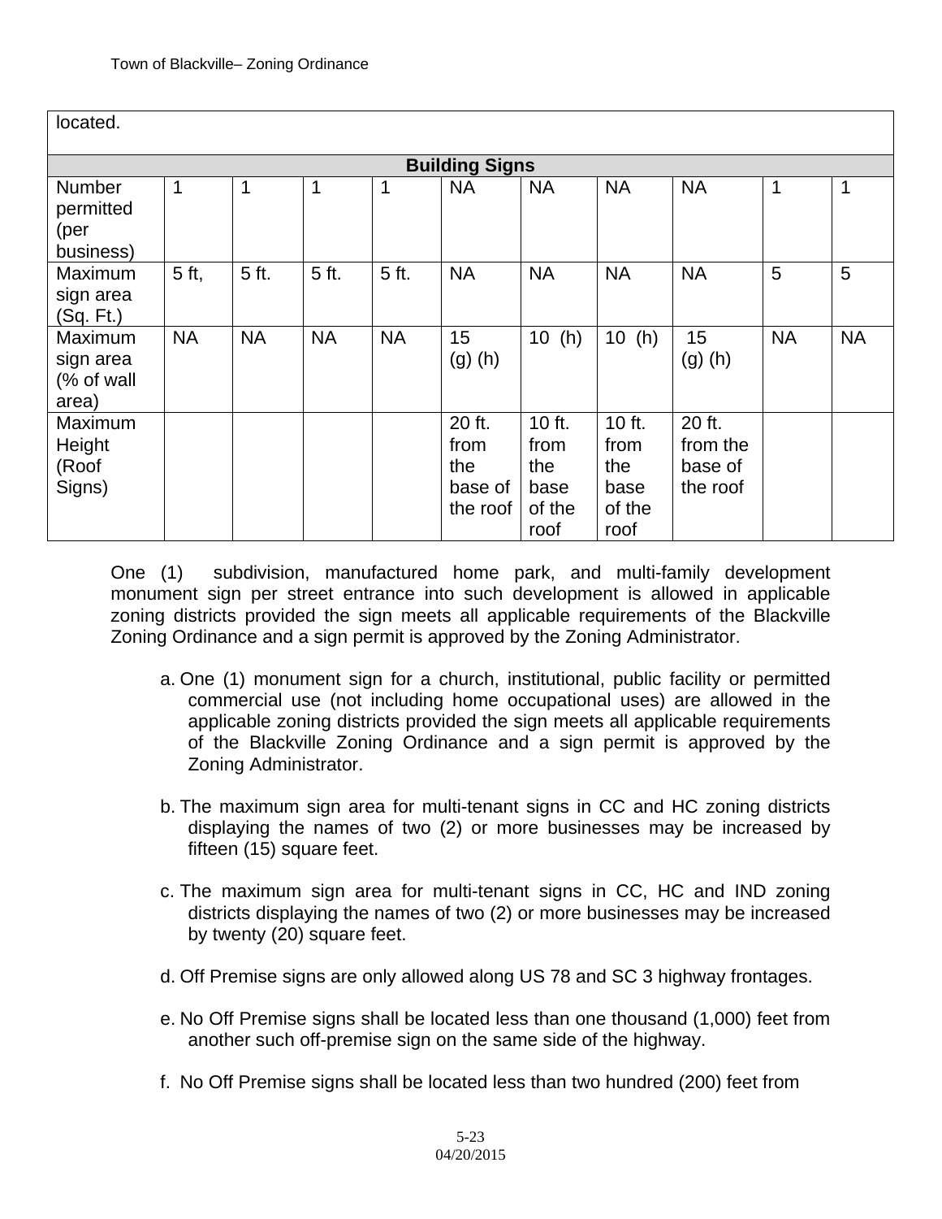| | | | | | | | | | | |
|---|---|---|---|---|---|---|---|---|---|---|
| located. | | | | | | | | | | |
| **Building Signs** | | | | | | | | | | |
| Number permitted (per business) | 1 | 1 | 1 | 1 | NA | NA | NA | NA | 1 | 1 |
| Maximum sign area (Sq. Ft.) | 5 ft, | 5 ft. | 5 ft. | 5 ft. | NA | NA | NA | NA | 5 | 5 |
| Maximum sign area (% of wall area) | NA | NA | NA | NA | 15 (g) (h) | 10 (h) | 10 (h) | 15 (g) (h) | NA | NA |
| Maximum Height (Roof Signs) | | | | | 20 ft. from the base of the roof | 10 ft. from the base of the roof | 10 ft. from the base of the roof | 20 ft. from the base of the roof | | |

One (1) subdivision, manufactured home park, and multi-family development monument sign per street entrance into such development is allowed in applicable zoning districts provided the sign meets all applicable requirements of the Blackville Zoning Ordinance and a sign permit is approved by the Zoning Administrator.

a. One (1) monument sign for a church, institutional, public facility or permitted commercial use (not including home occupational uses) are allowed in the applicable zoning districts provided the sign meets all applicable requirements of the Blackville Zoning Ordinance and a sign permit is approved by the Zoning Administrator.

b. The maximum sign area for multi-tenant signs in CC and HC zoning districts displaying the names of two (2) or more businesses may be increased by fifteen (15) square feet.

c. The maximum sign area for multi-tenant signs in CC, HC and IND zoning districts displaying the names of two (2) or more businesses may be increased by twenty (20) square feet.

d. Off Premise signs are only allowed along US 78 and SC 3 highway frontages.

e. No Off Premise signs shall be located less than one thousand (1,000) feet from another such off-premise sign on the same side of the highway.

f. No Off Premise signs shall be located less than two hundred (200) feet from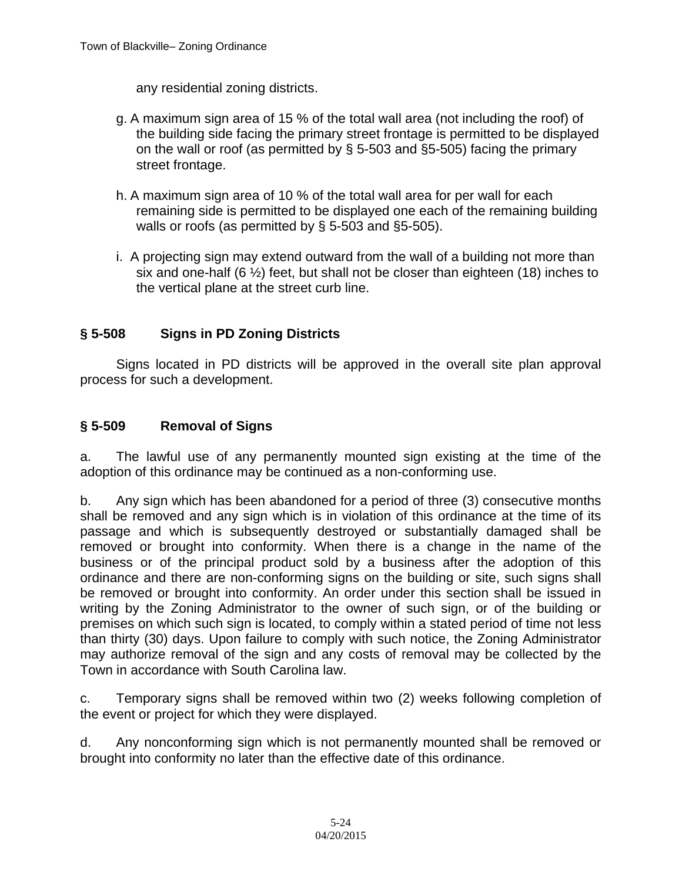any residential zoning districts.

g. A maximum sign area of 15 % of the total wall area (not including the roof) of the building side facing the primary street frontage is permitted to be displayed on the wall or roof (as permitted by § 5-503 and §5-505) facing the primary street frontage.

h. A maximum sign area of 10 % of the total wall area for per wall for each remaining side is permitted to be displayed one each of the remaining building walls or roofs (as permitted by § 5-503 and §5-505).

i. A projecting sign may extend outward from the wall of a building not more than six and one-half (6 ½) feet, but shall not be closer than eighteen (18) inches to the vertical plane at the street curb line.

## § 5-508 Signs in PD Zoning Districts

Signs located in PD districts will be approved in the overall site plan approval process for such a development.

## § 5-509 Removal of Signs

a. The lawful use of any permanently mounted sign existing at the time of the adoption of this ordinance may be continued as a non-conforming use.

b. Any sign which has been abandoned for a period of three (3) consecutive months shall be removed and any sign which is in violation of this ordinance at the time of its passage and which is subsequently destroyed or substantially damaged shall be removed or brought into conformity. When there is a change in the name of the business or of the principal product sold by a business after the adoption of this ordinance and there are non-conforming signs on the building or site, such signs shall be removed or brought into conformity. An order under this section shall be issued in writing by the Zoning Administrator to the owner of such sign, or of the building or premises on which such sign is located, to comply within a stated period of time not less than thirty (30) days. Upon failure to comply with such notice, the Zoning Administrator may authorize removal of the sign and any costs of removal may be collected by the Town in accordance with South Carolina law.

c. Temporary signs shall be removed within two (2) weeks following completion of the event or project for which they were displayed.

d. Any nonconforming sign which is not permanently mounted shall be removed or brought into conformity no later than the effective date of this ordinance.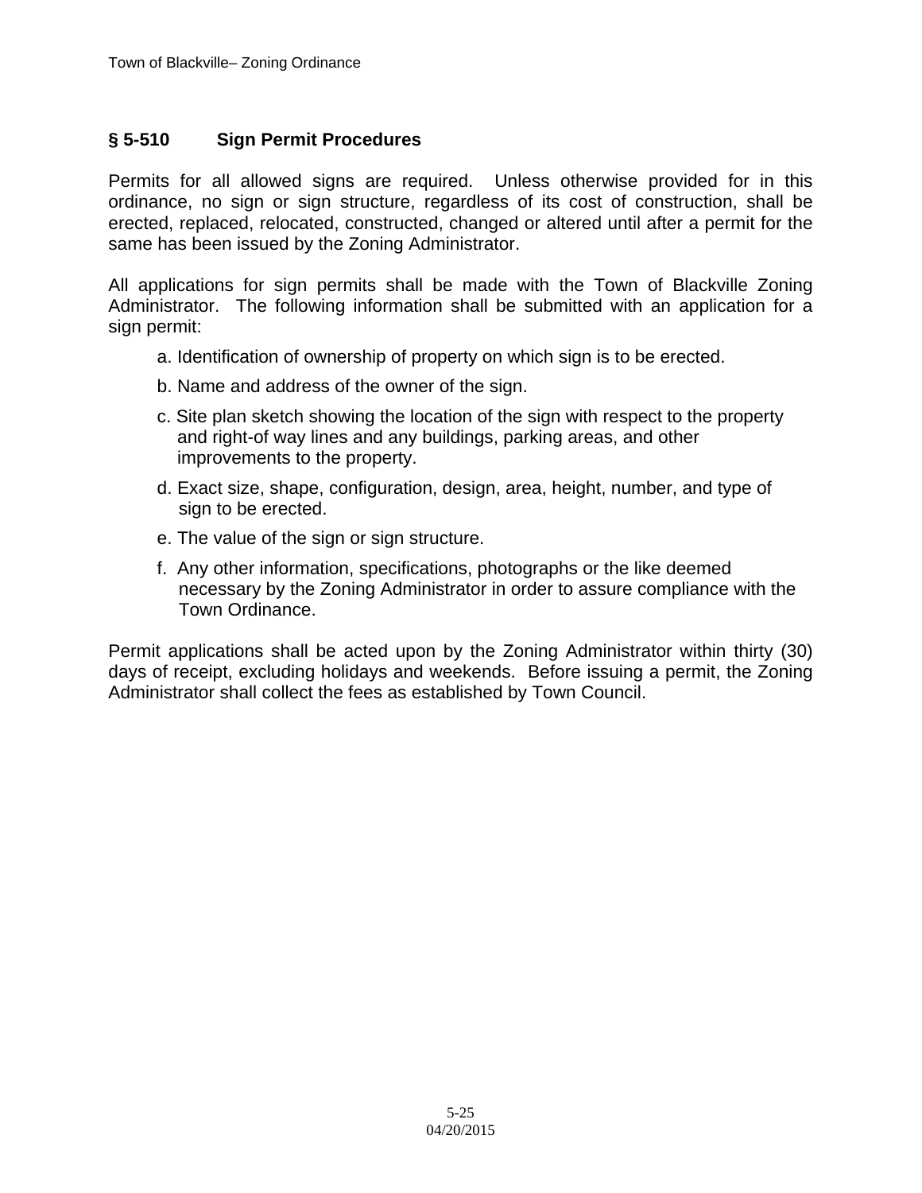## § 5-510 Sign Permit Procedures

Permits for all allowed signs are required. Unless otherwise provided for in this ordinance, no sign or sign structure, regardless of its cost of construction, shall be erected, replaced, relocated, constructed, changed or altered until after a permit for the same has been issued by the Zoning Administrator.

All applications for sign permits shall be made with the Town of Blackville Zoning Administrator. The following information shall be submitted with an application for a sign permit:

a. Identification of ownership of property on which sign is to be erected.

b. Name and address of the owner of the sign.

c. Site plan sketch showing the location of the sign with respect to the property and right-of way lines and any buildings, parking areas, and other improvements to the property.

d. Exact size, shape, configuration, design, area, height, number, and type of sign to be erected.

e. The value of the sign or sign structure.

f. Any other information, specifications, photographs or the like deemed necessary by the Zoning Administrator in order to assure compliance with the Town Ordinance.

Permit applications shall be acted upon by the Zoning Administrator within thirty (30) days of receipt, excluding holidays and weekends. Before issuing a permit, the Zoning Administrator shall collect the fees as established by Town Council.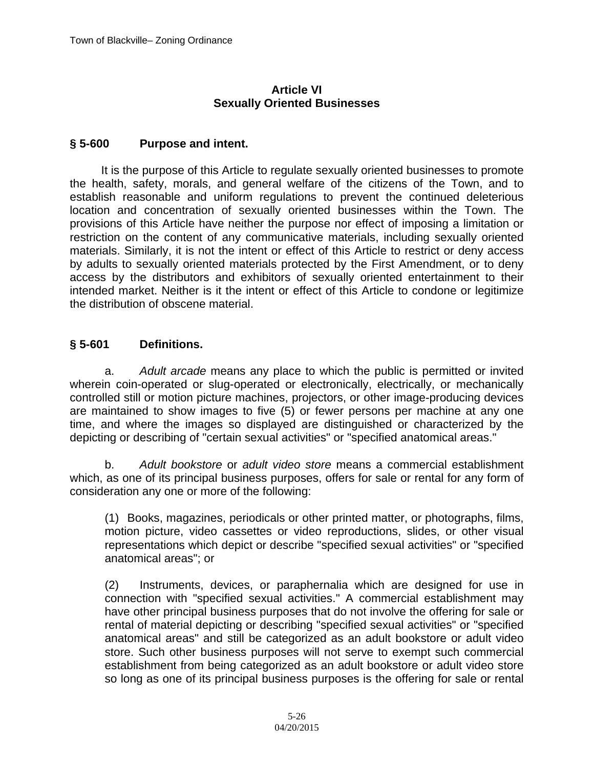## Article VI
## Sexually Oriented Businesses

### § 5-600 Purpose and intent.

It is the purpose of this Article to regulate sexually oriented businesses to promote the health, safety, morals, and general welfare of the citizens of the Town, and to establish reasonable and uniform regulations to prevent the continued deleterious location and concentration of sexually oriented businesses within the Town. The provisions of this Article have neither the purpose nor effect of imposing a limitation or restriction on the content of any communicative materials, including sexually oriented materials. Similarly, it is not the intent or effect of this Article to restrict or deny access by adults to sexually oriented materials protected by the First Amendment, or to deny access by the distributors and exhibitors of sexually oriented entertainment to their intended market. Neither is it the intent or effect of this Article to condone or legitimize the distribution of obscene material.

### § 5-601 Definitions.

a. *Adult arcade* means any place to which the public is permitted or invited wherein coin-operated or slug-operated or electronically, electrically, or mechanically controlled still or motion picture machines, projectors, or other image-producing devices are maintained to show images to five (5) or fewer persons per machine at any one time, and where the images so displayed are distinguished or characterized by the depicting or describing of "certain sexual activities" or "specified anatomical areas."

b. *Adult bookstore* or *adult video store* means a commercial establishment which, as one of its principal business purposes, offers for sale or rental for any form of consideration any one or more of the following:

(1) Books, magazines, periodicals or other printed matter, or photographs, films, motion picture, video cassettes or video reproductions, slides, or other visual representations which depict or describe "specified sexual activities" or "specified anatomical areas"; or

(2) Instruments, devices, or paraphernalia which are designed for use in connection with "specified sexual activities." A commercial establishment may have other principal business purposes that do not involve the offering for sale or rental of material depicting or describing "specified sexual activities" or "specified anatomical areas" and still be categorized as an adult bookstore or adult video store. Such other business purposes will not serve to exempt such commercial establishment from being categorized as an adult bookstore or adult video store so long as one of its principal business purposes is the offering for sale or rental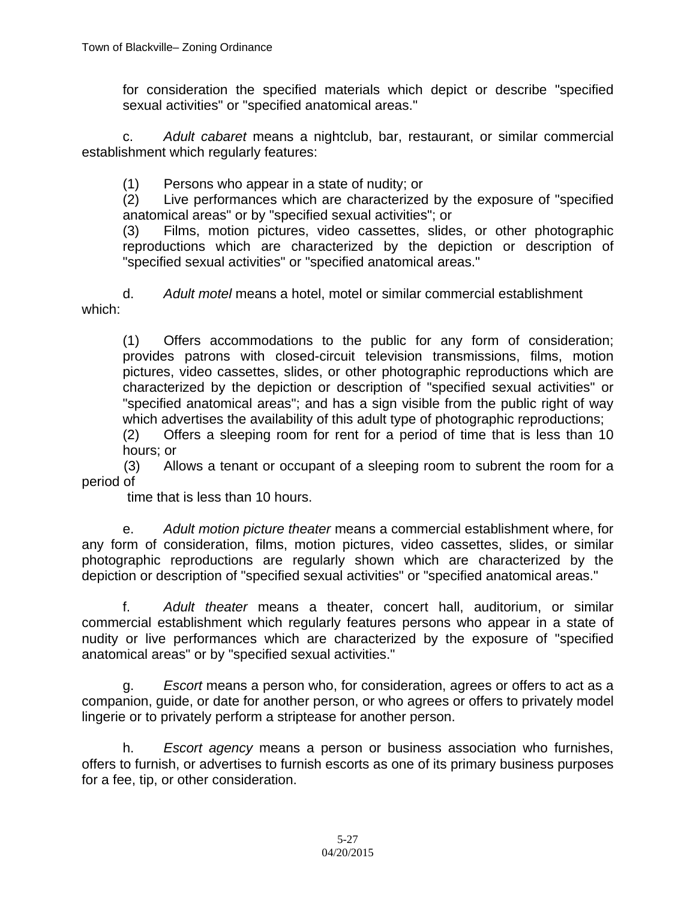for consideration the specified materials which depict or describe "specified sexual activities" or "specified anatomical areas."

c. *Adult cabaret* means a nightclub, bar, restaurant, or similar commercial establishment which regularly features:

(1) Persons who appear in a state of nudity; or
(2) Live performances which are characterized by the exposure of "specified anatomical areas" or by "specified sexual activities"; or
(3) Films, motion pictures, video cassettes, slides, or other photographic reproductions which are characterized by the depiction or description of "specified sexual activities" or "specified anatomical areas."

d. *Adult motel* means a hotel, motel or similar commercial establishment which:

(1) Offers accommodations to the public for any form of consideration; provides patrons with closed-circuit television transmissions, films, motion pictures, video cassettes, slides, or other photographic reproductions which are characterized by the depiction or description of "specified sexual activities" or "specified anatomical areas"; and has a sign visible from the public right of way which advertises the availability of this adult type of photographic reproductions;
(2) Offers a sleeping room for rent for a period of time that is less than 10 hours; or
(3) Allows a tenant or occupant of a sleeping room to subrent the room for a period of time that is less than 10 hours.

e. *Adult motion picture theater* means a commercial establishment where, for any form of consideration, films, motion pictures, video cassettes, slides, or similar photographic reproductions are regularly shown which are characterized by the depiction or description of "specified sexual activities" or "specified anatomical areas."

f. *Adult theater* means a theater, concert hall, auditorium, or similar commercial establishment which regularly features persons who appear in a state of nudity or live performances which are characterized by the exposure of "specified anatomical areas" or by "specified sexual activities."

g. *Escort* means a person who, for consideration, agrees or offers to act as a companion, guide, or date for another person, or who agrees or offers to privately model lingerie or to privately perform a striptease for another person.

h. *Escort agency* means a person or business association who furnishes, offers to furnish, or advertises to furnish escorts as one of its primary business purposes for a fee, tip, or other consideration.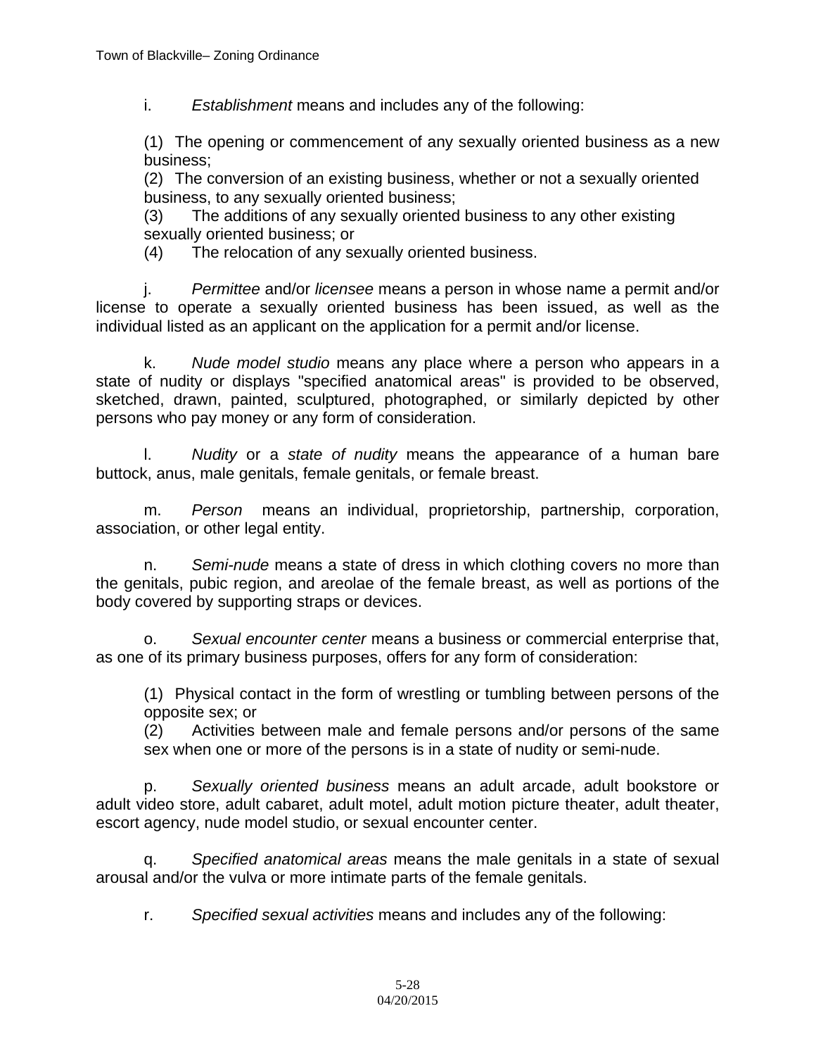i. *Establishment* means and includes any of the following:

(1) The opening or commencement of any sexually oriented business as a new business;
(2) The conversion of an existing business, whether or not a sexually oriented business, to any sexually oriented business;
(3) The additions of any sexually oriented business to any other existing sexually oriented business; or
(4) The relocation of any sexually oriented business.

j. *Permittee* and/or *licensee* means a person in whose name a permit and/or license to operate a sexually oriented business has been issued, as well as the individual listed as an applicant on the application for a permit and/or license.

k. *Nude model studio* means any place where a person who appears in a state of nudity or displays "specified anatomical areas" is provided to be observed, sketched, drawn, painted, sculptured, photographed, or similarly depicted by other persons who pay money or any form of consideration.

l. *Nudity* or a *state of nudity* means the appearance of a human bare buttock, anus, male genitals, female genitals, or female breast.

m. *Person* means an individual, proprietorship, partnership, corporation, association, or other legal entity.

n. *Semi-nude* means a state of dress in which clothing covers no more than the genitals, pubic region, and areolae of the female breast, as well as portions of the body covered by supporting straps or devices.

o. *Sexual encounter center* means a business or commercial enterprise that, as one of its primary business purposes, offers for any form of consideration:

(1) Physical contact in the form of wrestling or tumbling between persons of the opposite sex; or
(2) Activities between male and female persons and/or persons of the same sex when one or more of the persons is in a state of nudity or semi-nude.

p. *Sexually oriented business* means an adult arcade, adult bookstore or adult video store, adult cabaret, adult motel, adult motion picture theater, adult theater, escort agency, nude model studio, or sexual encounter center.

q. *Specified anatomical areas* means the male genitals in a state of sexual arousal and/or the vulva or more intimate parts of the female genitals.

r. *Specified sexual activities* means and includes any of the following: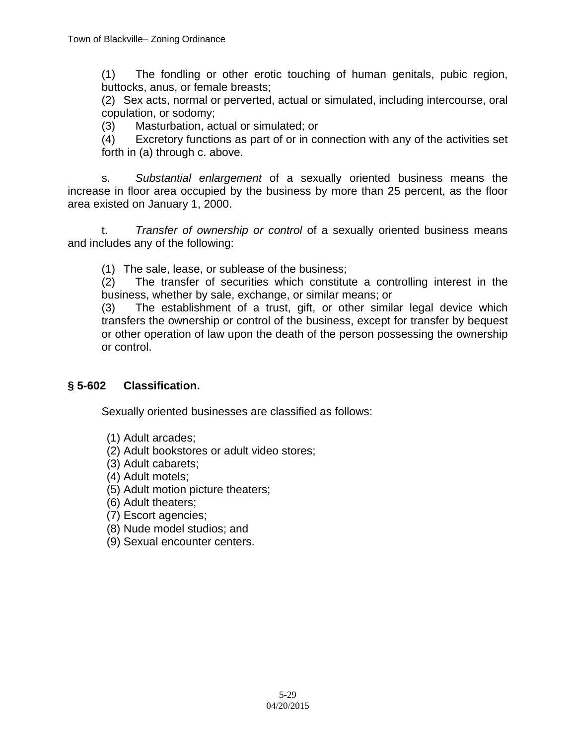(1) The fondling or other erotic touching of human genitals, pubic region, buttocks, anus, or female breasts;

(2) Sex acts, normal or perverted, actual or simulated, including intercourse, oral copulation, or sodomy;

(3) Masturbation, actual or simulated; or

(4) Excretory functions as part of or in connection with any of the activities set forth in (a) through c. above.

s. *Substantial enlargement* of a sexually oriented business means the increase in floor area occupied by the business by more than 25 percent, as the floor area existed on January 1, 2000.

t. *Transfer of ownership or control* of a sexually oriented business means and includes any of the following:

(1) The sale, lease, or sublease of the business;

(2) The transfer of securities which constitute a controlling interest in the business, whether by sale, exchange, or similar means; or

(3) The establishment of a trust, gift, or other similar legal device which transfers the ownership or control of the business, except for transfer by bequest or other operation of law upon the death of the person possessing the ownership or control.

## § 5-602 Classification.

Sexually oriented businesses are classified as follows:

(1) Adult arcades;
(2) Adult bookstores or adult video stores;
(3) Adult cabarets;
(4) Adult motels;
(5) Adult motion picture theaters;
(6) Adult theaters;
(7) Escort agencies;
(8) Nude model studios; and
(9) Sexual encounter centers.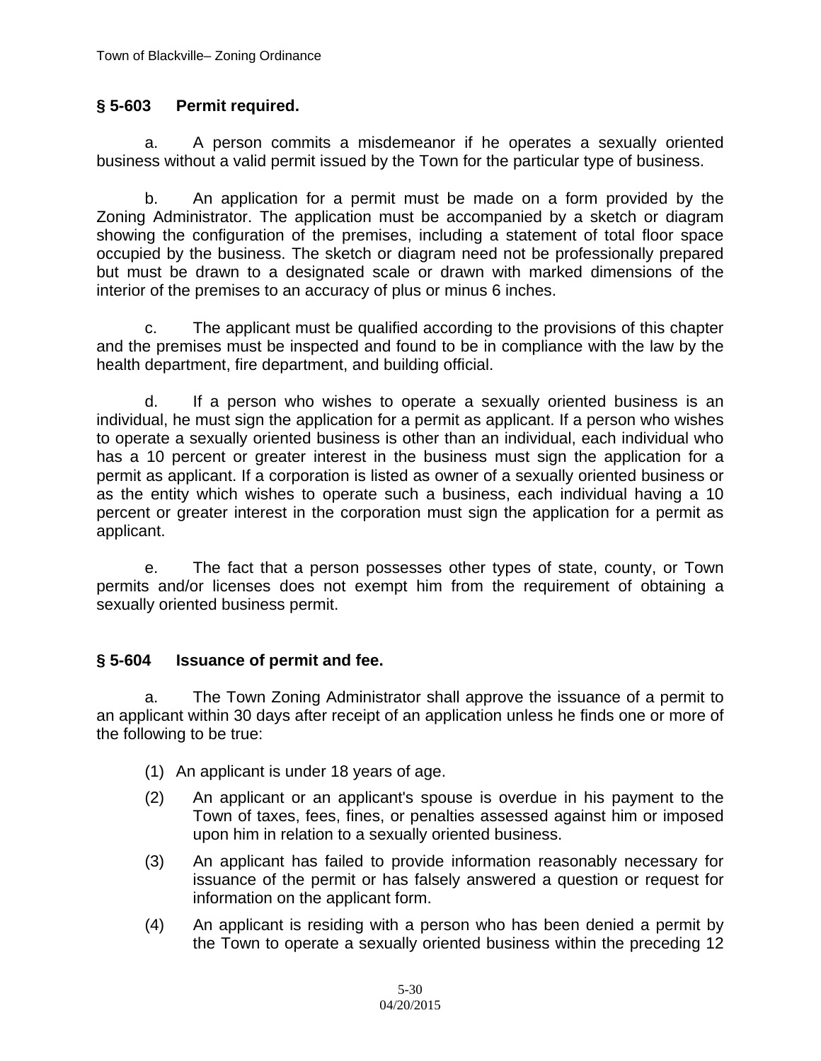## § 5-603 Permit required.

a. A person commits a misdemeanor if he operates a sexually oriented business without a valid permit issued by the Town for the particular type of business.

b. An application for a permit must be made on a form provided by the Zoning Administrator. The application must be accompanied by a sketch or diagram showing the configuration of the premises, including a statement of total floor space occupied by the business. The sketch or diagram need not be professionally prepared but must be drawn to a designated scale or drawn with marked dimensions of the interior of the premises to an accuracy of plus or minus 6 inches.

c. The applicant must be qualified according to the provisions of this chapter and the premises must be inspected and found to be in compliance with the law by the health department, fire department, and building official.

d. If a person who wishes to operate a sexually oriented business is an individual, he must sign the application for a permit as applicant. If a person who wishes to operate a sexually oriented business is other than an individual, each individual who has a 10 percent or greater interest in the business must sign the application for a permit as applicant. If a corporation is listed as owner of a sexually oriented business or as the entity which wishes to operate such a business, each individual having a 10 percent or greater interest in the corporation must sign the application for a permit as applicant.

e. The fact that a person possesses other types of state, county, or Town permits and/or licenses does not exempt him from the requirement of obtaining a sexually oriented business permit.

## § 5-604 Issuance of permit and fee.

a. The Town Zoning Administrator shall approve the issuance of a permit to an applicant within 30 days after receipt of an application unless he finds one or more of the following to be true:

(1) An applicant is under 18 years of age.

(2) An applicant or an applicant's spouse is overdue in his payment to the Town of taxes, fees, fines, or penalties assessed against him or imposed upon him in relation to a sexually oriented business.

(3) An applicant has failed to provide information reasonably necessary for issuance of the permit or has falsely answered a question or request for information on the applicant form.

(4) An applicant is residing with a person who has been denied a permit by the Town to operate a sexually oriented business within the preceding 12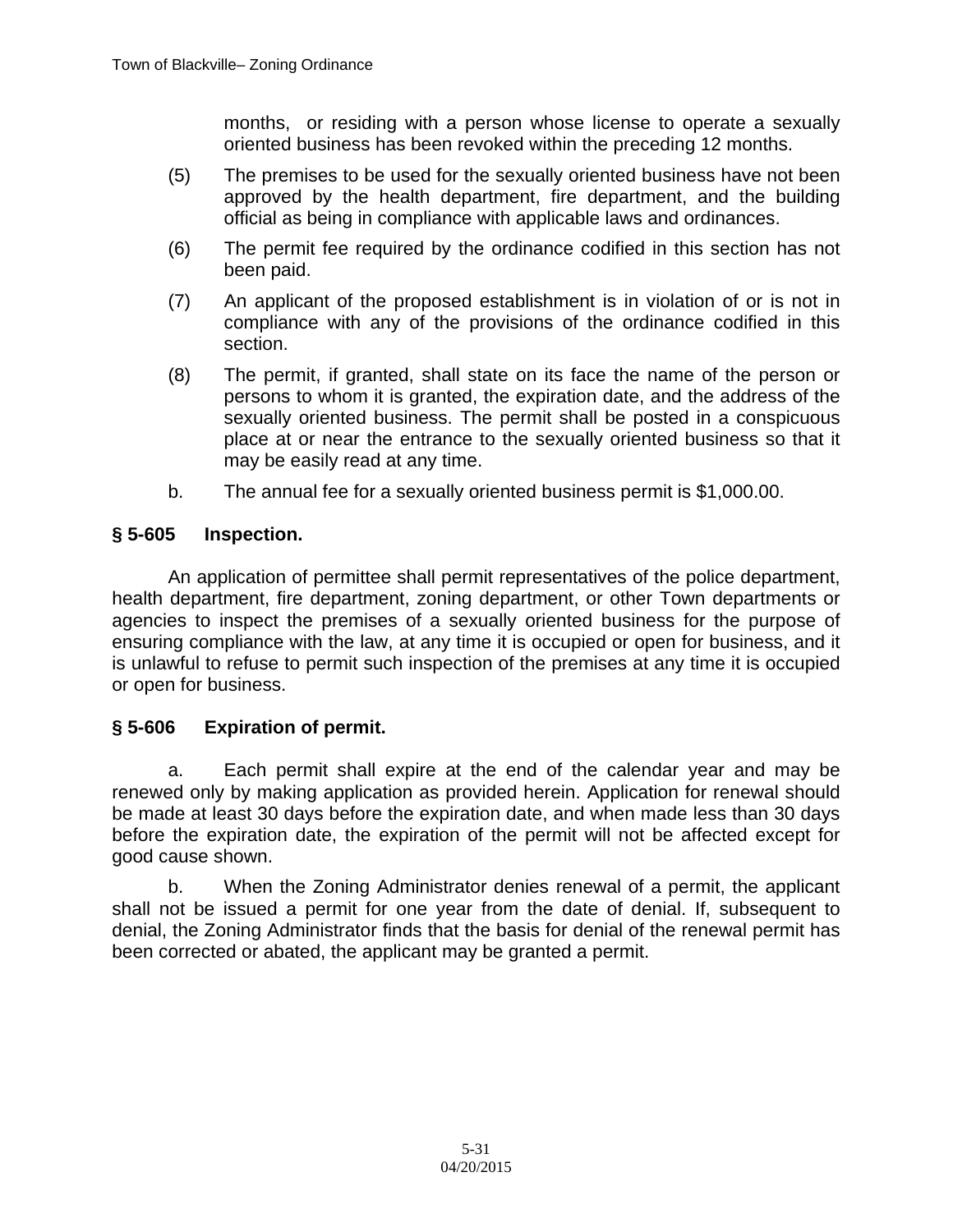months, or residing with a person whose license to operate a sexually oriented business has been revoked within the preceding 12 months.

(5) The premises to be used for the sexually oriented business have not been approved by the health department, fire department, and the building official as being in compliance with applicable laws and ordinances.

(6) The permit fee required by the ordinance codified in this section has not been paid.

(7) An applicant of the proposed establishment is in violation of or is not in compliance with any of the provisions of the ordinance codified in this section.

(8) The permit, if granted, shall state on its face the name of the person or persons to whom it is granted, the expiration date, and the address of the sexually oriented business. The permit shall be posted in a conspicuous place at or near the entrance to the sexually oriented business so that it may be easily read at any time.

b. The annual fee for a sexually oriented business permit is $1,000.00.

### § 5-605 Inspection.

An application of permittee shall permit representatives of the police department, health department, fire department, zoning department, or other Town departments or agencies to inspect the premises of a sexually oriented business for the purpose of ensuring compliance with the law, at any time it is occupied or open for business, and it is unlawful to refuse to permit such inspection of the premises at any time it is occupied or open for business.

### § 5-606 Expiration of permit.

a. Each permit shall expire at the end of the calendar year and may be renewed only by making application as provided herein. Application for renewal should be made at least 30 days before the expiration date, and when made less than 30 days before the expiration date, the expiration of the permit will not be affected except for good cause shown.

b. When the Zoning Administrator denies renewal of a permit, the applicant shall not be issued a permit for one year from the date of denial. If, subsequent to denial, the Zoning Administrator finds that the basis for denial of the renewal permit has been corrected or abated, the applicant may be granted a permit.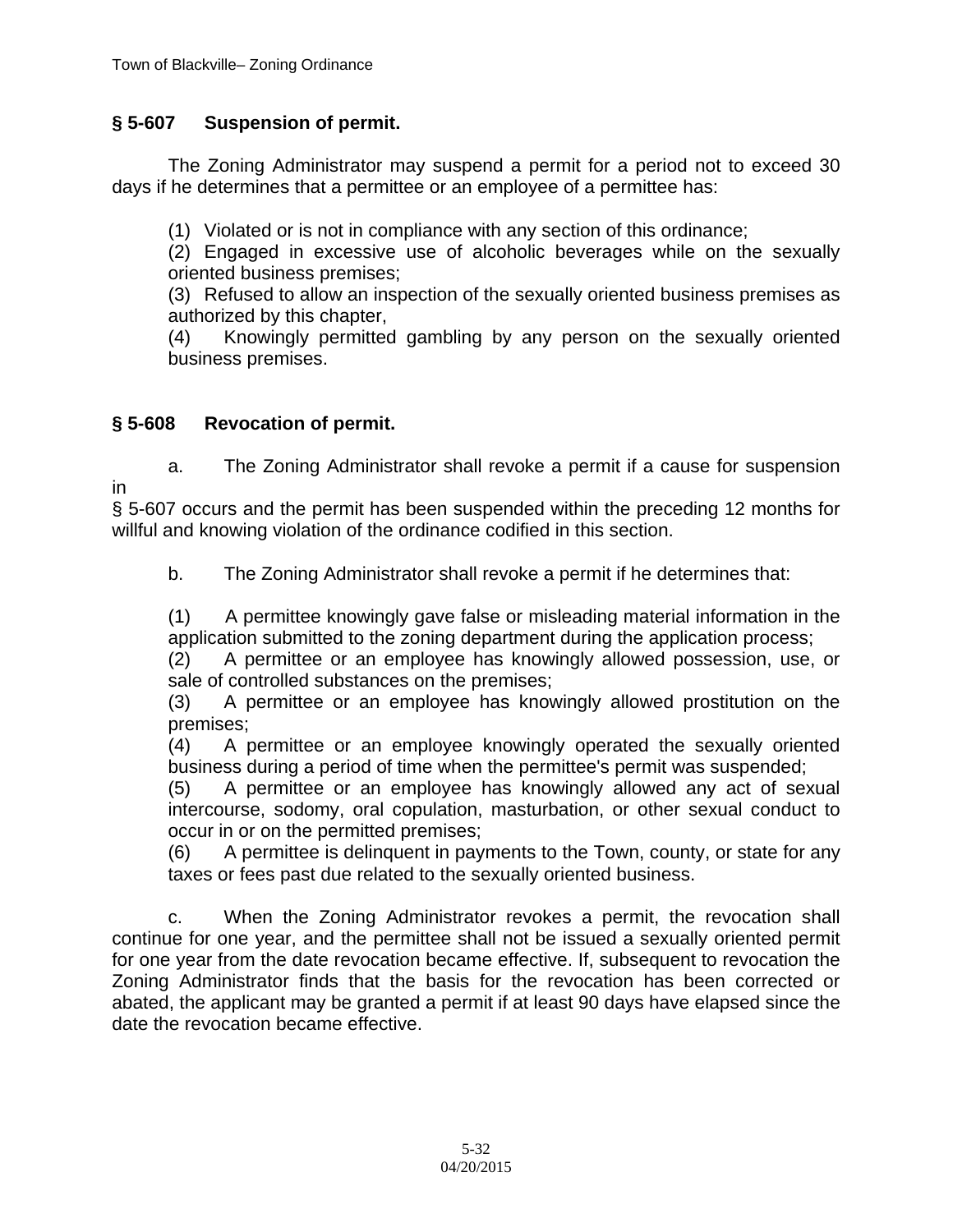### § 5-607 Suspension of permit.

The Zoning Administrator may suspend a permit for a period not to exceed 30 days if he determines that a permittee or an employee of a permittee has:

(1) Violated or is not in compliance with any section of this ordinance;
(2) Engaged in excessive use of alcoholic beverages while on the sexually oriented business premises;
(3) Refused to allow an inspection of the sexually oriented business premises as authorized by this chapter,
(4) Knowingly permitted gambling by any person on the sexually oriented business premises.

### § 5-608 Revocation of permit.

a. The Zoning Administrator shall revoke a permit if a cause for suspension in § 5-607 occurs and the permit has been suspended within the preceding 12 months for willful and knowing violation of the ordinance codified in this section.

b. The Zoning Administrator shall revoke a permit if he determines that:

(1) A permittee knowingly gave false or misleading material information in the application submitted to the zoning department during the application process;
(2) A permittee or an employee has knowingly allowed possession, use, or sale of controlled substances on the premises;
(3) A permittee or an employee has knowingly allowed prostitution on the premises;
(4) A permittee or an employee knowingly operated the sexually oriented business during a period of time when the permittee's permit was suspended;
(5) A permittee or an employee has knowingly allowed any act of sexual intercourse, sodomy, oral copulation, masturbation, or other sexual conduct to occur in or on the permitted premises;
(6) A permittee is delinquent in payments to the Town, county, or state for any taxes or fees past due related to the sexually oriented business.

c. When the Zoning Administrator revokes a permit, the revocation shall continue for one year, and the permittee shall not be issued a sexually oriented permit for one year from the date revocation became effective. If, subsequent to revocation the Zoning Administrator finds that the basis for the revocation has been corrected or abated, the applicant may be granted a permit if at least 90 days have elapsed since the date the revocation became effective.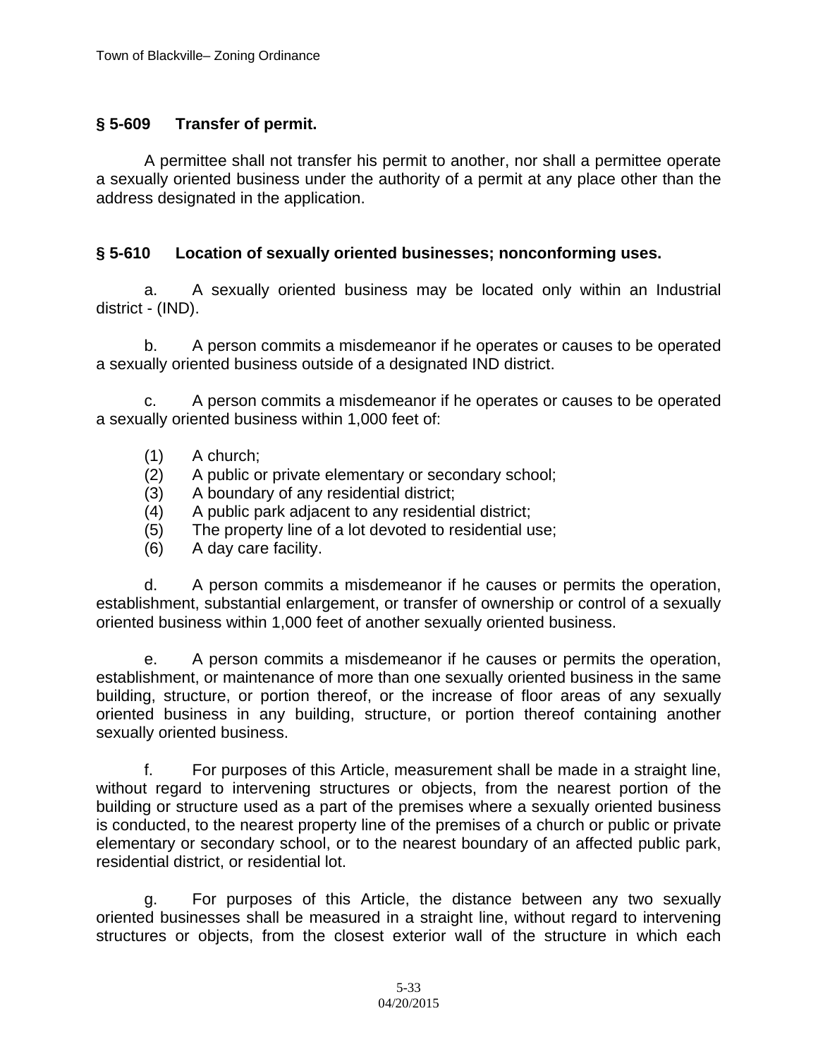### § 5-609 Transfer of permit.

A permittee shall not transfer his permit to another, nor shall a permittee operate a sexually oriented business under the authority of a permit at any place other than the address designated in the application.

### § 5-610 Location of sexually oriented businesses; nonconforming uses.

a. A sexually oriented business may be located only within an Industrial district - (IND).

b. A person commits a misdemeanor if he operates or causes to be operated a sexually oriented business outside of a designated IND district.

c. A person commits a misdemeanor if he operates or causes to be operated a sexually oriented business within 1,000 feet of:

(1) A church;
(2) A public or private elementary or secondary school;
(3) A boundary of any residential district;
(4) A public park adjacent to any residential district;
(5) The property line of a lot devoted to residential use;
(6) A day care facility.

d. A person commits a misdemeanor if he causes or permits the operation, establishment, substantial enlargement, or transfer of ownership or control of a sexually oriented business within 1,000 feet of another sexually oriented business.

e. A person commits a misdemeanor if he causes or permits the operation, establishment, or maintenance of more than one sexually oriented business in the same building, structure, or portion thereof, or the increase of floor areas of any sexually oriented business in any building, structure, or portion thereof containing another sexually oriented business.

f. For purposes of this Article, measurement shall be made in a straight line, without regard to intervening structures or objects, from the nearest portion of the building or structure used as a part of the premises where a sexually oriented business is conducted, to the nearest property line of the premises of a church or public or private elementary or secondary school, or to the nearest boundary of an affected public park, residential district, or residential lot.

g. For purposes of this Article, the distance between any two sexually oriented businesses shall be measured in a straight line, without regard to intervening structures or objects, from the closest exterior wall of the structure in which each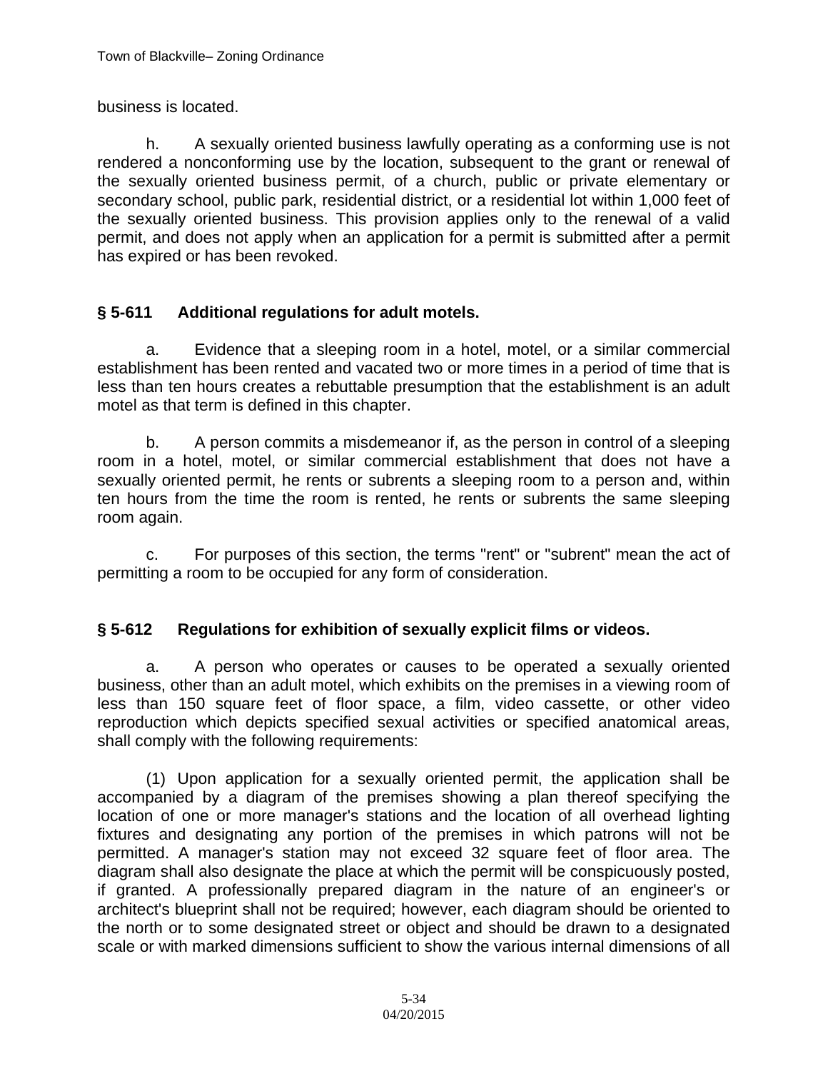business is located.

h. A sexually oriented business lawfully operating as a conforming use is not rendered a nonconforming use by the location, subsequent to the grant or renewal of the sexually oriented business permit, of a church, public or private elementary or secondary school, public park, residential district, or a residential lot within 1,000 feet of the sexually oriented business. This provision applies only to the renewal of a valid permit, and does not apply when an application for a permit is submitted after a permit has expired or has been revoked.

### § 5-611 Additional regulations for adult motels.

a. Evidence that a sleeping room in a hotel, motel, or a similar commercial establishment has been rented and vacated two or more times in a period of time that is less than ten hours creates a rebuttable presumption that the establishment is an adult motel as that term is defined in this chapter.

b. A person commits a misdemeanor if, as the person in control of a sleeping room in a hotel, motel, or similar commercial establishment that does not have a sexually oriented permit, he rents or subrents a sleeping room to a person and, within ten hours from the time the room is rented, he rents or subrents the same sleeping room again.

c. For purposes of this section, the terms "rent" or "subrent" mean the act of permitting a room to be occupied for any form of consideration.

### § 5-612 Regulations for exhibition of sexually explicit films or videos.

a. A person who operates or causes to be operated a sexually oriented business, other than an adult motel, which exhibits on the premises in a viewing room of less than 150 square feet of floor space, a film, video cassette, or other video reproduction which depicts specified sexual activities or specified anatomical areas, shall comply with the following requirements:

(1) Upon application for a sexually oriented permit, the application shall be accompanied by a diagram of the premises showing a plan thereof specifying the location of one or more manager's stations and the location of all overhead lighting fixtures and designating any portion of the premises in which patrons will not be permitted. A manager's station may not exceed 32 square feet of floor area. The diagram shall also designate the place at which the permit will be conspicuously posted, if granted. A professionally prepared diagram in the nature of an engineer's or architect's blueprint shall not be required; however, each diagram should be oriented to the north or to some designated street or object and should be drawn to a designated scale or with marked dimensions sufficient to show the various internal dimensions of all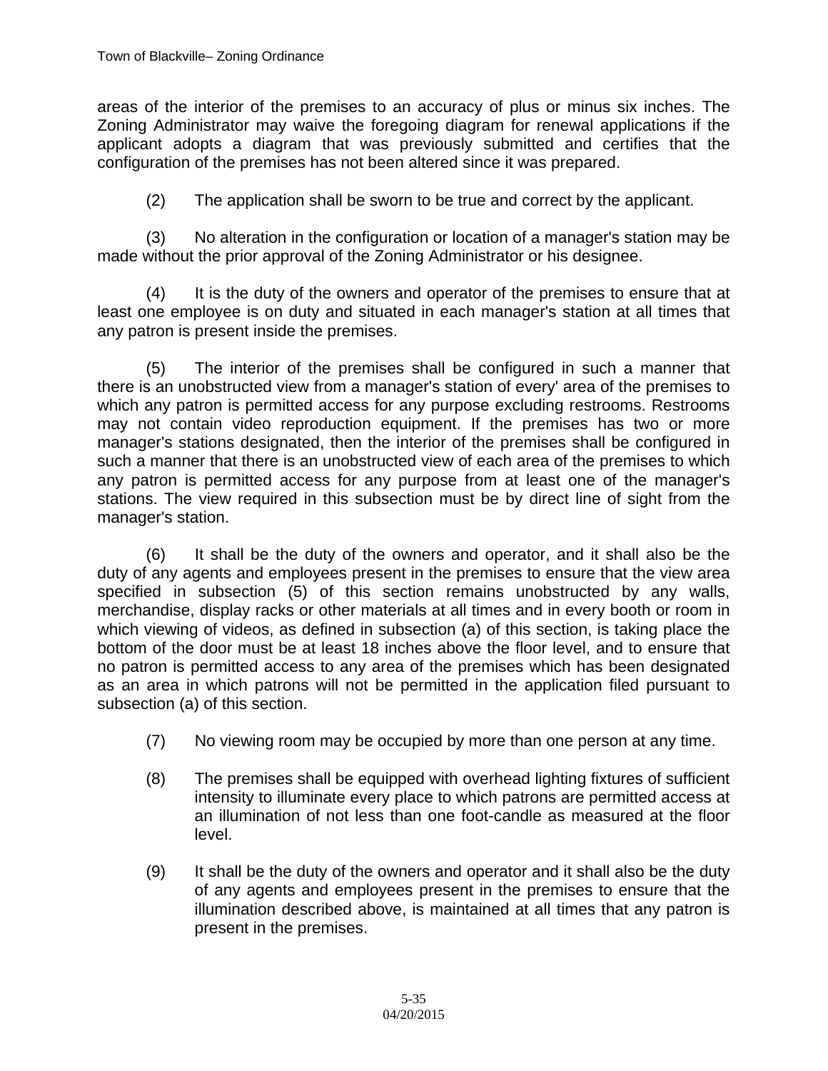areas of the interior of the premises to an accuracy of plus or minus six inches. The Zoning Administrator may waive the foregoing diagram for renewal applications if the applicant adopts a diagram that was previously submitted and certifies that the configuration of the premises has not been altered since it was prepared.

(2) The application shall be sworn to be true and correct by the applicant.

(3) No alteration in the configuration or location of a manager's station may be made without the prior approval of the Zoning Administrator or his designee.

(4) It is the duty of the owners and operator of the premises to ensure that at least one employee is on duty and situated in each manager's station at all times that any patron is present inside the premises.

(5) The interior of the premises shall be configured in such a manner that there is an unobstructed view from a manager's station of every' area of the premises to which any patron is permitted access for any purpose excluding restrooms. Restrooms may not contain video reproduction equipment. If the premises has two or more manager's stations designated, then the interior of the premises shall be configured in such a manner that there is an unobstructed view of each area of the premises to which any patron is permitted access for any purpose from at least one of the manager's stations. The view required in this subsection must be by direct line of sight from the manager's station.

(6) It shall be the duty of the owners and operator, and it shall also be the duty of any agents and employees present in the premises to ensure that the view area specified in subsection (5) of this section remains unobstructed by any walls, merchandise, display racks or other materials at all times and in every booth or room in which viewing of videos, as defined in subsection (a) of this section, is taking place the bottom of the door must be at least 18 inches above the floor level, and to ensure that no patron is permitted access to any area of the premises which has been designated as an area in which patrons will not be permitted in the application filed pursuant to subsection (a) of this section.

(7) No viewing room may be occupied by more than one person at any time.

(8) The premises shall be equipped with overhead lighting fixtures of sufficient intensity to illuminate every place to which patrons are permitted access at an illumination of not less than one foot-candle as measured at the floor level.

(9) It shall be the duty of the owners and operator and it shall also be the duty of any agents and employees present in the premises to ensure that the illumination described above, is maintained at all times that any patron is present in the premises.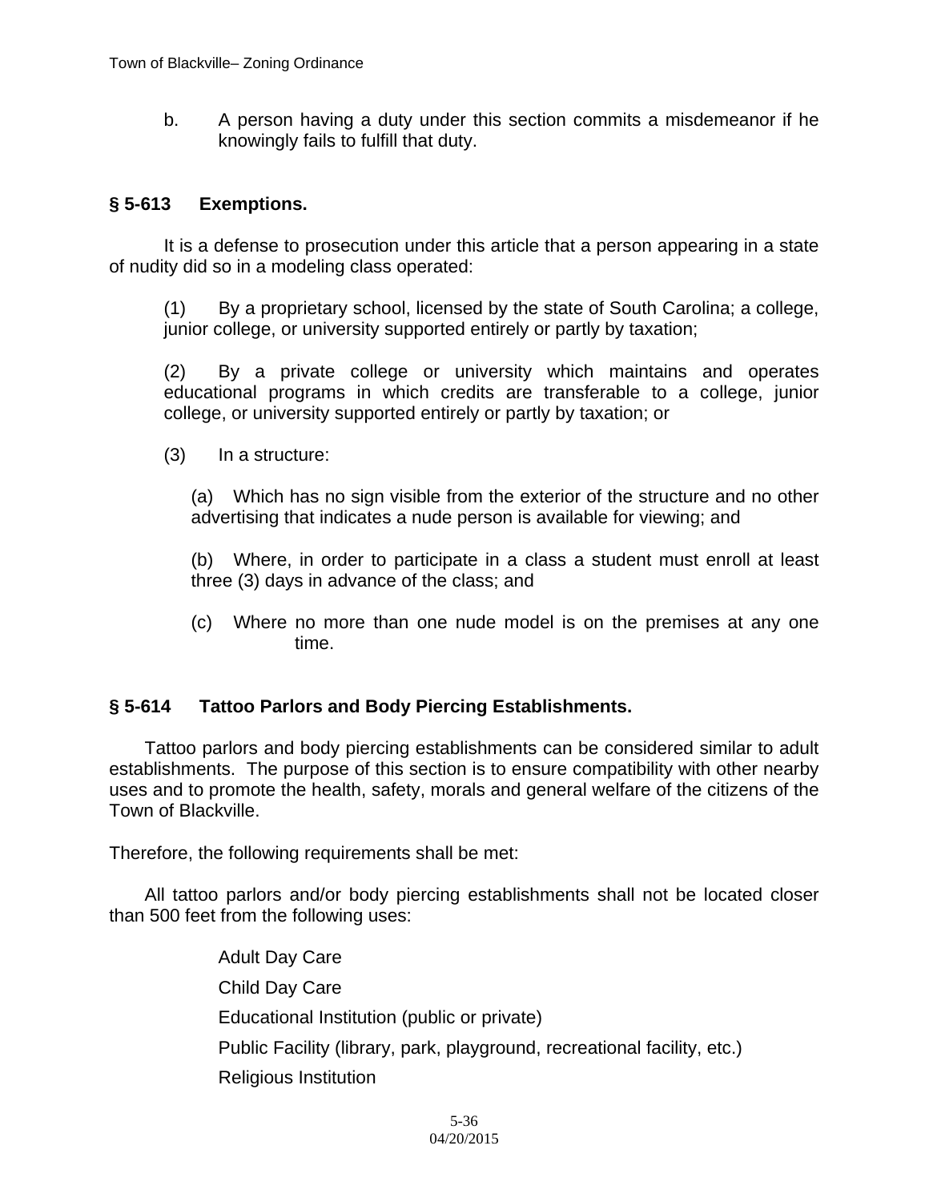b. A person having a duty under this section commits a misdemeanor if he knowingly fails to fulfill that duty.

## § 5-613 Exemptions.

It is a defense to prosecution under this article that a person appearing in a state of nudity did so in a modeling class operated:

(1) By a proprietary school, licensed by the state of South Carolina; a college, junior college, or university supported entirely or partly by taxation;

(2) By a private college or university which maintains and operates educational programs in which credits are transferable to a college, junior college, or university supported entirely or partly by taxation; or

(3) In a structure:

(a) Which has no sign visible from the exterior of the structure and no other advertising that indicates a nude person is available for viewing; and

(b) Where, in order to participate in a class a student must enroll at least three (3) days in advance of the class; and

(c) Where no more than one nude model is on the premises at any one time.

## § 5-614 Tattoo Parlors and Body Piercing Establishments.

Tattoo parlors and body piercing establishments can be considered similar to adult establishments. The purpose of this section is to ensure compatibility with other nearby uses and to promote the health, safety, morals and general welfare of the citizens of the Town of Blackville.

Therefore, the following requirements shall be met:

All tattoo parlors and/or body piercing establishments shall not be located closer than 500 feet from the following uses:

Adult Day Care

Child Day Care

Educational Institution (public or private)

Public Facility (library, park, playground, recreational facility, etc.)

Religious Institution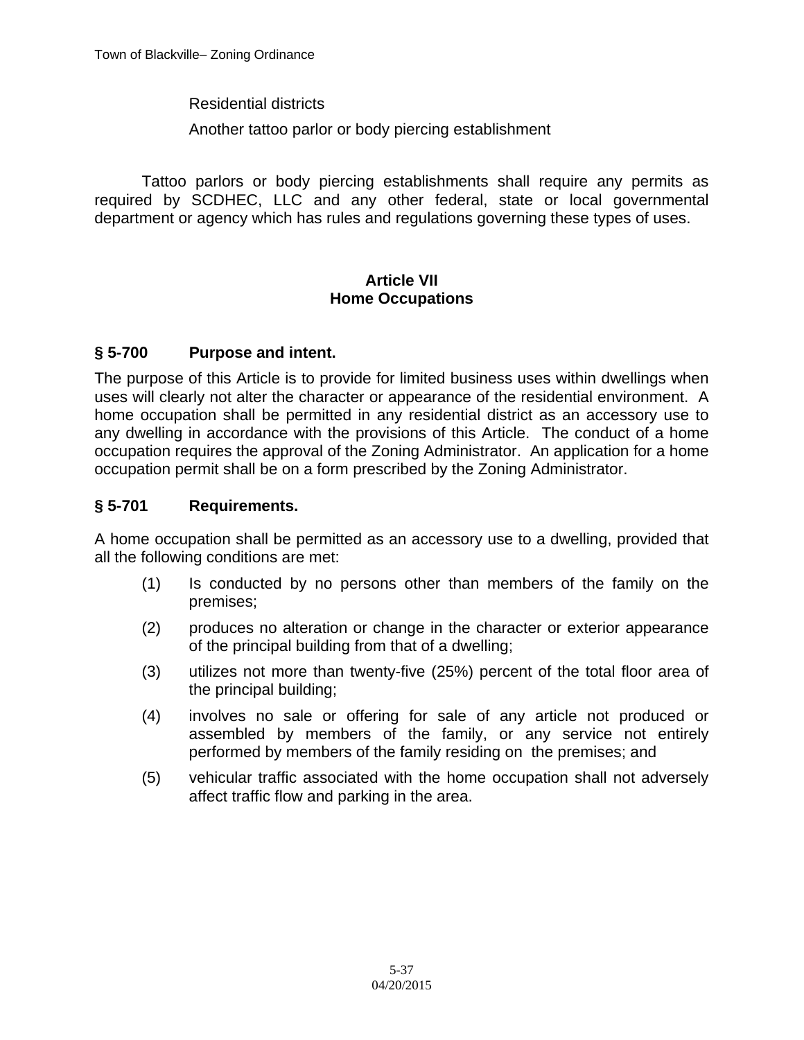Residential districts

Another tattoo parlor or body piercing establishment

Tattoo parlors or body piercing establishments shall require any permits as required by SCDHEC, LLC and any other federal, state or local governmental department or agency which has rules and regulations governing these types of uses.

## Article VII
## Home Occupations

### § 5-700 Purpose and intent.

The purpose of this Article is to provide for limited business uses within dwellings when uses will clearly not alter the character or appearance of the residential environment. A home occupation shall be permitted in any residential district as an accessory use to any dwelling in accordance with the provisions of this Article. The conduct of a home occupation requires the approval of the Zoning Administrator. An application for a home occupation permit shall be on a form prescribed by the Zoning Administrator.

### § 5-701 Requirements.

A home occupation shall be permitted as an accessory use to a dwelling, provided that all the following conditions are met:

(1) Is conducted by no persons other than members of the family on the premises;

(2) produces no alteration or change in the character or exterior appearance of the principal building from that of a dwelling;

(3) utilizes not more than twenty-five (25%) percent of the total floor area of the principal building;

(4) involves no sale or offering for sale of any article not produced or assembled by members of the family, or any service not entirely performed by members of the family residing on the premises; and

(5) vehicular traffic associated with the home occupation shall not adversely affect traffic flow and parking in the area.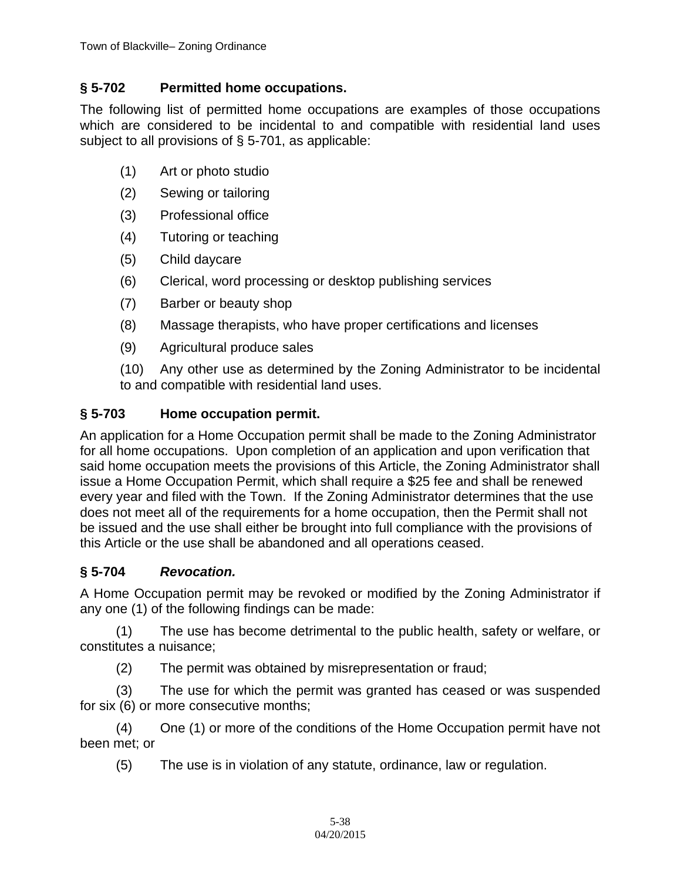### § 5-702 Permitted home occupations.

The following list of permitted home occupations are examples of those occupations which are considered to be incidental to and compatible with residential land uses subject to all provisions of § 5-701, as applicable:

(1) Art or photo studio

(2) Sewing or tailoring

(3) Professional office

(4) Tutoring or teaching

(5) Child daycare

(6) Clerical, word processing or desktop publishing services

(7) Barber or beauty shop

(8) Massage therapists, who have proper certifications and licenses

(9) Agricultural produce sales

(10) Any other use as determined by the Zoning Administrator to be incidental to and compatible with residential land uses.

### § 5-703 Home occupation permit.

An application for a Home Occupation permit shall be made to the Zoning Administrator for all home occupations. Upon completion of an application and upon verification that said home occupation meets the provisions of this Article, the Zoning Administrator shall issue a Home Occupation Permit, which shall require a $25 fee and shall be renewed every year and filed with the Town. If the Zoning Administrator determines that the use does not meet all of the requirements for a home occupation, then the Permit shall not be issued and the use shall either be brought into full compliance with the provisions of this Article or the use shall be abandoned and all operations ceased.

### § 5-704 ***Revocation.***

A Home Occupation permit may be revoked or modified by the Zoning Administrator if any one (1) of the following findings can be made:

(1) The use has become detrimental to the public health, safety or welfare, or constitutes a nuisance;

(2) The permit was obtained by misrepresentation or fraud;

(3) The use for which the permit was granted has ceased or was suspended for six (6) or more consecutive months;

(4) One (1) or more of the conditions of the Home Occupation permit have not been met; or

(5) The use is in violation of any statute, ordinance, law or regulation.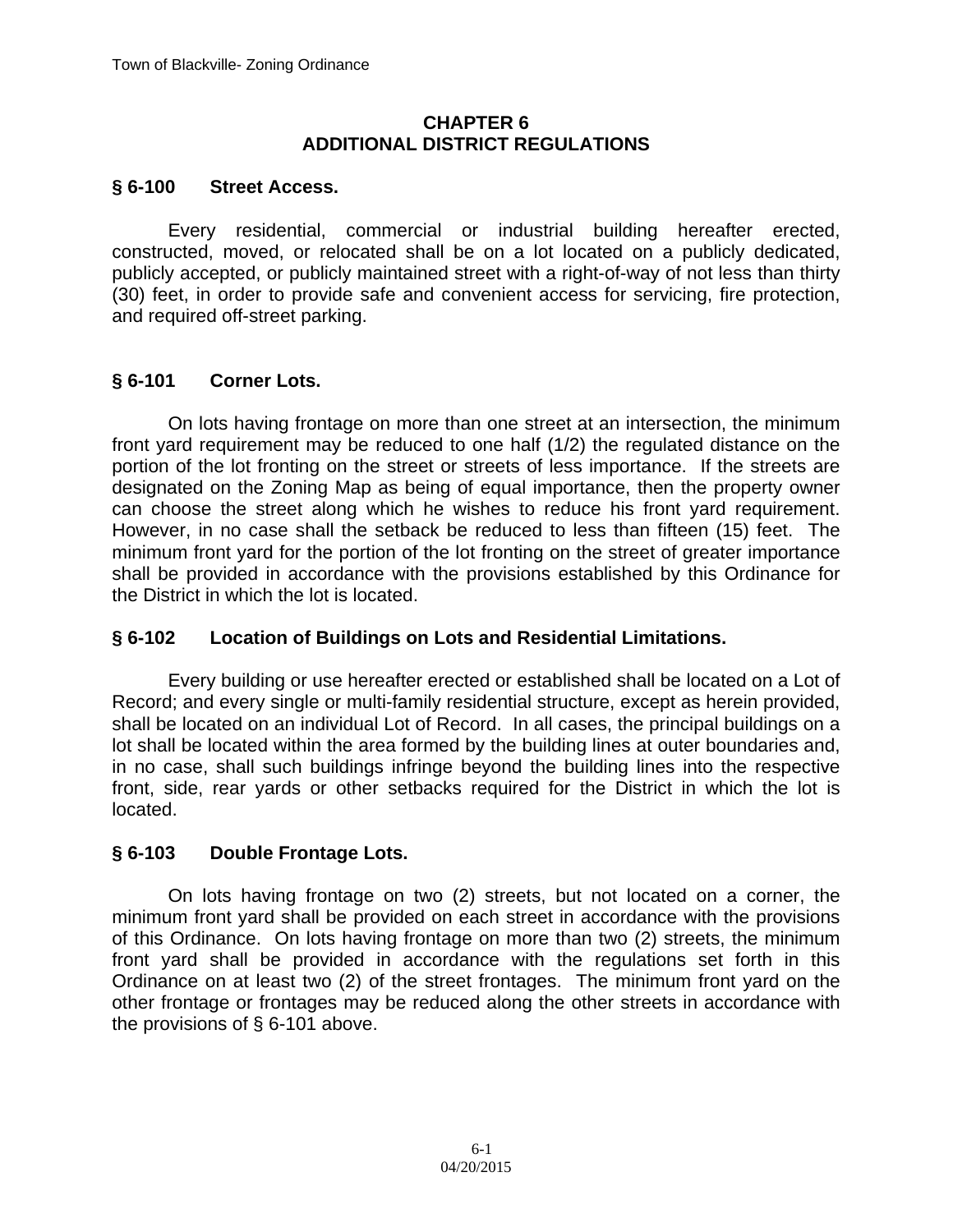# CHAPTER 6
# ADDITIONAL DISTRICT REGULATIONS

## § 6-100 Street Access.

Every residential, commercial or industrial building hereafter erected, constructed, moved, or relocated shall be on a lot located on a publicly dedicated, publicly accepted, or publicly maintained street with a right-of-way of not less than thirty (30) feet, in order to provide safe and convenient access for servicing, fire protection, and required off-street parking.

## § 6-101 Corner Lots.

On lots having frontage on more than one street at an intersection, the minimum front yard requirement may be reduced to one half (1/2) the regulated distance on the portion of the lot fronting on the street or streets of less importance. If the streets are designated on the Zoning Map as being of equal importance, then the property owner can choose the street along which he wishes to reduce his front yard requirement. However, in no case shall the setback be reduced to less than fifteen (15) feet. The minimum front yard for the portion of the lot fronting on the street of greater importance shall be provided in accordance with the provisions established by this Ordinance for the District in which the lot is located.

## § 6-102 Location of Buildings on Lots and Residential Limitations.

Every building or use hereafter erected or established shall be located on a Lot of Record; and every single or multi-family residential structure, except as herein provided, shall be located on an individual Lot of Record. In all cases, the principal buildings on a lot shall be located within the area formed by the building lines at outer boundaries and, in no case, shall such buildings infringe beyond the building lines into the respective front, side, rear yards or other setbacks required for the District in which the lot is located.

## § 6-103 Double Frontage Lots.

On lots having frontage on two (2) streets, but not located on a corner, the minimum front yard shall be provided on each street in accordance with the provisions of this Ordinance. On lots having frontage on more than two (2) streets, the minimum front yard shall be provided in accordance with the regulations set forth in this Ordinance on at least two (2) of the street frontages. The minimum front yard on the other frontage or frontages may be reduced along the other streets in accordance with the provisions of § 6-101 above.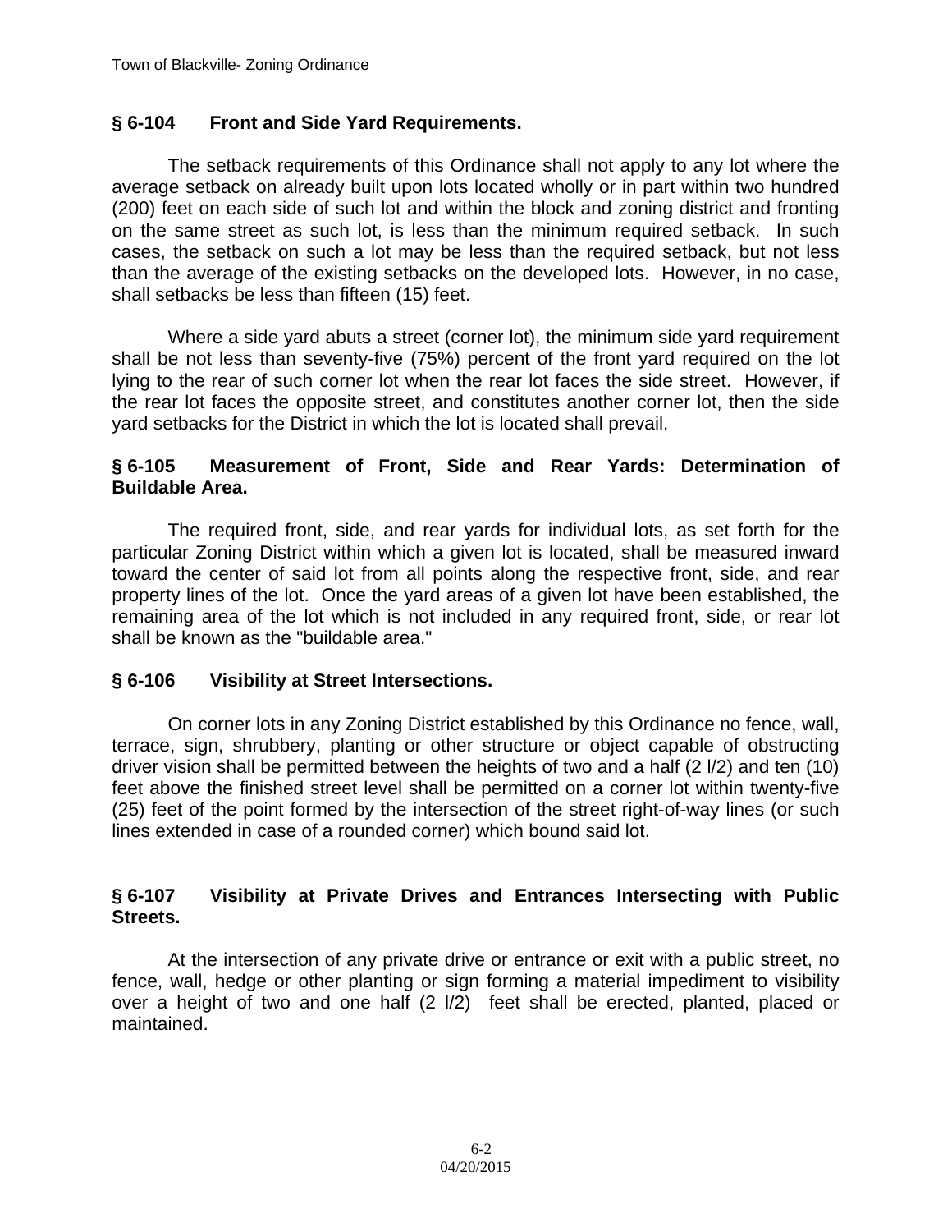## § 6-104 Front and Side Yard Requirements.

The setback requirements of this Ordinance shall not apply to any lot where the average setback on already built upon lots located wholly or in part within two hundred (200) feet on each side of such lot and within the block and zoning district and fronting on the same street as such lot, is less than the minimum required setback. In such cases, the setback on such a lot may be less than the required setback, but not less than the average of the existing setbacks on the developed lots. However, in no case, shall setbacks be less than fifteen (15) feet.

Where a side yard abuts a street (corner lot), the minimum side yard requirement shall be not less than seventy-five (75%) percent of the front yard required on the lot lying to the rear of such corner lot when the rear lot faces the side street. However, if the rear lot faces the opposite street, and constitutes another corner lot, then the side yard setbacks for the District in which the lot is located shall prevail.

## § 6-105 Measurement of Front, Side and Rear Yards: Determination of Buildable Area.

The required front, side, and rear yards for individual lots, as set forth for the particular Zoning District within which a given lot is located, shall be measured inward toward the center of said lot from all points along the respective front, side, and rear property lines of the lot. Once the yard areas of a given lot have been established, the remaining area of the lot which is not included in any required front, side, or rear lot shall be known as the "buildable area."

## § 6-106 Visibility at Street Intersections.

On corner lots in any Zoning District established by this Ordinance no fence, wall, terrace, sign, shrubbery, planting or other structure or object capable of obstructing driver vision shall be permitted between the heights of two and a half (2 l/2) and ten (10) feet above the finished street level shall be permitted on a corner lot within twenty-five (25) feet of the point formed by the intersection of the street right-of-way lines (or such lines extended in case of a rounded corner) which bound said lot.

## § 6-107 Visibility at Private Drives and Entrances Intersecting with Public Streets.

At the intersection of any private drive or entrance or exit with a public street, no fence, wall, hedge or other planting or sign forming a material impediment to visibility over a height of two and one half (2 l/2) feet shall be erected, planted, placed or maintained.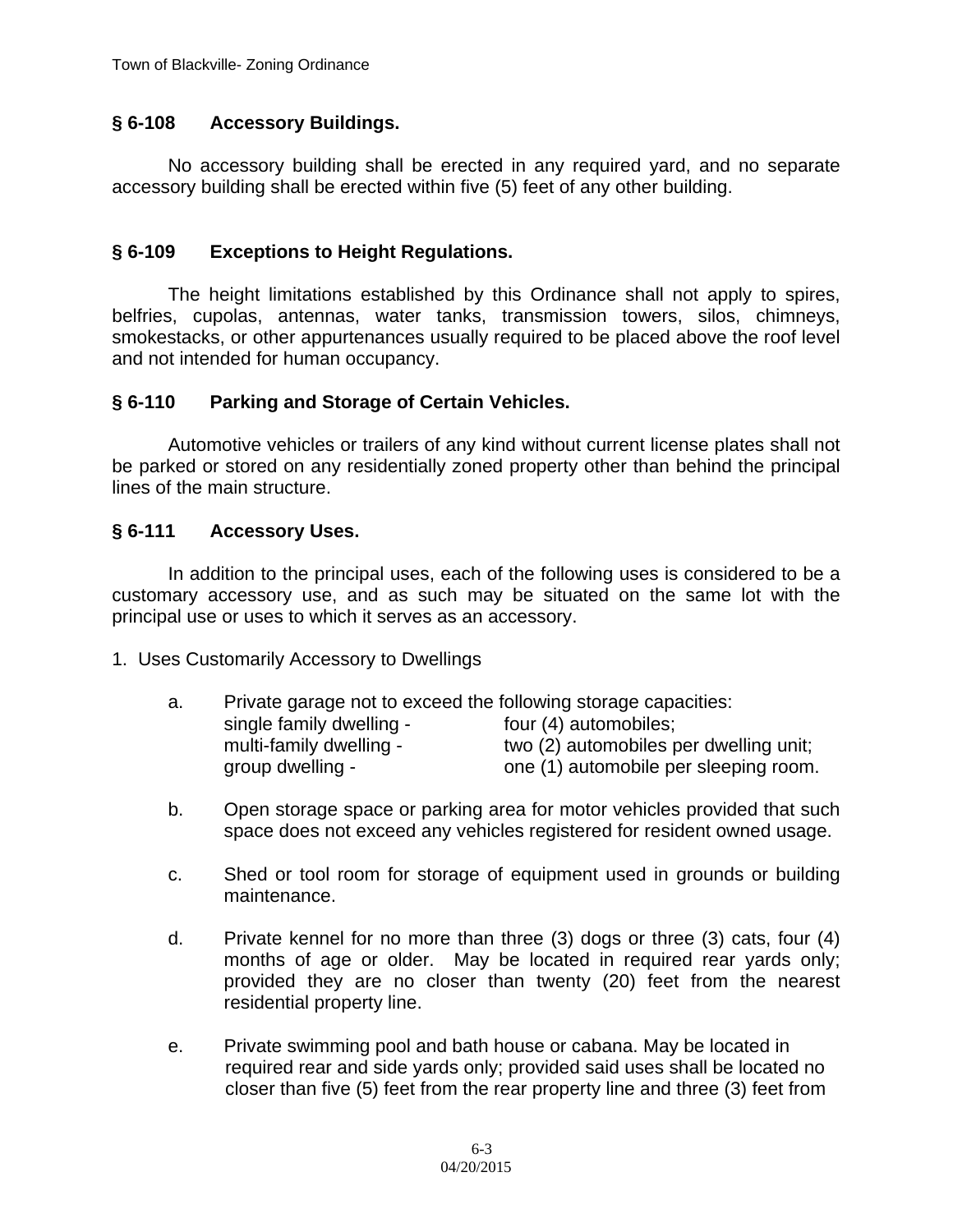## § 6-108 Accessory Buildings.

No accessory building shall be erected in any required yard, and no separate accessory building shall be erected within five (5) feet of any other building.

## § 6-109 Exceptions to Height Regulations.

The height limitations established by this Ordinance shall not apply to spires, belfries, cupolas, antennas, water tanks, transmission towers, silos, chimneys, smokestacks, or other appurtenances usually required to be placed above the roof level and not intended for human occupancy.

## § 6-110 Parking and Storage of Certain Vehicles.

Automotive vehicles or trailers of any kind without current license plates shall not be parked or stored on any residentially zoned property other than behind the principal lines of the main structure.

## § 6-111 Accessory Uses.

In addition to the principal uses, each of the following uses is considered to be a customary accessory use, and as such may be situated on the same lot with the principal use or uses to which it serves as an accessory.

1. Uses Customarily Accessory to Dwellings

   a. Private garage not to exceed the following storage capacities:

   | | |
   |---|---|
   | single family dwelling - | four (4) automobiles; |
   | multi-family dwelling - | two (2) automobiles per dwelling unit; |
   | group dwelling - | one (1) automobile per sleeping room. |

   b. Open storage space or parking area for motor vehicles provided that such space does not exceed any vehicles registered for resident owned usage.

   c. Shed or tool room for storage of equipment used in grounds or building maintenance.

   d. Private kennel for no more than three (3) dogs or three (3) cats, four (4) months of age or older. May be located in required rear yards only; provided they are no closer than twenty (20) feet from the nearest residential property line.

   e. Private swimming pool and bath house or cabana. May be located in required rear and side yards only; provided said uses shall be located no closer than five (5) feet from the rear property line and three (3) feet from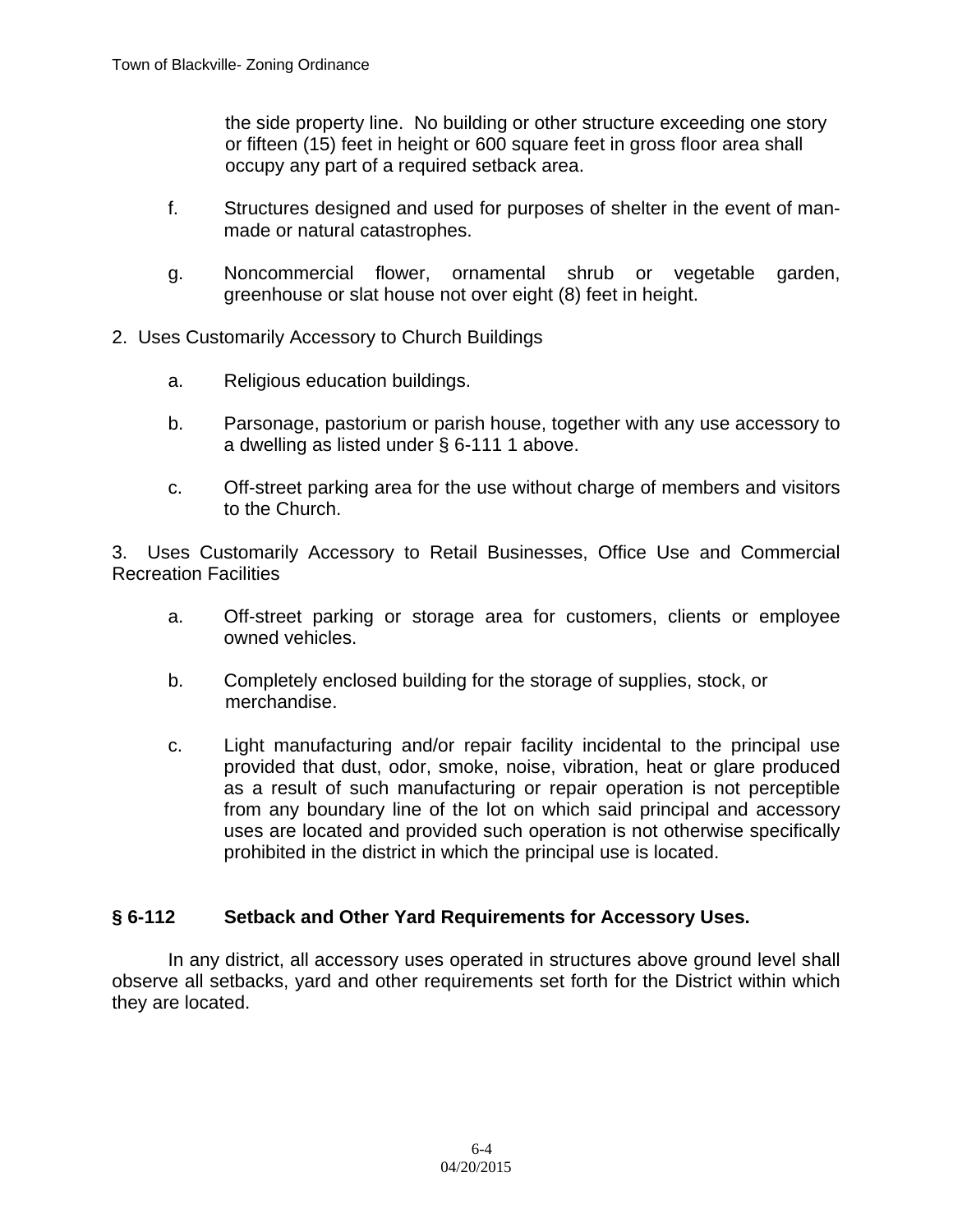the side property line. No building or other structure exceeding one story or fifteen (15) feet in height or 600 square feet in gross floor area shall occupy any part of a required setback area.

f. Structures designed and used for purposes of shelter in the event of man-made or natural catastrophes.

g. Noncommercial flower, ornamental shrub or vegetable garden, greenhouse or slat house not over eight (8) feet in height.

2. Uses Customarily Accessory to Church Buildings

a. Religious education buildings.

b. Parsonage, pastorium or parish house, together with any use accessory to a dwelling as listed under § 6-111 1 above.

c. Off-street parking area for the use without charge of members and visitors to the Church.

3. Uses Customarily Accessory to Retail Businesses, Office Use and Commercial Recreation Facilities

a. Off-street parking or storage area for customers, clients or employee owned vehicles.

b. Completely enclosed building for the storage of supplies, stock, or merchandise.

c. Light manufacturing and/or repair facility incidental to the principal use provided that dust, odor, smoke, noise, vibration, heat or glare produced as a result of such manufacturing or repair operation is not perceptible from any boundary line of the lot on which said principal and accessory uses are located and provided such operation is not otherwise specifically prohibited in the district in which the principal use is located.

## § 6-112 Setback and Other Yard Requirements for Accessory Uses.

In any district, all accessory uses operated in structures above ground level shall observe all setbacks, yard and other requirements set forth for the District within which they are located.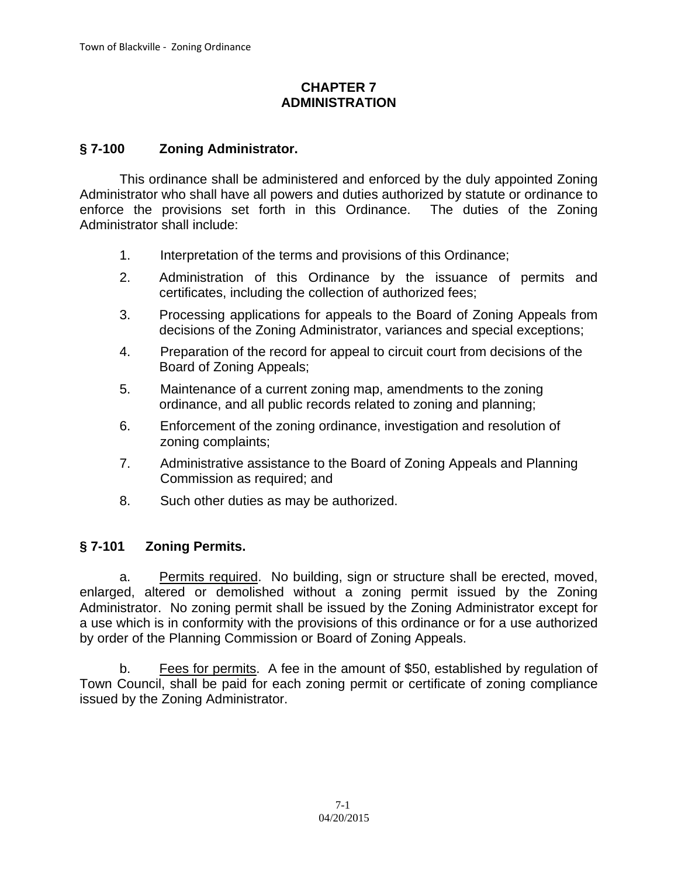# CHAPTER 7
# ADMINISTRATION

## § 7-100 Zoning Administrator.

This ordinance shall be administered and enforced by the duly appointed Zoning Administrator who shall have all powers and duties authorized by statute or ordinance to enforce the provisions set forth in this Ordinance. The duties of the Zoning Administrator shall include:

1. Interpretation of the terms and provisions of this Ordinance;
2. Administration of this Ordinance by the issuance of permits and certificates, including the collection of authorized fees;
3. Processing applications for appeals to the Board of Zoning Appeals from decisions of the Zoning Administrator, variances and special exceptions;
4. Preparation of the record for appeal to circuit court from decisions of the Board of Zoning Appeals;
5. Maintenance of a current zoning map, amendments to the zoning ordinance, and all public records related to zoning and planning;
6. Enforcement of the zoning ordinance, investigation and resolution of zoning complaints;
7. Administrative assistance to the Board of Zoning Appeals and Planning Commission as required; and
8. Such other duties as may be authorized.

## § 7-101 Zoning Permits.

a. Permits required. No building, sign or structure shall be erected, moved, enlarged, altered or demolished without a zoning permit issued by the Zoning Administrator. No zoning permit shall be issued by the Zoning Administrator except for a use which is in conformity with the provisions of this ordinance or for a use authorized by order of the Planning Commission or Board of Zoning Appeals.

b. Fees for permits. A fee in the amount of $50, established by regulation of Town Council, shall be paid for each zoning permit or certificate of zoning compliance issued by the Zoning Administrator.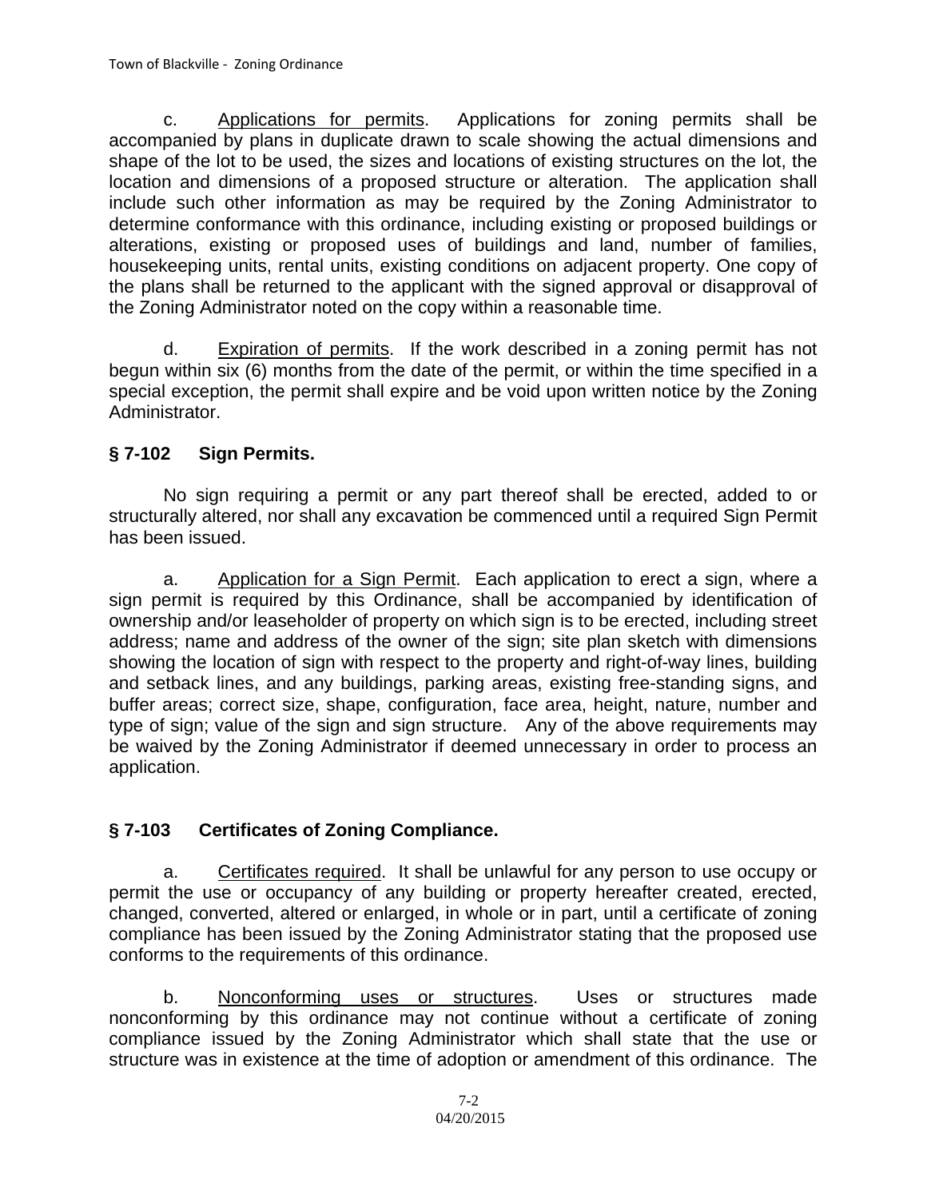c. Applications for permits. Applications for zoning permits shall be accompanied by plans in duplicate drawn to scale showing the actual dimensions and shape of the lot to be used, the sizes and locations of existing structures on the lot, the location and dimensions of a proposed structure or alteration. The application shall include such other information as may be required by the Zoning Administrator to determine conformance with this ordinance, including existing or proposed buildings or alterations, existing or proposed uses of buildings and land, number of families, housekeeping units, rental units, existing conditions on adjacent property. One copy of the plans shall be returned to the applicant with the signed approval or disapproval of the Zoning Administrator noted on the copy within a reasonable time.

d. Expiration of permits. If the work described in a zoning permit has not begun within six (6) months from the date of the permit, or within the time specified in a special exception, the permit shall expire and be void upon written notice by the Zoning Administrator.

### § 7-102 Sign Permits.

No sign requiring a permit or any part thereof shall be erected, added to or structurally altered, nor shall any excavation be commenced until a required Sign Permit has been issued.

a. Application for a Sign Permit. Each application to erect a sign, where a sign permit is required by this Ordinance, shall be accompanied by identification of ownership and/or leaseholder of property on which sign is to be erected, including street address; name and address of the owner of the sign; site plan sketch with dimensions showing the location of sign with respect to the property and right-of-way lines, building and setback lines, and any buildings, parking areas, existing free-standing signs, and buffer areas; correct size, shape, configuration, face area, height, nature, number and type of sign; value of the sign and sign structure. Any of the above requirements may be waived by the Zoning Administrator if deemed unnecessary in order to process an application.

### § 7-103 Certificates of Zoning Compliance.

a. Certificates required. It shall be unlawful for any person to use occupy or permit the use or occupancy of any building or property hereafter created, erected, changed, converted, altered or enlarged, in whole or in part, until a certificate of zoning compliance has been issued by the Zoning Administrator stating that the proposed use conforms to the requirements of this ordinance.

b. Nonconforming uses or structures. Uses or structures made nonconforming by this ordinance may not continue without a certificate of zoning compliance issued by the Zoning Administrator which shall state that the use or structure was in existence at the time of adoption or amendment of this ordinance. The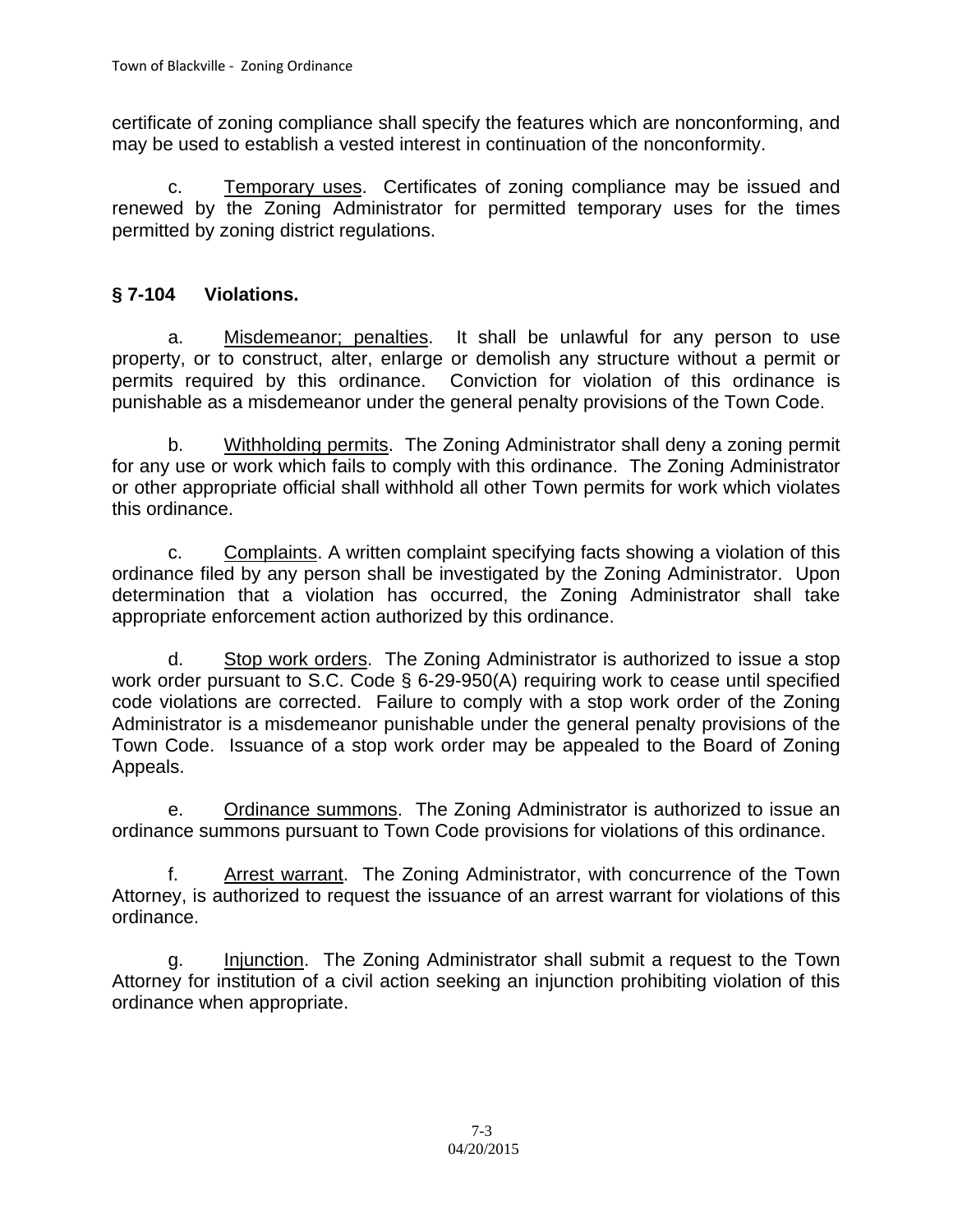certificate of zoning compliance shall specify the features which are nonconforming, and may be used to establish a vested interest in continuation of the nonconformity.

c. Temporary uses. Certificates of zoning compliance may be issued and renewed by the Zoning Administrator for permitted temporary uses for the times permitted by zoning district regulations.

### § 7-104 Violations.

a. Misdemeanor; penalties. It shall be unlawful for any person to use property, or to construct, alter, enlarge or demolish any structure without a permit or permits required by this ordinance. Conviction for violation of this ordinance is punishable as a misdemeanor under the general penalty provisions of the Town Code.

b. Withholding permits. The Zoning Administrator shall deny a zoning permit for any use or work which fails to comply with this ordinance. The Zoning Administrator or other appropriate official shall withhold all other Town permits for work which violates this ordinance.

c. Complaints. A written complaint specifying facts showing a violation of this ordinance filed by any person shall be investigated by the Zoning Administrator. Upon determination that a violation has occurred, the Zoning Administrator shall take appropriate enforcement action authorized by this ordinance.

d. Stop work orders. The Zoning Administrator is authorized to issue a stop work order pursuant to S.C. Code § 6-29-950(A) requiring work to cease until specified code violations are corrected. Failure to comply with a stop work order of the Zoning Administrator is a misdemeanor punishable under the general penalty provisions of the Town Code. Issuance of a stop work order may be appealed to the Board of Zoning Appeals.

e. Ordinance summons. The Zoning Administrator is authorized to issue an ordinance summons pursuant to Town Code provisions for violations of this ordinance.

f. Arrest warrant. The Zoning Administrator, with concurrence of the Town Attorney, is authorized to request the issuance of an arrest warrant for violations of this ordinance.

g. Injunction. The Zoning Administrator shall submit a request to the Town Attorney for institution of a civil action seeking an injunction prohibiting violation of this ordinance when appropriate.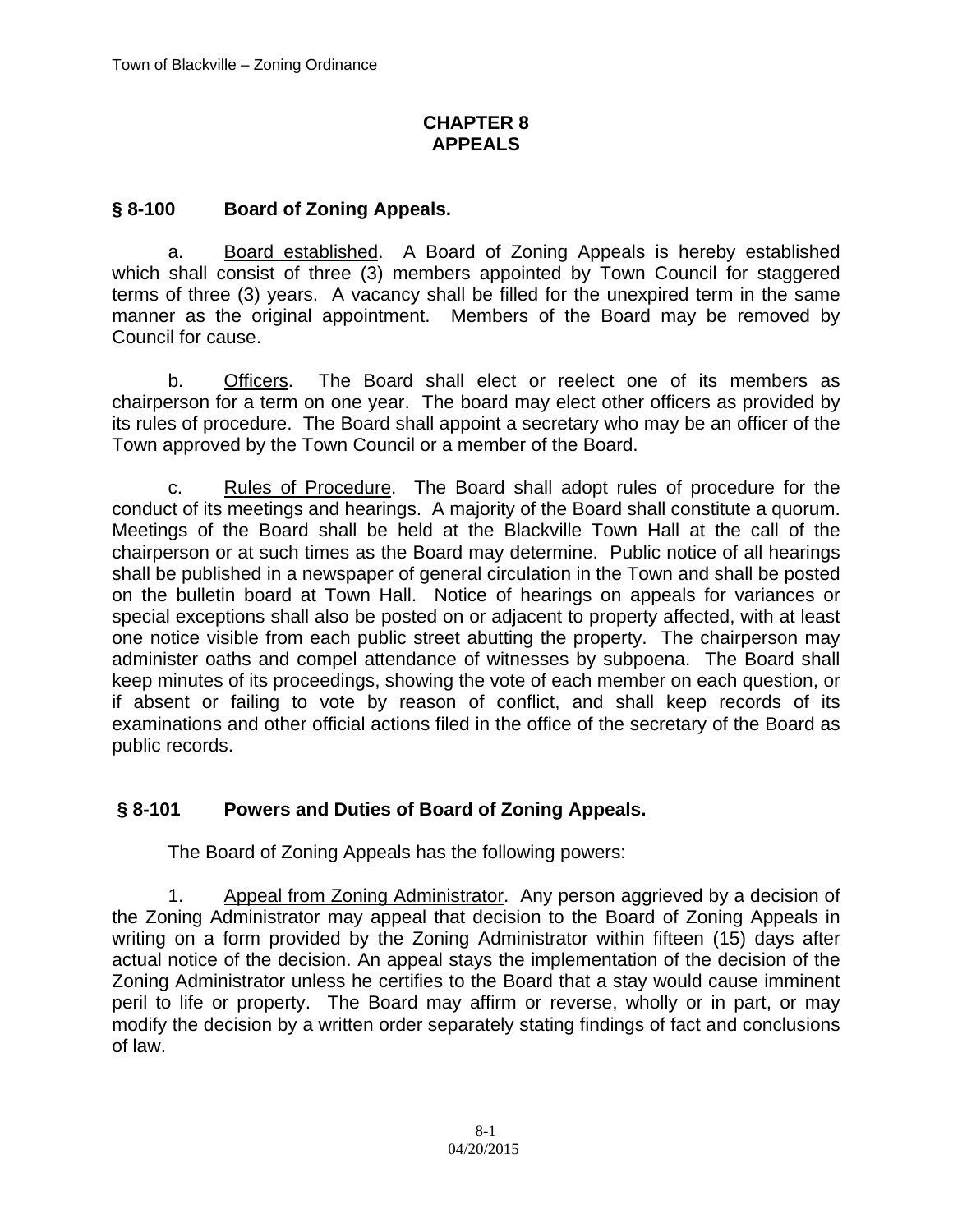# CHAPTER 8
# APPEALS

## § 8-100 Board of Zoning Appeals.

a. Board established. A Board of Zoning Appeals is hereby established which shall consist of three (3) members appointed by Town Council for staggered terms of three (3) years. A vacancy shall be filled for the unexpired term in the same manner as the original appointment. Members of the Board may be removed by Council for cause.

b. Officers. The Board shall elect or reelect one of its members as chairperson for a term on one year. The board may elect other officers as provided by its rules of procedure. The Board shall appoint a secretary who may be an officer of the Town approved by the Town Council or a member of the Board.

c. Rules of Procedure. The Board shall adopt rules of procedure for the conduct of its meetings and hearings. A majority of the Board shall constitute a quorum. Meetings of the Board shall be held at the Blackville Town Hall at the call of the chairperson or at such times as the Board may determine. Public notice of all hearings shall be published in a newspaper of general circulation in the Town and shall be posted on the bulletin board at Town Hall. Notice of hearings on appeals for variances or special exceptions shall also be posted on or adjacent to property affected, with at least one notice visible from each public street abutting the property. The chairperson may administer oaths and compel attendance of witnesses by subpoena. The Board shall keep minutes of its proceedings, showing the vote of each member on each question, or if absent or failing to vote by reason of conflict, and shall keep records of its examinations and other official actions filed in the office of the secretary of the Board as public records.

## § 8-101 Powers and Duties of Board of Zoning Appeals.

The Board of Zoning Appeals has the following powers:

1. Appeal from Zoning Administrator. Any person aggrieved by a decision of the Zoning Administrator may appeal that decision to the Board of Zoning Appeals in writing on a form provided by the Zoning Administrator within fifteen (15) days after actual notice of the decision. An appeal stays the implementation of the decision of the Zoning Administrator unless he certifies to the Board that a stay would cause imminent peril to life or property. The Board may affirm or reverse, wholly or in part, or may modify the decision by a written order separately stating findings of fact and conclusions of law.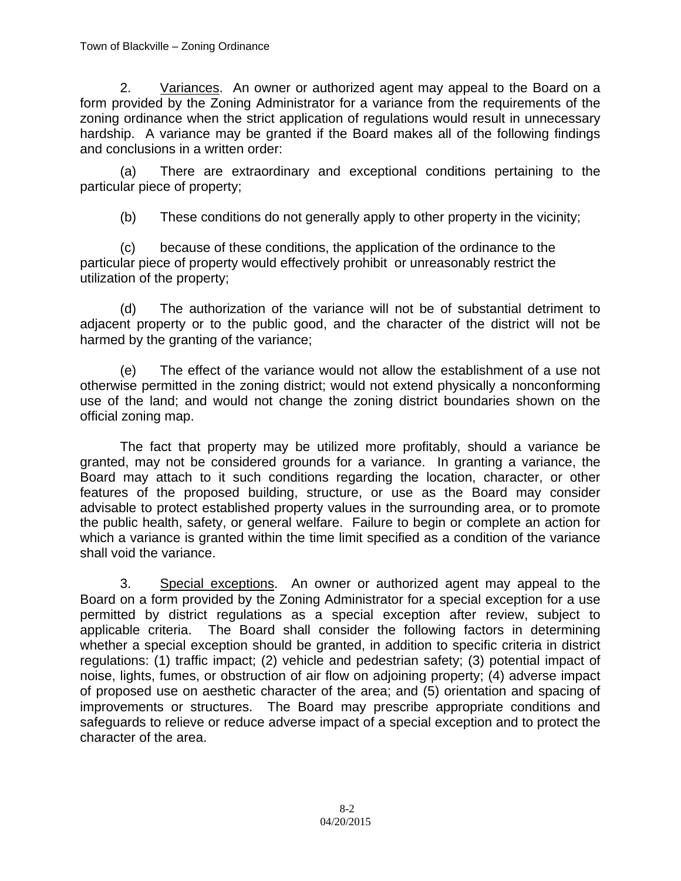2. Variances. An owner or authorized agent may appeal to the Board on a form provided by the Zoning Administrator for a variance from the requirements of the zoning ordinance when the strict application of regulations would result in unnecessary hardship. A variance may be granted if the Board makes all of the following findings and conclusions in a written order:

(a) There are extraordinary and exceptional conditions pertaining to the particular piece of property;

(b) These conditions do not generally apply to other property in the vicinity;

(c) because of these conditions, the application of the ordinance to the particular piece of property would effectively prohibit or unreasonably restrict the utilization of the property;

(d) The authorization of the variance will not be of substantial detriment to adjacent property or to the public good, and the character of the district will not be harmed by the granting of the variance;

(e) The effect of the variance would not allow the establishment of a use not otherwise permitted in the zoning district; would not extend physically a nonconforming use of the land; and would not change the zoning district boundaries shown on the official zoning map.

The fact that property may be utilized more profitably, should a variance be granted, may not be considered grounds for a variance. In granting a variance, the Board may attach to it such conditions regarding the location, character, or other features of the proposed building, structure, or use as the Board may consider advisable to protect established property values in the surrounding area, or to promote the public health, safety, or general welfare. Failure to begin or complete an action for which a variance is granted within the time limit specified as a condition of the variance shall void the variance.

3. Special exceptions. An owner or authorized agent may appeal to the Board on a form provided by the Zoning Administrator for a special exception for a use permitted by district regulations as a special exception after review, subject to applicable criteria. The Board shall consider the following factors in determining whether a special exception should be granted, in addition to specific criteria in district regulations: (1) traffic impact; (2) vehicle and pedestrian safety; (3) potential impact of noise, lights, fumes, or obstruction of air flow on adjoining property; (4) adverse impact of proposed use on aesthetic character of the area; and (5) orientation and spacing of improvements or structures. The Board may prescribe appropriate conditions and safeguards to relieve or reduce adverse impact of a special exception and to protect the character of the area.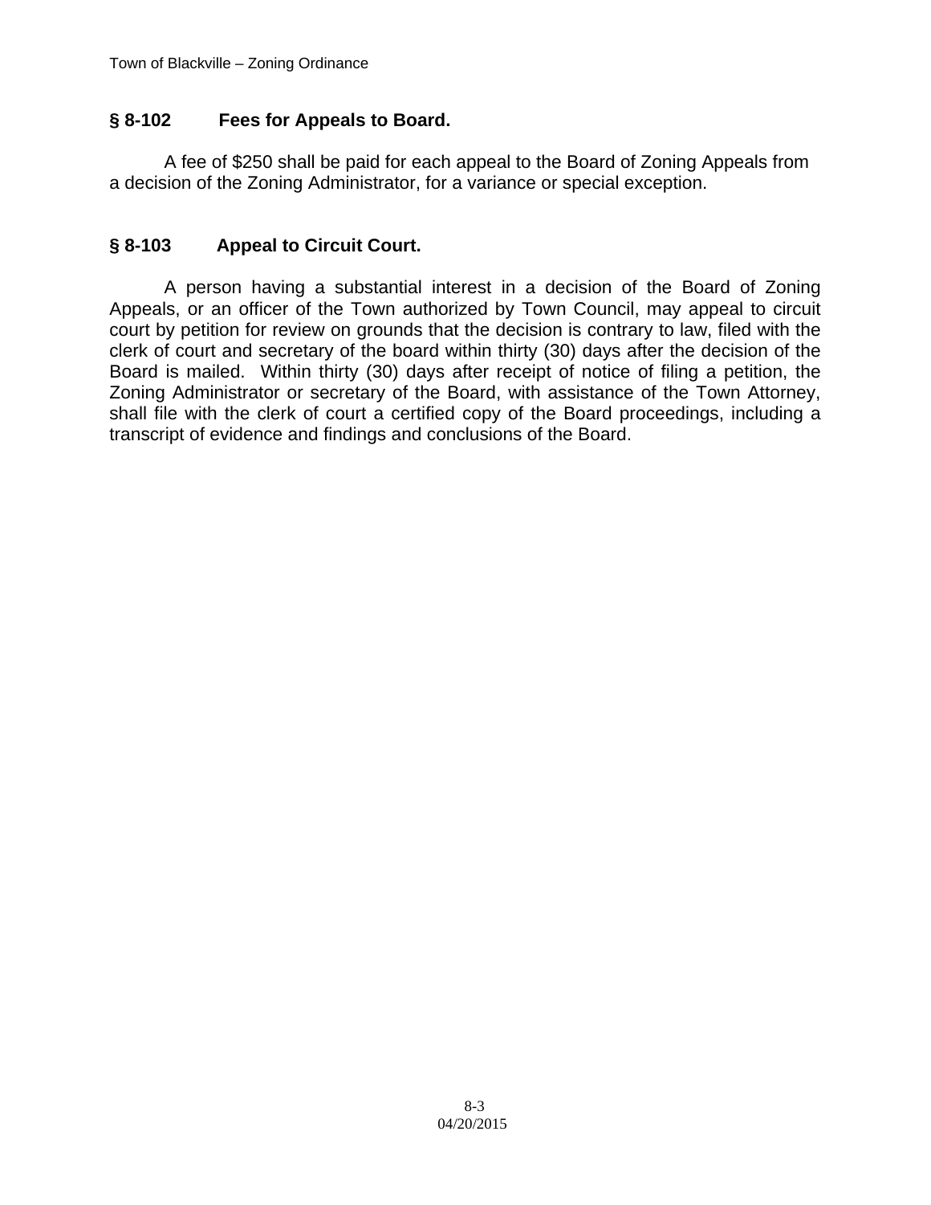### § 8-102 Fees for Appeals to Board.

A fee of $250 shall be paid for each appeal to the Board of Zoning Appeals from a decision of the Zoning Administrator, for a variance or special exception.

### § 8-103 Appeal to Circuit Court.

A person having a substantial interest in a decision of the Board of Zoning Appeals, or an officer of the Town authorized by Town Council, may appeal to circuit court by petition for review on grounds that the decision is contrary to law, filed with the clerk of court and secretary of the board within thirty (30) days after the decision of the Board is mailed. Within thirty (30) days after receipt of notice of filing a petition, the Zoning Administrator or secretary of the Board, with assistance of the Town Attorney, shall file with the clerk of court a certified copy of the Board proceedings, including a transcript of evidence and findings and conclusions of the Board.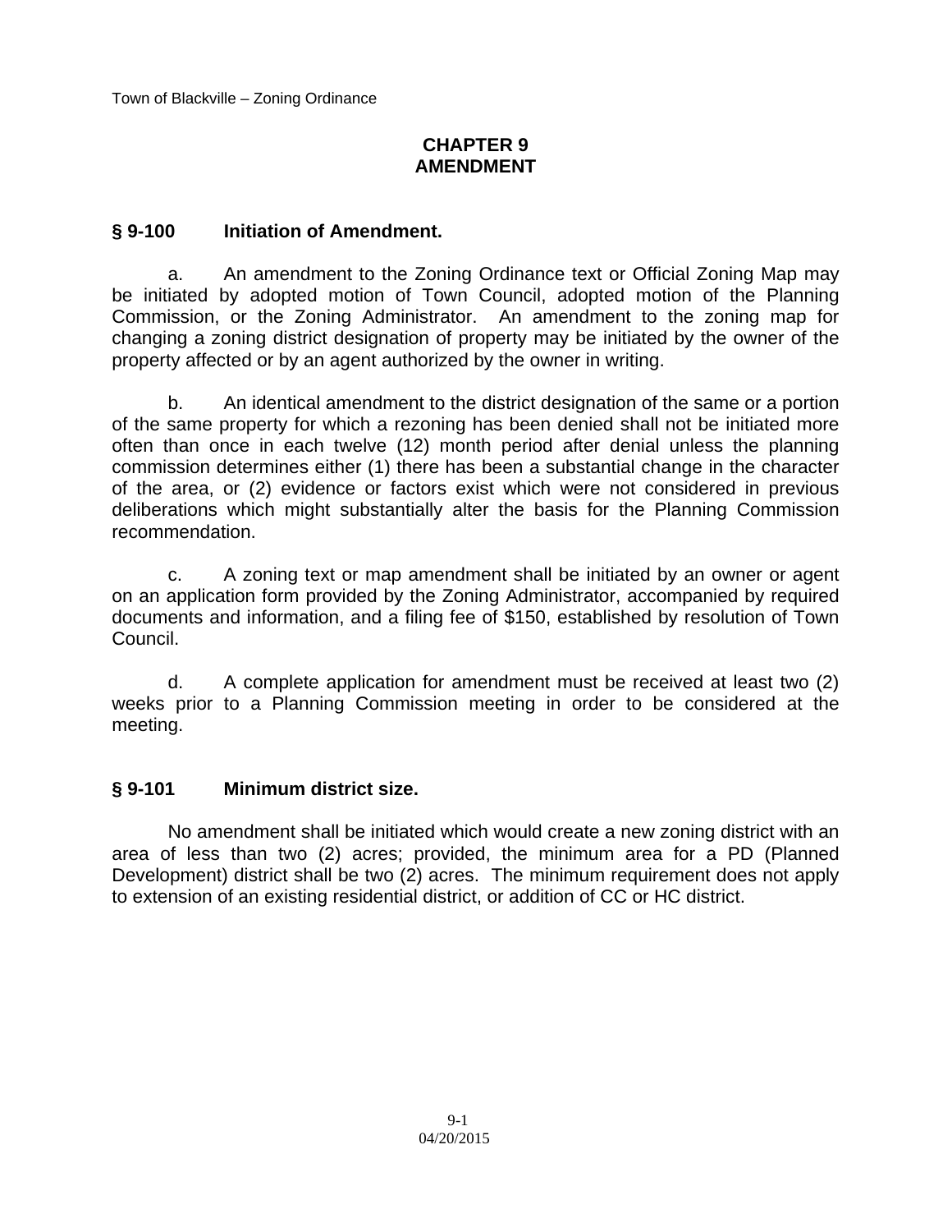# CHAPTER 9
# AMENDMENT

## § 9-100 Initiation of Amendment.

a. An amendment to the Zoning Ordinance text or Official Zoning Map may be initiated by adopted motion of Town Council, adopted motion of the Planning Commission, or the Zoning Administrator. An amendment to the zoning map for changing a zoning district designation of property may be initiated by the owner of the property affected or by an agent authorized by the owner in writing.

b. An identical amendment to the district designation of the same or a portion of the same property for which a rezoning has been denied shall not be initiated more often than once in each twelve (12) month period after denial unless the planning commission determines either (1) there has been a substantial change in the character of the area, or (2) evidence or factors exist which were not considered in previous deliberations which might substantially alter the basis for the Planning Commission recommendation.

c. A zoning text or map amendment shall be initiated by an owner or agent on an application form provided by the Zoning Administrator, accompanied by required documents and information, and a filing fee of $150, established by resolution of Town Council.

d. A complete application for amendment must be received at least two (2) weeks prior to a Planning Commission meeting in order to be considered at the meeting.

## § 9-101 Minimum district size.

No amendment shall be initiated which would create a new zoning district with an area of less than two (2) acres; provided, the minimum area for a PD (Planned Development) district shall be two (2) acres. The minimum requirement does not apply to extension of an existing residential district, or addition of CC or HC district.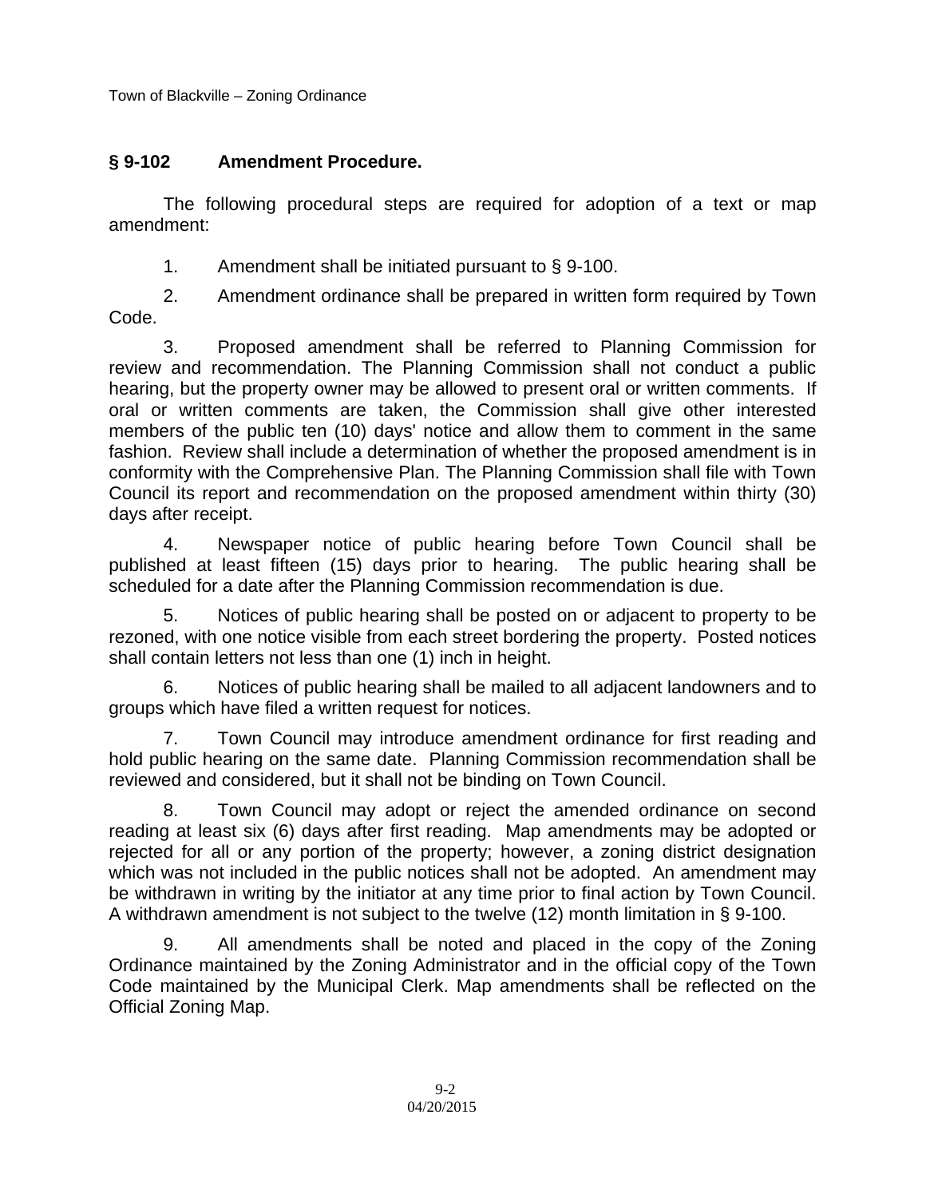## § 9-102 Amendment Procedure.

The following procedural steps are required for adoption of a text or map amendment:

1. Amendment shall be initiated pursuant to § 9-100.

2. Amendment ordinance shall be prepared in written form required by Town Code.

3. Proposed amendment shall be referred to Planning Commission for review and recommendation. The Planning Commission shall not conduct a public hearing, but the property owner may be allowed to present oral or written comments. If oral or written comments are taken, the Commission shall give other interested members of the public ten (10) days' notice and allow them to comment in the same fashion. Review shall include a determination of whether the proposed amendment is in conformity with the Comprehensive Plan. The Planning Commission shall file with Town Council its report and recommendation on the proposed amendment within thirty (30) days after receipt.

4. Newspaper notice of public hearing before Town Council shall be published at least fifteen (15) days prior to hearing. The public hearing shall be scheduled for a date after the Planning Commission recommendation is due.

5. Notices of public hearing shall be posted on or adjacent to property to be rezoned, with one notice visible from each street bordering the property. Posted notices shall contain letters not less than one (1) inch in height.

6. Notices of public hearing shall be mailed to all adjacent landowners and to groups which have filed a written request for notices.

7. Town Council may introduce amendment ordinance for first reading and hold public hearing on the same date. Planning Commission recommendation shall be reviewed and considered, but it shall not be binding on Town Council.

8. Town Council may adopt or reject the amended ordinance on second reading at least six (6) days after first reading. Map amendments may be adopted or rejected for all or any portion of the property; however, a zoning district designation which was not included in the public notices shall not be adopted. An amendment may be withdrawn in writing by the initiator at any time prior to final action by Town Council. A withdrawn amendment is not subject to the twelve (12) month limitation in § 9-100.

9. All amendments shall be noted and placed in the copy of the Zoning Ordinance maintained by the Zoning Administrator and in the official copy of the Town Code maintained by the Municipal Clerk. Map amendments shall be reflected on the Official Zoning Map.